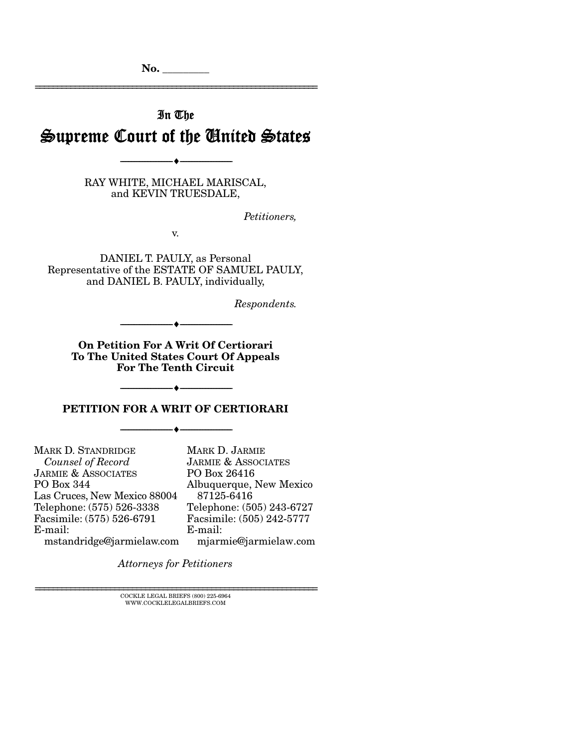No. \_\_\_\_\_\_\_\_

# In The Supreme Court of the United States

---

RAY WHITE, MICHAEL MARISCAL, and KEVIN TRUESDALE,

*Petitioners,*

v.

DANIEL T. PAULY, as Personal Representative of the ESTATE OF SAMUEL PAULY, and DANIEL B. PAULY, individually,

*Respondents.*

---

**On Petition For A Writ Of Certiorari To The United States Court Of Appeals For The Tenth Circuit**

---

## PETITION FOR A WRIT OF CERTIORARI

---

MARK D. STANDRIDGE
*Counsel of Record*
JARMIE & ASSOCIATES
PO Box 344
Las Cruces, New Mexico 88004
Telephone: (575) 526-3338
Facsimile: (575) 526-6791
E-mail:
mstandridge@jarmielaw.com

MARK D. JARMIE
JARMIE & ASSOCIATES
PO Box 26416
Albuquerque, New Mexico 87125-6416
Telephone: (505) 243-6727
Facsimile: (505) 242-5777
E-mail:
mjarmie@jarmielaw.com

*Attorneys for Petitioners*

COCKLE LEGAL BRIEFS (800) 225-6964
WWW.COCKLELEGALBRIEFS.COM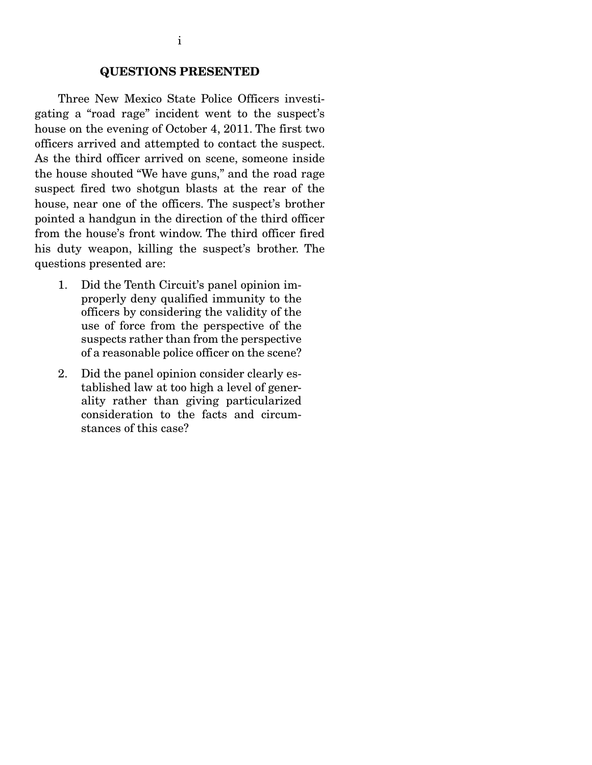## QUESTIONS PRESENTED

Three New Mexico State Police Officers investigating a "road rage" incident went to the suspect's house on the evening of October 4, 2011. The first two officers arrived and attempted to contact the suspect. As the third officer arrived on scene, someone inside the house shouted "We have guns," and the road rage suspect fired two shotgun blasts at the rear of the house, near one of the officers. The suspect's brother pointed a handgun in the direction of the third officer from the house's front window. The third officer fired his duty weapon, killing the suspect's brother. The questions presented are:

1. Did the Tenth Circuit's panel opinion improperly deny qualified immunity to the officers by considering the validity of the use of force from the perspective of the suspects rather than from the perspective of a reasonable police officer on the scene?
2. Did the panel opinion consider clearly established law at too high a level of generality rather than giving particularized consideration to the facts and circumstances of this case?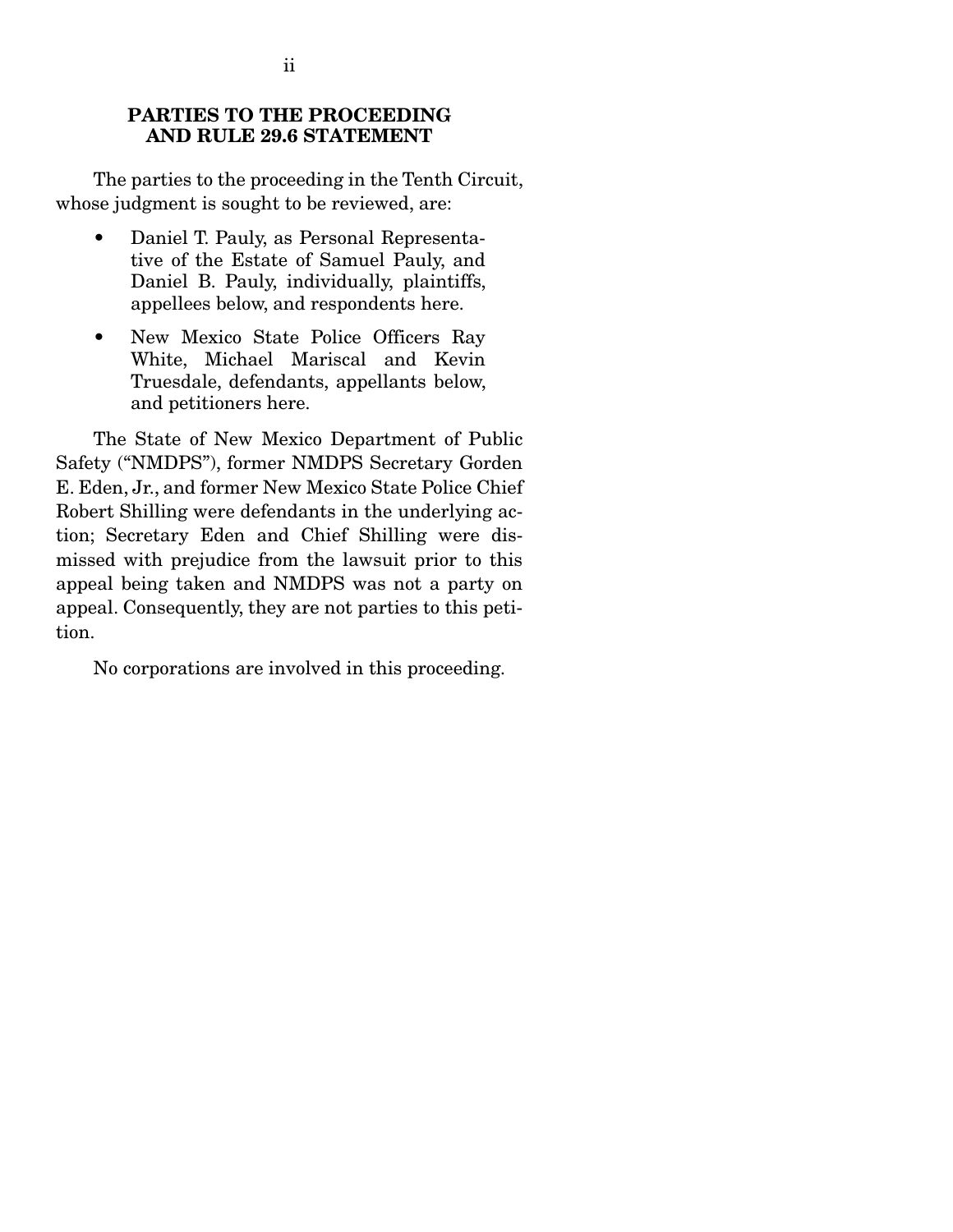## PARTIES TO THE PROCEEDING AND RULE 29.6 STATEMENT

The parties to the proceeding in the Tenth Circuit, whose judgment is sought to be reviewed, are:

- Daniel T. Pauly, as Personal Representative of the Estate of Samuel Pauly, and Daniel B. Pauly, individually, plaintiffs, appellees below, and respondents here.
- New Mexico State Police Officers Ray White, Michael Mariscal and Kevin Truesdale, defendants, appellants below, and petitioners here.

The State of New Mexico Department of Public Safety ("NMDPS"), former NMDPS Secretary Gorden E. Eden, Jr., and former New Mexico State Police Chief Robert Shilling were defendants in the underlying action; Secretary Eden and Chief Shilling were dismissed with prejudice from the lawsuit prior to this appeal being taken and NMDPS was not a party on appeal. Consequently, they are not parties to this petition.

No corporations are involved in this proceeding.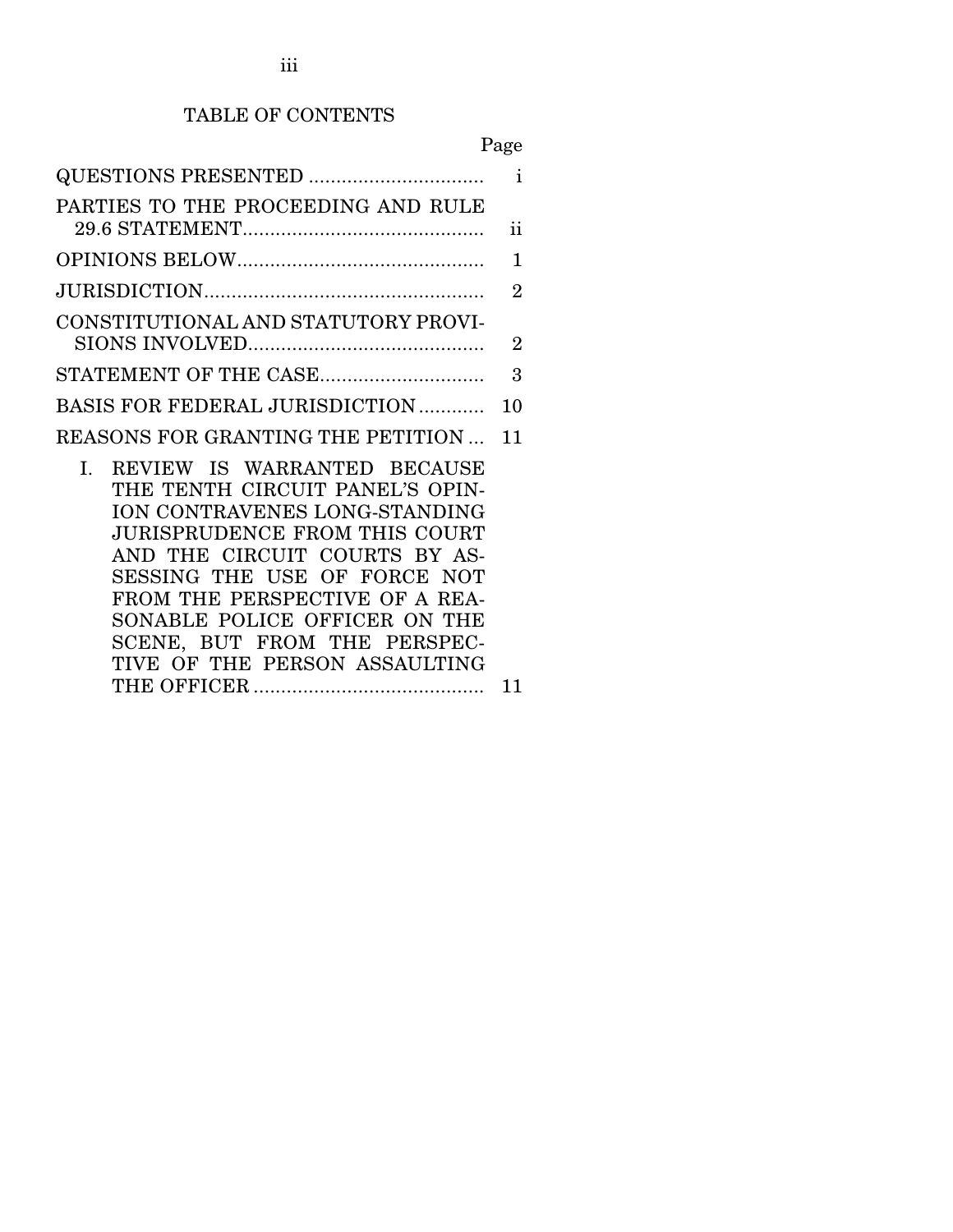# TABLE OF CONTENTS

| | Page |
|---|---|
| QUESTIONS PRESENTED | i |
| PARTIES TO THE PROCEEDING AND RULE 29.6 STATEMENT | ii |
| OPINIONS BELOW | 1 |
| JURISDICTION | 2 |
| CONSTITUTIONAL AND STATUTORY PROVISIONS INVOLVED | 2 |
| STATEMENT OF THE CASE | 3 |
| BASIS FOR FEDERAL JURISDICTION | 10 |
| REASONS FOR GRANTING THE PETITION | 11 |
| I. REVIEW IS WARRANTED BECAUSE THE TENTH CIRCUIT PANEL'S OPINION CONTRAVENES LONG-STANDING JURISPRUDENCE FROM THIS COURT AND THE CIRCUIT COURTS BY ASSESSING THE USE OF FORCE NOT FROM THE PERSPECTIVE OF A REASONABLE POLICE OFFICER ON THE SCENE, BUT FROM THE PERSPECTIVE OF THE PERSON ASSAULTING THE OFFICER | 11 |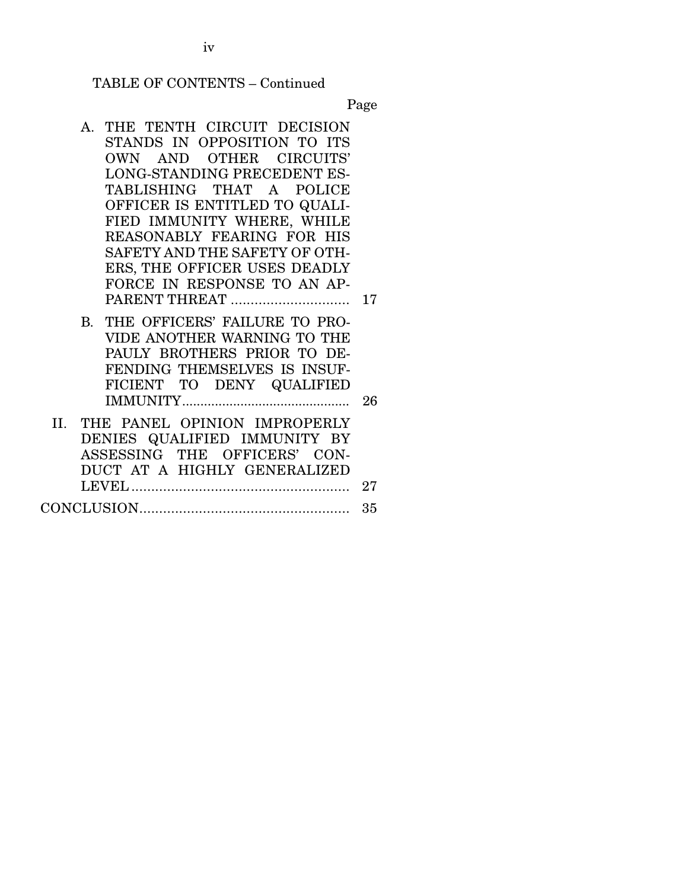TABLE OF CONTENTS – Continued

| | Page |
|---|---|
| A. THE TENTH CIRCUIT DECISION STANDS IN OPPOSITION TO ITS OWN AND OTHER CIRCUITS' LONG-STANDING PRECEDENT ESTABLISHING THAT A POLICE OFFICER IS ENTITLED TO QUALIFIED IMMUNITY WHERE, WHILE REASONABLY FEARING FOR HIS SAFETY AND THE SAFETY OF OTHERS, THE OFFICER USES DEADLY FORCE IN RESPONSE TO AN APPARENT THREAT | 17 |
| B. THE OFFICERS' FAILURE TO PROVIDE ANOTHER WARNING TO THE PAULY BROTHERS PRIOR TO DEFENDING THEMSELVES IS INSUFFICIENT TO DENY QUALIFIED IMMUNITY | 26 |
| II. THE PANEL OPINION IMPROPERLY DENIES QUALIFIED IMMUNITY BY ASSESSING THE OFFICERS' CONDUCT AT A HIGHLY GENERALIZED LEVEL | 27 |
| CONCLUSION | 35 |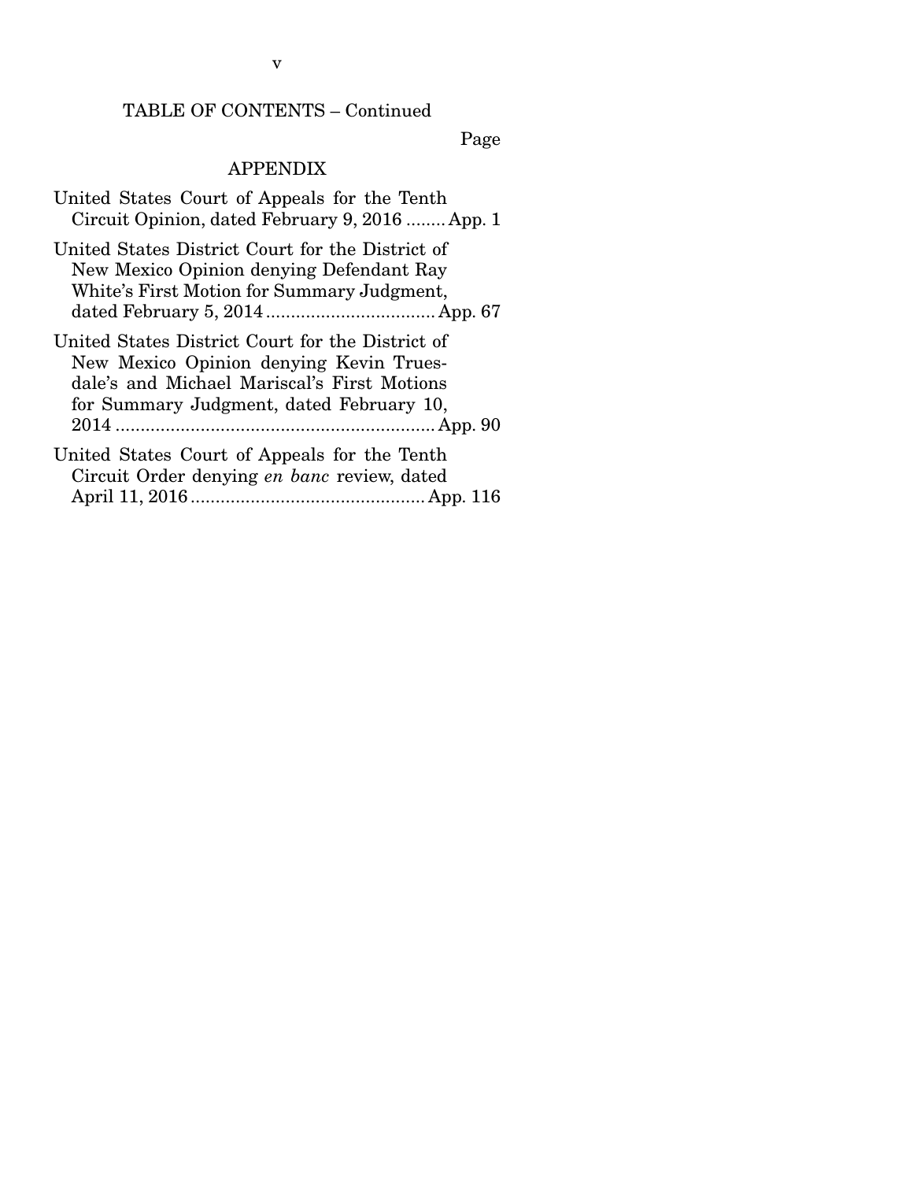TABLE OF CONTENTS – Continued

Page

## APPENDIX

United States Court of Appeals for the Tenth Circuit Opinion, dated February 9, 2016 ........ App. 1

United States District Court for the District of New Mexico Opinion denying Defendant Ray White's First Motion for Summary Judgment, dated February 5, 2014 .................................. App. 67

United States District Court for the District of New Mexico Opinion denying Kevin Truesdale's and Michael Mariscal's First Motions for Summary Judgment, dated February 10, 2014 ................................................................ App. 90

United States Court of Appeals for the Tenth Circuit Order denying *en banc* review, dated April 11, 2016 ............................................... App. 116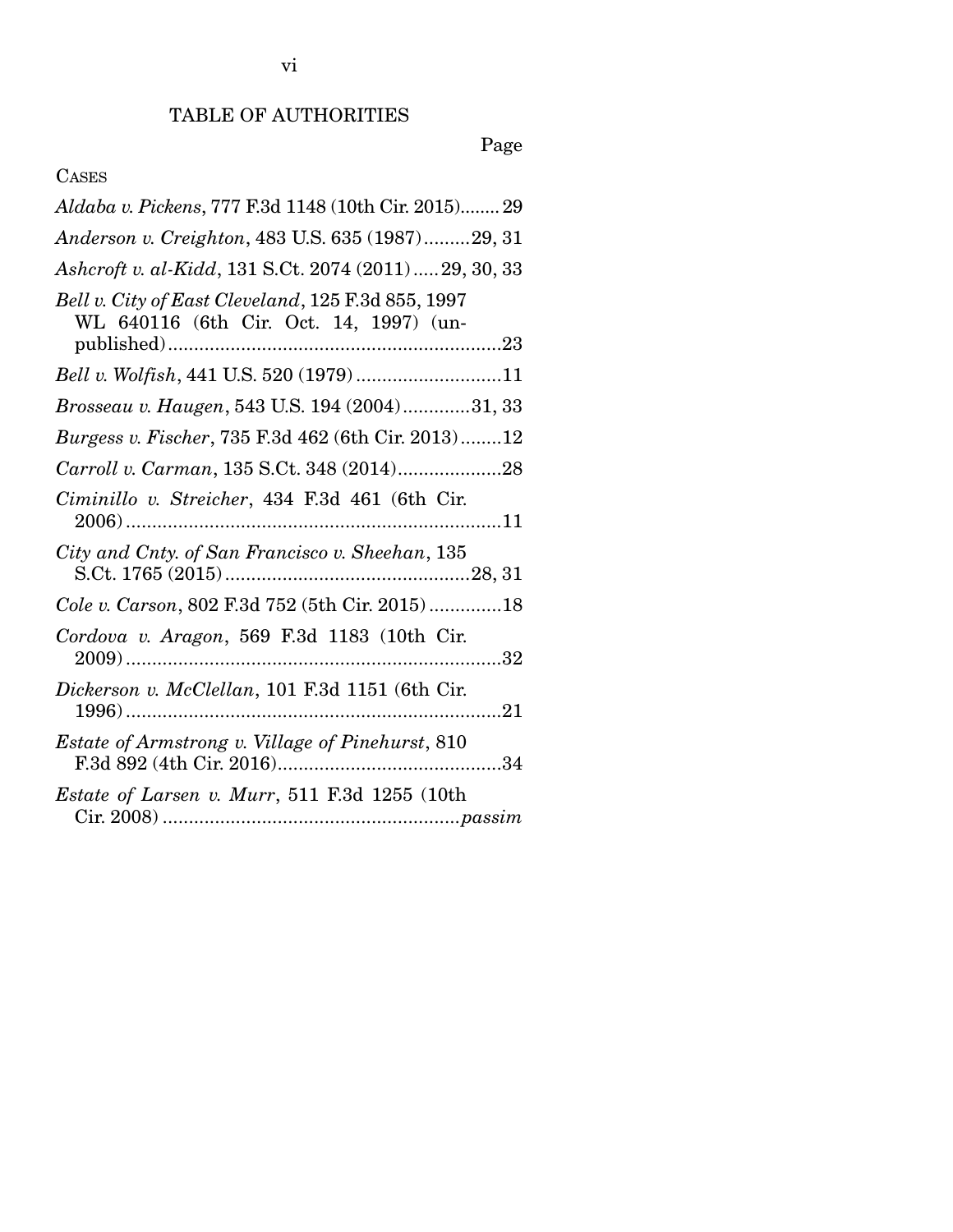# TABLE OF AUTHORITIES

Page

CASES

*Aldaba v. Pickens*, 777 F.3d 1148 (10th Cir. 2015)........ 29

*Anderson v. Creighton*, 483 U.S. 635 (1987).........29, 31

*Ashcroft v. al-Kidd*, 131 S.Ct. 2074 (2011).....29, 30, 33

*Bell v. City of East Cleveland*, 125 F.3d 855, 1997 WL 640116 (6th Cir. Oct. 14, 1997) (unpublished)................................................................23

*Bell v. Wolfish*, 441 U.S. 520 (1979)............................11

*Brosseau v. Haugen*, 543 U.S. 194 (2004).............31, 33

*Burgess v. Fischer*, 735 F.3d 462 (6th Cir. 2013)........12

*Carroll v. Carman*, 135 S.Ct. 348 (2014)....................28

*Ciminillo v. Streicher*, 434 F.3d 461 (6th Cir. 2006)........................................................................11

*City and Cnty. of San Francisco v. Sheehan*, 135 S.Ct. 1765 (2015)...............................................28, 31

*Cole v. Carson*, 802 F.3d 752 (5th Cir. 2015)..............18

*Cordova v. Aragon*, 569 F.3d 1183 (10th Cir. 2009)........................................................................32

*Dickerson v. McClellan*, 101 F.3d 1151 (6th Cir. 1996)........................................................................21

*Estate of Armstrong v. Village of Pinehurst*, 810 F.3d 892 (4th Cir. 2016)...........................................34

*Estate of Larsen v. Murr*, 511 F.3d 1255 (10th Cir. 2008).........................................................*passim*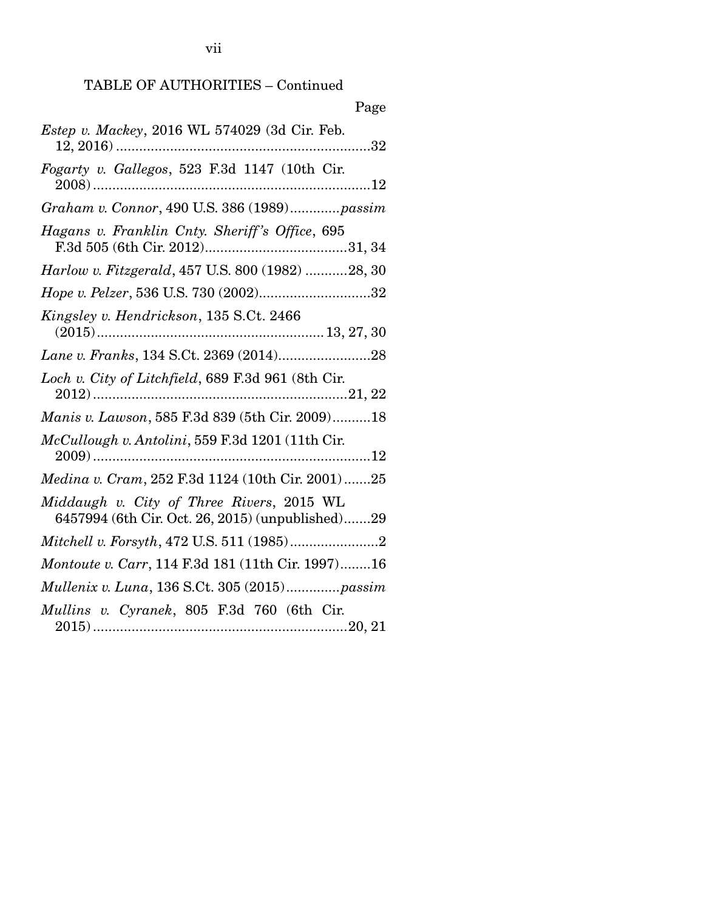TABLE OF AUTHORITIES – Continued

Page

*Estep v. Mackey*, 2016 WL 574029 (3d Cir. Feb. 12, 2016) ....................................................................32

*Fogarty v. Gallegos*, 523 F.3d 1147 (10th Cir. 2008) ........................................................................12

*Graham v. Connor*, 490 U.S. 386 (1989).............*passim*

*Hagans v. Franklin Cnty. Sheriff's Office*, 695 F.3d 505 (6th Cir. 2012).....................................31, 34

*Harlow v. Fitzgerald*, 457 U.S. 800 (1982) ...........28, 30

*Hope v. Pelzer*, 536 U.S. 730 (2002).............................32

*Kingsley v. Hendrickson*, 135 S.Ct. 2466 (2015)........................................................... 13, 27, 30

*Lane v. Franks*, 134 S.Ct. 2369 (2014)........................28

*Loch v. City of Litchfield*, 689 F.3d 961 (8th Cir. 2012)..................................................................21, 22

*Manis v. Lawson*, 585 F.3d 839 (5th Cir. 2009)..........18

*McCullough v. Antolini*, 559 F.3d 1201 (11th Cir. 2009)........................................................................12

*Medina v. Cram*, 252 F.3d 1124 (10th Cir. 2001).......25

*Middaugh v. City of Three Rivers*, 2015 WL 6457994 (6th Cir. Oct. 26, 2015) (unpublished).......29

*Mitchell v. Forsyth*, 472 U.S. 511 (1985).......................2

*Montoute v. Carr*, 114 F.3d 181 (11th Cir. 1997)........16

*Mullenix v. Luna*, 136 S.Ct. 305 (2015)..............*passim*

*Mullins v. Cyranek*, 805 F.3d 760 (6th Cir. 2015)..................................................................20, 21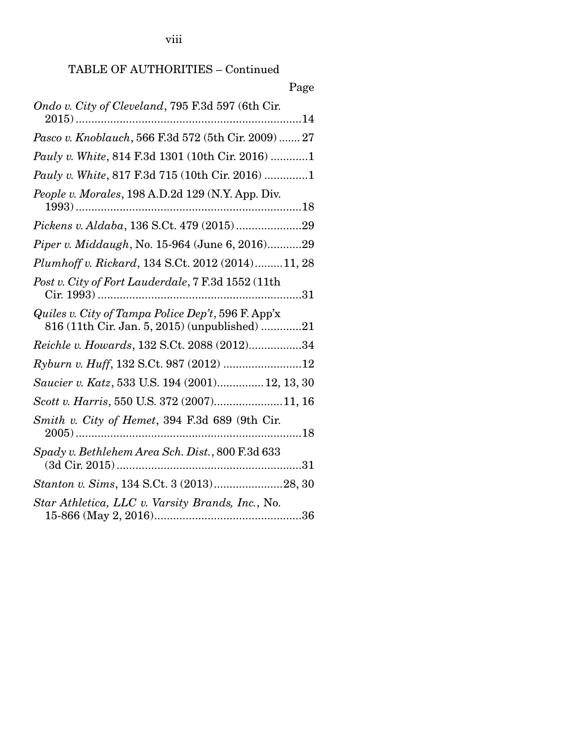TABLE OF AUTHORITIES – Continued

Page

*Ondo v. City of Cleveland*, 795 F.3d 597 (6th Cir. 2015).......................................................................14

*Pasco v. Knoblauch*, 566 F.3d 572 (5th Cir. 2009) ....... 27

*Pauly v. White*, 814 F.3d 1301 (10th Cir. 2016) ............1

*Pauly v. White*, 817 F.3d 715 (10th Cir. 2016) ..............1

*People v. Morales*, 198 A.D.2d 129 (N.Y. App. Div. 1993).......................................................................18

*Pickens v. Aldaba*, 136 S.Ct. 479 (2015).....................29

*Piper v. Middaugh*, No. 15-964 (June 6, 2016)...........29

*Plumhoff v. Rickard*, 134 S.Ct. 2012 (2014).........11, 28

*Post v. City of Fort Lauderdale*, 7 F.3d 1552 (11th Cir. 1993) .................................................................31

*Quiles v. City of Tampa Police Dep't*, 596 F. App'x 816 (11th Cir. Jan. 5, 2015) (unpublished) .............21

*Reichle v. Howards*, 132 S.Ct. 2088 (2012).................34

*Ryburn v. Huff*, 132 S.Ct. 987 (2012) .........................12

*Saucier v. Katz*, 533 U.S. 194 (2001)............... 12, 13, 30

*Scott v. Harris*, 550 U.S. 372 (2007)......................11, 16

*Smith v. City of Hemet*, 394 F.3d 689 (9th Cir. 2005).......................................................................18

*Spady v. Bethlehem Area Sch. Dist.*, 800 F.3d 633 (3d Cir. 2015)..........................................................31

*Stanton v. Sims*, 134 S.Ct. 3 (2013)......................28, 30

*Star Athletica, LLC v. Varsity Brands, Inc.*, No. 15-866 (May 2, 2016)...............................................36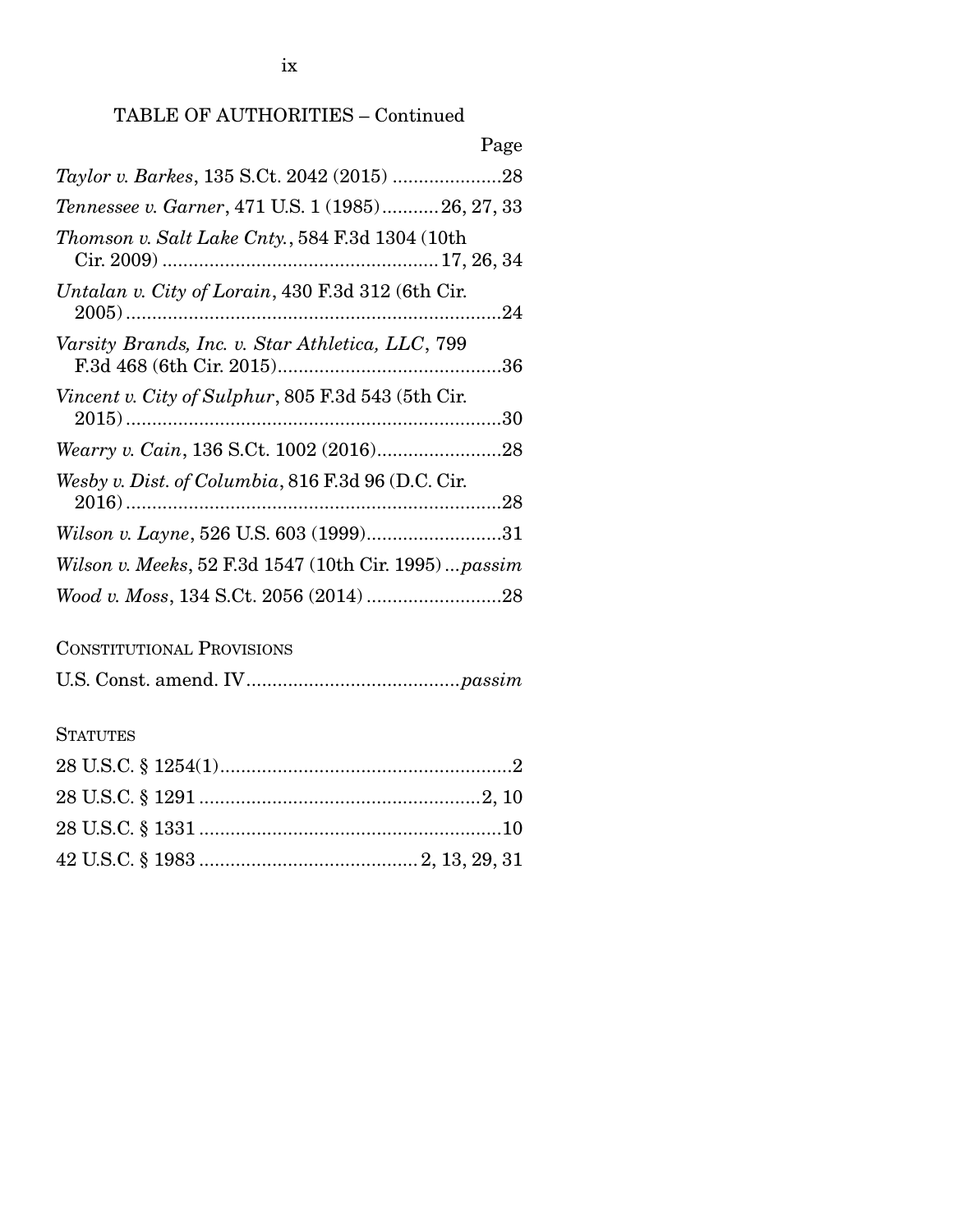TABLE OF AUTHORITIES – Continued

| | Page |
|---|---|
| *Taylor v. Barkes*, 135 S.Ct. 2042 (2015) | 28 |
| *Tennessee v. Garner*, 471 U.S. 1 (1985) | 26, 27, 33 |
| *Thomson v. Salt Lake Cnty.*, 584 F.3d 1304 (10th Cir. 2009) | 17, 26, 34 |
| *Untalan v. City of Lorain*, 430 F.3d 312 (6th Cir. 2005) | 24 |
| *Varsity Brands, Inc. v. Star Athletica, LLC*, 799 F.3d 468 (6th Cir. 2015) | 36 |
| *Vincent v. City of Sulphur*, 805 F.3d 543 (5th Cir. 2015) | 30 |
| *Wearry v. Cain*, 136 S.Ct. 1002 (2016) | 28 |
| *Wesby v. Dist. of Columbia*, 816 F.3d 96 (D.C. Cir. 2016) | 28 |
| *Wilson v. Layne*, 526 U.S. 603 (1999) | 31 |
| *Wilson v. Meeks*, 52 F.3d 1547 (10th Cir. 1995) | *passim* |
| *Wood v. Moss*, 134 S.Ct. 2056 (2014) | 28 |

CONSTITUTIONAL PROVISIONS

| | |
|---|---|
| U.S. Const. amend. IV | *passim* |

STATUTES

| | |
|---|---|
| 28 U.S.C. § 1254(1) | 2 |
| 28 U.S.C. § 1291 | 2, 10 |
| 28 U.S.C. § 1331 | 10 |
| 42 U.S.C. § 1983 | 2, 13, 29, 31 |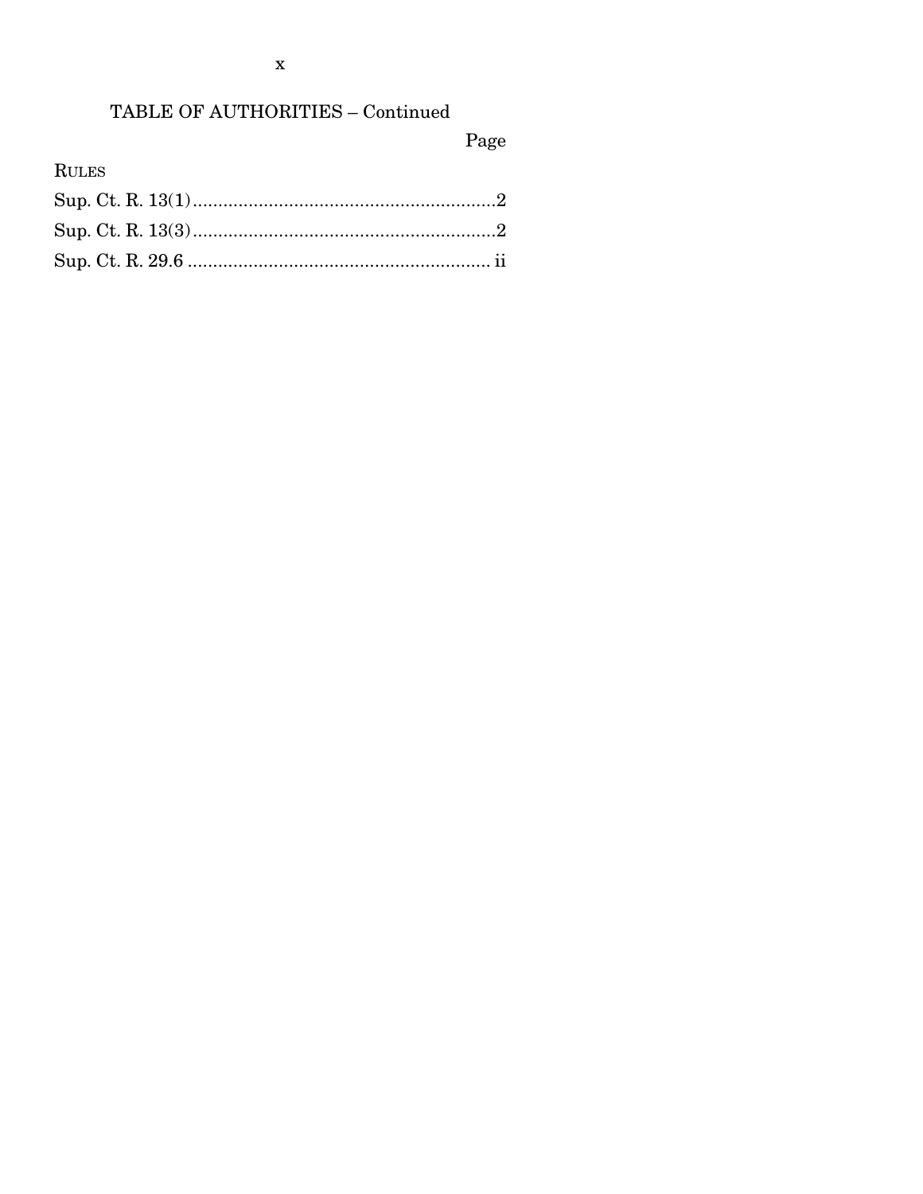## TABLE OF AUTHORITIES – Continued

| | Page |
|---|---|
| **RULES** | |
| Sup. Ct. R. 13(1) | 2 |
| Sup. Ct. R. 13(3) | 2 |
| Sup. Ct. R. 29.6 | ii |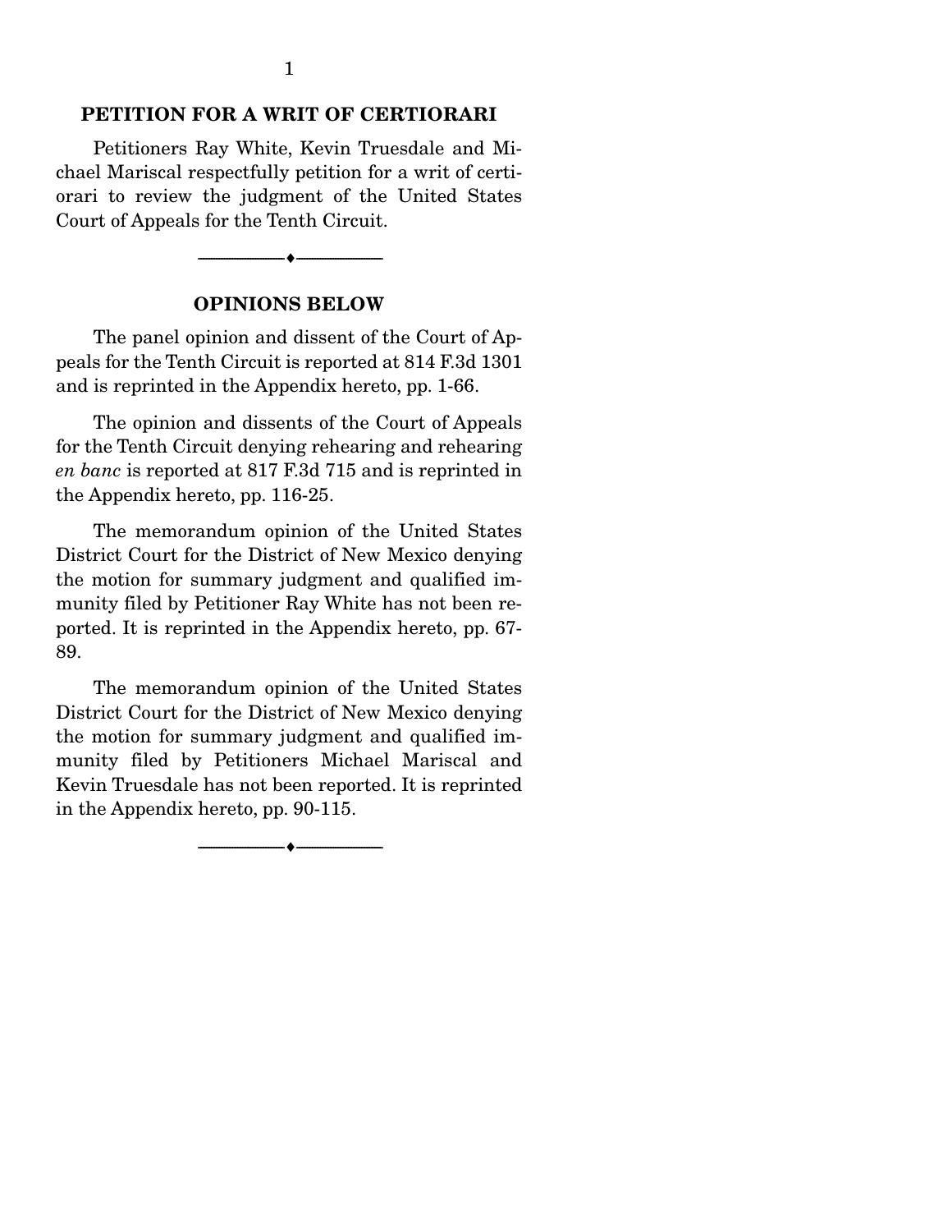## PETITION FOR A WRIT OF CERTIORARI

Petitioners Ray White, Kevin Truesdale and Michael Mariscal respectfully petition for a writ of certiorari to review the judgment of the United States Court of Appeals for the Tenth Circuit.

---

## OPINIONS BELOW

The panel opinion and dissent of the Court of Appeals for the Tenth Circuit is reported at 814 F.3d 1301 and is reprinted in the Appendix hereto, pp. 1-66.

The opinion and dissents of the Court of Appeals for the Tenth Circuit denying rehearing and rehearing *en banc* is reported at 817 F.3d 715 and is reprinted in the Appendix hereto, pp. 116-25.

The memorandum opinion of the United States District Court for the District of New Mexico denying the motion for summary judgment and qualified immunity filed by Petitioner Ray White has not been reported. It is reprinted in the Appendix hereto, pp. 67-89.

The memorandum opinion of the United States District Court for the District of New Mexico denying the motion for summary judgment and qualified immunity filed by Petitioners Michael Mariscal and Kevin Truesdale has not been reported. It is reprinted in the Appendix hereto, pp. 90-115.

---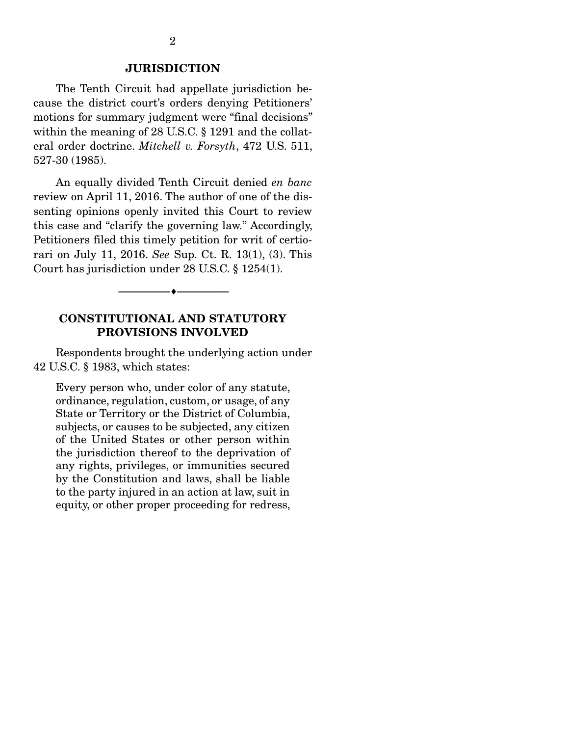## JURISDICTION

The Tenth Circuit had appellate jurisdiction because the district court's orders denying Petitioners' motions for summary judgment were "final decisions" within the meaning of 28 U.S.C. § 1291 and the collateral order doctrine. *Mitchell v. Forsyth*, 472 U.S. 511, 527-30 (1985).

An equally divided Tenth Circuit denied *en banc* review on April 11, 2016. The author of one of the dissenting opinions openly invited this Court to review this case and "clarify the governing law." Accordingly, Petitioners filed this timely petition for writ of certiorari on July 11, 2016. *See* Sup. Ct. R. 13(1), (3). This Court has jurisdiction under 28 U.S.C. § 1254(1).

---

## CONSTITUTIONAL AND STATUTORY PROVISIONS INVOLVED

Respondents brought the underlying action under 42 U.S.C. § 1983, which states:

> Every person who, under color of any statute, ordinance, regulation, custom, or usage, of any State or Territory or the District of Columbia, subjects, or causes to be subjected, any citizen of the United States or other person within the jurisdiction thereof to the deprivation of any rights, privileges, or immunities secured by the Constitution and laws, shall be liable to the party injured in an action at law, suit in equity, or other proper proceeding for redress,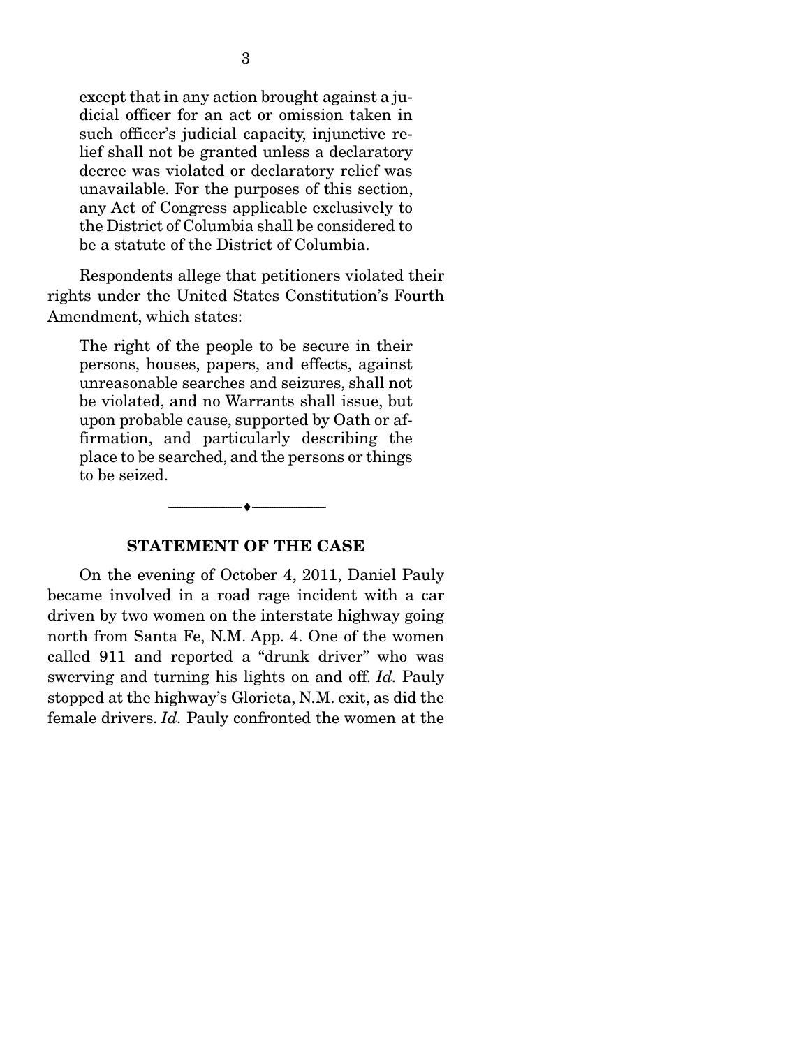> except that in any action brought against a judicial officer for an act or omission taken in such officer's judicial capacity, injunctive relief shall not be granted unless a declaratory decree was violated or declaratory relief was unavailable. For the purposes of this section, any Act of Congress applicable exclusively to the District of Columbia shall be considered to be a statute of the District of Columbia.

Respondents allege that petitioners violated their rights under the United States Constitution's Fourth Amendment, which states:

> The right of the people to be secure in their persons, houses, papers, and effects, against unreasonable searches and seizures, shall not be violated, and no Warrants shall issue, but upon probable cause, supported by Oath or affirmation, and particularly describing the place to be searched, and the persons or things to be seized.

---

## STATEMENT OF THE CASE

On the evening of October 4, 2011, Daniel Pauly became involved in a road rage incident with a car driven by two women on the interstate highway going north from Santa Fe, N.M. App. 4. One of the women called 911 and reported a "drunk driver" who was swerving and turning his lights on and off. *Id.* Pauly stopped at the highway's Glorieta, N.M. exit, as did the female drivers. *Id.* Pauly confronted the women at the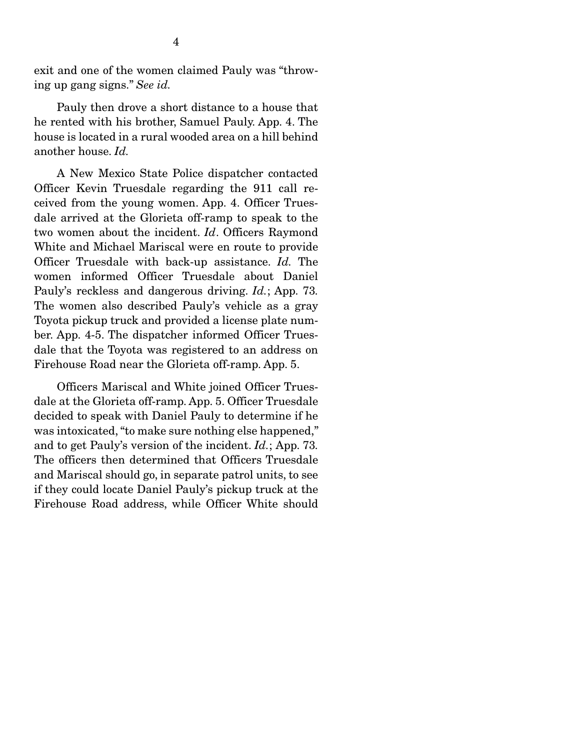exit and one of the women claimed Pauly was "throwing up gang signs." *See id.*

Pauly then drove a short distance to a house that he rented with his brother, Samuel Pauly. App. 4. The house is located in a rural wooded area on a hill behind another house. *Id.*

A New Mexico State Police dispatcher contacted Officer Kevin Truesdale regarding the 911 call received from the young women. App. 4. Officer Truesdale arrived at the Glorieta off-ramp to speak to the two women about the incident. *Id*. Officers Raymond White and Michael Mariscal were en route to provide Officer Truesdale with back-up assistance. *Id.* The women informed Officer Truesdale about Daniel Pauly's reckless and dangerous driving. *Id.*; App. 73. The women also described Pauly's vehicle as a gray Toyota pickup truck and provided a license plate number. App. 4-5. The dispatcher informed Officer Truesdale that the Toyota was registered to an address on Firehouse Road near the Glorieta off-ramp. App. 5.

Officers Mariscal and White joined Officer Truesdale at the Glorieta off-ramp. App. 5. Officer Truesdale decided to speak with Daniel Pauly to determine if he was intoxicated, "to make sure nothing else happened," and to get Pauly's version of the incident. *Id.*; App. 73. The officers then determined that Officers Truesdale and Mariscal should go, in separate patrol units, to see if they could locate Daniel Pauly's pickup truck at the Firehouse Road address, while Officer White should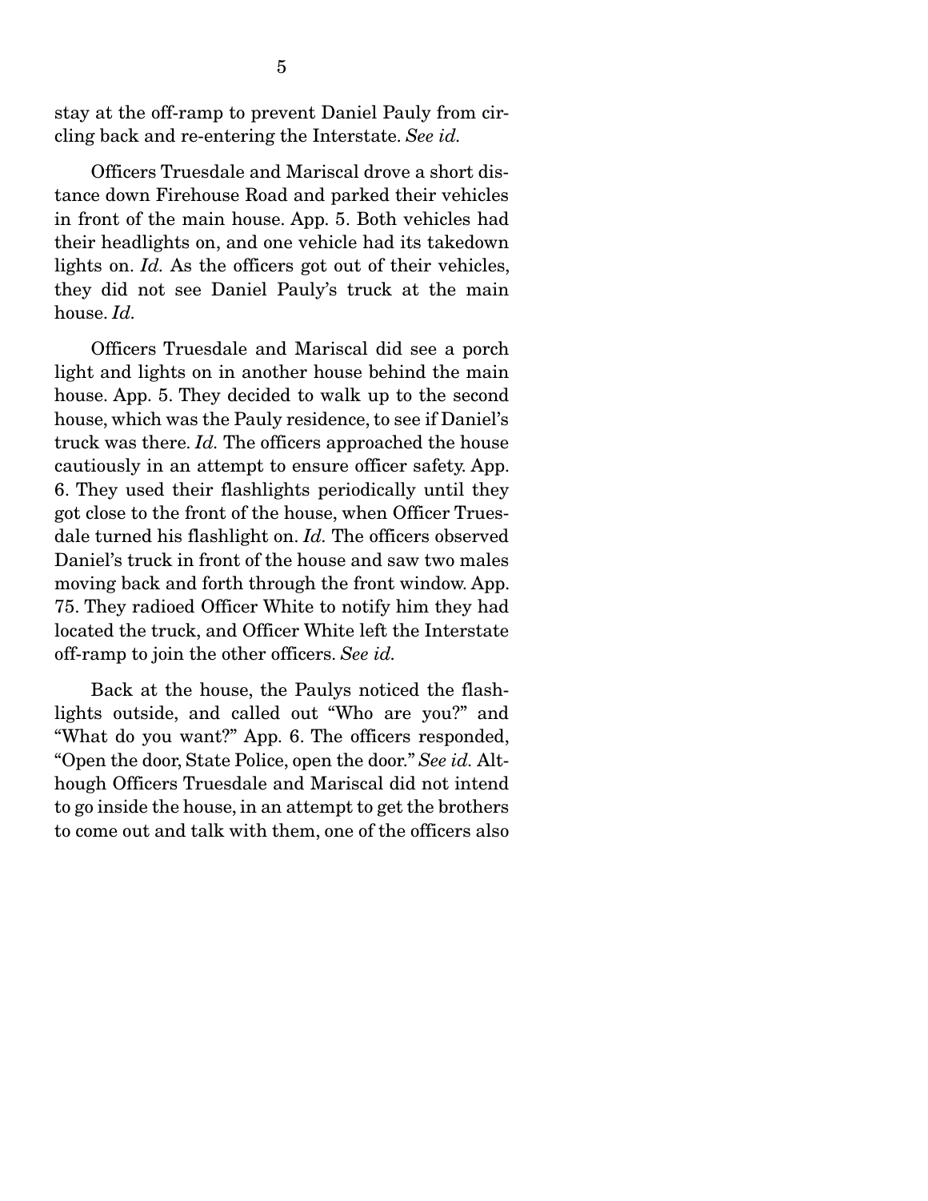stay at the off-ramp to prevent Daniel Pauly from circling back and re-entering the Interstate. *See id.*

Officers Truesdale and Mariscal drove a short distance down Firehouse Road and parked their vehicles in front of the main house. App. 5. Both vehicles had their headlights on, and one vehicle had its takedown lights on. *Id.* As the officers got out of their vehicles, they did not see Daniel Pauly's truck at the main house. *Id.*

Officers Truesdale and Mariscal did see a porch light and lights on in another house behind the main house. App. 5. They decided to walk up to the second house, which was the Pauly residence, to see if Daniel's truck was there. *Id.* The officers approached the house cautiously in an attempt to ensure officer safety. App. 6. They used their flashlights periodically until they got close to the front of the house, when Officer Truesdale turned his flashlight on. *Id.* The officers observed Daniel's truck in front of the house and saw two males moving back and forth through the front window. App. 75. They radioed Officer White to notify him they had located the truck, and Officer White left the Interstate off-ramp to join the other officers. *See id.*

Back at the house, the Paulys noticed the flashlights outside, and called out "Who are you?" and "What do you want?" App. 6. The officers responded, "Open the door, State Police, open the door." *See id.* Although Officers Truesdale and Mariscal did not intend to go inside the house, in an attempt to get the brothers to come out and talk with them, one of the officers also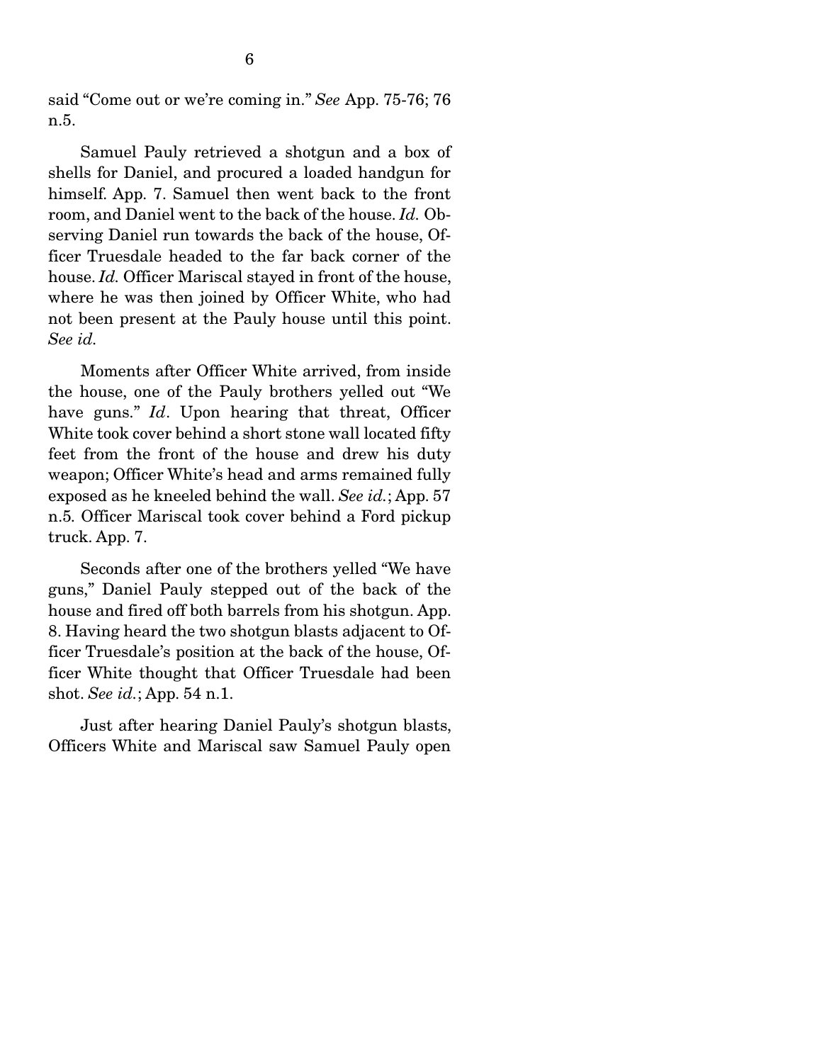said "Come out or we're coming in." *See* App. 75-76; 76 n.5.

Samuel Pauly retrieved a shotgun and a box of shells for Daniel, and procured a loaded handgun for himself. App. 7. Samuel then went back to the front room, and Daniel went to the back of the house. *Id.* Observing Daniel run towards the back of the house, Officer Truesdale headed to the far back corner of the house. *Id.* Officer Mariscal stayed in front of the house, where he was then joined by Officer White, who had not been present at the Pauly house until this point. *See id.*

Moments after Officer White arrived, from inside the house, one of the Pauly brothers yelled out "We have guns." *Id*. Upon hearing that threat, Officer White took cover behind a short stone wall located fifty feet from the front of the house and drew his duty weapon; Officer White's head and arms remained fully exposed as he kneeled behind the wall. *See id.*; App. 57 n.5. Officer Mariscal took cover behind a Ford pickup truck. App. 7.

Seconds after one of the brothers yelled "We have guns," Daniel Pauly stepped out of the back of the house and fired off both barrels from his shotgun. App. 8. Having heard the two shotgun blasts adjacent to Officer Truesdale's position at the back of the house, Officer White thought that Officer Truesdale had been shot. *See id.*; App. 54 n.1.

Just after hearing Daniel Pauly's shotgun blasts, Officers White and Mariscal saw Samuel Pauly open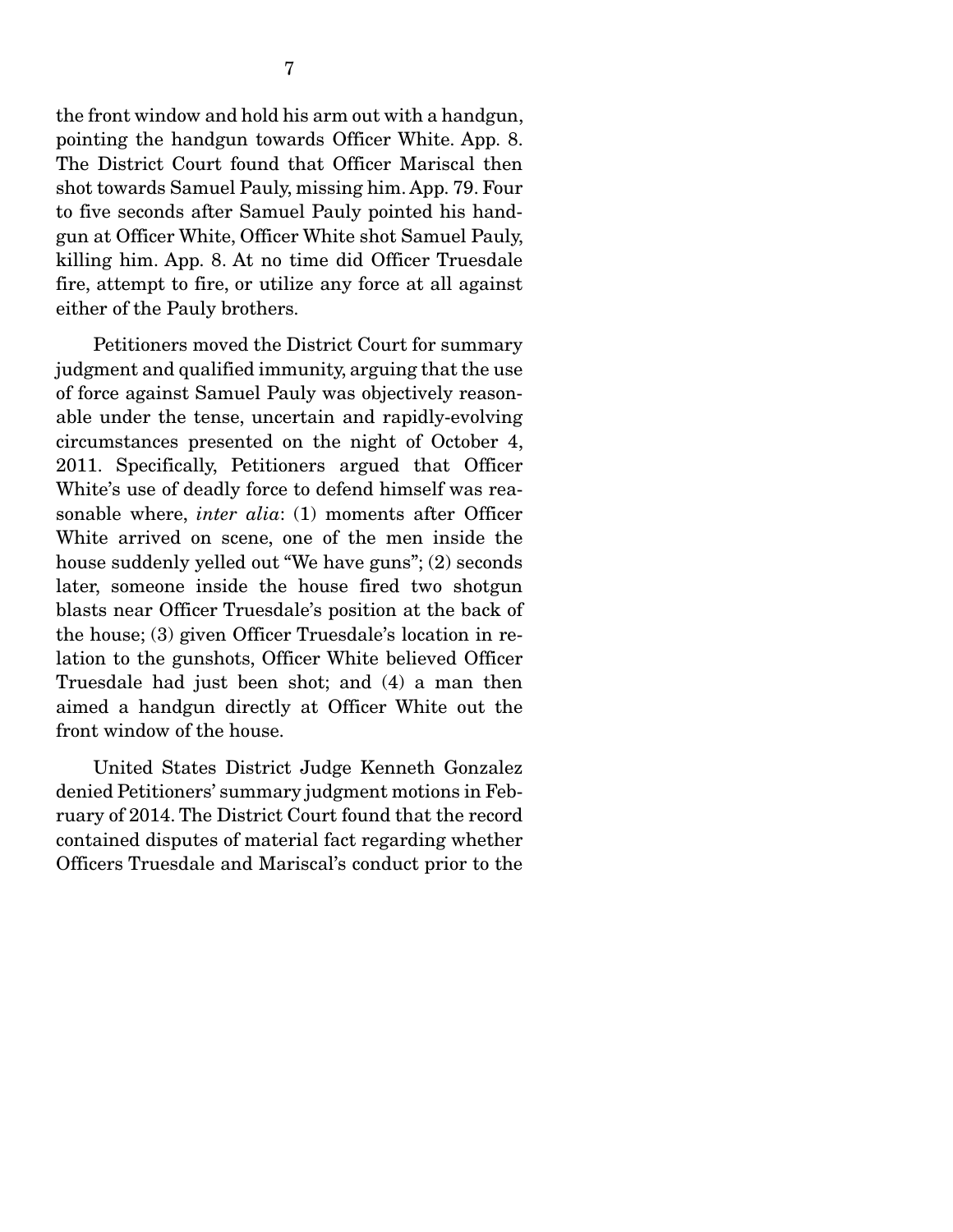the front window and hold his arm out with a handgun, pointing the handgun towards Officer White. App. 8. The District Court found that Officer Mariscal then shot towards Samuel Pauly, missing him. App. 79. Four to five seconds after Samuel Pauly pointed his handgun at Officer White, Officer White shot Samuel Pauly, killing him. App. 8. At no time did Officer Truesdale fire, attempt to fire, or utilize any force at all against either of the Pauly brothers.

Petitioners moved the District Court for summary judgment and qualified immunity, arguing that the use of force against Samuel Pauly was objectively reasonable under the tense, uncertain and rapidly-evolving circumstances presented on the night of October 4, 2011. Specifically, Petitioners argued that Officer White's use of deadly force to defend himself was reasonable where, *inter alia*: (1) moments after Officer White arrived on scene, one of the men inside the house suddenly yelled out "We have guns"; (2) seconds later, someone inside the house fired two shotgun blasts near Officer Truesdale's position at the back of the house; (3) given Officer Truesdale's location in relation to the gunshots, Officer White believed Officer Truesdale had just been shot; and (4) a man then aimed a handgun directly at Officer White out the front window of the house.

United States District Judge Kenneth Gonzalez denied Petitioners' summary judgment motions in February of 2014. The District Court found that the record contained disputes of material fact regarding whether Officers Truesdale and Mariscal's conduct prior to the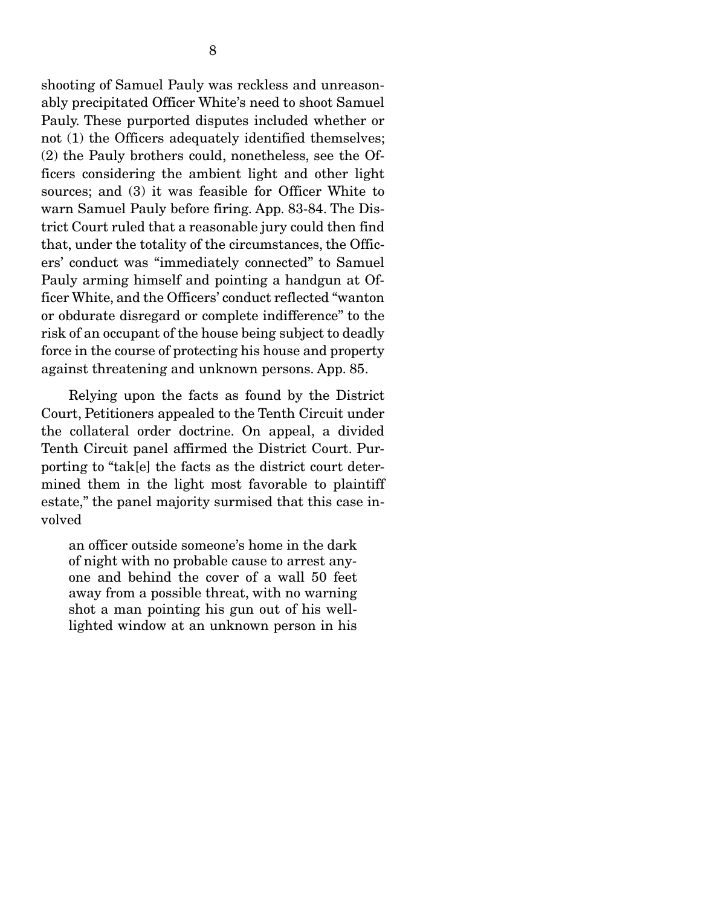shooting of Samuel Pauly was reckless and unreasonably precipitated Officer White's need to shoot Samuel Pauly. These purported disputes included whether or not (1) the Officers adequately identified themselves; (2) the Pauly brothers could, nonetheless, see the Officers considering the ambient light and other light sources; and (3) it was feasible for Officer White to warn Samuel Pauly before firing. App. 83-84. The District Court ruled that a reasonable jury could then find that, under the totality of the circumstances, the Officers' conduct was "immediately connected" to Samuel Pauly arming himself and pointing a handgun at Officer White, and the Officers' conduct reflected "wanton or obdurate disregard or complete indifference" to the risk of an occupant of the house being subject to deadly force in the course of protecting his house and property against threatening and unknown persons. App. 85.

Relying upon the facts as found by the District Court, Petitioners appealed to the Tenth Circuit under the collateral order doctrine. On appeal, a divided Tenth Circuit panel affirmed the District Court. Purporting to "tak[e] the facts as the district court determined them in the light most favorable to plaintiff estate," the panel majority surmised that this case involved

> an officer outside someone's home in the dark of night with no probable cause to arrest anyone and behind the cover of a wall 50 feet away from a possible threat, with no warning shot a man pointing his gun out of his well-lighted window at an unknown person in his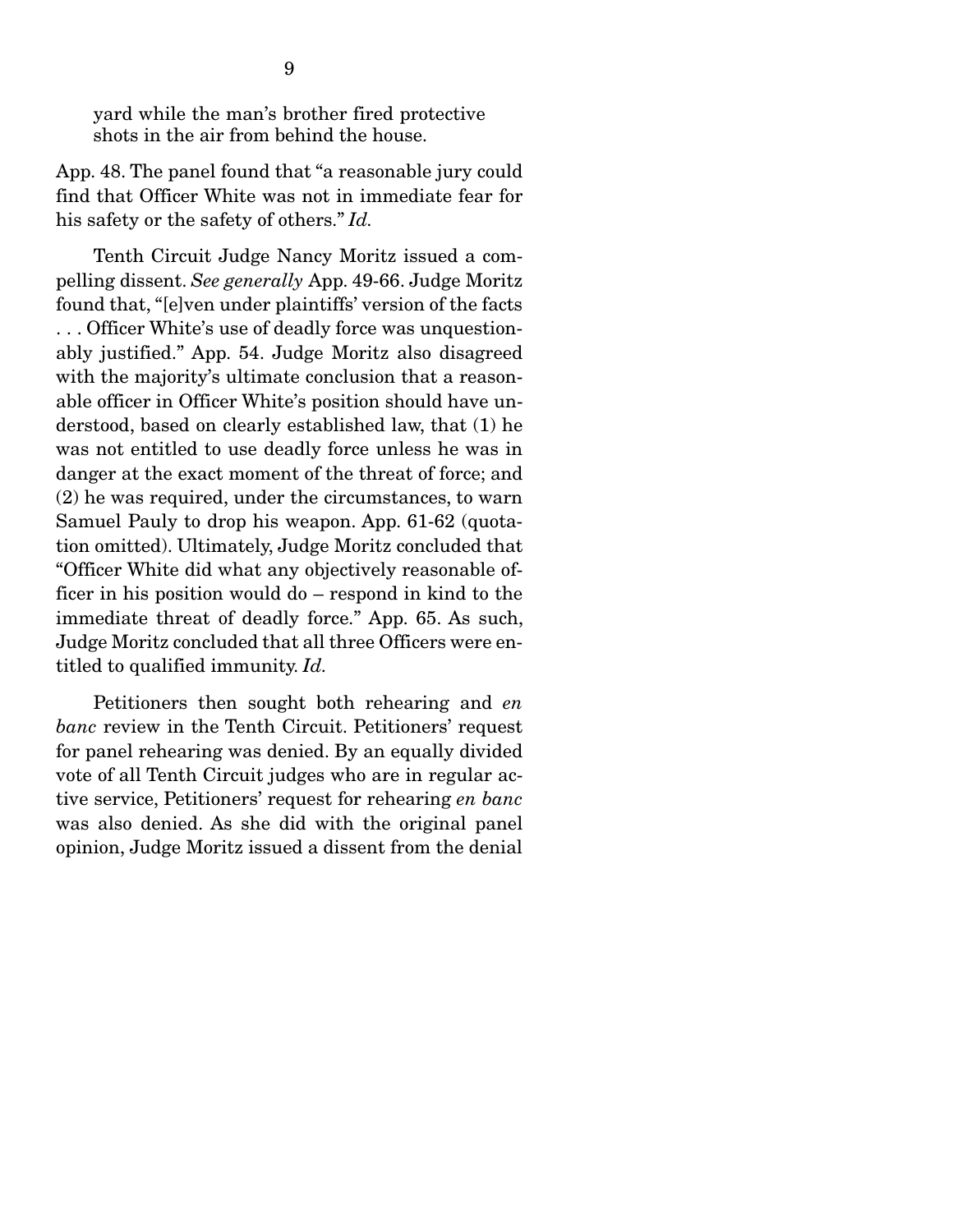yard while the man's brother fired protective shots in the air from behind the house.

App. 48. The panel found that "a reasonable jury could find that Officer White was not in immediate fear for his safety or the safety of others." *Id.*

Tenth Circuit Judge Nancy Moritz issued a compelling dissent. *See generally* App. 49-66. Judge Moritz found that, "[e]ven under plaintiffs' version of the facts . . . Officer White's use of deadly force was unquestionably justified." App. 54. Judge Moritz also disagreed with the majority's ultimate conclusion that a reasonable officer in Officer White's position should have understood, based on clearly established law, that (1) he was not entitled to use deadly force unless he was in danger at the exact moment of the threat of force; and (2) he was required, under the circumstances, to warn Samuel Pauly to drop his weapon. App. 61-62 (quotation omitted). Ultimately, Judge Moritz concluded that "Officer White did what any objectively reasonable officer in his position would do – respond in kind to the immediate threat of deadly force." App. 65. As such, Judge Moritz concluded that all three Officers were entitled to qualified immunity. *Id.*

Petitioners then sought both rehearing and *en banc* review in the Tenth Circuit. Petitioners' request for panel rehearing was denied. By an equally divided vote of all Tenth Circuit judges who are in regular active service, Petitioners' request for rehearing *en banc* was also denied. As she did with the original panel opinion, Judge Moritz issued a dissent from the denial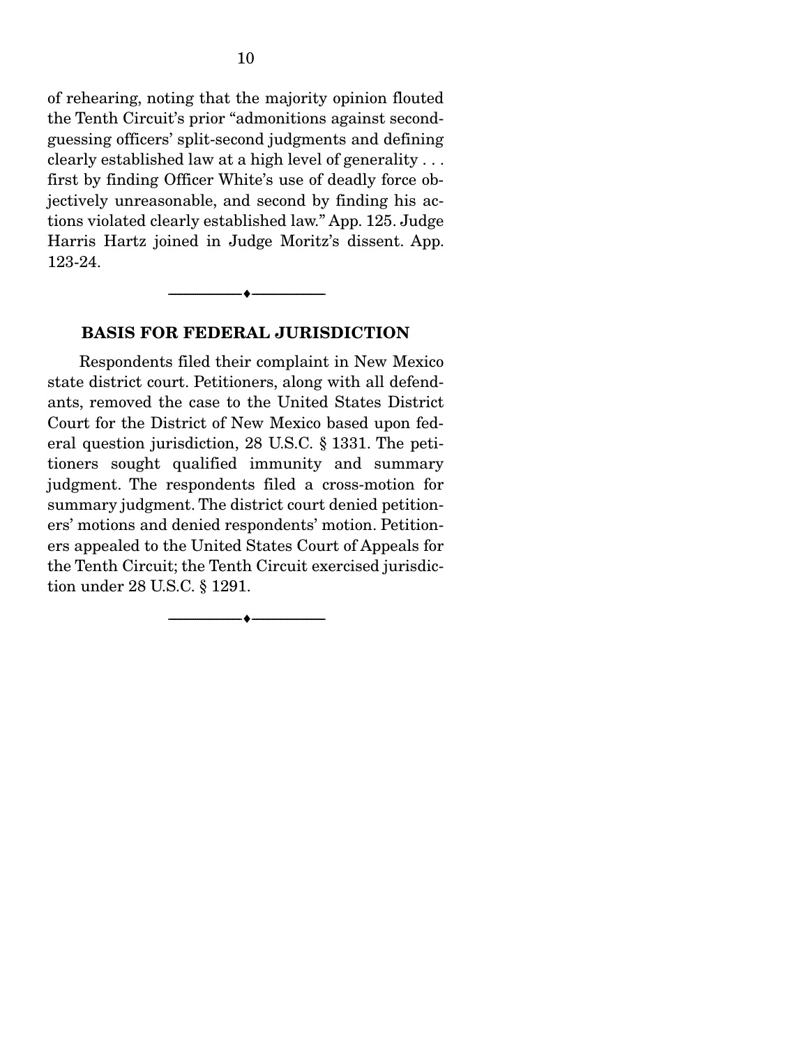of rehearing, noting that the majority opinion flouted the Tenth Circuit's prior "admonitions against second-guessing officers' split-second judgments and defining clearly established law at a high level of generality . . . first by finding Officer White's use of deadly force objectively unreasonable, and second by finding his actions violated clearly established law." App. 125. Judge Harris Hartz joined in Judge Moritz's dissent. App. 123-24.

---

## BASIS FOR FEDERAL JURISDICTION

Respondents filed their complaint in New Mexico state district court. Petitioners, along with all defendants, removed the case to the United States District Court for the District of New Mexico based upon federal question jurisdiction, 28 U.S.C. § 1331. The petitioners sought qualified immunity and summary judgment. The respondents filed a cross-motion for summary judgment. The district court denied petitioners' motions and denied respondents' motion. Petitioners appealed to the United States Court of Appeals for the Tenth Circuit; the Tenth Circuit exercised jurisdiction under 28 U.S.C. § 1291.

---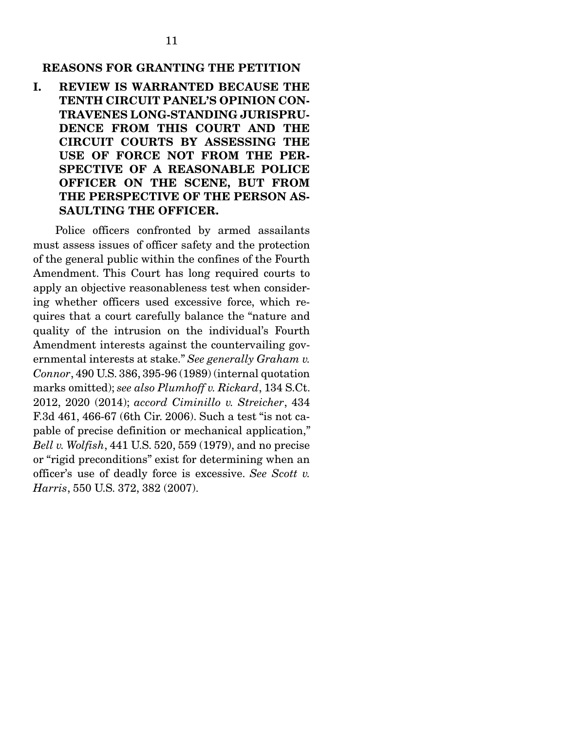## REASONS FOR GRANTING THE PETITION

### I. REVIEW IS WARRANTED BECAUSE THE TENTH CIRCUIT PANEL'S OPINION CONTRAVENES LONG-STANDING JURISPRUDENCE FROM THIS COURT AND THE CIRCUIT COURTS BY ASSESSING THE USE OF FORCE NOT FROM THE PERSPECTIVE OF A REASONABLE POLICE OFFICER ON THE SCENE, BUT FROM THE PERSPECTIVE OF THE PERSON ASSAULTING THE OFFICER.

Police officers confronted by armed assailants must assess issues of officer safety and the protection of the general public within the confines of the Fourth Amendment. This Court has long required courts to apply an objective reasonableness test when considering whether officers used excessive force, which requires that a court carefully balance the "nature and quality of the intrusion on the individual's Fourth Amendment interests against the countervailing governmental interests at stake." *See generally Graham v. Connor*, 490 U.S. 386, 395-96 (1989) (internal quotation marks omitted); *see also Plumhoff v. Rickard*, 134 S.Ct. 2012, 2020 (2014); *accord Ciminillo v. Streicher*, 434 F.3d 461, 466-67 (6th Cir. 2006). Such a test "is not capable of precise definition or mechanical application," *Bell v. Wolfish*, 441 U.S. 520, 559 (1979), and no precise or "rigid preconditions" exist for determining when an officer's use of deadly force is excessive. *See Scott v. Harris*, 550 U.S. 372, 382 (2007).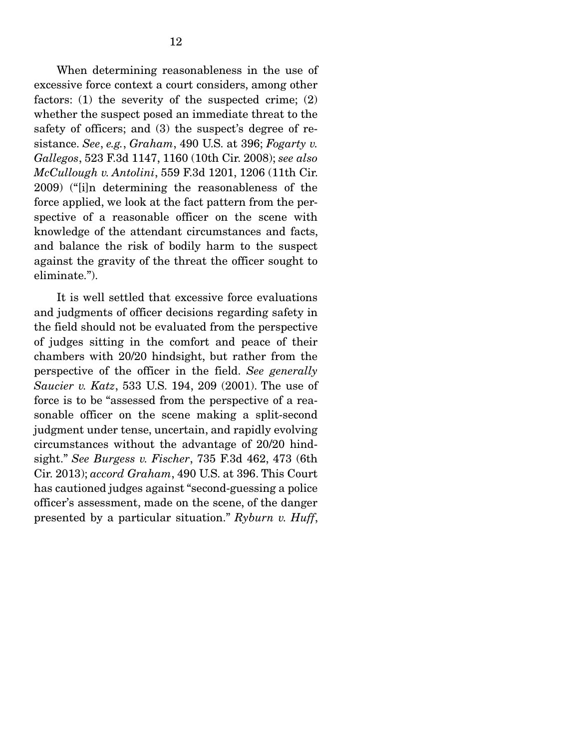When determining reasonableness in the use of excessive force context a court considers, among other factors: (1) the severity of the suspected crime; (2) whether the suspect posed an immediate threat to the safety of officers; and (3) the suspect's degree of resistance. *See*, *e.g.*, *Graham*, 490 U.S. at 396; *Fogarty v. Gallegos*, 523 F.3d 1147, 1160 (10th Cir. 2008); *see also McCullough v. Antolini*, 559 F.3d 1201, 1206 (11th Cir. 2009) ("[i]n determining the reasonableness of the force applied, we look at the fact pattern from the perspective of a reasonable officer on the scene with knowledge of the attendant circumstances and facts, and balance the risk of bodily harm to the suspect against the gravity of the threat the officer sought to eliminate.").

It is well settled that excessive force evaluations and judgments of officer decisions regarding safety in the field should not be evaluated from the perspective of judges sitting in the comfort and peace of their chambers with 20/20 hindsight, but rather from the perspective of the officer in the field. *See generally Saucier v. Katz*, 533 U.S. 194, 209 (2001). The use of force is to be "assessed from the perspective of a reasonable officer on the scene making a split-second judgment under tense, uncertain, and rapidly evolving circumstances without the advantage of 20/20 hindsight." *See Burgess v. Fischer*, 735 F.3d 462, 473 (6th Cir. 2013); *accord Graham*, 490 U.S. at 396. This Court has cautioned judges against "second-guessing a police officer's assessment, made on the scene, of the danger presented by a particular situation." *Ryburn v. Huff*,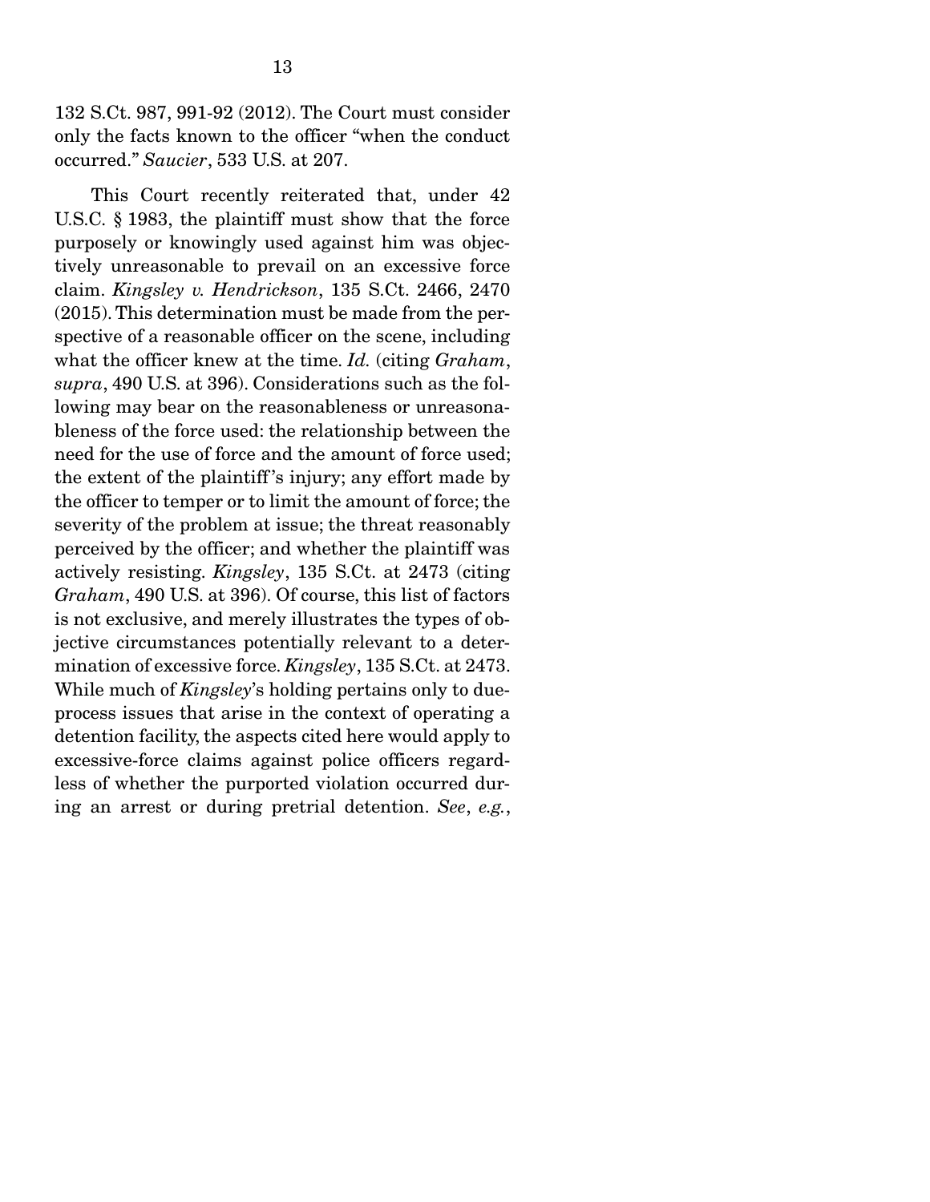132 S.Ct. 987, 991-92 (2012). The Court must consider only the facts known to the officer "when the conduct occurred." *Saucier*, 533 U.S. at 207.

This Court recently reiterated that, under 42 U.S.C. § 1983, the plaintiff must show that the force purposely or knowingly used against him was objectively unreasonable to prevail on an excessive force claim. *Kingsley v. Hendrickson*, 135 S.Ct. 2466, 2470 (2015). This determination must be made from the perspective of a reasonable officer on the scene, including what the officer knew at the time. *Id.* (citing *Graham*, *supra*, 490 U.S. at 396). Considerations such as the following may bear on the reasonableness or unreasonableness of the force used: the relationship between the need for the use of force and the amount of force used; the extent of the plaintiff's injury; any effort made by the officer to temper or to limit the amount of force; the severity of the problem at issue; the threat reasonably perceived by the officer; and whether the plaintiff was actively resisting. *Kingsley*, 135 S.Ct. at 2473 (citing *Graham*, 490 U.S. at 396). Of course, this list of factors is not exclusive, and merely illustrates the types of objective circumstances potentially relevant to a determination of excessive force. *Kingsley*, 135 S.Ct. at 2473. While much of *Kingsley*'s holding pertains only to due-process issues that arise in the context of operating a detention facility, the aspects cited here would apply to excessive-force claims against police officers regardless of whether the purported violation occurred during an arrest or during pretrial detention. *See*, *e.g.*,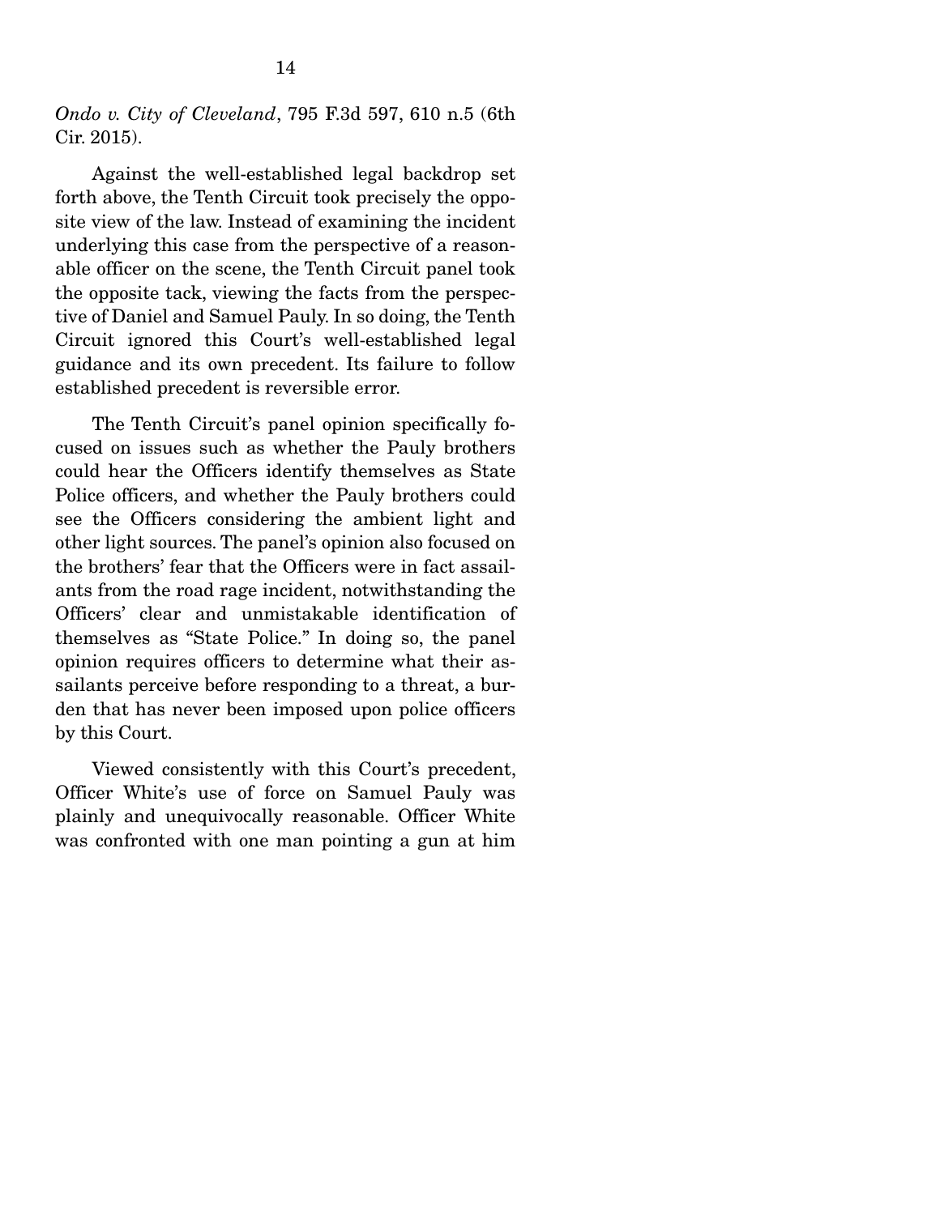*Ondo v. City of Cleveland*, 795 F.3d 597, 610 n.5 (6th Cir. 2015).

Against the well-established legal backdrop set forth above, the Tenth Circuit took precisely the opposite view of the law. Instead of examining the incident underlying this case from the perspective of a reasonable officer on the scene, the Tenth Circuit panel took the opposite tack, viewing the facts from the perspective of Daniel and Samuel Pauly. In so doing, the Tenth Circuit ignored this Court's well-established legal guidance and its own precedent. Its failure to follow established precedent is reversible error.

The Tenth Circuit's panel opinion specifically focused on issues such as whether the Pauly brothers could hear the Officers identify themselves as State Police officers, and whether the Pauly brothers could see the Officers considering the ambient light and other light sources. The panel's opinion also focused on the brothers' fear that the Officers were in fact assailants from the road rage incident, notwithstanding the Officers' clear and unmistakable identification of themselves as "State Police." In doing so, the panel opinion requires officers to determine what their assailants perceive before responding to a threat, a burden that has never been imposed upon police officers by this Court.

Viewed consistently with this Court's precedent, Officer White's use of force on Samuel Pauly was plainly and unequivocally reasonable. Officer White was confronted with one man pointing a gun at him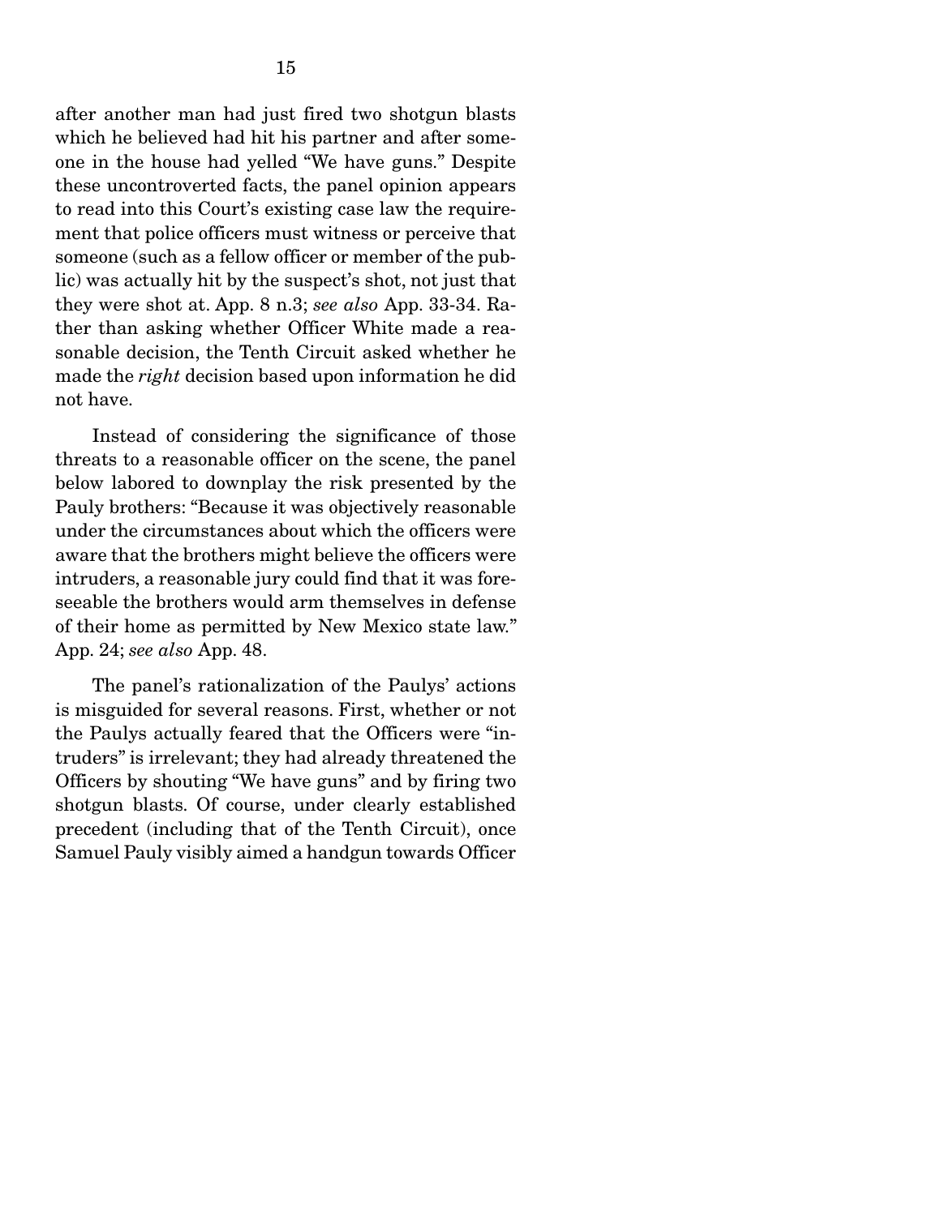after another man had just fired two shotgun blasts which he believed had hit his partner and after someone in the house had yelled "We have guns." Despite these uncontroverted facts, the panel opinion appears to read into this Court's existing case law the requirement that police officers must witness or perceive that someone (such as a fellow officer or member of the public) was actually hit by the suspect's shot, not just that they were shot at. App. 8 n.3; *see also* App. 33-34. Rather than asking whether Officer White made a reasonable decision, the Tenth Circuit asked whether he made the *right* decision based upon information he did not have.

Instead of considering the significance of those threats to a reasonable officer on the scene, the panel below labored to downplay the risk presented by the Pauly brothers: "Because it was objectively reasonable under the circumstances about which the officers were aware that the brothers might believe the officers were intruders, a reasonable jury could find that it was foreseeable the brothers would arm themselves in defense of their home as permitted by New Mexico state law." App. 24; *see also* App. 48.

The panel's rationalization of the Paulys' actions is misguided for several reasons. First, whether or not the Paulys actually feared that the Officers were "intruders" is irrelevant; they had already threatened the Officers by shouting "We have guns" and by firing two shotgun blasts. Of course, under clearly established precedent (including that of the Tenth Circuit), once Samuel Pauly visibly aimed a handgun towards Officer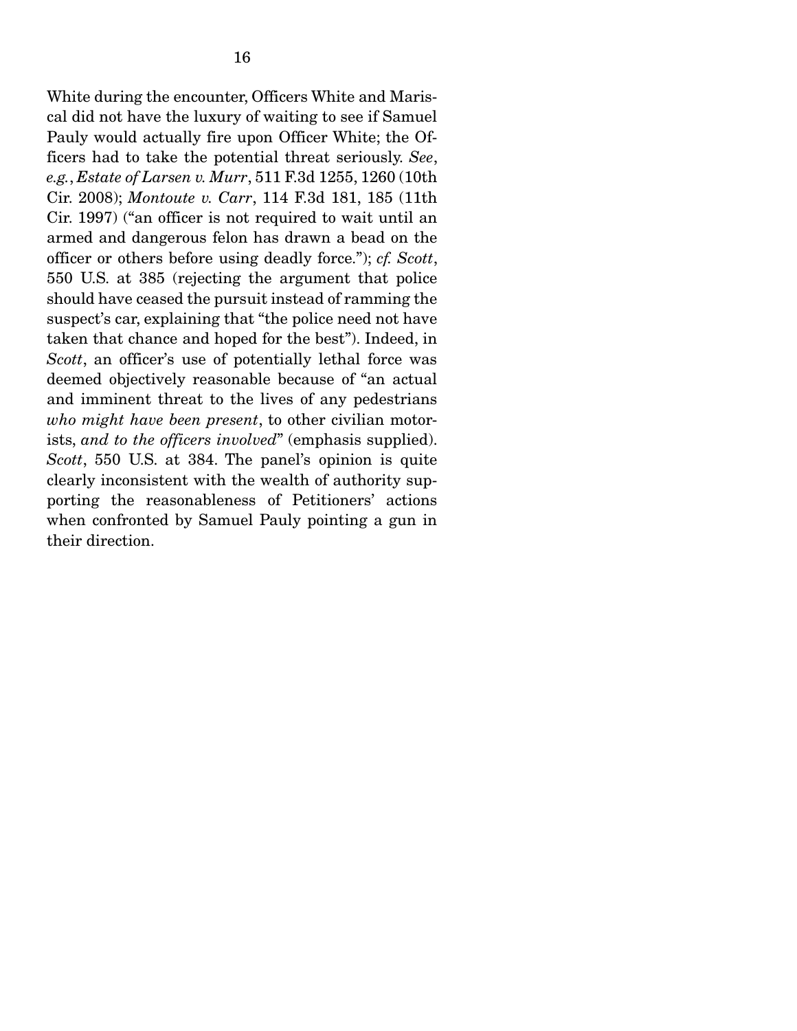White during the encounter, Officers White and Mariscal did not have the luxury of waiting to see if Samuel Pauly would actually fire upon Officer White; the Officers had to take the potential threat seriously. *See, e.g., Estate of Larsen v. Murr*, 511 F.3d 1255, 1260 (10th Cir. 2008); *Montoute v. Carr*, 114 F.3d 181, 185 (11th Cir. 1997) ("an officer is not required to wait until an armed and dangerous felon has drawn a bead on the officer or others before using deadly force."); *cf. Scott*, 550 U.S. at 385 (rejecting the argument that police should have ceased the pursuit instead of ramming the suspect's car, explaining that "the police need not have taken that chance and hoped for the best"). Indeed, in *Scott*, an officer's use of potentially lethal force was deemed objectively reasonable because of "an actual and imminent threat to the lives of any pedestrians *who might have been present*, to other civilian motorists, *and to the officers involved*" (emphasis supplied). *Scott*, 550 U.S. at 384. The panel's opinion is quite clearly inconsistent with the wealth of authority supporting the reasonableness of Petitioners' actions when confronted by Samuel Pauly pointing a gun in their direction.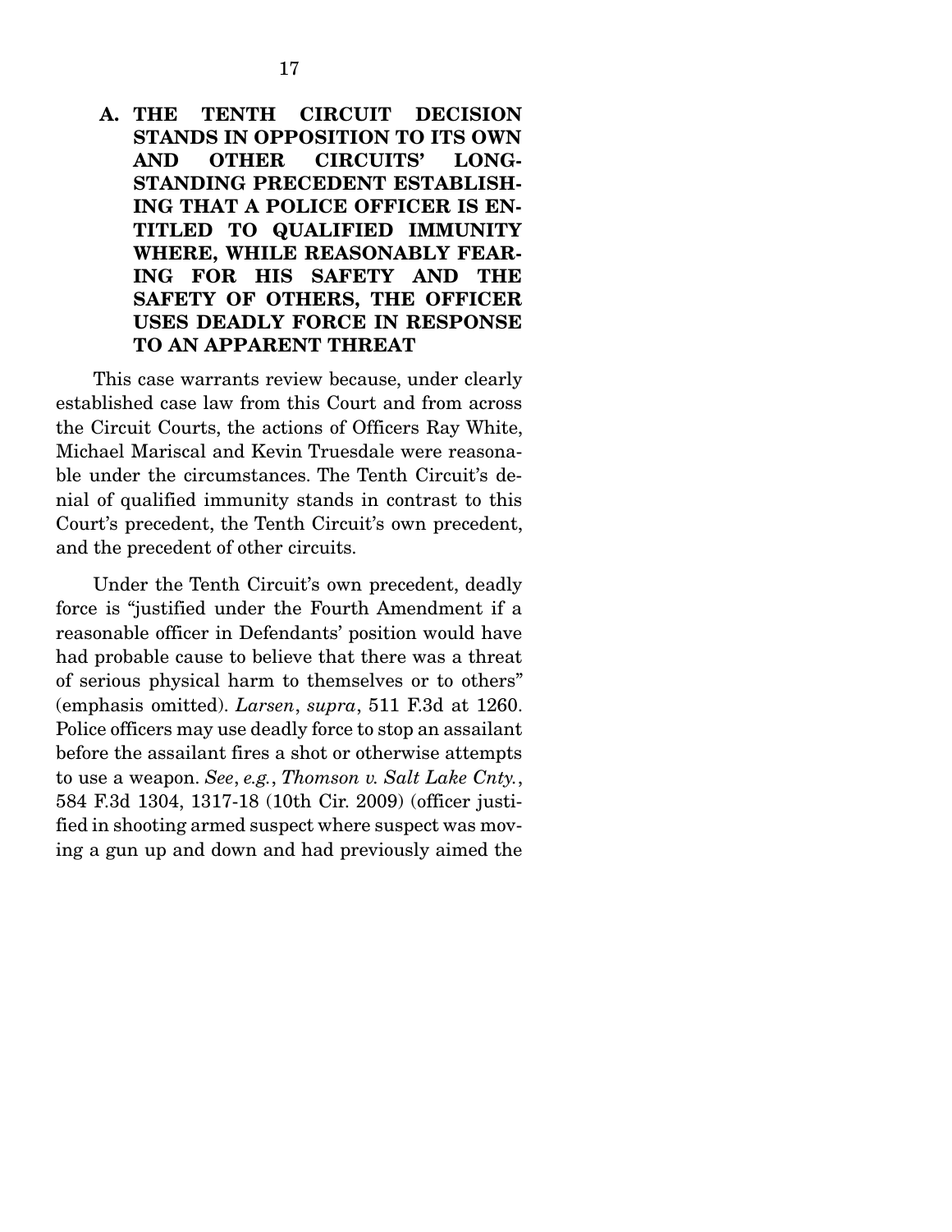### A. THE TENTH CIRCUIT DECISION STANDS IN OPPOSITION TO ITS OWN AND OTHER CIRCUITS' LONG-STANDING PRECEDENT ESTABLISHING THAT A POLICE OFFICER IS ENTITLED TO QUALIFIED IMMUNITY WHERE, WHILE REASONABLY FEARING FOR HIS SAFETY AND THE SAFETY OF OTHERS, THE OFFICER USES DEADLY FORCE IN RESPONSE TO AN APPARENT THREAT

This case warrants review because, under clearly established case law from this Court and from across the Circuit Courts, the actions of Officers Ray White, Michael Mariscal and Kevin Truesdale were reasonable under the circumstances. The Tenth Circuit's denial of qualified immunity stands in contrast to this Court's precedent, the Tenth Circuit's own precedent, and the precedent of other circuits.

Under the Tenth Circuit's own precedent, deadly force is "justified under the Fourth Amendment if a reasonable officer in Defendants' position would have had probable cause to believe that there was a threat of serious physical harm to themselves or to others" (emphasis omitted). *Larsen*, *supra*, 511 F.3d at 1260. Police officers may use deadly force to stop an assailant before the assailant fires a shot or otherwise attempts to use a weapon. *See*, *e.g.*, *Thomson v. Salt Lake Cnty.*, 584 F.3d 1304, 1317-18 (10th Cir. 2009) (officer justified in shooting armed suspect where suspect was moving a gun up and down and had previously aimed the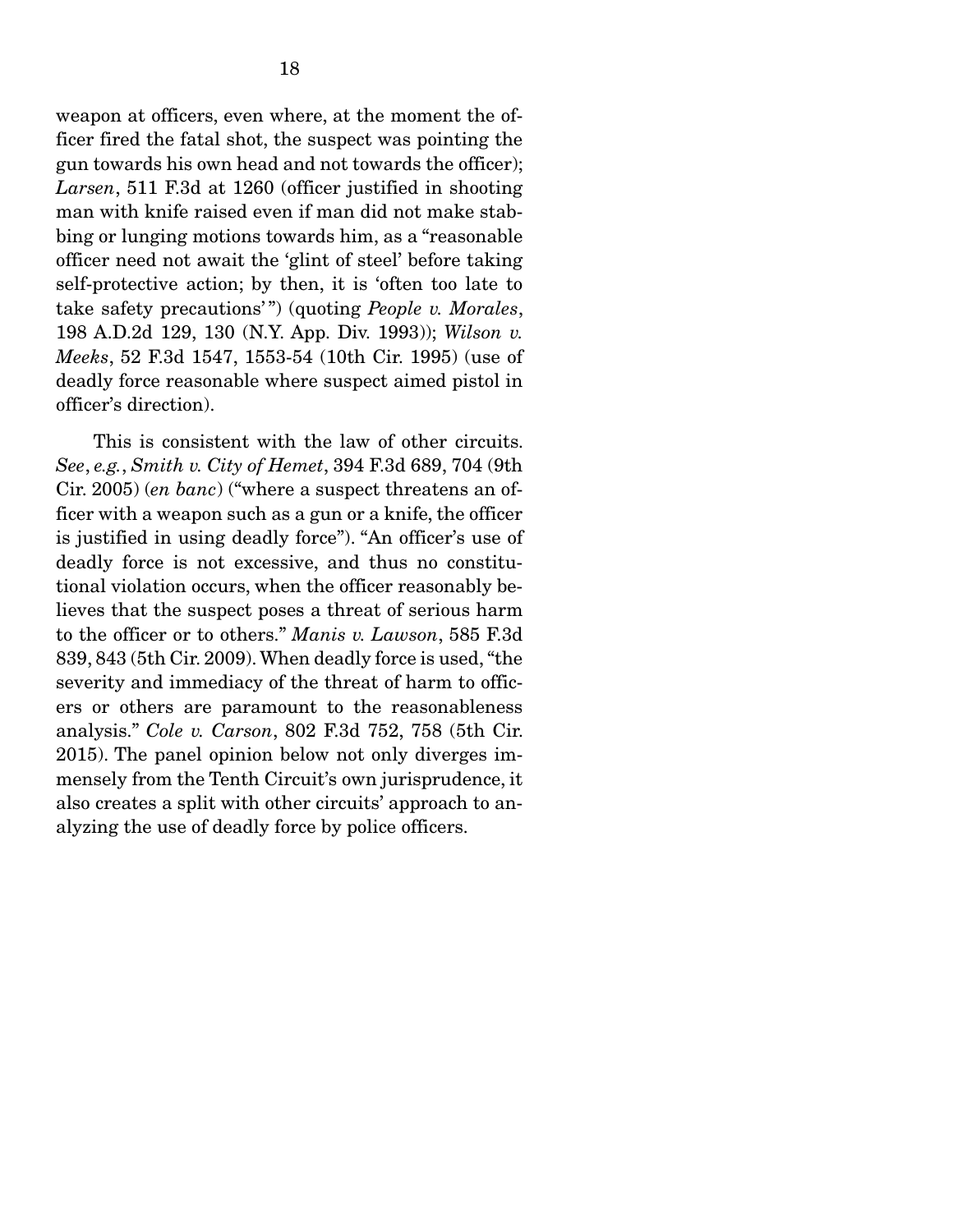weapon at officers, even where, at the moment the officer fired the fatal shot, the suspect was pointing the gun towards his own head and not towards the officer); *Larsen*, 511 F.3d at 1260 (officer justified in shooting man with knife raised even if man did not make stabbing or lunging motions towards him, as a "reasonable officer need not await the 'glint of steel' before taking self-protective action; by then, it is 'often too late to take safety precautions'") (quoting *People v. Morales*, 198 A.D.2d 129, 130 (N.Y. App. Div. 1993)); *Wilson v. Meeks*, 52 F.3d 1547, 1553-54 (10th Cir. 1995) (use of deadly force reasonable where suspect aimed pistol in officer's direction).

This is consistent with the law of other circuits. *See*, *e.g.*, *Smith v. City of Hemet*, 394 F.3d 689, 704 (9th Cir. 2005) (*en banc*) ("where a suspect threatens an officer with a weapon such as a gun or a knife, the officer is justified in using deadly force"). "An officer's use of deadly force is not excessive, and thus no constitutional violation occurs, when the officer reasonably believes that the suspect poses a threat of serious harm to the officer or to others." *Manis v. Lawson*, 585 F.3d 839, 843 (5th Cir. 2009). When deadly force is used, "the severity and immediacy of the threat of harm to officers or others are paramount to the reasonableness analysis." *Cole v. Carson*, 802 F.3d 752, 758 (5th Cir. 2015). The panel opinion below not only diverges immensely from the Tenth Circuit's own jurisprudence, it also creates a split with other circuits' approach to analyzing the use of deadly force by police officers.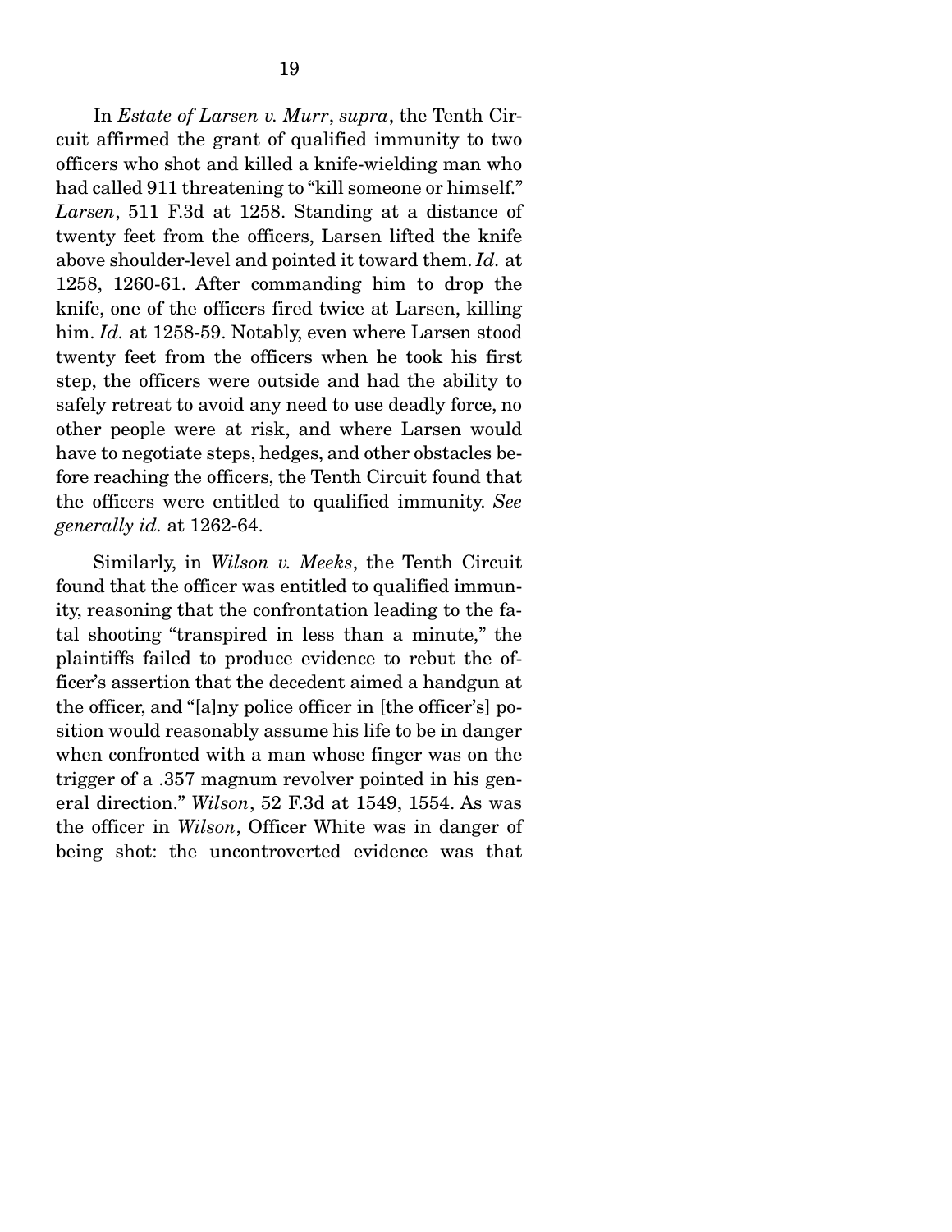In *Estate of Larsen v. Murr*, *supra*, the Tenth Circuit affirmed the grant of qualified immunity to two officers who shot and killed a knife-wielding man who had called 911 threatening to "kill someone or himself." *Larsen*, 511 F.3d at 1258. Standing at a distance of twenty feet from the officers, Larsen lifted the knife above shoulder-level and pointed it toward them. *Id.* at 1258, 1260-61. After commanding him to drop the knife, one of the officers fired twice at Larsen, killing him. *Id.* at 1258-59. Notably, even where Larsen stood twenty feet from the officers when he took his first step, the officers were outside and had the ability to safely retreat to avoid any need to use deadly force, no other people were at risk, and where Larsen would have to negotiate steps, hedges, and other obstacles before reaching the officers, the Tenth Circuit found that the officers were entitled to qualified immunity. *See generally id.* at 1262-64.

Similarly, in *Wilson v. Meeks*, the Tenth Circuit found that the officer was entitled to qualified immunity, reasoning that the confrontation leading to the fatal shooting "transpired in less than a minute," the plaintiffs failed to produce evidence to rebut the officer's assertion that the decedent aimed a handgun at the officer, and "[a]ny police officer in [the officer's] position would reasonably assume his life to be in danger when confronted with a man whose finger was on the trigger of a .357 magnum revolver pointed in his general direction." *Wilson*, 52 F.3d at 1549, 1554. As was the officer in *Wilson*, Officer White was in danger of being shot: the uncontroverted evidence was that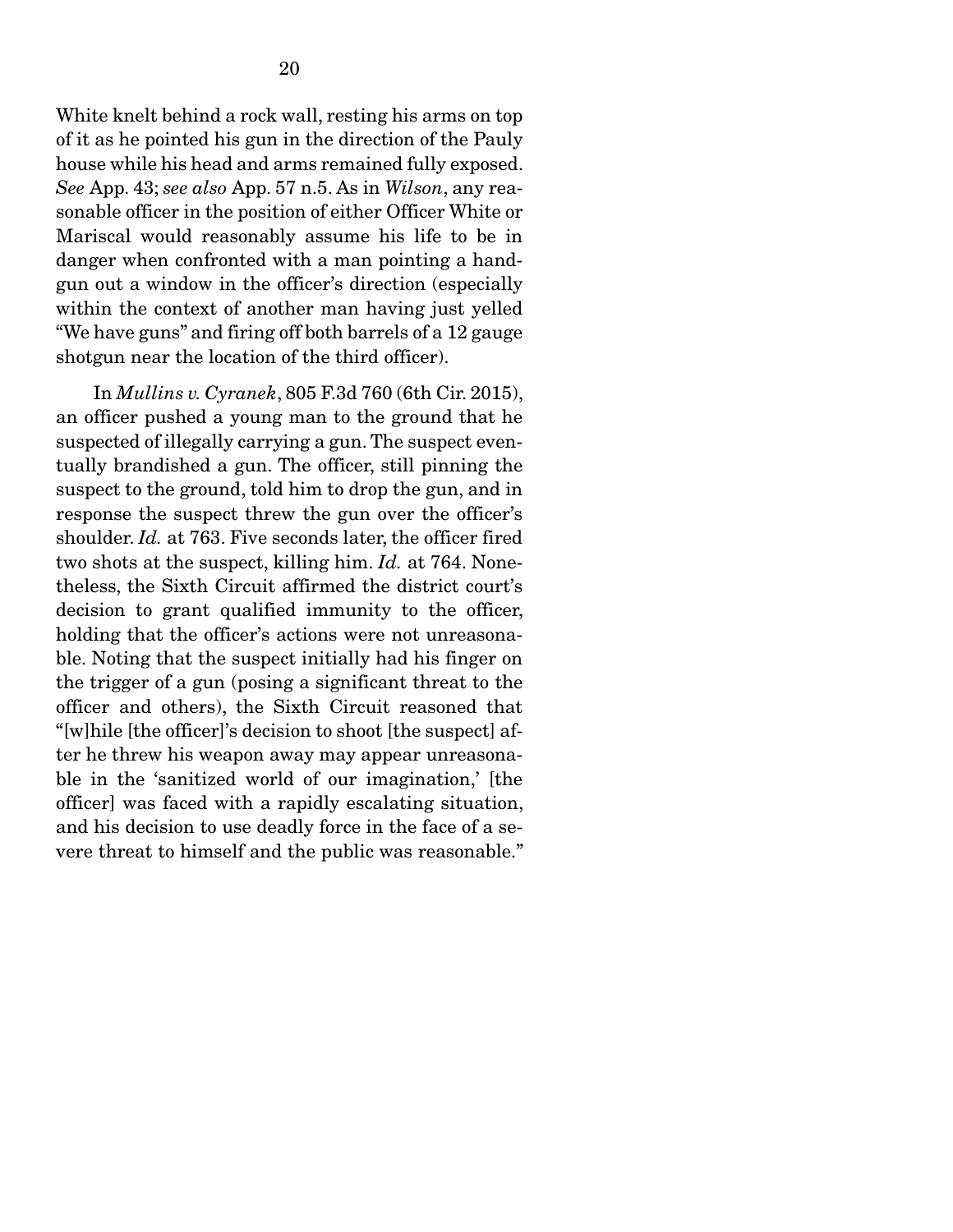White knelt behind a rock wall, resting his arms on top of it as he pointed his gun in the direction of the Pauly house while his head and arms remained fully exposed. *See* App. 43; *see also* App. 57 n.5. As in *Wilson*, any reasonable officer in the position of either Officer White or Mariscal would reasonably assume his life to be in danger when confronted with a man pointing a handgun out a window in the officer's direction (especially within the context of another man having just yelled "We have guns" and firing off both barrels of a 12 gauge shotgun near the location of the third officer).

In *Mullins v. Cyranek*, 805 F.3d 760 (6th Cir. 2015), an officer pushed a young man to the ground that he suspected of illegally carrying a gun. The suspect eventually brandished a gun. The officer, still pinning the suspect to the ground, told him to drop the gun, and in response the suspect threw the gun over the officer's shoulder. *Id.* at 763. Five seconds later, the officer fired two shots at the suspect, killing him. *Id.* at 764. Nonetheless, the Sixth Circuit affirmed the district court's decision to grant qualified immunity to the officer, holding that the officer's actions were not unreasonable. Noting that the suspect initially had his finger on the trigger of a gun (posing a significant threat to the officer and others), the Sixth Circuit reasoned that "[w]hile [the officer]'s decision to shoot [the suspect] after he threw his weapon away may appear unreasonable in the 'sanitized world of our imagination,' [the officer] was faced with a rapidly escalating situation, and his decision to use deadly force in the face of a severe threat to himself and the public was reasonable."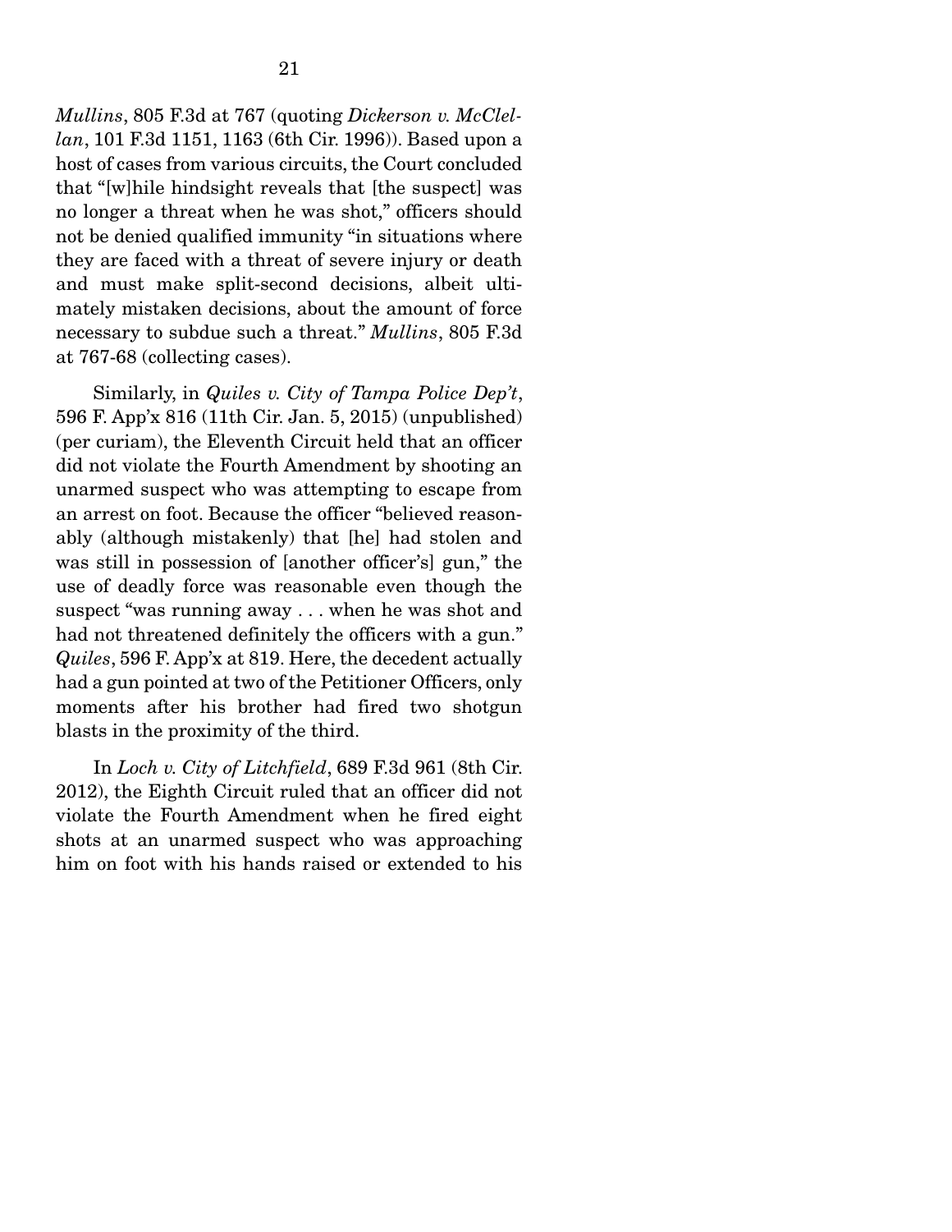*Mullins*, 805 F.3d at 767 (quoting *Dickerson v. McClellan*, 101 F.3d 1151, 1163 (6th Cir. 1996)). Based upon a host of cases from various circuits, the Court concluded that "[w]hile hindsight reveals that [the suspect] was no longer a threat when he was shot," officers should not be denied qualified immunity "in situations where they are faced with a threat of severe injury or death and must make split-second decisions, albeit ultimately mistaken decisions, about the amount of force necessary to subdue such a threat." *Mullins*, 805 F.3d at 767-68 (collecting cases).

Similarly, in *Quiles v. City of Tampa Police Dep't*, 596 F. App'x 816 (11th Cir. Jan. 5, 2015) (unpublished) (per curiam), the Eleventh Circuit held that an officer did not violate the Fourth Amendment by shooting an unarmed suspect who was attempting to escape from an arrest on foot. Because the officer "believed reasonably (although mistakenly) that [he] had stolen and was still in possession of [another officer's] gun," the use of deadly force was reasonable even though the suspect "was running away . . . when he was shot and had not threatened definitely the officers with a gun." *Quiles*, 596 F. App'x at 819. Here, the decedent actually had a gun pointed at two of the Petitioner Officers, only moments after his brother had fired two shotgun blasts in the proximity of the third.

In *Loch v. City of Litchfield*, 689 F.3d 961 (8th Cir. 2012), the Eighth Circuit ruled that an officer did not violate the Fourth Amendment when he fired eight shots at an unarmed suspect who was approaching him on foot with his hands raised or extended to his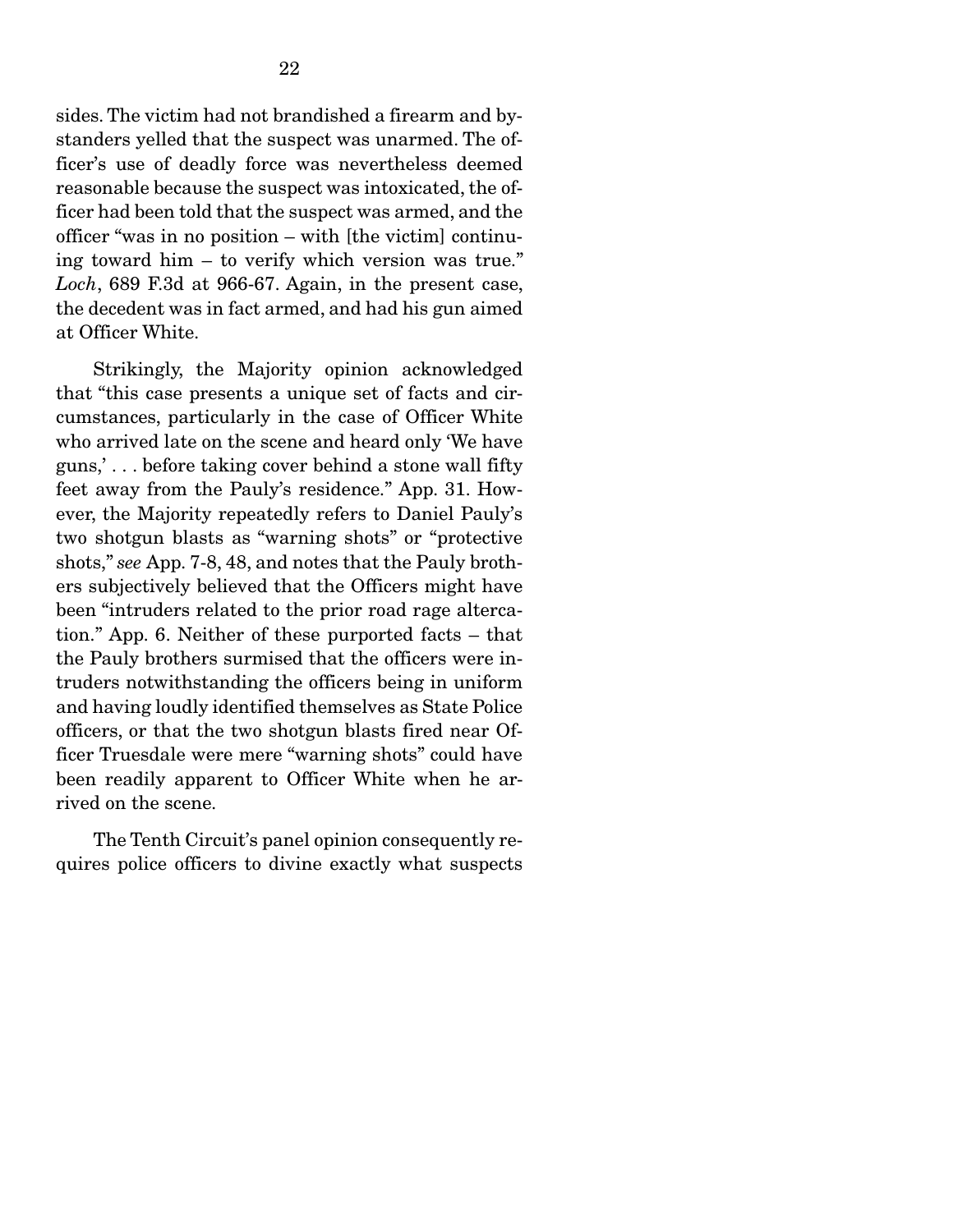sides. The victim had not brandished a firearm and bystanders yelled that the suspect was unarmed. The officer's use of deadly force was nevertheless deemed reasonable because the suspect was intoxicated, the officer had been told that the suspect was armed, and the officer "was in no position – with [the victim] continuing toward him – to verify which version was true." *Loch*, 689 F.3d at 966-67. Again, in the present case, the decedent was in fact armed, and had his gun aimed at Officer White.

Strikingly, the Majority opinion acknowledged that "this case presents a unique set of facts and circumstances, particularly in the case of Officer White who arrived late on the scene and heard only 'We have guns,' . . . before taking cover behind a stone wall fifty feet away from the Pauly's residence." App. 31. However, the Majority repeatedly refers to Daniel Pauly's two shotgun blasts as "warning shots" or "protective shots," *see* App. 7-8, 48, and notes that the Pauly brothers subjectively believed that the Officers might have been "intruders related to the prior road rage altercation." App. 6. Neither of these purported facts – that the Pauly brothers surmised that the officers were intruders notwithstanding the officers being in uniform and having loudly identified themselves as State Police officers, or that the two shotgun blasts fired near Officer Truesdale were mere "warning shots" could have been readily apparent to Officer White when he arrived on the scene.

The Tenth Circuit's panel opinion consequently requires police officers to divine exactly what suspects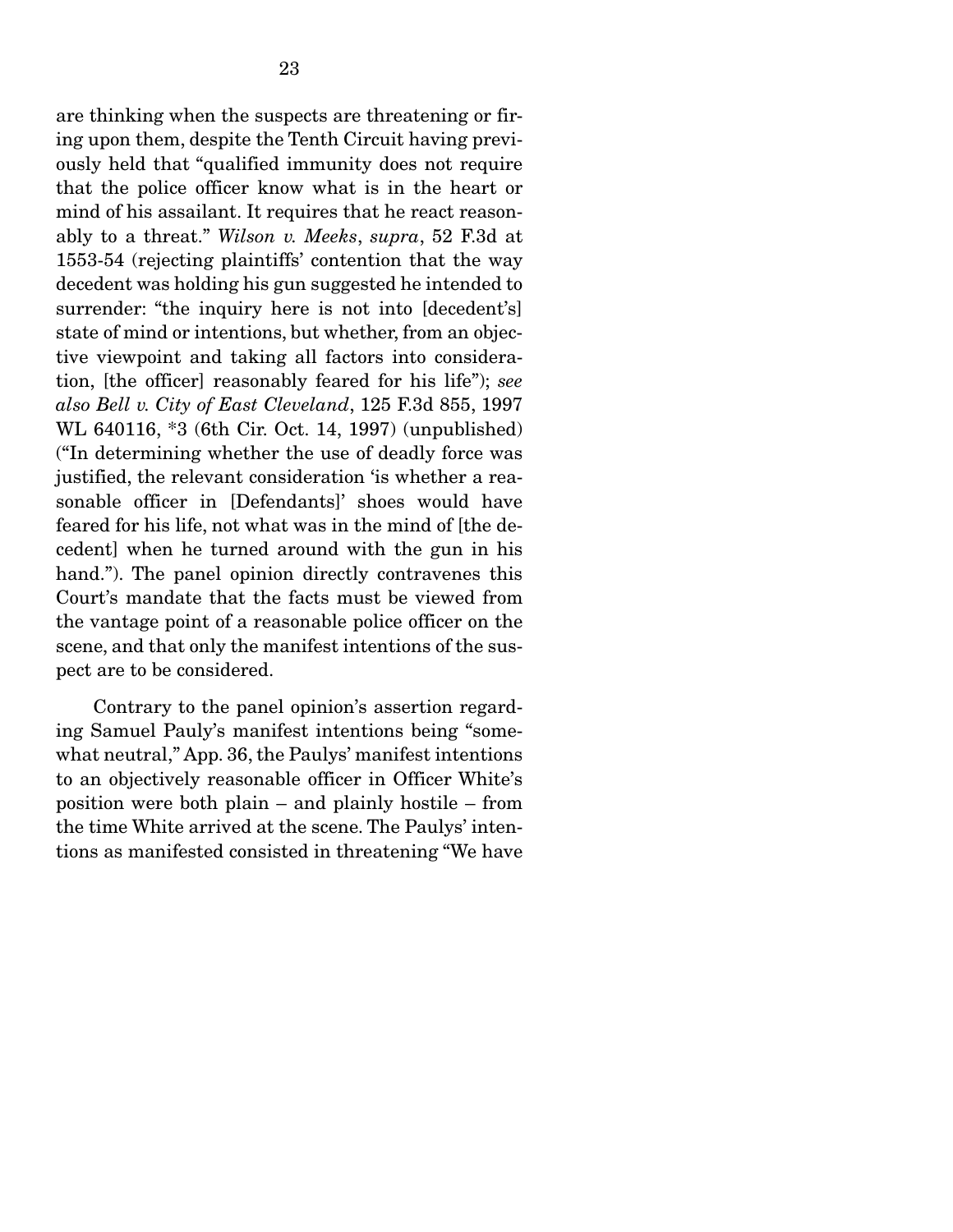are thinking when the suspects are threatening or firing upon them, despite the Tenth Circuit having previously held that "qualified immunity does not require that the police officer know what is in the heart or mind of his assailant. It requires that he react reasonably to a threat." *Wilson v. Meeks*, *supra*, 52 F.3d at 1553-54 (rejecting plaintiffs' contention that the way decedent was holding his gun suggested he intended to surrender: "the inquiry here is not into [decedent's] state of mind or intentions, but whether, from an objective viewpoint and taking all factors into consideration, [the officer] reasonably feared for his life"); *see also Bell v. City of East Cleveland*, 125 F.3d 855, 1997 WL 640116, *3 (6th Cir. Oct. 14, 1997) (unpublished) ("In determining whether the use of deadly force was justified, the relevant consideration 'is whether a reasonable officer in [Defendants]' shoes would have feared for his life, not what was in the mind of [the decedent] when he turned around with the gun in his hand."). The panel opinion directly contravenes this Court's mandate that the facts must be viewed from the vantage point of a reasonable police officer on the scene, and that only the manifest intentions of the suspect are to be considered.

Contrary to the panel opinion's assertion regarding Samuel Pauly's manifest intentions being "somewhat neutral," App. 36, the Paulys' manifest intentions to an objectively reasonable officer in Officer White's position were both plain – and plainly hostile – from the time White arrived at the scene. The Paulys' intentions as manifested consisted in threatening "We have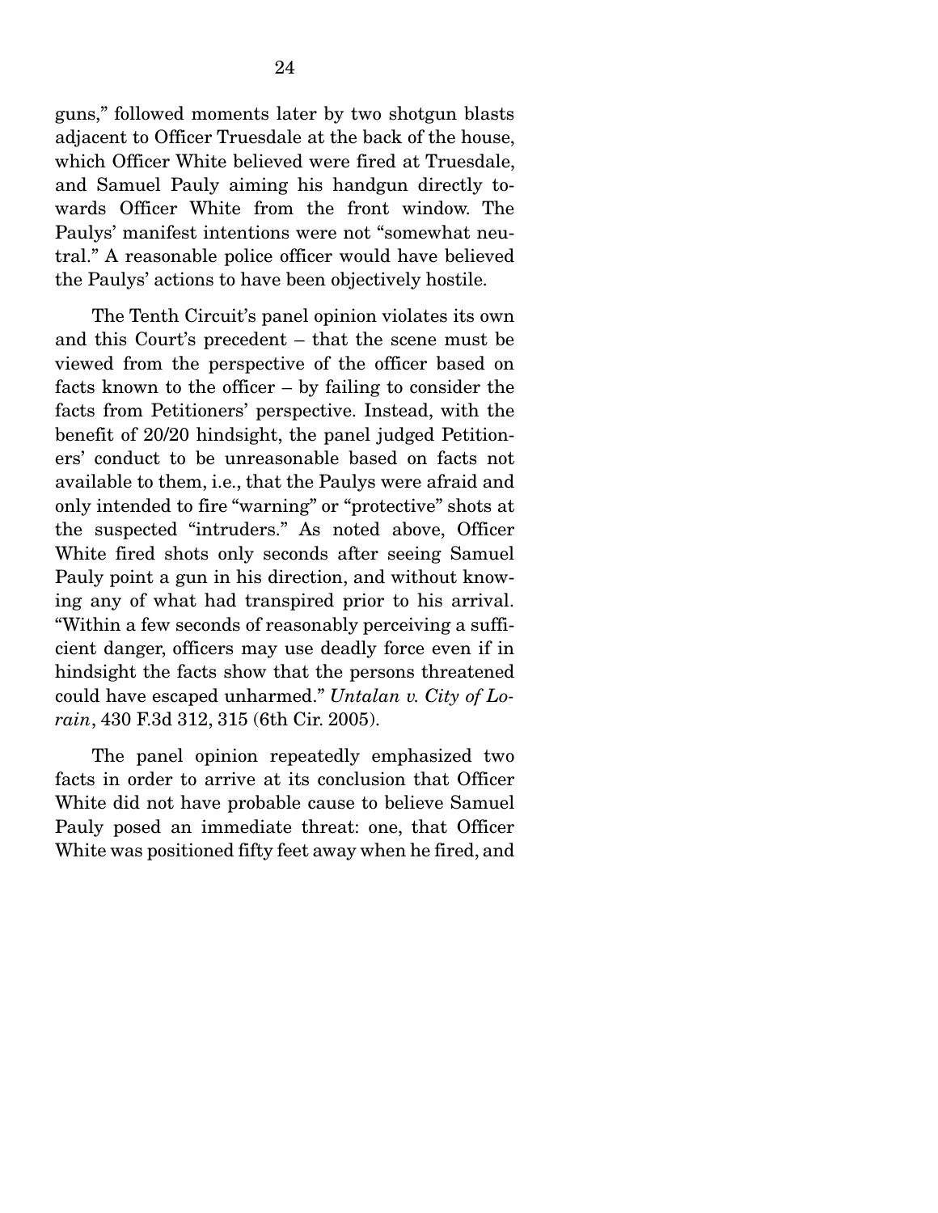guns," followed moments later by two shotgun blasts adjacent to Officer Truesdale at the back of the house, which Officer White believed were fired at Truesdale, and Samuel Pauly aiming his handgun directly towards Officer White from the front window. The Paulys' manifest intentions were not "somewhat neutral." A reasonable police officer would have believed the Paulys' actions to have been objectively hostile.

The Tenth Circuit's panel opinion violates its own and this Court's precedent – that the scene must be viewed from the perspective of the officer based on facts known to the officer – by failing to consider the facts from Petitioners' perspective. Instead, with the benefit of 20/20 hindsight, the panel judged Petitioners' conduct to be unreasonable based on facts not available to them, i.e., that the Paulys were afraid and only intended to fire "warning" or "protective" shots at the suspected "intruders." As noted above, Officer White fired shots only seconds after seeing Samuel Pauly point a gun in his direction, and without knowing any of what had transpired prior to his arrival. "Within a few seconds of reasonably perceiving a sufficient danger, officers may use deadly force even if in hindsight the facts show that the persons threatened could have escaped unharmed." *Untalan v. City of Lorain*, 430 F.3d 312, 315 (6th Cir. 2005).

The panel opinion repeatedly emphasized two facts in order to arrive at its conclusion that Officer White did not have probable cause to believe Samuel Pauly posed an immediate threat: one, that Officer White was positioned fifty feet away when he fired, and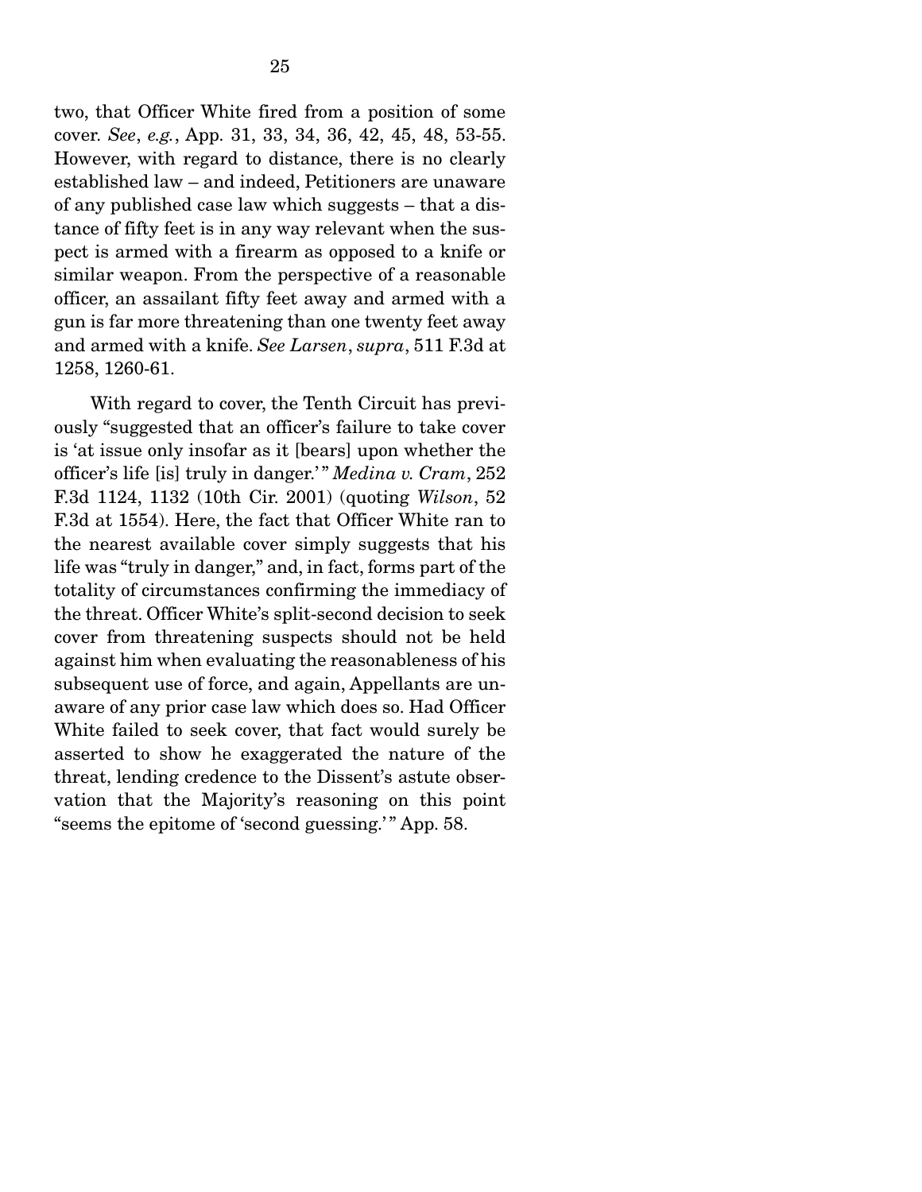two, that Officer White fired from a position of some cover. *See*, *e.g.*, App. 31, 33, 34, 36, 42, 45, 48, 53-55. However, with regard to distance, there is no clearly established law – and indeed, Petitioners are unaware of any published case law which suggests – that a distance of fifty feet is in any way relevant when the suspect is armed with a firearm as opposed to a knife or similar weapon. From the perspective of a reasonable officer, an assailant fifty feet away and armed with a gun is far more threatening than one twenty feet away and armed with a knife. *See Larsen*, *supra*, 511 F.3d at 1258, 1260-61.

With regard to cover, the Tenth Circuit has previously "suggested that an officer's failure to take cover is 'at issue only insofar as it [bears] upon whether the officer's life [is] truly in danger.'" *Medina v. Cram*, 252 F.3d 1124, 1132 (10th Cir. 2001) (quoting *Wilson*, 52 F.3d at 1554). Here, the fact that Officer White ran to the nearest available cover simply suggests that his life was "truly in danger," and, in fact, forms part of the totality of circumstances confirming the immediacy of the threat. Officer White's split-second decision to seek cover from threatening suspects should not be held against him when evaluating the reasonableness of his subsequent use of force, and again, Appellants are unaware of any prior case law which does so. Had Officer White failed to seek cover, that fact would surely be asserted to show he exaggerated the nature of the threat, lending credence to the Dissent's astute observation that the Majority's reasoning on this point "seems the epitome of 'second guessing.'" App. 58.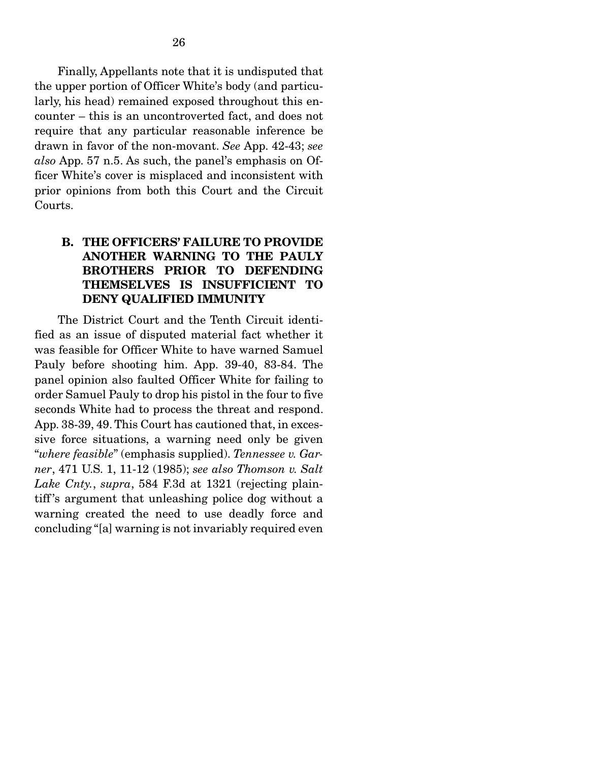Finally, Appellants note that it is undisputed that the upper portion of Officer White's body (and particularly, his head) remained exposed throughout this encounter – this is an uncontroverted fact, and does not require that any particular reasonable inference be drawn in favor of the non-movant. *See* App. 42-43; *see also* App. 57 n.5. As such, the panel's emphasis on Officer White's cover is misplaced and inconsistent with prior opinions from both this Court and the Circuit Courts.

### B. THE OFFICERS' FAILURE TO PROVIDE ANOTHER WARNING TO THE PAULY BROTHERS PRIOR TO DEFENDING THEMSELVES IS INSUFFICIENT TO DENY QUALIFIED IMMUNITY

The District Court and the Tenth Circuit identified as an issue of disputed material fact whether it was feasible for Officer White to have warned Samuel Pauly before shooting him. App. 39-40, 83-84. The panel opinion also faulted Officer White for failing to order Samuel Pauly to drop his pistol in the four to five seconds White had to process the threat and respond. App. 38-39, 49. This Court has cautioned that, in excessive force situations, a warning need only be given "*where feasible*" (emphasis supplied). *Tennessee v. Garner*, 471 U.S. 1, 11-12 (1985); *see also Thomson v. Salt Lake Cnty.*, *supra*, 584 F.3d at 1321 (rejecting plaintiff's argument that unleashing police dog without a warning created the need to use deadly force and concluding "[a] warning is not invariably required even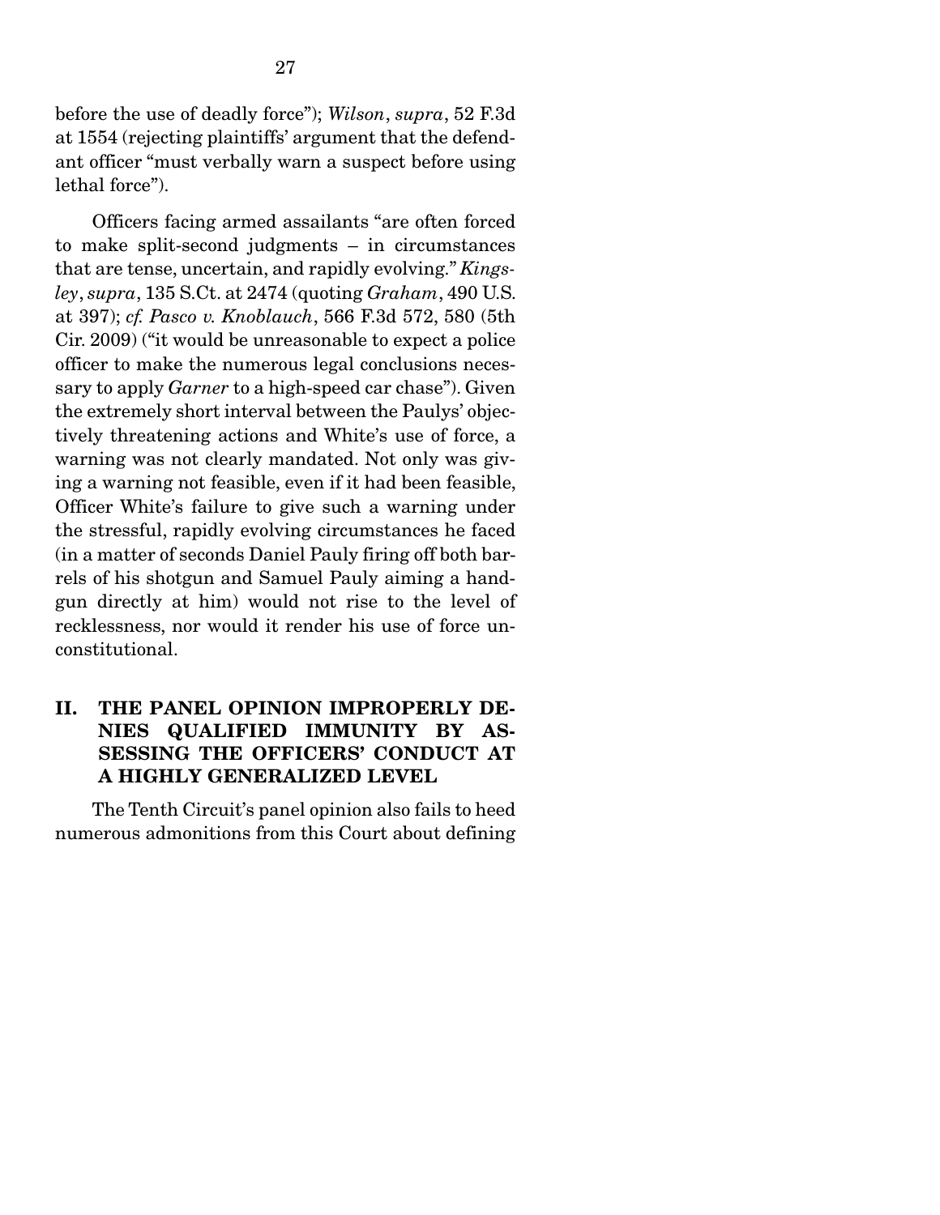before the use of deadly force"); *Wilson*, *supra*, 52 F.3d at 1554 (rejecting plaintiffs' argument that the defendant officer "must verbally warn a suspect before using lethal force").

Officers facing armed assailants "are often forced to make split-second judgments – in circumstances that are tense, uncertain, and rapidly evolving." *Kingsley*, *supra*, 135 S.Ct. at 2474 (quoting *Graham*, 490 U.S. at 397); *cf. Pasco v. Knoblauch*, 566 F.3d 572, 580 (5th Cir. 2009) ("it would be unreasonable to expect a police officer to make the numerous legal conclusions necessary to apply *Garner* to a high-speed car chase"). Given the extremely short interval between the Paulys' objectively threatening actions and White's use of force, a warning was not clearly mandated. Not only was giving a warning not feasible, even if it had been feasible, Officer White's failure to give such a warning under the stressful, rapidly evolving circumstances he faced (in a matter of seconds Daniel Pauly firing off both barrels of his shotgun and Samuel Pauly aiming a handgun directly at him) would not rise to the level of recklessness, nor would it render his use of force unconstitutional.

## II. THE PANEL OPINION IMPROPERLY DENIES QUALIFIED IMMUNITY BY ASSESSING THE OFFICERS' CONDUCT AT A HIGHLY GENERALIZED LEVEL

The Tenth Circuit's panel opinion also fails to heed numerous admonitions from this Court about defining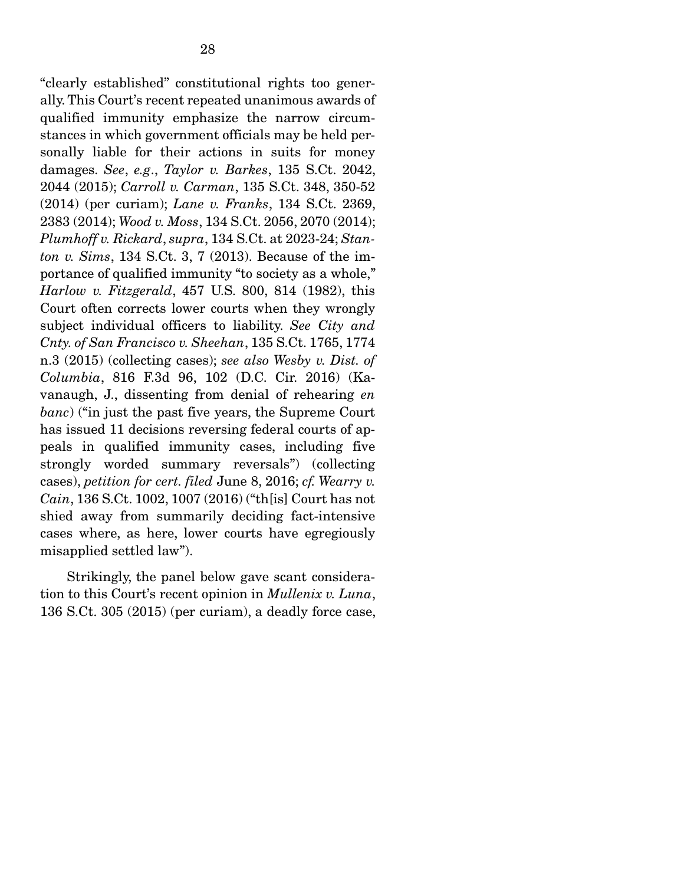"clearly established" constitutional rights too generally. This Court's recent repeated unanimous awards of qualified immunity emphasize the narrow circumstances in which government officials may be held personally liable for their actions in suits for money damages. *See*, *e.g*., *Taylor v. Barkes*, 135 S.Ct. 2042, 2044 (2015); *Carroll v. Carman*, 135 S.Ct. 348, 350-52 (2014) (per curiam); *Lane v. Franks*, 134 S.Ct. 2369, 2383 (2014); *Wood v. Moss*, 134 S.Ct. 2056, 2070 (2014); *Plumhoff v. Rickard*, *supra*, 134 S.Ct. at 2023-24; *Stanton v. Sims*, 134 S.Ct. 3, 7 (2013). Because of the importance of qualified immunity "to society as a whole," *Harlow v. Fitzgerald*, 457 U.S. 800, 814 (1982), this Court often corrects lower courts when they wrongly subject individual officers to liability. *See City and Cnty. of San Francisco v. Sheehan*, 135 S.Ct. 1765, 1774 n.3 (2015) (collecting cases); *see also Wesby v. Dist. of Columbia*, 816 F.3d 96, 102 (D.C. Cir. 2016) (Kavanaugh, J., dissenting from denial of rehearing *en banc*) ("in just the past five years, the Supreme Court has issued 11 decisions reversing federal courts of appeals in qualified immunity cases, including five strongly worded summary reversals") (collecting cases), *petition for cert. filed* June 8, 2016; *cf. Wearry v. Cain*, 136 S.Ct. 1002, 1007 (2016) ("th[is] Court has not shied away from summarily deciding fact-intensive cases where, as here, lower courts have egregiously misapplied settled law").

Strikingly, the panel below gave scant consideration to this Court's recent opinion in *Mullenix v. Luna*, 136 S.Ct. 305 (2015) (per curiam), a deadly force case,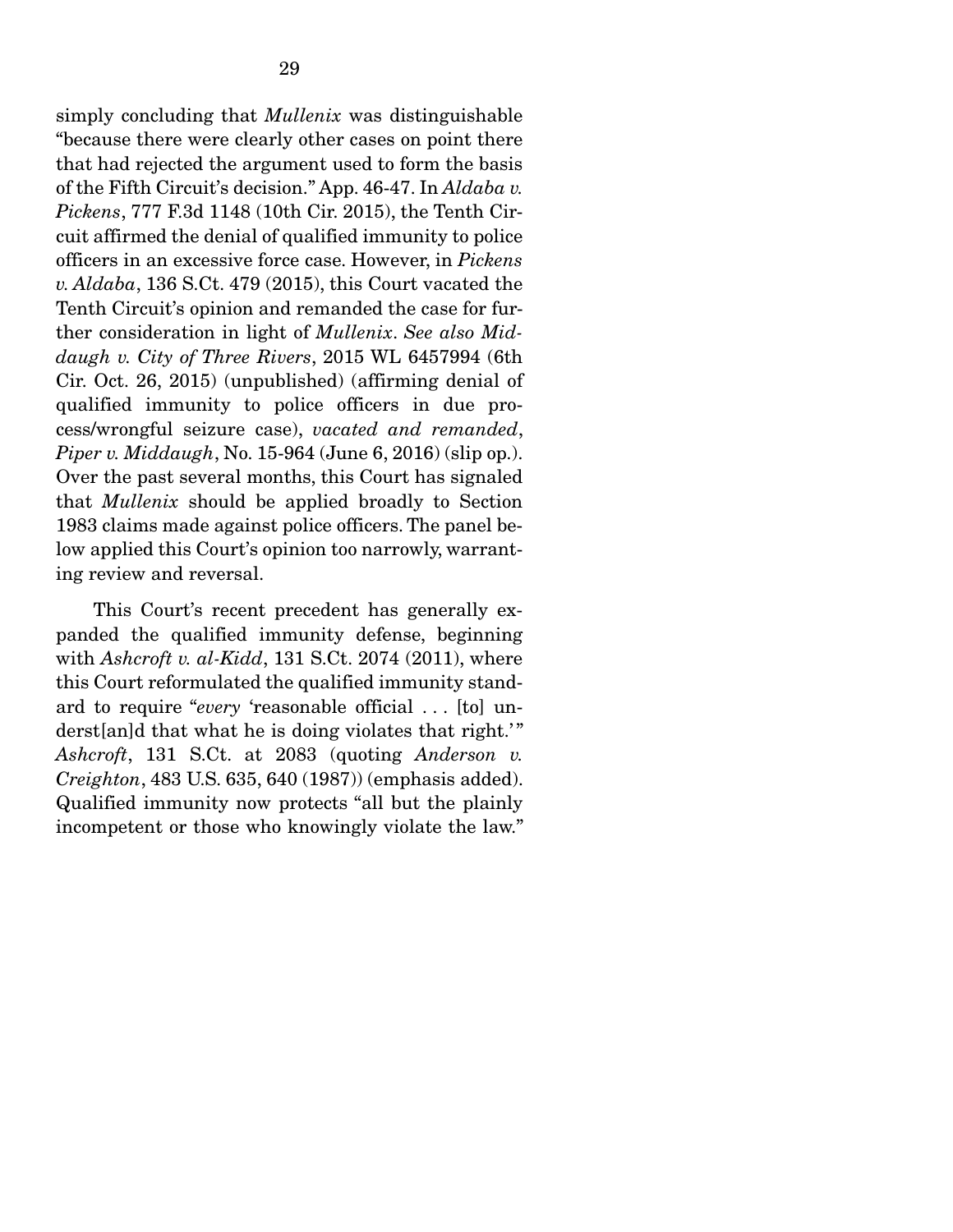simply concluding that *Mullenix* was distinguishable "because there were clearly other cases on point there that had rejected the argument used to form the basis of the Fifth Circuit's decision." App. 46-47. In *Aldaba v. Pickens*, 777 F.3d 1148 (10th Cir. 2015), the Tenth Circuit affirmed the denial of qualified immunity to police officers in an excessive force case. However, in *Pickens v. Aldaba*, 136 S.Ct. 479 (2015), this Court vacated the Tenth Circuit's opinion and remanded the case for further consideration in light of *Mullenix*. *See also Middaugh v. City of Three Rivers*, 2015 WL 6457994 (6th Cir. Oct. 26, 2015) (unpublished) (affirming denial of qualified immunity to police officers in due process/wrongful seizure case), *vacated and remanded*, *Piper v. Middaugh*, No. 15-964 (June 6, 2016) (slip op.). Over the past several months, this Court has signaled that *Mullenix* should be applied broadly to Section 1983 claims made against police officers. The panel below applied this Court's opinion too narrowly, warranting review and reversal.

This Court's recent precedent has generally expanded the qualified immunity defense, beginning with *Ashcroft v. al-Kidd*, 131 S.Ct. 2074 (2011), where this Court reformulated the qualified immunity standard to require "*every* 'reasonable official . . . [to] underst[an]d that what he is doing violates that right.'" *Ashcroft*, 131 S.Ct. at 2083 (quoting *Anderson v. Creighton*, 483 U.S. 635, 640 (1987)) (emphasis added). Qualified immunity now protects "all but the plainly incompetent or those who knowingly violate the law."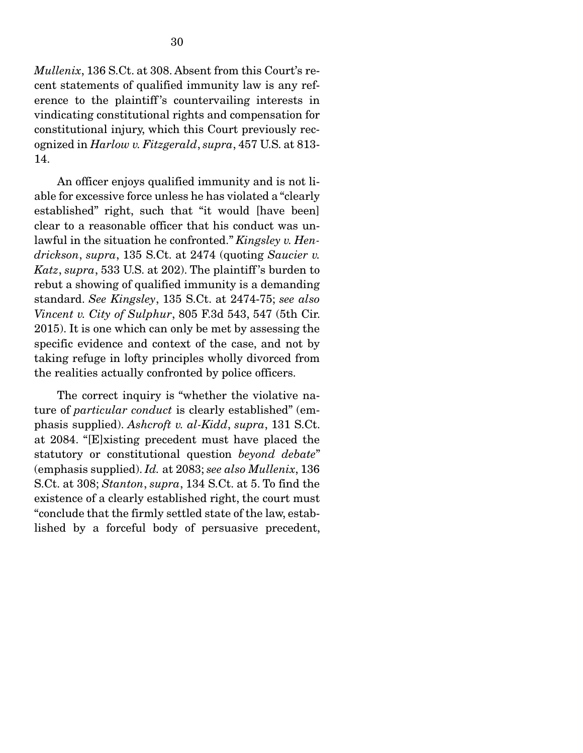*Mullenix*, 136 S.Ct. at 308. Absent from this Court's recent statements of qualified immunity law is any reference to the plaintiff's countervailing interests in vindicating constitutional rights and compensation for constitutional injury, which this Court previously recognized in *Harlow v. Fitzgerald*, *supra*, 457 U.S. at 813-14.

An officer enjoys qualified immunity and is not liable for excessive force unless he has violated a "clearly established" right, such that "it would [have been] clear to a reasonable officer that his conduct was unlawful in the situation he confronted." *Kingsley v. Hendrickson*, *supra*, 135 S.Ct. at 2474 (quoting *Saucier v. Katz*, *supra*, 533 U.S. at 202). The plaintiff's burden to rebut a showing of qualified immunity is a demanding standard. *See Kingsley*, 135 S.Ct. at 2474-75; *see also Vincent v. City of Sulphur*, 805 F.3d 543, 547 (5th Cir. 2015). It is one which can only be met by assessing the specific evidence and context of the case, and not by taking refuge in lofty principles wholly divorced from the realities actually confronted by police officers.

The correct inquiry is "whether the violative nature of *particular conduct* is clearly established" (emphasis supplied). *Ashcroft v. al-Kidd*, *supra*, 131 S.Ct. at 2084. "[E]xisting precedent must have placed the statutory or constitutional question *beyond debate*" (emphasis supplied). *Id.* at 2083; *see also Mullenix*, 136 S.Ct. at 308; *Stanton*, *supra*, 134 S.Ct. at 5. To find the existence of a clearly established right, the court must "conclude that the firmly settled state of the law, established by a forceful body of persuasive precedent,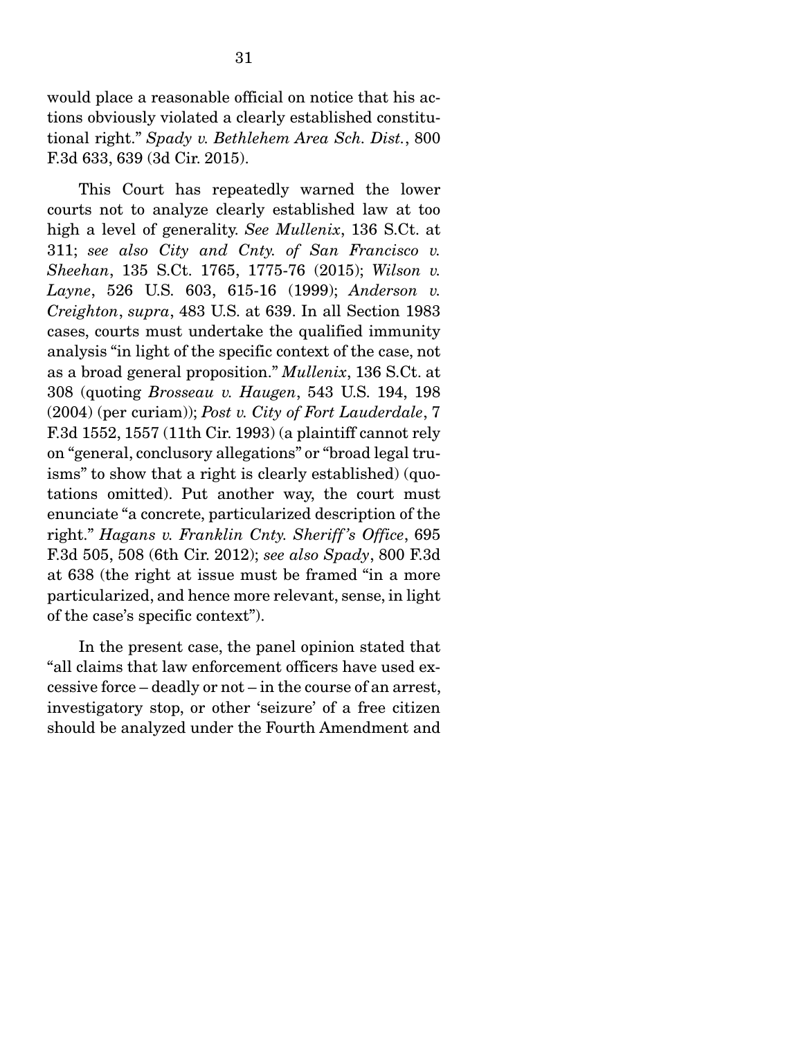would place a reasonable official on notice that his actions obviously violated a clearly established constitutional right." *Spady v. Bethlehem Area Sch. Dist.*, 800 F.3d 633, 639 (3d Cir. 2015).

This Court has repeatedly warned the lower courts not to analyze clearly established law at too high a level of generality. *See Mullenix*, 136 S.Ct. at 311; *see also City and Cnty. of San Francisco v. Sheehan*, 135 S.Ct. 1765, 1775-76 (2015); *Wilson v. Layne*, 526 U.S. 603, 615-16 (1999); *Anderson v. Creighton*, *supra*, 483 U.S. at 639. In all Section 1983 cases, courts must undertake the qualified immunity analysis "in light of the specific context of the case, not as a broad general proposition." *Mullenix*, 136 S.Ct. at 308 (quoting *Brosseau v. Haugen*, 543 U.S. 194, 198 (2004) (per curiam)); *Post v. City of Fort Lauderdale*, 7 F.3d 1552, 1557 (11th Cir. 1993) (a plaintiff cannot rely on "general, conclusory allegations" or "broad legal truisms" to show that a right is clearly established) (quotations omitted). Put another way, the court must enunciate "a concrete, particularized description of the right." *Hagans v. Franklin Cnty. Sheriff's Office*, 695 F.3d 505, 508 (6th Cir. 2012); *see also Spady*, 800 F.3d at 638 (the right at issue must be framed "in a more particularized, and hence more relevant, sense, in light of the case's specific context").

In the present case, the panel opinion stated that "all claims that law enforcement officers have used excessive force – deadly or not – in the course of an arrest, investigatory stop, or other 'seizure' of a free citizen should be analyzed under the Fourth Amendment and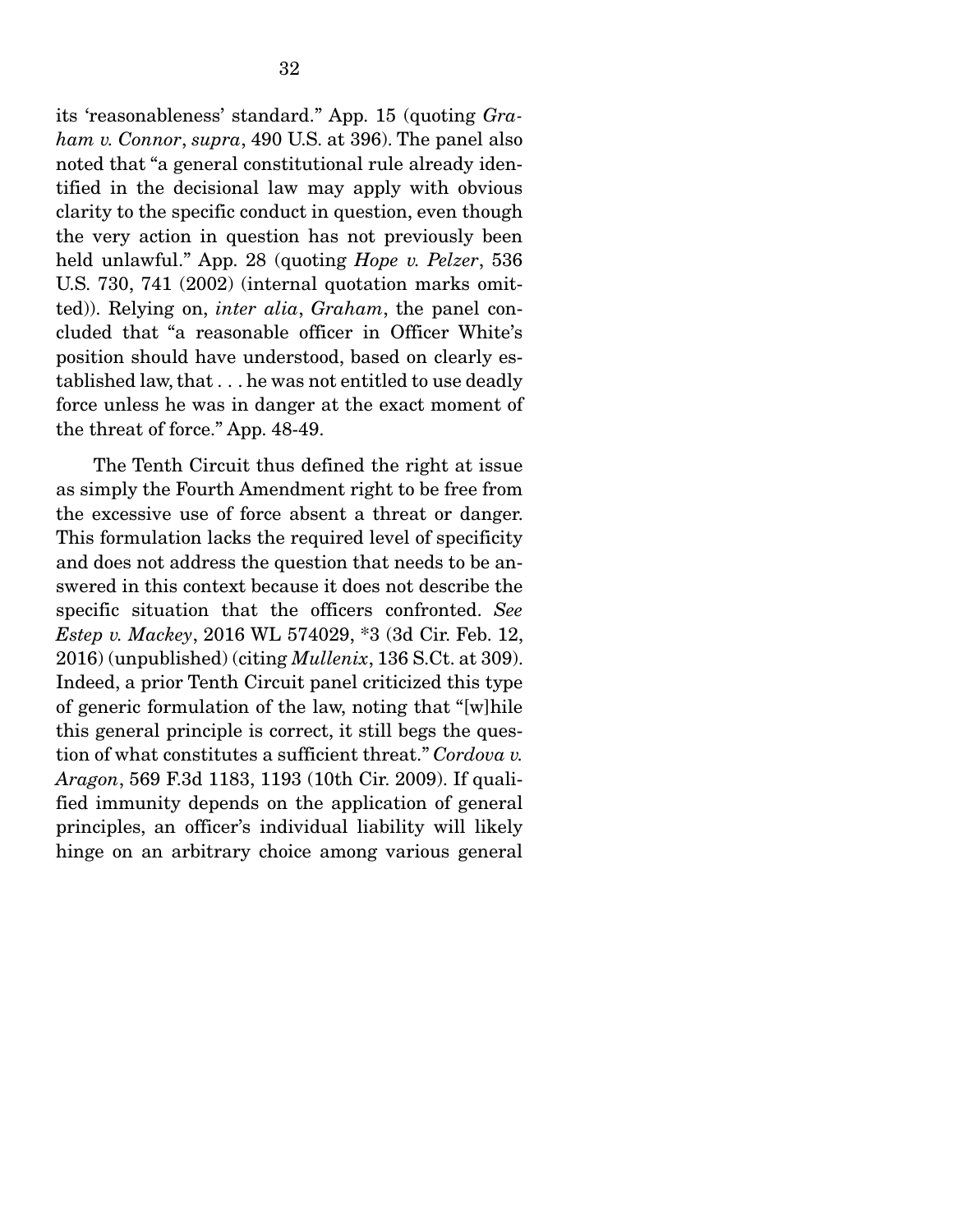its 'reasonableness' standard." App. 15 (quoting *Graham v. Connor*, *supra*, 490 U.S. at 396). The panel also noted that "a general constitutional rule already identified in the decisional law may apply with obvious clarity to the specific conduct in question, even though the very action in question has not previously been held unlawful." App. 28 (quoting *Hope v. Pelzer*, 536 U.S. 730, 741 (2002) (internal quotation marks omitted)). Relying on, *inter alia*, *Graham*, the panel concluded that "a reasonable officer in Officer White's position should have understood, based on clearly established law, that . . . he was not entitled to use deadly force unless he was in danger at the exact moment of the threat of force." App. 48-49.

The Tenth Circuit thus defined the right at issue as simply the Fourth Amendment right to be free from the excessive use of force absent a threat or danger. This formulation lacks the required level of specificity and does not address the question that needs to be answered in this context because it does not describe the specific situation that the officers confronted. *See Estep v. Mackey*, 2016 WL 574029, *3 (3d Cir. Feb. 12, 2016) (unpublished) (citing *Mullenix*, 136 S.Ct. at 309). Indeed, a prior Tenth Circuit panel criticized this type of generic formulation of the law, noting that "[w]hile this general principle is correct, it still begs the question of what constitutes a sufficient threat." *Cordova v. Aragon*, 569 F.3d 1183, 1193 (10th Cir. 2009). If qualified immunity depends on the application of general principles, an officer's individual liability will likely hinge on an arbitrary choice among various general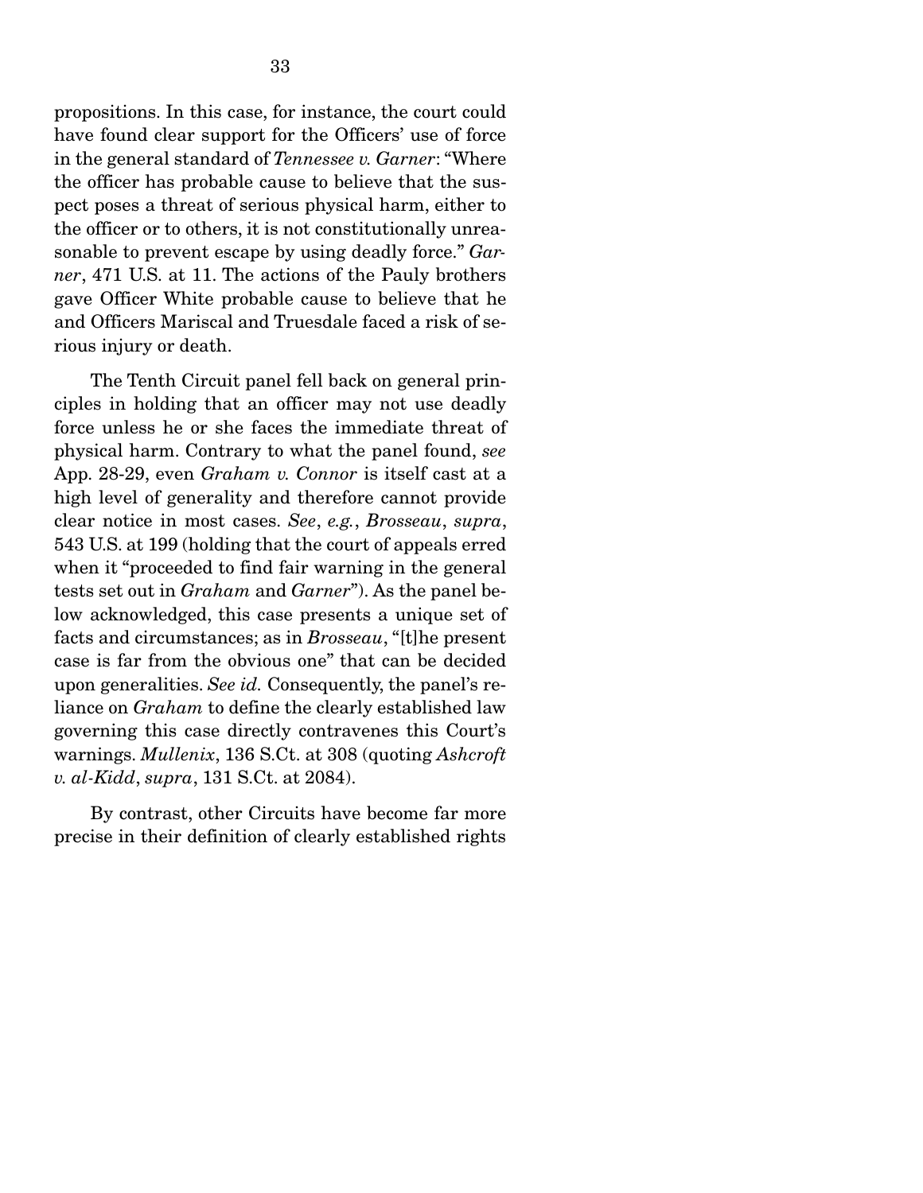propositions. In this case, for instance, the court could have found clear support for the Officers' use of force in the general standard of *Tennessee v. Garner*: "Where the officer has probable cause to believe that the suspect poses a threat of serious physical harm, either to the officer or to others, it is not constitutionally unreasonable to prevent escape by using deadly force." *Garner*, 471 U.S. at 11. The actions of the Pauly brothers gave Officer White probable cause to believe that he and Officers Mariscal and Truesdale faced a risk of serious injury or death.

The Tenth Circuit panel fell back on general principles in holding that an officer may not use deadly force unless he or she faces the immediate threat of physical harm. Contrary to what the panel found, *see* App. 28-29, even *Graham v. Connor* is itself cast at a high level of generality and therefore cannot provide clear notice in most cases. *See*, *e.g.*, *Brosseau*, *supra*, 543 U.S. at 199 (holding that the court of appeals erred when it "proceeded to find fair warning in the general tests set out in *Graham* and *Garner*"). As the panel below acknowledged, this case presents a unique set of facts and circumstances; as in *Brosseau*, "[t]he present case is far from the obvious one" that can be decided upon generalities. *See id.* Consequently, the panel's reliance on *Graham* to define the clearly established law governing this case directly contravenes this Court's warnings. *Mullenix*, 136 S.Ct. at 308 (quoting *Ashcroft v. al-Kidd*, *supra*, 131 S.Ct. at 2084).

By contrast, other Circuits have become far more precise in their definition of clearly established rights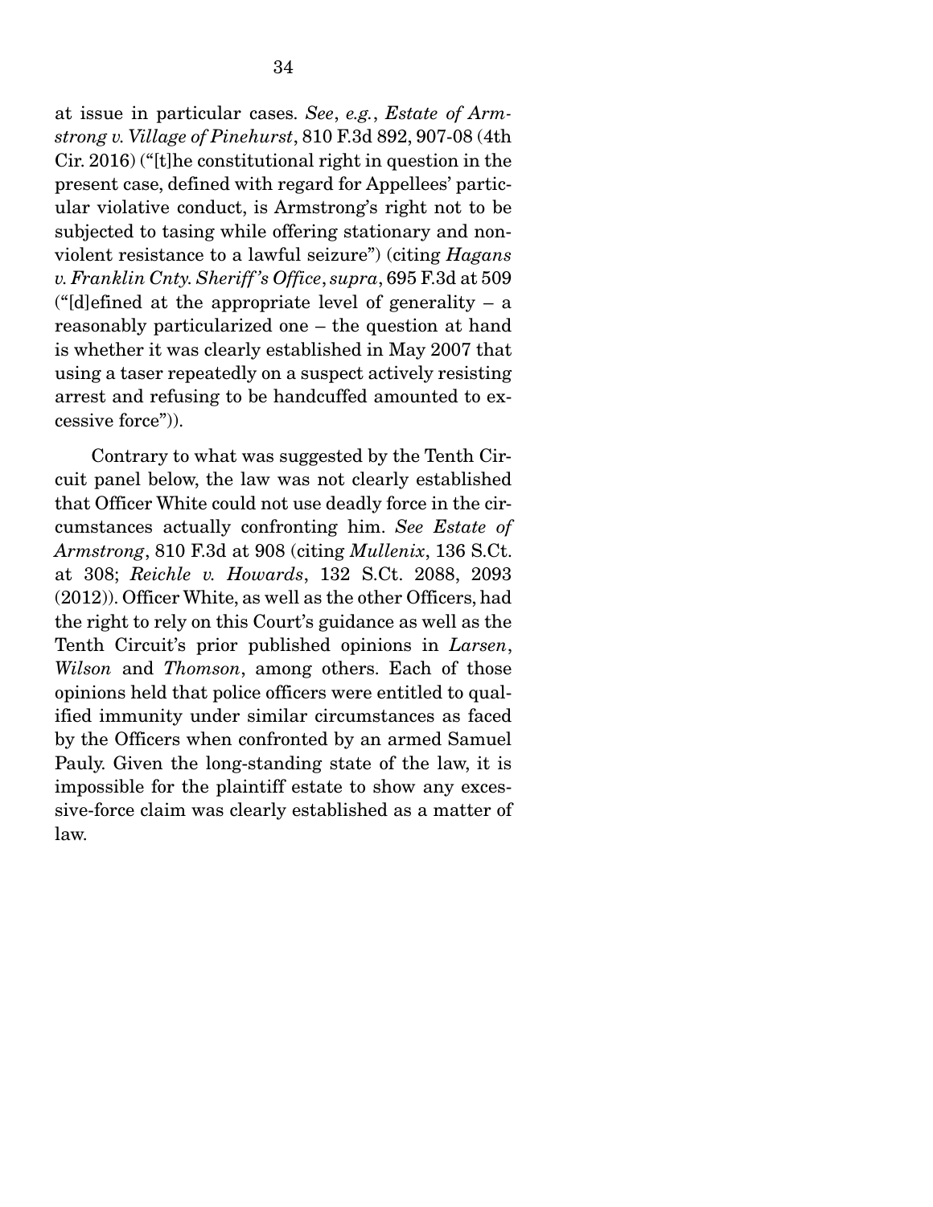at issue in particular cases. *See*, *e.g.*, *Estate of Armstrong v. Village of Pinehurst*, 810 F.3d 892, 907-08 (4th Cir. 2016) ("[t]he constitutional right in question in the present case, defined with regard for Appellees' particular violative conduct, is Armstrong's right not to be subjected to tasing while offering stationary and non-violent resistance to a lawful seizure") (citing *Hagans v. Franklin Cnty. Sheriff's Office*, *supra*, 695 F.3d at 509 ("[d]efined at the appropriate level of generality – a reasonably particularized one – the question at hand is whether it was clearly established in May 2007 that using a taser repeatedly on a suspect actively resisting arrest and refusing to be handcuffed amounted to excessive force")).

Contrary to what was suggested by the Tenth Circuit panel below, the law was not clearly established that Officer White could not use deadly force in the circumstances actually confronting him. *See Estate of Armstrong*, 810 F.3d at 908 (citing *Mullenix*, 136 S.Ct. at 308; *Reichle v. Howards*, 132 S.Ct. 2088, 2093 (2012)). Officer White, as well as the other Officers, had the right to rely on this Court's guidance as well as the Tenth Circuit's prior published opinions in *Larsen*, *Wilson* and *Thomson*, among others. Each of those opinions held that police officers were entitled to qualified immunity under similar circumstances as faced by the Officers when confronted by an armed Samuel Pauly. Given the long-standing state of the law, it is impossible for the plaintiff estate to show any excessive-force claim was clearly established as a matter of law.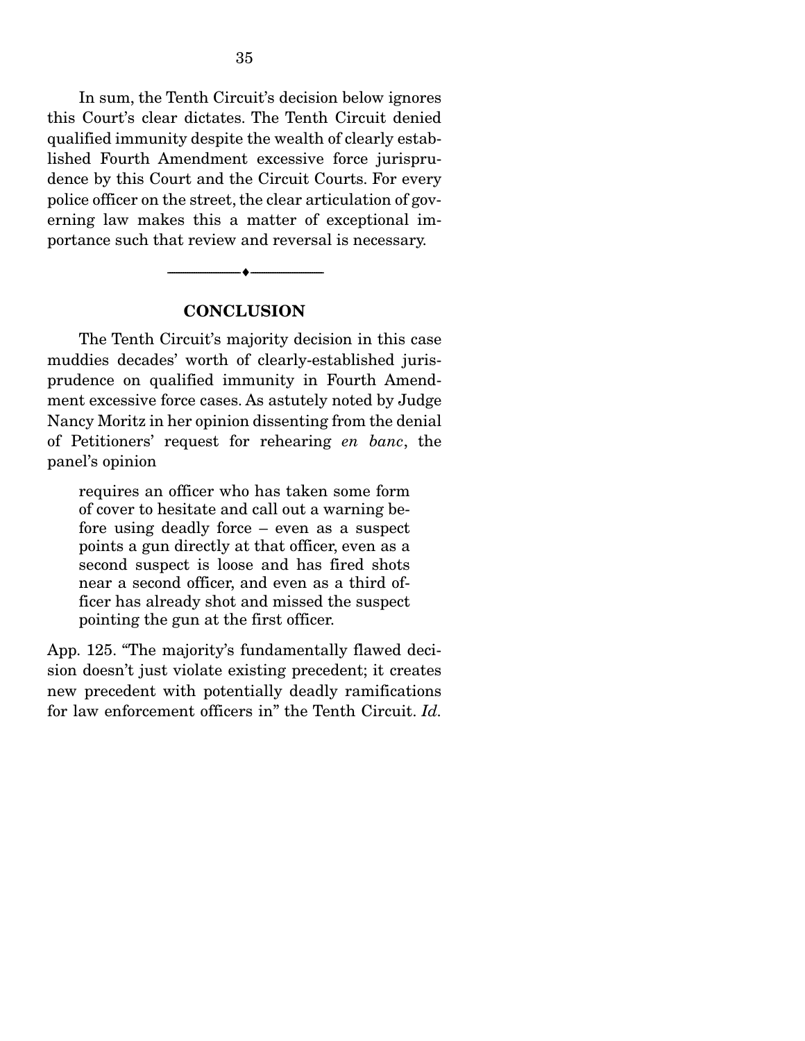In sum, the Tenth Circuit's decision below ignores this Court's clear dictates. The Tenth Circuit denied qualified immunity despite the wealth of clearly established Fourth Amendment excessive force jurisprudence by this Court and the Circuit Courts. For every police officer on the street, the clear articulation of governing law makes this a matter of exceptional importance such that review and reversal is necessary.

---

## CONCLUSION

The Tenth Circuit's majority decision in this case muddies decades' worth of clearly-established jurisprudence on qualified immunity in Fourth Amendment excessive force cases. As astutely noted by Judge Nancy Moritz in her opinion dissenting from the denial of Petitioners' request for rehearing *en banc*, the panel's opinion

> requires an officer who has taken some form of cover to hesitate and call out a warning before using deadly force – even as a suspect points a gun directly at that officer, even as a second suspect is loose and has fired shots near a second officer, and even as a third officer has already shot and missed the suspect pointing the gun at the first officer.

App. 125. "The majority's fundamentally flawed decision doesn't just violate existing precedent; it creates new precedent with potentially deadly ramifications for law enforcement officers in" the Tenth Circuit. *Id.*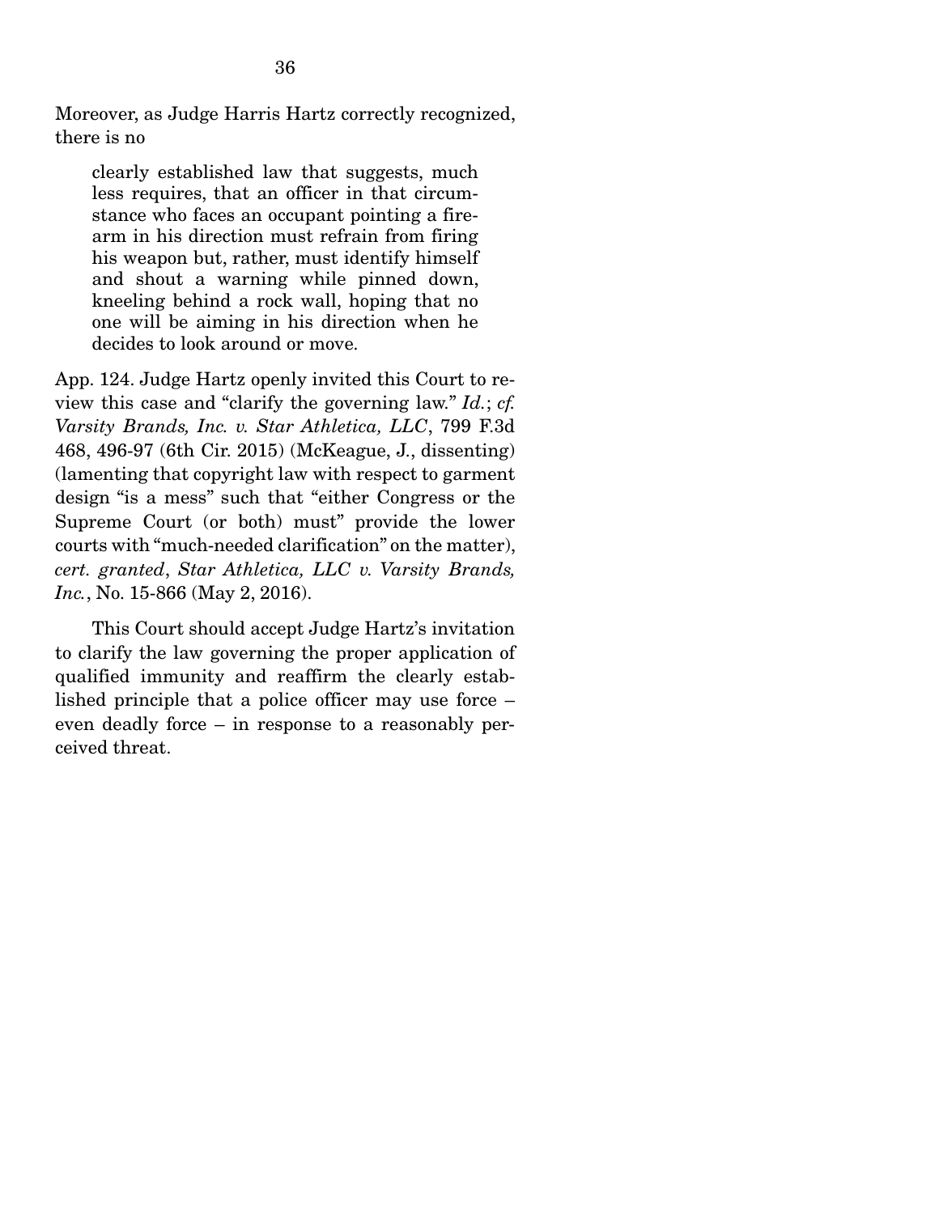Moreover, as Judge Harris Hartz correctly recognized, there is no

> clearly established law that suggests, much less requires, that an officer in that circumstance who faces an occupant pointing a firearm in his direction must refrain from firing his weapon but, rather, must identify himself and shout a warning while pinned down, kneeling behind a rock wall, hoping that no one will be aiming in his direction when he decides to look around or move.

App. 124. Judge Hartz openly invited this Court to review this case and "clarify the governing law." *Id.*; *cf. Varsity Brands, Inc. v. Star Athletica, LLC*, 799 F.3d 468, 496-97 (6th Cir. 2015) (McKeague, J., dissenting) (lamenting that copyright law with respect to garment design "is a mess" such that "either Congress or the Supreme Court (or both) must" provide the lower courts with "much-needed clarification" on the matter), *cert. granted*, *Star Athletica, LLC v. Varsity Brands, Inc.*, No. 15-866 (May 2, 2016).

This Court should accept Judge Hartz's invitation to clarify the law governing the proper application of qualified immunity and reaffirm the clearly established principle that a police officer may use force – even deadly force – in response to a reasonably perceived threat.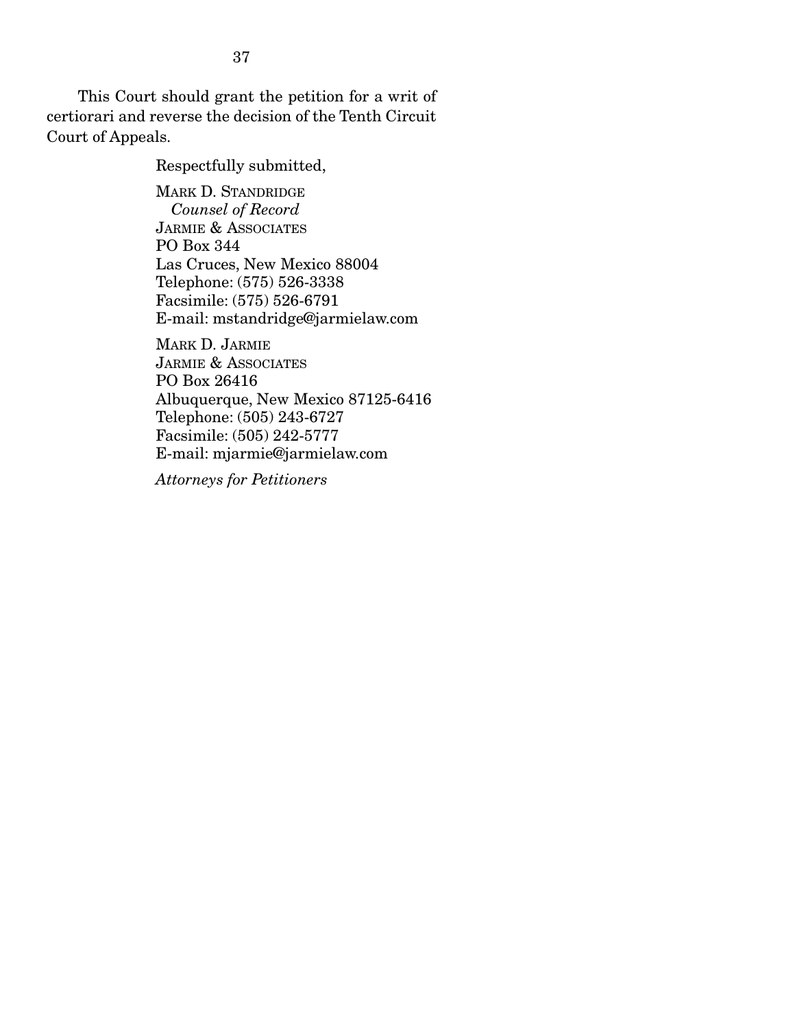This Court should grant the petition for a writ of certiorari and reverse the decision of the Tenth Circuit Court of Appeals.

Respectfully submitted,

MARK D. STANDRIDGE
*Counsel of Record*
JARMIE & ASSOCIATES
PO Box 344
Las Cruces, New Mexico 88004
Telephone: (575) 526-3338
Facsimile: (575) 526-6791
E-mail: mstandridge@jarmielaw.com

MARK D. JARMIE
JARMIE & ASSOCIATES
PO Box 26416
Albuquerque, New Mexico 87125-6416
Telephone: (505) 243-6727
Facsimile: (505) 242-5777
E-mail: mjarmie@jarmielaw.com

*Attorneys for Petitioners*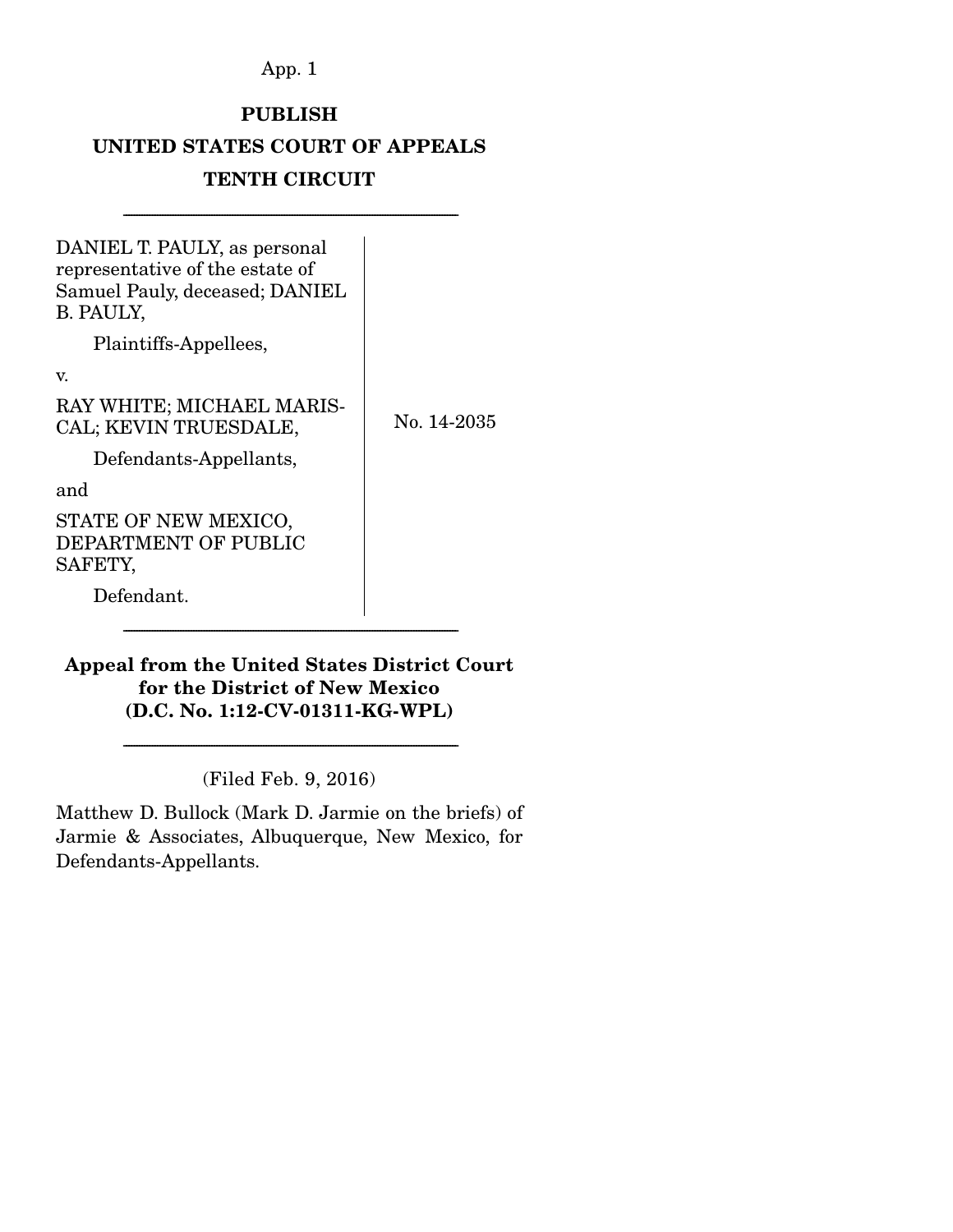**PUBLISH**

**UNITED STATES COURT OF APPEALS**

**TENTH CIRCUIT**

---

| | |
|---|---|
| DANIEL T. PAULY, as personal representative of the estate of Samuel Pauly, deceased; DANIEL B. PAULY,<br><br>Plaintiffs-Appellees,<br><br>v.<br><br>RAY WHITE; MICHAEL MARISCAL; KEVIN TRUESDALE,<br><br>Defendants-Appellants,<br><br>and<br><br>STATE OF NEW MEXICO, DEPARTMENT OF PUBLIC SAFETY,<br><br>Defendant. | No. 14-2035 |

---

**Appeal from the United States District Court for the District of New Mexico (D.C. No. 1:12-CV-01311-KG-WPL)**

---

(Filed Feb. 9, 2016)

Matthew D. Bullock (Mark D. Jarmie on the briefs) of Jarmie & Associates, Albuquerque, New Mexico, for Defendants-Appellants.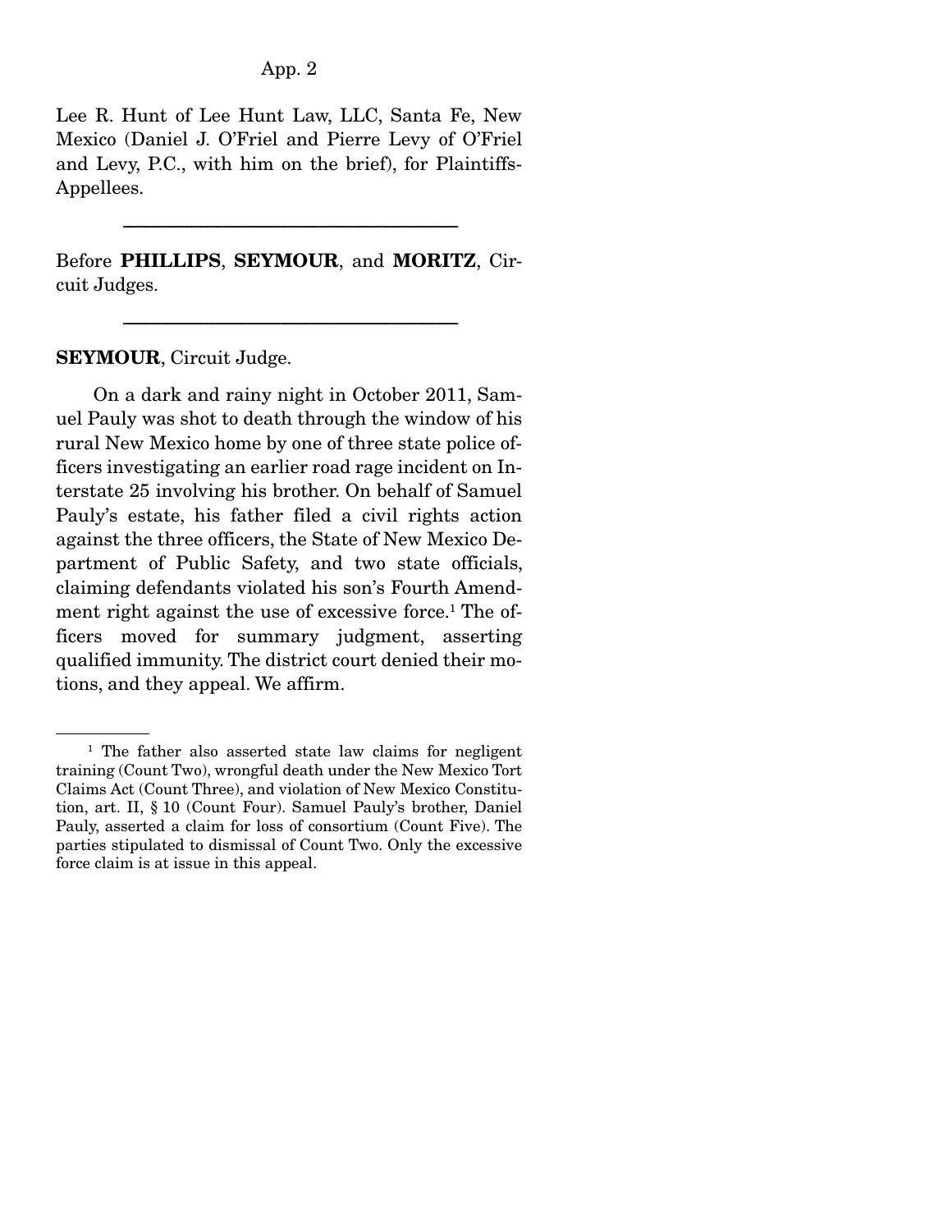Lee R. Hunt of Lee Hunt Law, LLC, Santa Fe, New Mexico (Daniel J. O'Friel and Pierre Levy of O'Friel and Levy, P.C., with him on the brief), for Plaintiffs-Appellees.

---

Before **PHILLIPS**, **SEYMOUR**, and **MORITZ**, Circuit Judges.

---

**SEYMOUR**, Circuit Judge.

On a dark and rainy night in October 2011, Samuel Pauly was shot to death through the window of his rural New Mexico home by one of three state police officers investigating an earlier road rage incident on Interstate 25 involving his brother. On behalf of Samuel Pauly's estate, his father filed a civil rights action against the three officers, the State of New Mexico Department of Public Safety, and two state officials, claiming defendants violated his son's Fourth Amendment right against the use of excessive force.[1] The officers moved for summary judgment, asserting qualified immunity. The district court denied their motions, and they appeal. We affirm.

---

[1] The father also asserted state law claims for negligent training (Count Two), wrongful death under the New Mexico Tort Claims Act (Count Three), and violation of New Mexico Constitution, art. II, § 10 (Count Four). Samuel Pauly's brother, Daniel Pauly, asserted a claim for loss of consortium (Count Five). The parties stipulated to dismissal of Count Two. Only the excessive force claim is at issue in this appeal.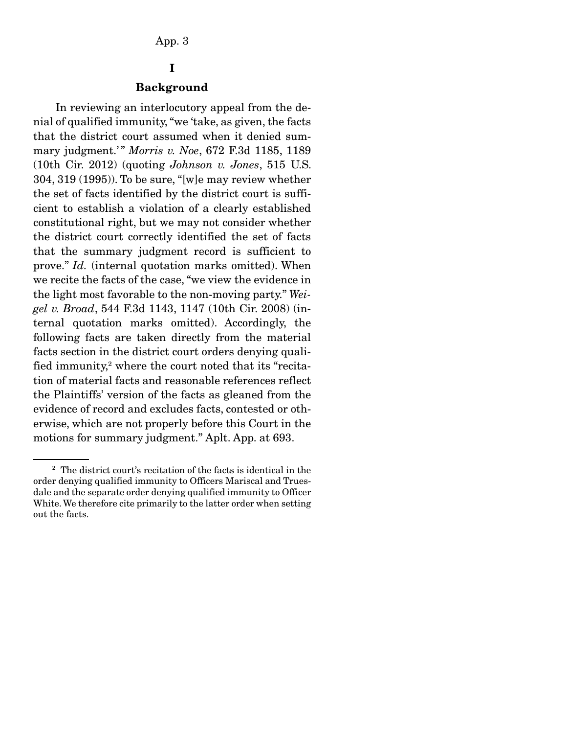# I

## Background

In reviewing an interlocutory appeal from the denial of qualified immunity, "we 'take, as given, the facts that the district court assumed when it denied summary judgment.'" *Morris v. Noe*, 672 F.3d 1185, 1189 (10th Cir. 2012) (quoting *Johnson v. Jones*, 515 U.S. 304, 319 (1995)). To be sure, "[w]e may review whether the set of facts identified by the district court is sufficient to establish a violation of a clearly established constitutional right, but we may not consider whether the district court correctly identified the set of facts that the summary judgment record is sufficient to prove." *Id.* (internal quotation marks omitted). When we recite the facts of the case, "we view the evidence in the light most favorable to the non-moving party." *Weigel v. Broad*, 544 F.3d 1143, 1147 (10th Cir. 2008) (internal quotation marks omitted). Accordingly, the following facts are taken directly from the material facts section in the district court orders denying qualified immunity,[2] where the court noted that its "recitation of material facts and reasonable references reflect the Plaintiffs' version of the facts as gleaned from the evidence of record and excludes facts, contested or otherwise, which are not properly before this Court in the motions for summary judgment." Aplt. App. at 693.

[2] The district court's recitation of the facts is identical in the order denying qualified immunity to Officers Mariscal and Truesdale and the separate order denying qualified immunity to Officer White. We therefore cite primarily to the latter order when setting out the facts.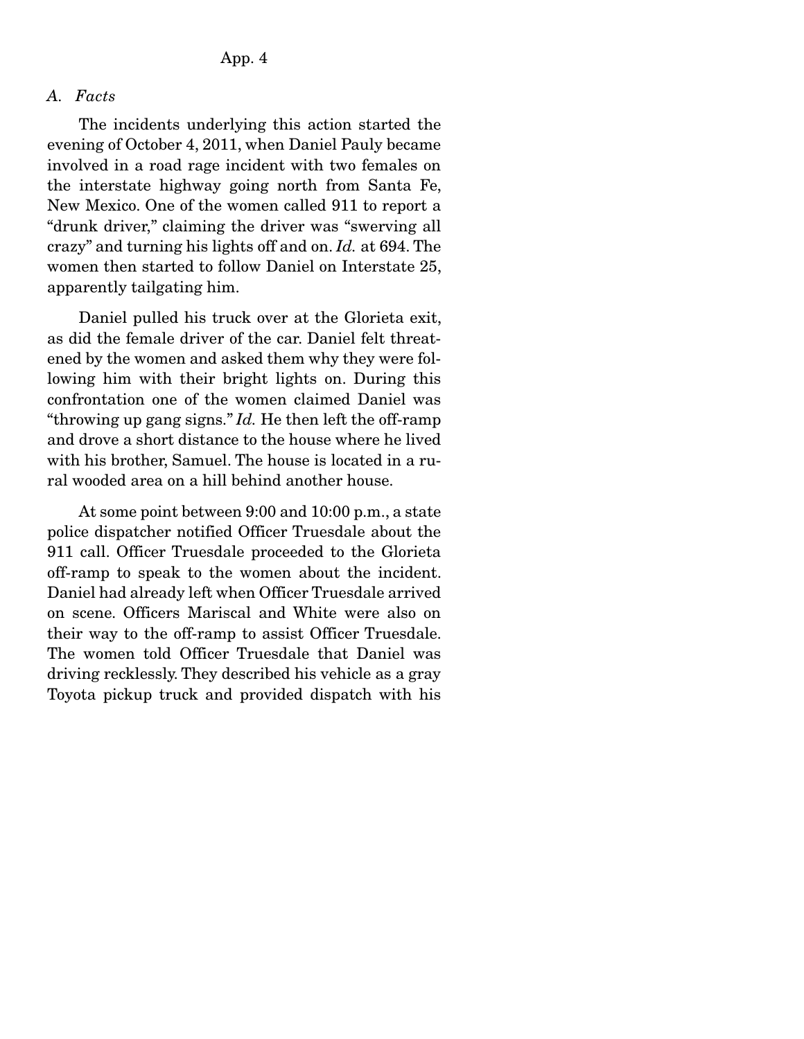*A. Facts*

The incidents underlying this action started the evening of October 4, 2011, when Daniel Pauly became involved in a road rage incident with two females on the interstate highway going north from Santa Fe, New Mexico. One of the women called 911 to report a "drunk driver," claiming the driver was "swerving all crazy" and turning his lights off and on. *Id.* at 694. The women then started to follow Daniel on Interstate 25, apparently tailgating him.

Daniel pulled his truck over at the Glorieta exit, as did the female driver of the car. Daniel felt threatened by the women and asked them why they were following him with their bright lights on. During this confrontation one of the women claimed Daniel was "throwing up gang signs." *Id.* He then left the off-ramp and drove a short distance to the house where he lived with his brother, Samuel. The house is located in a rural wooded area on a hill behind another house.

At some point between 9:00 and 10:00 p.m., a state police dispatcher notified Officer Truesdale about the 911 call. Officer Truesdale proceeded to the Glorieta off-ramp to speak to the women about the incident. Daniel had already left when Officer Truesdale arrived on scene. Officers Mariscal and White were also on their way to the off-ramp to assist Officer Truesdale. The women told Officer Truesdale that Daniel was driving recklessly. They described his vehicle as a gray Toyota pickup truck and provided dispatch with his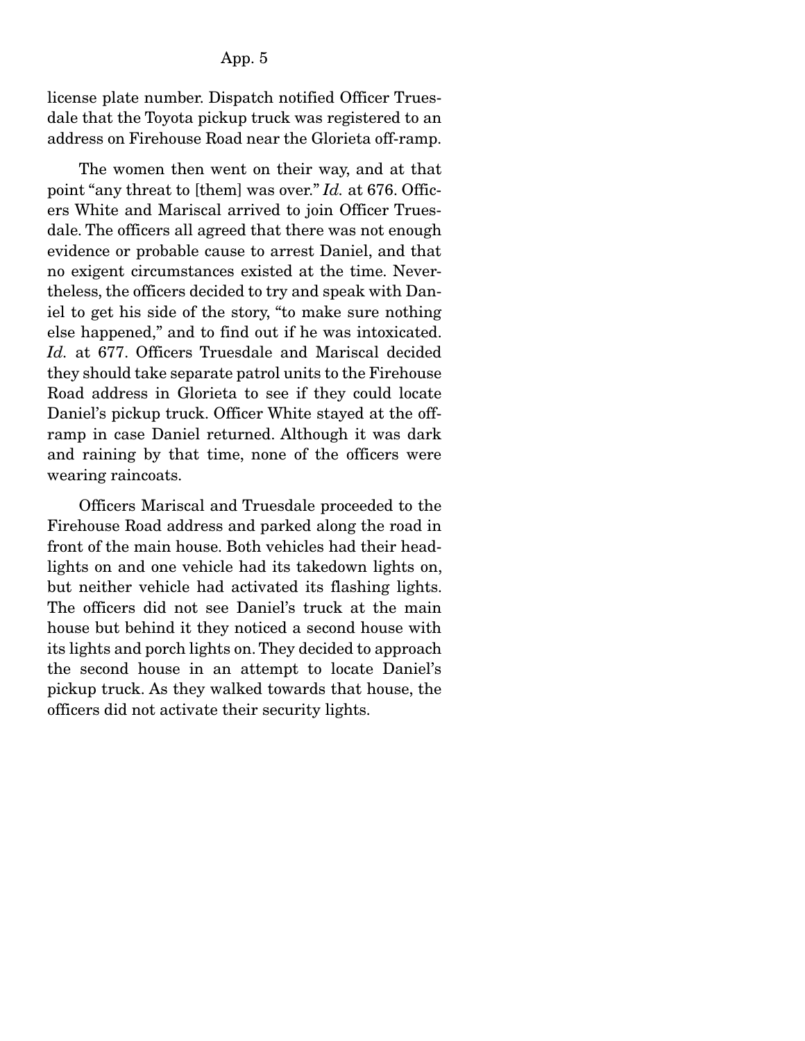license plate number. Dispatch notified Officer Truesdale that the Toyota pickup truck was registered to an address on Firehouse Road near the Glorieta off-ramp.

The women then went on their way, and at that point "any threat to [them] was over." *Id.* at 676. Officers White and Mariscal arrived to join Officer Truesdale. The officers all agreed that there was not enough evidence or probable cause to arrest Daniel, and that no exigent circumstances existed at the time. Nevertheless, the officers decided to try and speak with Daniel to get his side of the story, "to make sure nothing else happened," and to find out if he was intoxicated. *Id.* at 677. Officers Truesdale and Mariscal decided they should take separate patrol units to the Firehouse Road address in Glorieta to see if they could locate Daniel's pickup truck. Officer White stayed at the off-ramp in case Daniel returned. Although it was dark and raining by that time, none of the officers were wearing raincoats.

Officers Mariscal and Truesdale proceeded to the Firehouse Road address and parked along the road in front of the main house. Both vehicles had their headlights on and one vehicle had its takedown lights on, but neither vehicle had activated its flashing lights. The officers did not see Daniel's truck at the main house but behind it they noticed a second house with its lights and porch lights on. They decided to approach the second house in an attempt to locate Daniel's pickup truck. As they walked towards that house, the officers did not activate their security lights.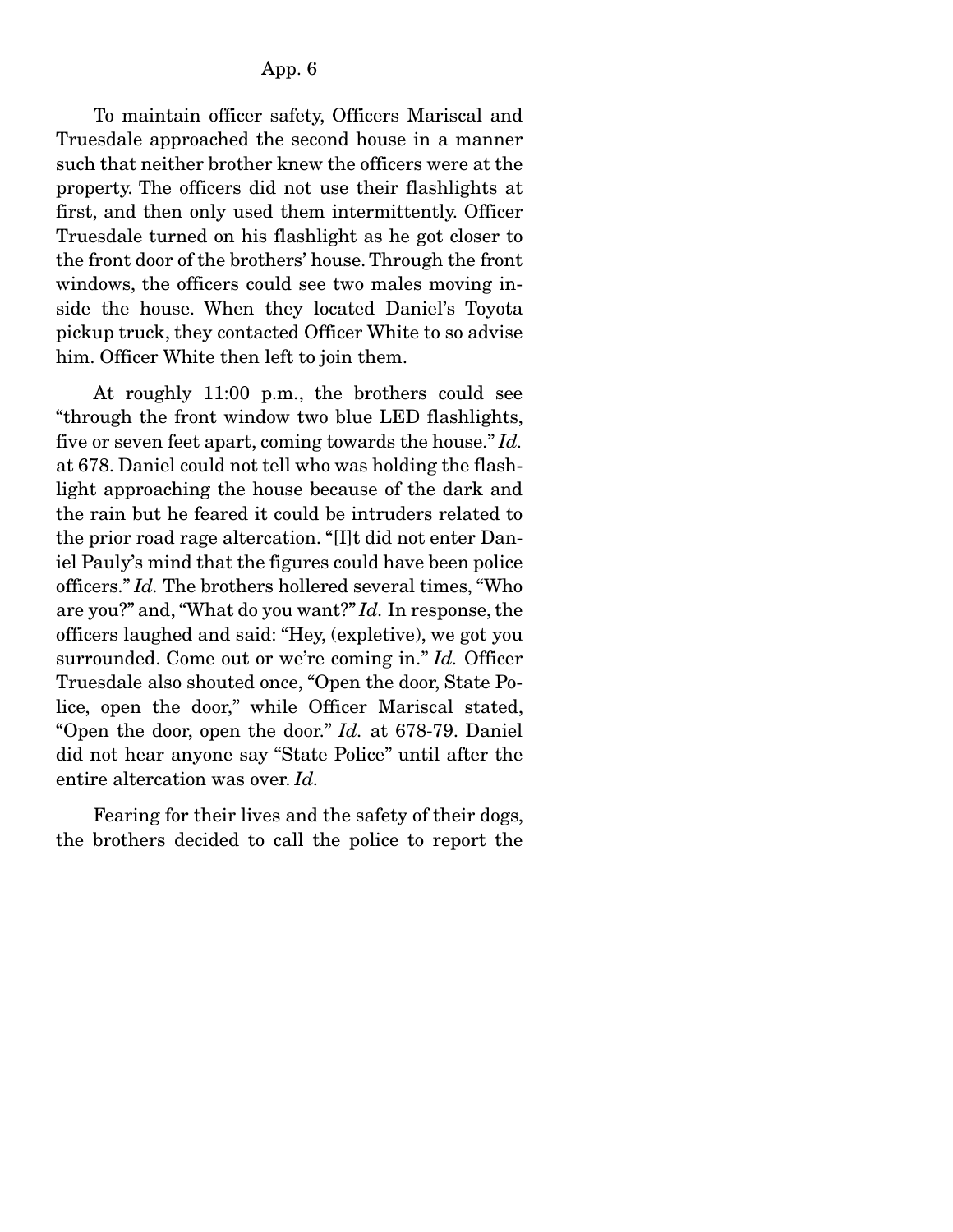To maintain officer safety, Officers Mariscal and Truesdale approached the second house in a manner such that neither brother knew the officers were at the property. The officers did not use their flashlights at first, and then only used them intermittently. Officer Truesdale turned on his flashlight as he got closer to the front door of the brothers' house. Through the front windows, the officers could see two males moving inside the house. When they located Daniel's Toyota pickup truck, they contacted Officer White to so advise him. Officer White then left to join them.

At roughly 11:00 p.m., the brothers could see "through the front window two blue LED flashlights, five or seven feet apart, coming towards the house." *Id.* at 678. Daniel could not tell who was holding the flashlight approaching the house because of the dark and the rain but he feared it could be intruders related to the prior road rage altercation. "[I]t did not enter Daniel Pauly's mind that the figures could have been police officers." *Id.* The brothers hollered several times, "Who are you?" and, "What do you want?" *Id.* In response, the officers laughed and said: "Hey, (expletive), we got you surrounded. Come out or we're coming in." *Id.* Officer Truesdale also shouted once, "Open the door, State Police, open the door," while Officer Mariscal stated, "Open the door, open the door." *Id.* at 678-79. Daniel did not hear anyone say "State Police" until after the entire altercation was over. *Id.*

Fearing for their lives and the safety of their dogs, the brothers decided to call the police to report the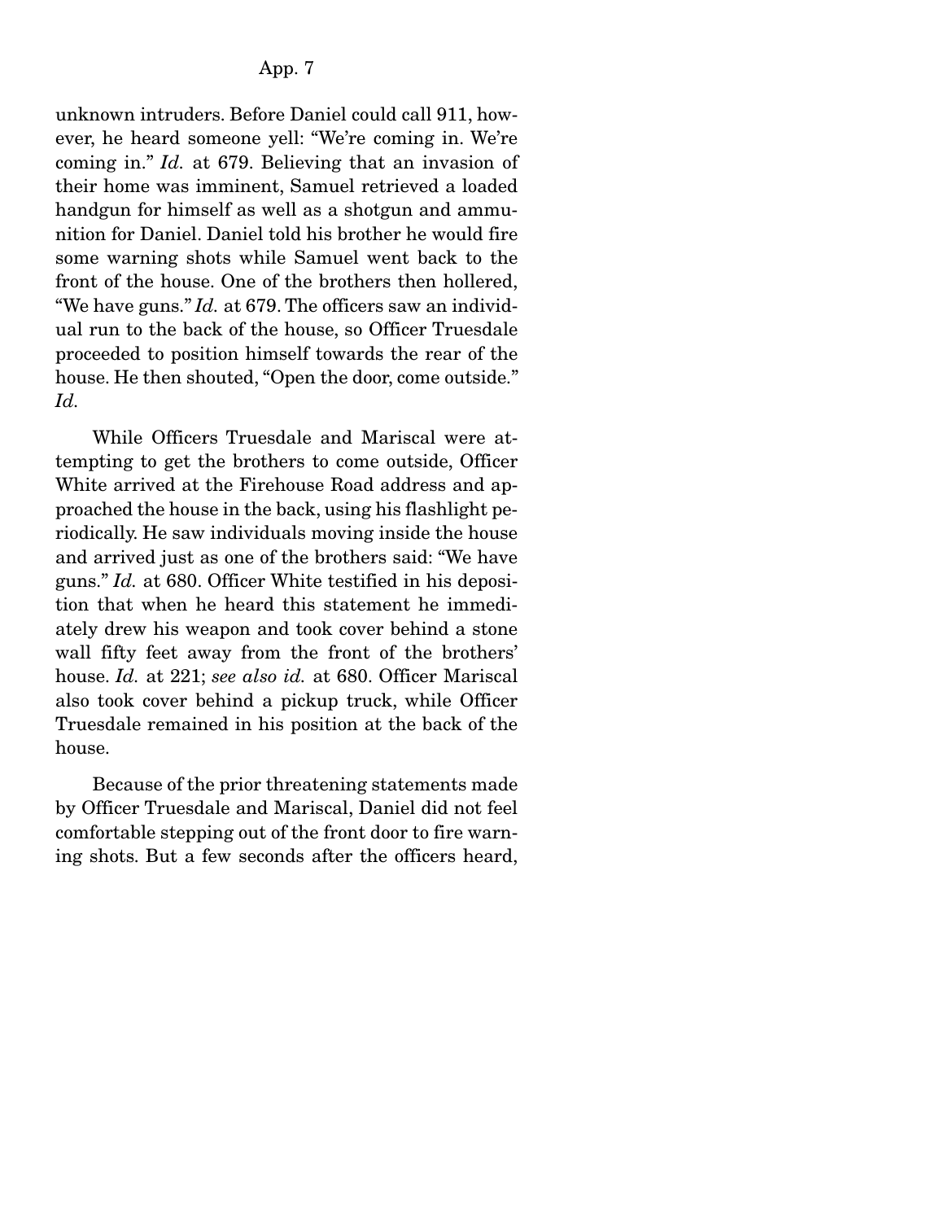unknown intruders. Before Daniel could call 911, however, he heard someone yell: "We're coming in. We're coming in." *Id.* at 679. Believing that an invasion of their home was imminent, Samuel retrieved a loaded handgun for himself as well as a shotgun and ammunition for Daniel. Daniel told his brother he would fire some warning shots while Samuel went back to the front of the house. One of the brothers then hollered, "We have guns." *Id.* at 679. The officers saw an individual run to the back of the house, so Officer Truesdale proceeded to position himself towards the rear of the house. He then shouted, "Open the door, come outside." *Id.*

While Officers Truesdale and Mariscal were attempting to get the brothers to come outside, Officer White arrived at the Firehouse Road address and approached the house in the back, using his flashlight periodically. He saw individuals moving inside the house and arrived just as one of the brothers said: "We have guns." *Id.* at 680. Officer White testified in his deposition that when he heard this statement he immediately drew his weapon and took cover behind a stone wall fifty feet away from the front of the brothers' house. *Id.* at 221; *see also id.* at 680. Officer Mariscal also took cover behind a pickup truck, while Officer Truesdale remained in his position at the back of the house.

Because of the prior threatening statements made by Officer Truesdale and Mariscal, Daniel did not feel comfortable stepping out of the front door to fire warning shots. But a few seconds after the officers heard,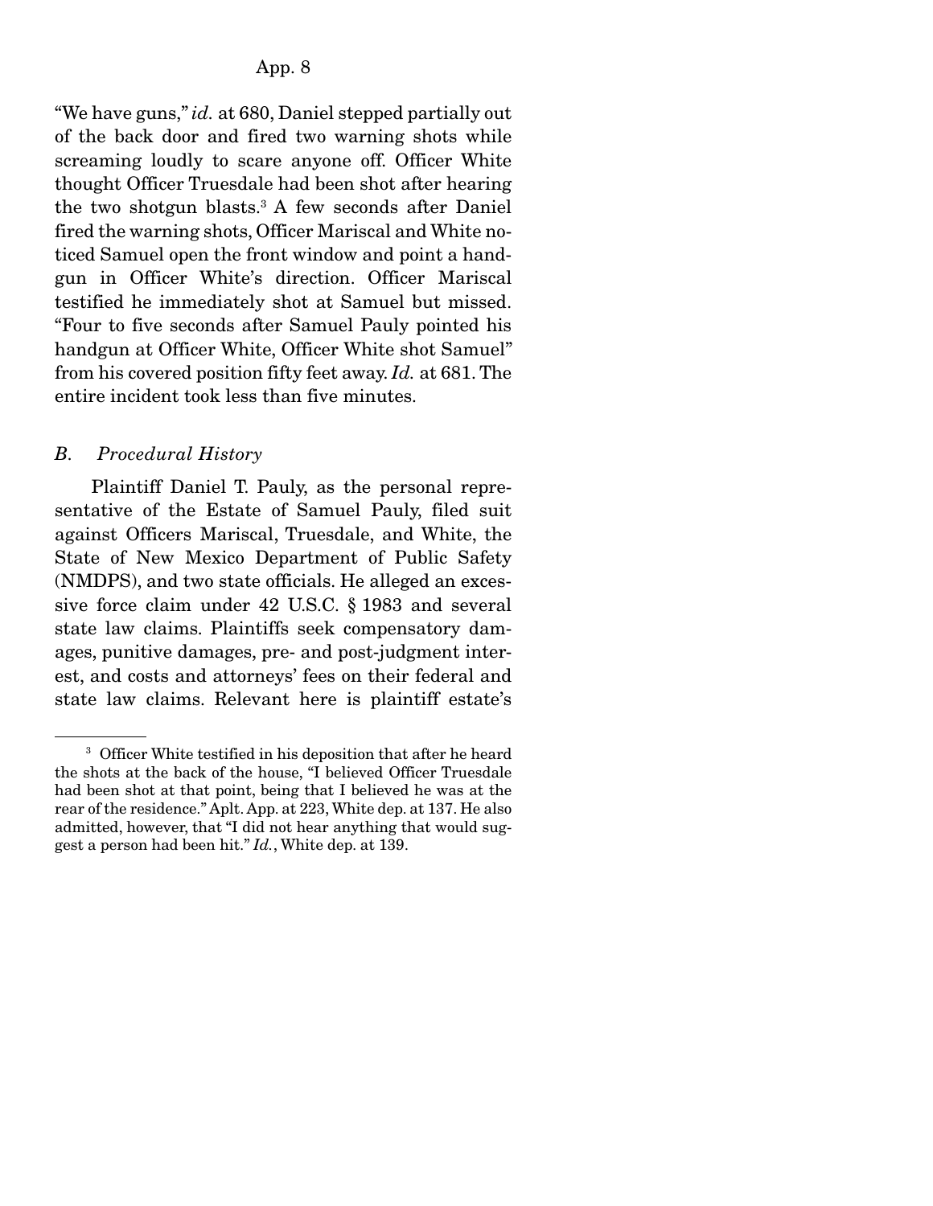"We have guns," *id.* at 680, Daniel stepped partially out of the back door and fired two warning shots while screaming loudly to scare anyone off. Officer White thought Officer Truesdale had been shot after hearing the two shotgun blasts.[3] A few seconds after Daniel fired the warning shots, Officer Mariscal and White noticed Samuel open the front window and point a handgun in Officer White's direction. Officer Mariscal testified he immediately shot at Samuel but missed. "Four to five seconds after Samuel Pauly pointed his handgun at Officer White, Officer White shot Samuel" from his covered position fifty feet away. *Id.* at 681. The entire incident took less than five minutes.

### *B. Procedural History*

Plaintiff Daniel T. Pauly, as the personal representative of the Estate of Samuel Pauly, filed suit against Officers Mariscal, Truesdale, and White, the State of New Mexico Department of Public Safety (NMDPS), and two state officials. He alleged an excessive force claim under 42 U.S.C. § 1983 and several state law claims. Plaintiffs seek compensatory damages, punitive damages, pre- and post-judgment interest, and costs and attorneys' fees on their federal and state law claims. Relevant here is plaintiff estate's

---

[3] Officer White testified in his deposition that after he heard the shots at the back of the house, "I believed Officer Truesdale had been shot at that point, being that I believed he was at the rear of the residence." Aplt. App. at 223, White dep. at 137. He also admitted, however, that "I did not hear anything that would suggest a person had been hit." *Id.*, White dep. at 139.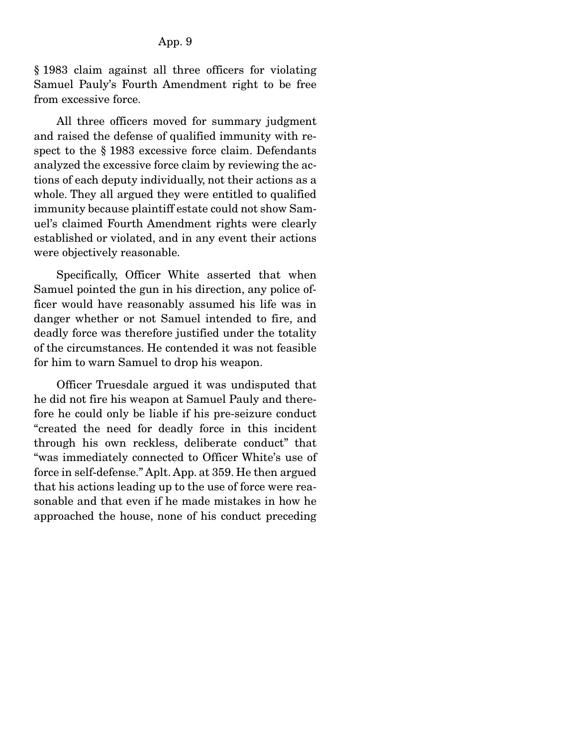§ 1983 claim against all three officers for violating Samuel Pauly's Fourth Amendment right to be free from excessive force.

All three officers moved for summary judgment and raised the defense of qualified immunity with respect to the § 1983 excessive force claim. Defendants analyzed the excessive force claim by reviewing the actions of each deputy individually, not their actions as a whole. They all argued they were entitled to qualified immunity because plaintiff estate could not show Samuel's claimed Fourth Amendment rights were clearly established or violated, and in any event their actions were objectively reasonable.

Specifically, Officer White asserted that when Samuel pointed the gun in his direction, any police officer would have reasonably assumed his life was in danger whether or not Samuel intended to fire, and deadly force was therefore justified under the totality of the circumstances. He contended it was not feasible for him to warn Samuel to drop his weapon.

Officer Truesdale argued it was undisputed that he did not fire his weapon at Samuel Pauly and therefore he could only be liable if his pre-seizure conduct "created the need for deadly force in this incident through his own reckless, deliberate conduct" that "was immediately connected to Officer White's use of force in self-defense." Aplt. App. at 359. He then argued that his actions leading up to the use of force were reasonable and that even if he made mistakes in how he approached the house, none of his conduct preceding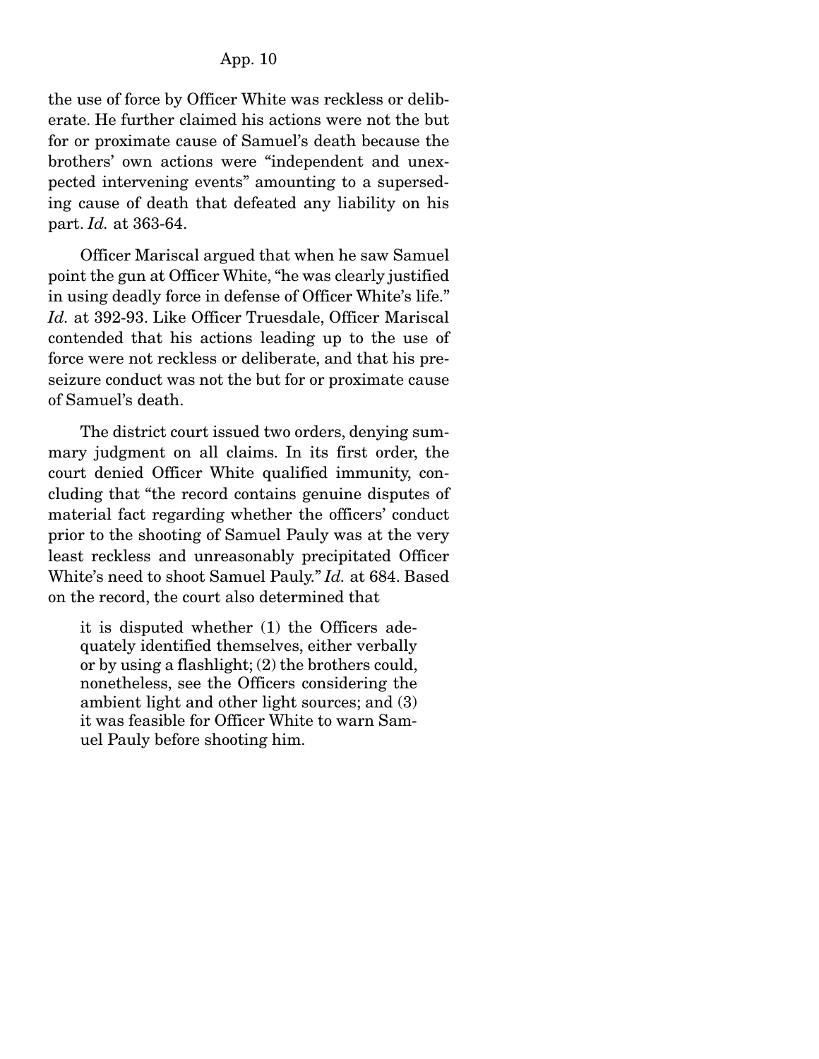the use of force by Officer White was reckless or deliberate. He further claimed his actions were not the but for or proximate cause of Samuel's death because the brothers' own actions were "independent and unexpected intervening events" amounting to a superseding cause of death that defeated any liability on his part. *Id.* at 363-64.

Officer Mariscal argued that when he saw Samuel point the gun at Officer White, "he was clearly justified in using deadly force in defense of Officer White's life." *Id.* at 392-93. Like Officer Truesdale, Officer Mariscal contended that his actions leading up to the use of force were not reckless or deliberate, and that his preseizure conduct was not the but for or proximate cause of Samuel's death.

The district court issued two orders, denying summary judgment on all claims. In its first order, the court denied Officer White qualified immunity, concluding that "the record contains genuine disputes of material fact regarding whether the officers' conduct prior to the shooting of Samuel Pauly was at the very least reckless and unreasonably precipitated Officer White's need to shoot Samuel Pauly." *Id.* at 684. Based on the record, the court also determined that

> it is disputed whether (1) the Officers adequately identified themselves, either verbally or by using a flashlight; (2) the brothers could, nonetheless, see the Officers considering the ambient light and other light sources; and (3) it was feasible for Officer White to warn Samuel Pauly before shooting him.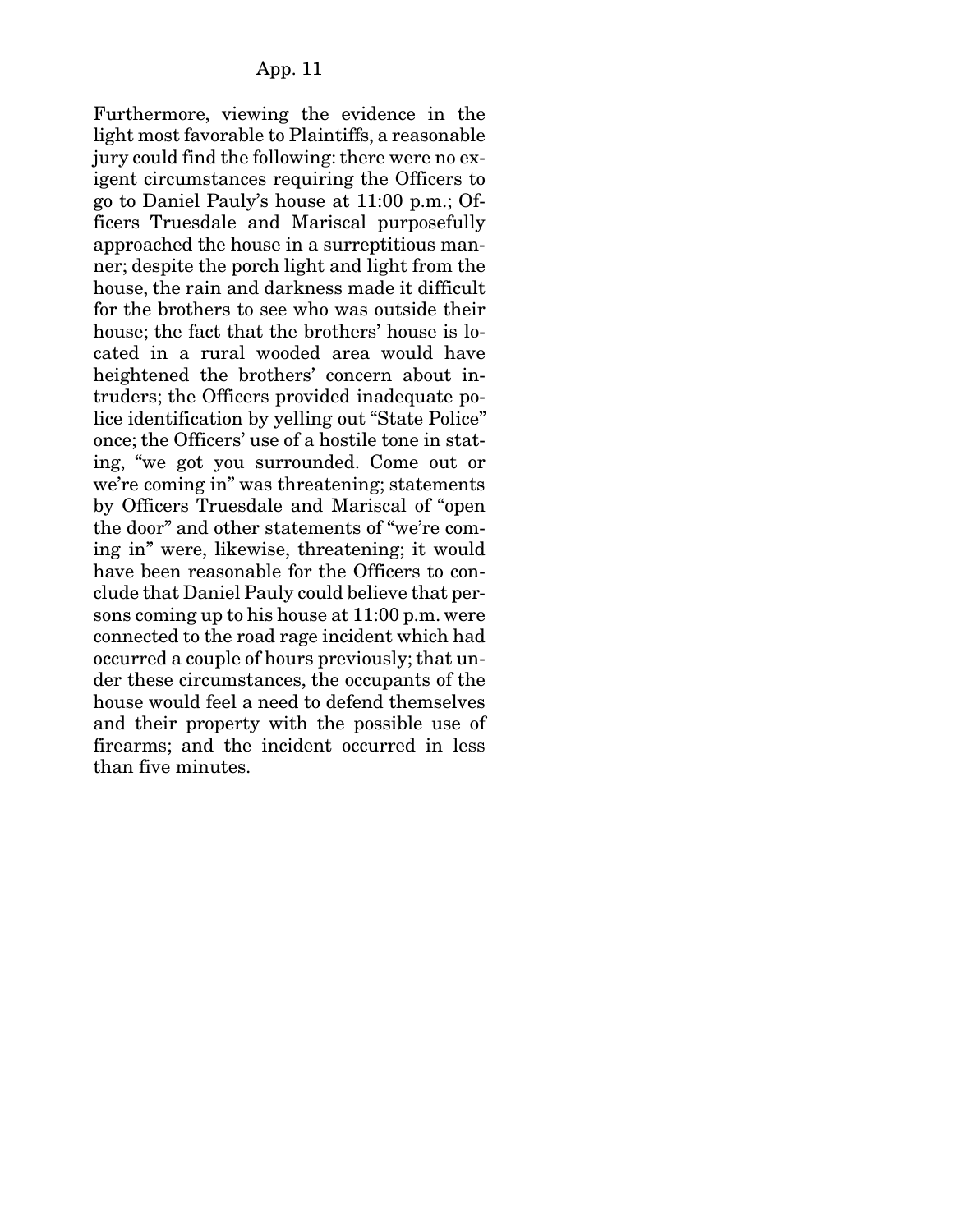Furthermore, viewing the evidence in the light most favorable to Plaintiffs, a reasonable jury could find the following: there were no exigent circumstances requiring the Officers to go to Daniel Pauly's house at 11:00 p.m.; Officers Truesdale and Mariscal purposefully approached the house in a surreptitious manner; despite the porch light and light from the house, the rain and darkness made it difficult for the brothers to see who was outside their house; the fact that the brothers' house is located in a rural wooded area would have heightened the brothers' concern about intruders; the Officers provided inadequate police identification by yelling out "State Police" once; the Officers' use of a hostile tone in stating, "we got you surrounded. Come out or we're coming in" was threatening; statements by Officers Truesdale and Mariscal of "open the door" and other statements of "we're coming in" were, likewise, threatening; it would have been reasonable for the Officers to conclude that Daniel Pauly could believe that persons coming up to his house at 11:00 p.m. were connected to the road rage incident which had occurred a couple of hours previously; that under these circumstances, the occupants of the house would feel a need to defend themselves and their property with the possible use of firearms; and the incident occurred in less than five minutes.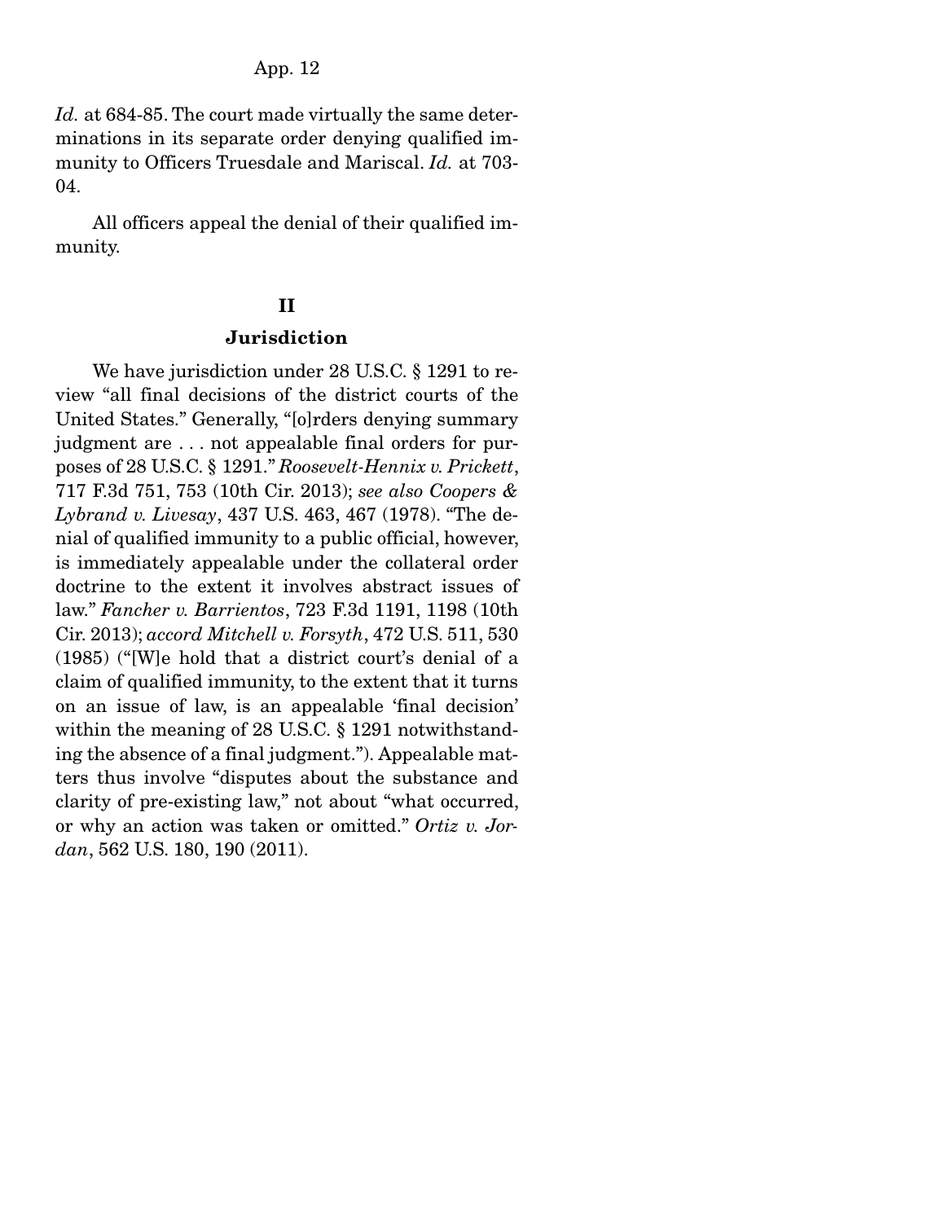*Id.* at 684-85. The court made virtually the same determinations in its separate order denying qualified immunity to Officers Truesdale and Mariscal. *Id.* at 703-04.

All officers appeal the denial of their qualified immunity.

## II

## Jurisdiction

We have jurisdiction under 28 U.S.C. § 1291 to review "all final decisions of the district courts of the United States." Generally, "[o]rders denying summary judgment are . . . not appealable final orders for purposes of 28 U.S.C. § 1291." *Roosevelt-Hennix v. Prickett*, 717 F.3d 751, 753 (10th Cir. 2013); *see also Coopers & Lybrand v. Livesay*, 437 U.S. 463, 467 (1978). "The denial of qualified immunity to a public official, however, is immediately appealable under the collateral order doctrine to the extent it involves abstract issues of law." *Fancher v. Barrientos*, 723 F.3d 1191, 1198 (10th Cir. 2013); *accord Mitchell v. Forsyth*, 472 U.S. 511, 530 (1985) ("[W]e hold that a district court's denial of a claim of qualified immunity, to the extent that it turns on an issue of law, is an appealable 'final decision' within the meaning of 28 U.S.C. § 1291 notwithstanding the absence of a final judgment."). Appealable matters thus involve "disputes about the substance and clarity of pre-existing law," not about "what occurred, or why an action was taken or omitted." *Ortiz v. Jordan*, 562 U.S. 180, 190 (2011).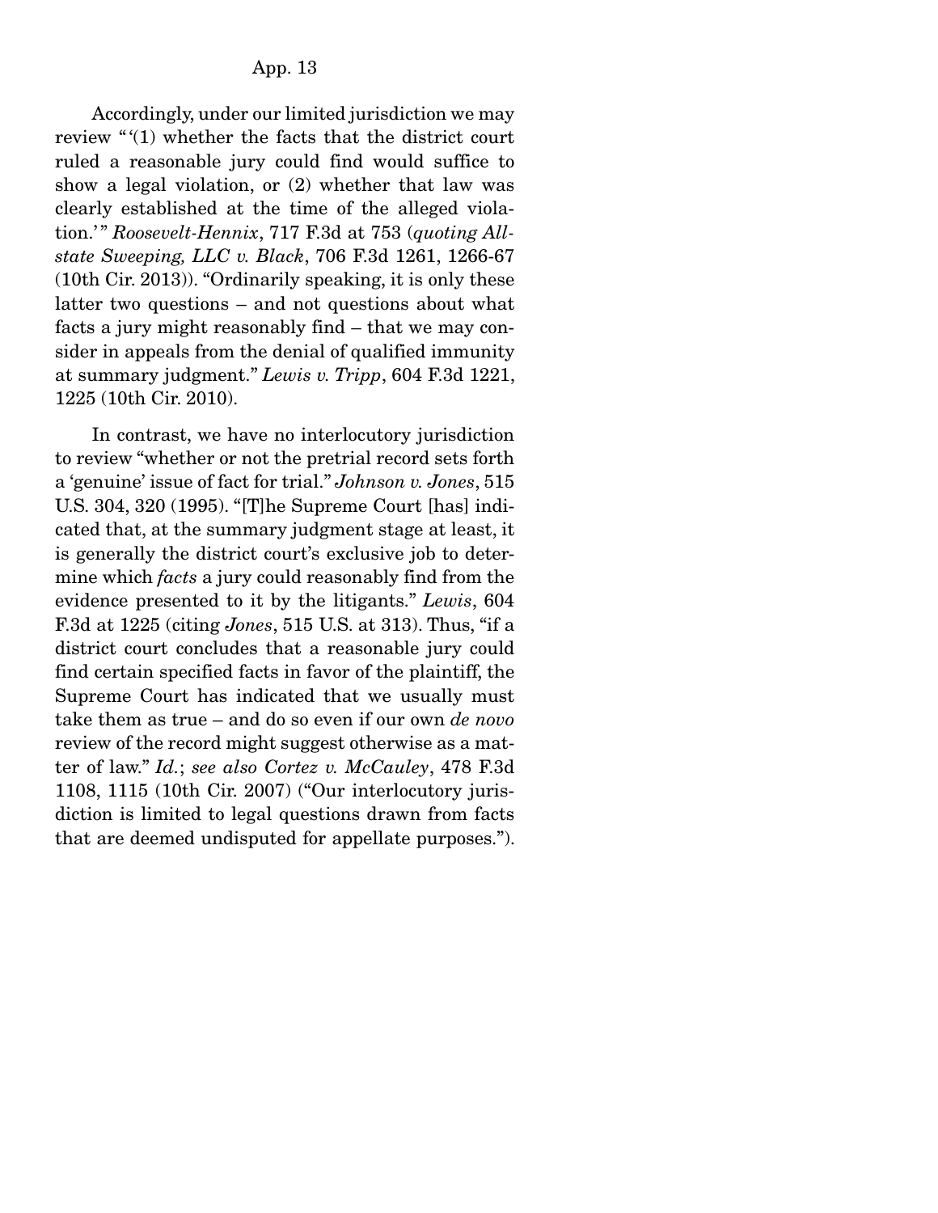Accordingly, under our limited jurisdiction we may review "'(1) whether the facts that the district court ruled a reasonable jury could find would suffice to show a legal violation, or (2) whether that law was clearly established at the time of the alleged violation.'" *Roosevelt-Hennix*, 717 F.3d at 753 (*quoting Allstate Sweeping, LLC v. Black*, 706 F.3d 1261, 1266-67 (10th Cir. 2013)). "Ordinarily speaking, it is only these latter two questions – and not questions about what facts a jury might reasonably find – that we may consider in appeals from the denial of qualified immunity at summary judgment." *Lewis v. Tripp*, 604 F.3d 1221, 1225 (10th Cir. 2010).

In contrast, we have no interlocutory jurisdiction to review "whether or not the pretrial record sets forth a 'genuine' issue of fact for trial." *Johnson v. Jones*, 515 U.S. 304, 320 (1995). "[T]he Supreme Court [has] indicated that, at the summary judgment stage at least, it is generally the district court's exclusive job to determine which *facts* a jury could reasonably find from the evidence presented to it by the litigants." *Lewis*, 604 F.3d at 1225 (citing *Jones*, 515 U.S. at 313). Thus, "if a district court concludes that a reasonable jury could find certain specified facts in favor of the plaintiff, the Supreme Court has indicated that we usually must take them as true – and do so even if our own *de novo* review of the record might suggest otherwise as a matter of law." *Id.*; *see also Cortez v. McCauley*, 478 F.3d 1108, 1115 (10th Cir. 2007) ("Our interlocutory jurisdiction is limited to legal questions drawn from facts that are deemed undisputed for appellate purposes.").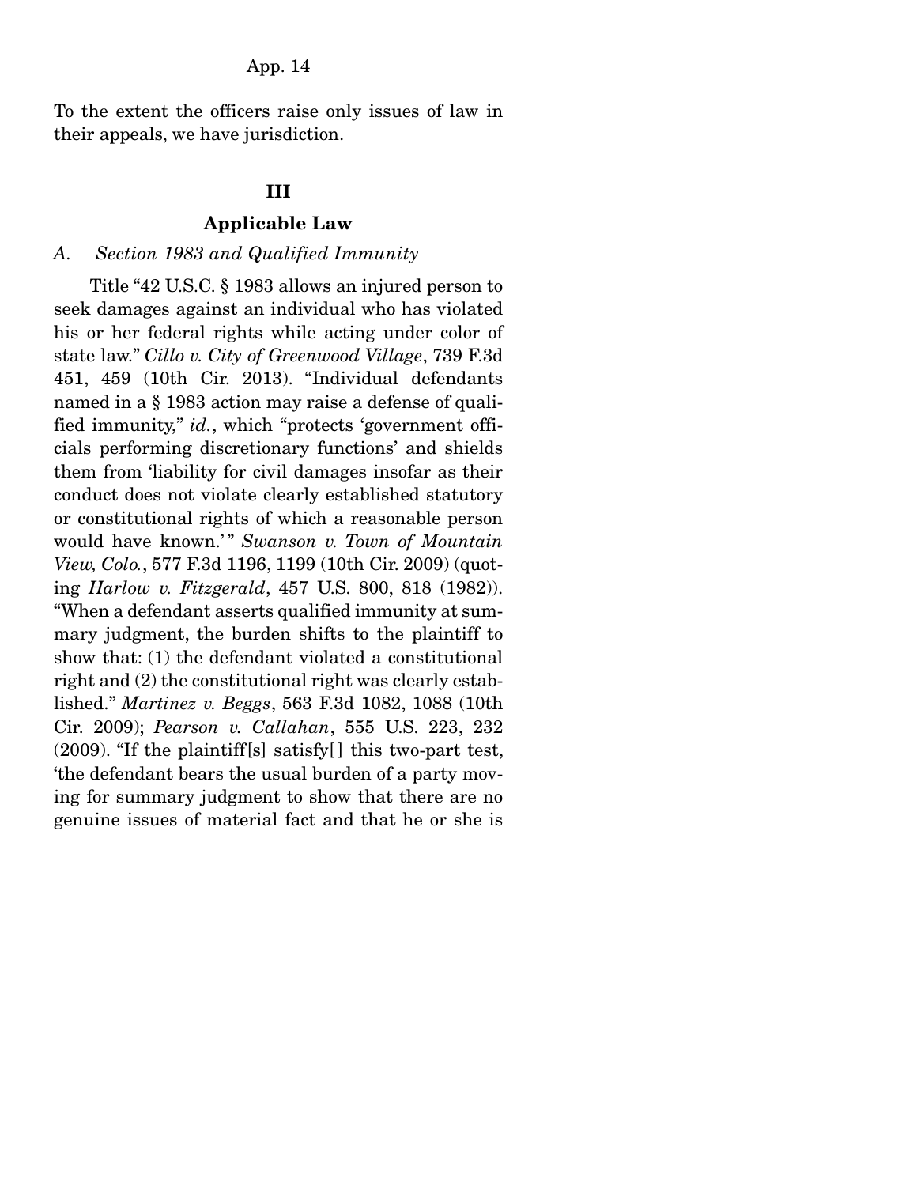To the extent the officers raise only issues of law in their appeals, we have jurisdiction.

## III

## Applicable Law

### *A. Section 1983 and Qualified Immunity*

Title "42 U.S.C. § 1983 allows an injured person to seek damages against an individual who has violated his or her federal rights while acting under color of state law." *Cillo v. City of Greenwood Village*, 739 F.3d 451, 459 (10th Cir. 2013). "Individual defendants named in a § 1983 action may raise a defense of qualified immunity," *id.*, which "protects 'government officials performing discretionary functions' and shields them from 'liability for civil damages insofar as their conduct does not violate clearly established statutory or constitutional rights of which a reasonable person would have known.'" *Swanson v. Town of Mountain View, Colo.*, 577 F.3d 1196, 1199 (10th Cir. 2009) (quoting *Harlow v. Fitzgerald*, 457 U.S. 800, 818 (1982)). "When a defendant asserts qualified immunity at summary judgment, the burden shifts to the plaintiff to show that: (1) the defendant violated a constitutional right and (2) the constitutional right was clearly established." *Martinez v. Beggs*, 563 F.3d 1082, 1088 (10th Cir. 2009); *Pearson v. Callahan*, 555 U.S. 223, 232 (2009). "If the plaintiff[s] satisfy[] this two-part test, 'the defendant bears the usual burden of a party moving for summary judgment to show that there are no genuine issues of material fact and that he or she is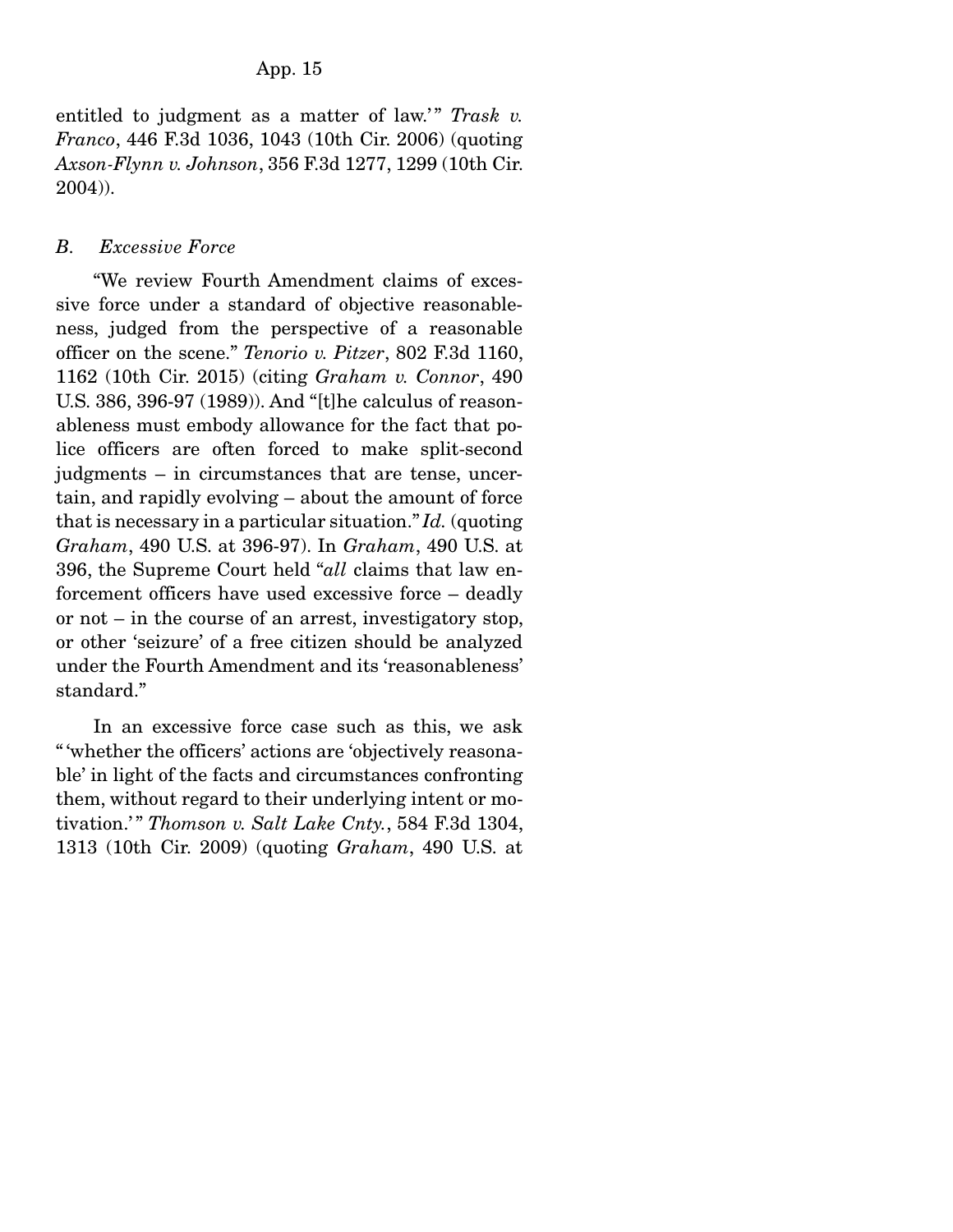entitled to judgment as a matter of law.'" *Trask v. Franco*, 446 F.3d 1036, 1043 (10th Cir. 2006) (quoting *Axson-Flynn v. Johnson*, 356 F.3d 1277, 1299 (10th Cir. 2004)).

### *B. Excessive Force*

"We review Fourth Amendment claims of excessive force under a standard of objective reasonableness, judged from the perspective of a reasonable officer on the scene." *Tenorio v. Pitzer*, 802 F.3d 1160, 1162 (10th Cir. 2015) (citing *Graham v. Connor*, 490 U.S. 386, 396-97 (1989)). And "[t]he calculus of reasonableness must embody allowance for the fact that police officers are often forced to make split-second judgments – in circumstances that are tense, uncertain, and rapidly evolving – about the amount of force that is necessary in a particular situation." *Id.* (quoting *Graham*, 490 U.S. at 396-97). In *Graham*, 490 U.S. at 396, the Supreme Court held "*all* claims that law enforcement officers have used excessive force – deadly or not – in the course of an arrest, investigatory stop, or other 'seizure' of a free citizen should be analyzed under the Fourth Amendment and its 'reasonableness' standard."

In an excessive force case such as this, we ask "'whether the officers' actions are 'objectively reasonable' in light of the facts and circumstances confronting them, without regard to their underlying intent or motivation.'" *Thomson v. Salt Lake Cnty.*, 584 F.3d 1304, 1313 (10th Cir. 2009) (quoting *Graham*, 490 U.S. at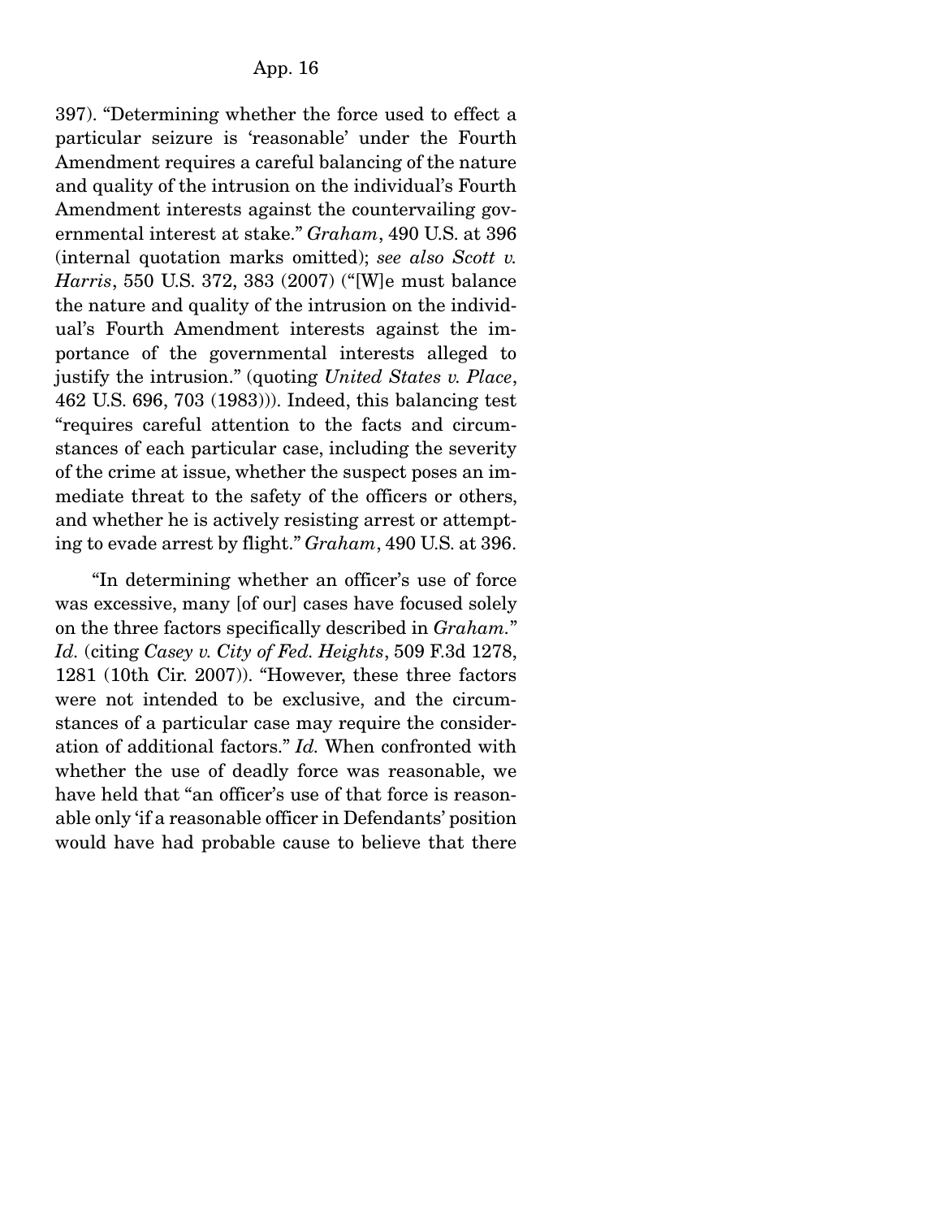397). "Determining whether the force used to effect a particular seizure is 'reasonable' under the Fourth Amendment requires a careful balancing of the nature and quality of the intrusion on the individual's Fourth Amendment interests against the countervailing governmental interest at stake." *Graham*, 490 U.S. at 396 (internal quotation marks omitted); *see also Scott v. Harris*, 550 U.S. 372, 383 (2007) ("[W]e must balance the nature and quality of the intrusion on the individual's Fourth Amendment interests against the importance of the governmental interests alleged to justify the intrusion." (quoting *United States v. Place*, 462 U.S. 696, 703 (1983))). Indeed, this balancing test "requires careful attention to the facts and circumstances of each particular case, including the severity of the crime at issue, whether the suspect poses an immediate threat to the safety of the officers or others, and whether he is actively resisting arrest or attempting to evade arrest by flight." *Graham*, 490 U.S. at 396.

"In determining whether an officer's use of force was excessive, many [of our] cases have focused solely on the three factors specifically described in *Graham*." *Id.* (citing *Casey v. City of Fed. Heights*, 509 F.3d 1278, 1281 (10th Cir. 2007)). "However, these three factors were not intended to be exclusive, and the circumstances of a particular case may require the consideration of additional factors." *Id.* When confronted with whether the use of deadly force was reasonable, we have held that "an officer's use of that force is reasonable only 'if a reasonable officer in Defendants' position would have had probable cause to believe that there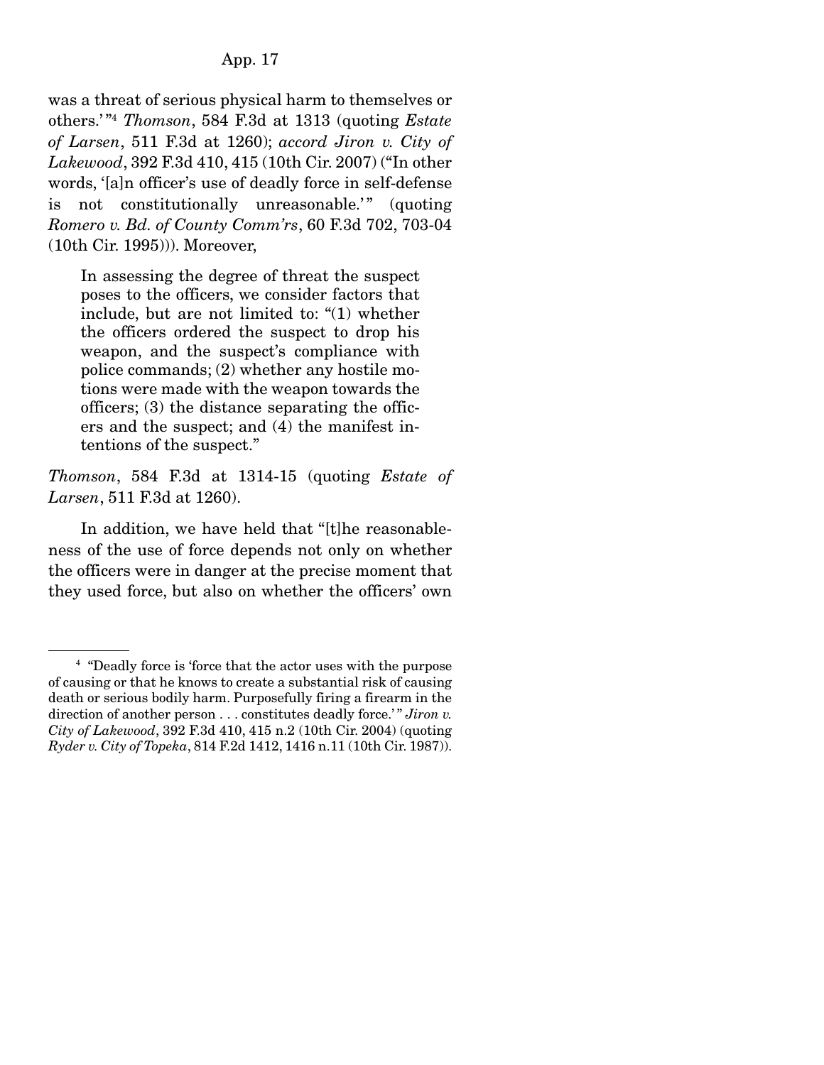was a threat of serious physical harm to themselves or others.'"[4] *Thomson*, 584 F.3d at 1313 (quoting *Estate of Larsen*, 511 F.3d at 1260); *accord Jiron v. City of Lakewood*, 392 F.3d 410, 415 (10th Cir. 2007) ("In other words, '[a]n officer's use of deadly force in self-defense is not constitutionally unreasonable.'" (quoting *Romero v. Bd. of County Comm'rs*, 60 F.3d 702, 703-04 (10th Cir. 1995))). Moreover,

> In assessing the degree of threat the suspect poses to the officers, we consider factors that include, but are not limited to: "(1) whether the officers ordered the suspect to drop his weapon, and the suspect's compliance with police commands; (2) whether any hostile motions were made with the weapon towards the officers; (3) the distance separating the officers and the suspect; and (4) the manifest intentions of the suspect."

*Thomson*, 584 F.3d at 1314-15 (quoting *Estate of Larsen*, 511 F.3d at 1260).

In addition, we have held that "[t]he reasonableness of the use of force depends not only on whether the officers were in danger at the precise moment that they used force, but also on whether the officers' own

---

[4] "Deadly force is 'force that the actor uses with the purpose of causing or that he knows to create a substantial risk of causing death or serious bodily harm. Purposefully firing a firearm in the direction of another person . . . constitutes deadly force.'" *Jiron v. City of Lakewood*, 392 F.3d 410, 415 n.2 (10th Cir. 2004) (quoting *Ryder v. City of Topeka*, 814 F.2d 1412, 1416 n.11 (10th Cir. 1987)).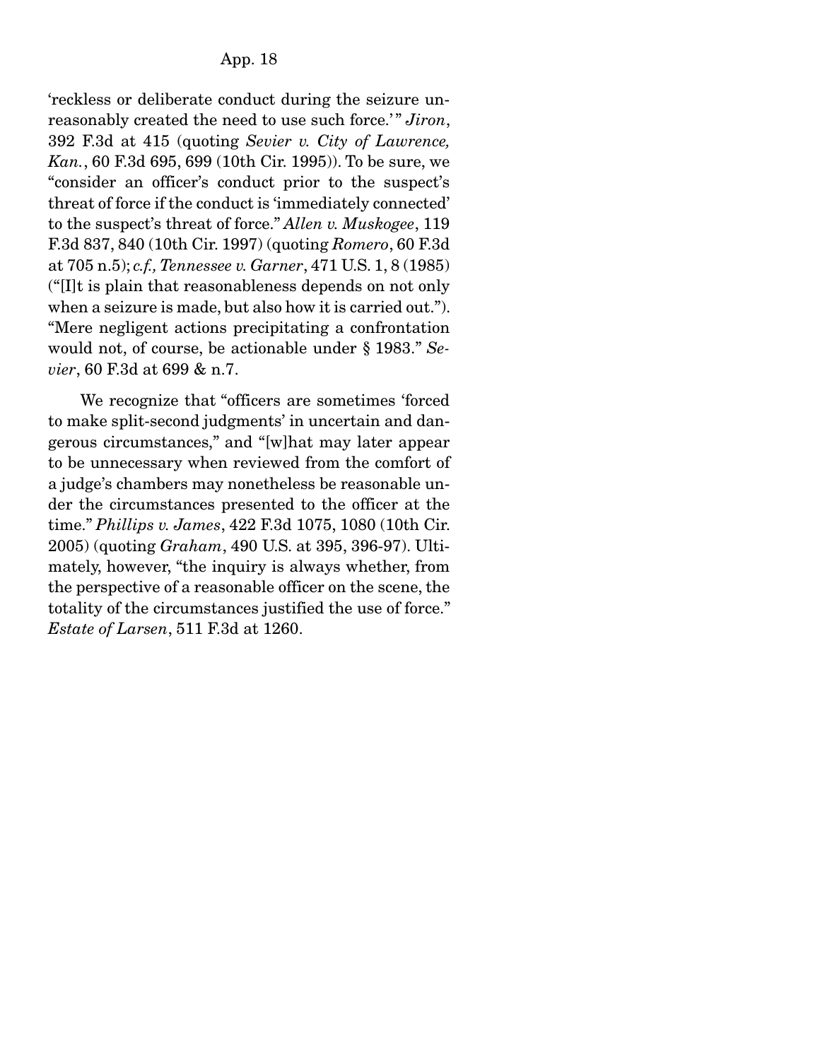'reckless or deliberate conduct during the seizure unreasonably created the need to use such force.'" *Jiron*, 392 F.3d at 415 (quoting *Sevier v. City of Lawrence, Kan.*, 60 F.3d 695, 699 (10th Cir. 1995)). To be sure, we "consider an officer's conduct prior to the suspect's threat of force if the conduct is 'immediately connected' to the suspect's threat of force." *Allen v. Muskogee*, 119 F.3d 837, 840 (10th Cir. 1997) (quoting *Romero*, 60 F.3d at 705 n.5); *c.f., Tennessee v. Garner*, 471 U.S. 1, 8 (1985) ("[I]t is plain that reasonableness depends on not only when a seizure is made, but also how it is carried out."). "Mere negligent actions precipitating a confrontation would not, of course, be actionable under § 1983." *Sevier*, 60 F.3d at 699 & n.7.

We recognize that "officers are sometimes 'forced to make split-second judgments' in uncertain and dangerous circumstances," and "[w]hat may later appear to be unnecessary when reviewed from the comfort of a judge's chambers may nonetheless be reasonable under the circumstances presented to the officer at the time." *Phillips v. James*, 422 F.3d 1075, 1080 (10th Cir. 2005) (quoting *Graham*, 490 U.S. at 395, 396-97). Ultimately, however, "the inquiry is always whether, from the perspective of a reasonable officer on the scene, the totality of the circumstances justified the use of force." *Estate of Larsen*, 511 F.3d at 1260.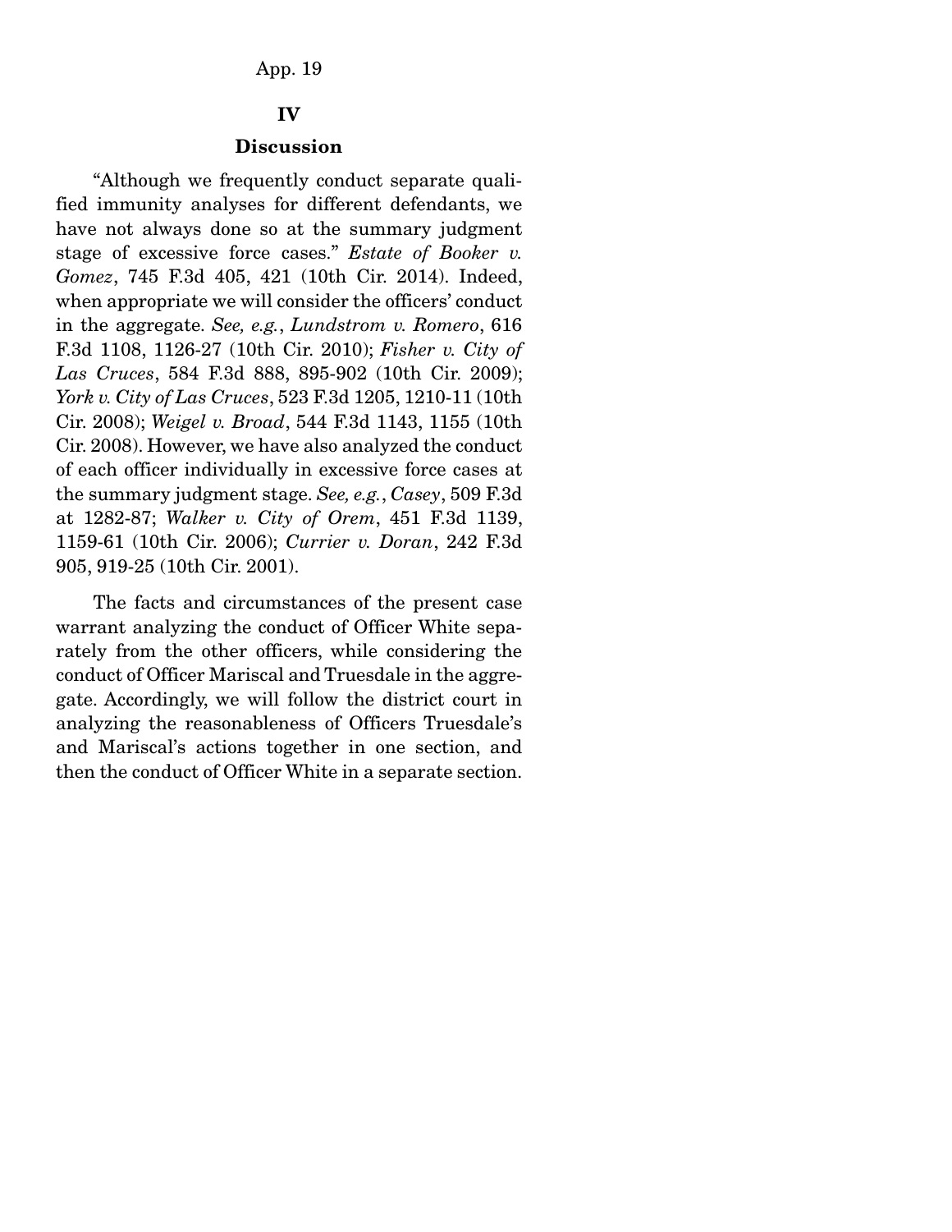## IV

## Discussion

"Although we frequently conduct separate qualified immunity analyses for different defendants, we have not always done so at the summary judgment stage of excessive force cases." *Estate of Booker v. Gomez*, 745 F.3d 405, 421 (10th Cir. 2014). Indeed, when appropriate we will consider the officers' conduct in the aggregate. *See, e.g.*, *Lundstrom v. Romero*, 616 F.3d 1108, 1126-27 (10th Cir. 2010); *Fisher v. City of Las Cruces*, 584 F.3d 888, 895-902 (10th Cir. 2009); *York v. City of Las Cruces*, 523 F.3d 1205, 1210-11 (10th Cir. 2008); *Weigel v. Broad*, 544 F.3d 1143, 1155 (10th Cir. 2008). However, we have also analyzed the conduct of each officer individually in excessive force cases at the summary judgment stage. *See, e.g.*, *Casey*, 509 F.3d at 1282-87; *Walker v. City of Orem*, 451 F.3d 1139, 1159-61 (10th Cir. 2006); *Currier v. Doran*, 242 F.3d 905, 919-25 (10th Cir. 2001).

The facts and circumstances of the present case warrant analyzing the conduct of Officer White separately from the other officers, while considering the conduct of Officer Mariscal and Truesdale in the aggregate. Accordingly, we will follow the district court in analyzing the reasonableness of Officers Truesdale's and Mariscal's actions together in one section, and then the conduct of Officer White in a separate section.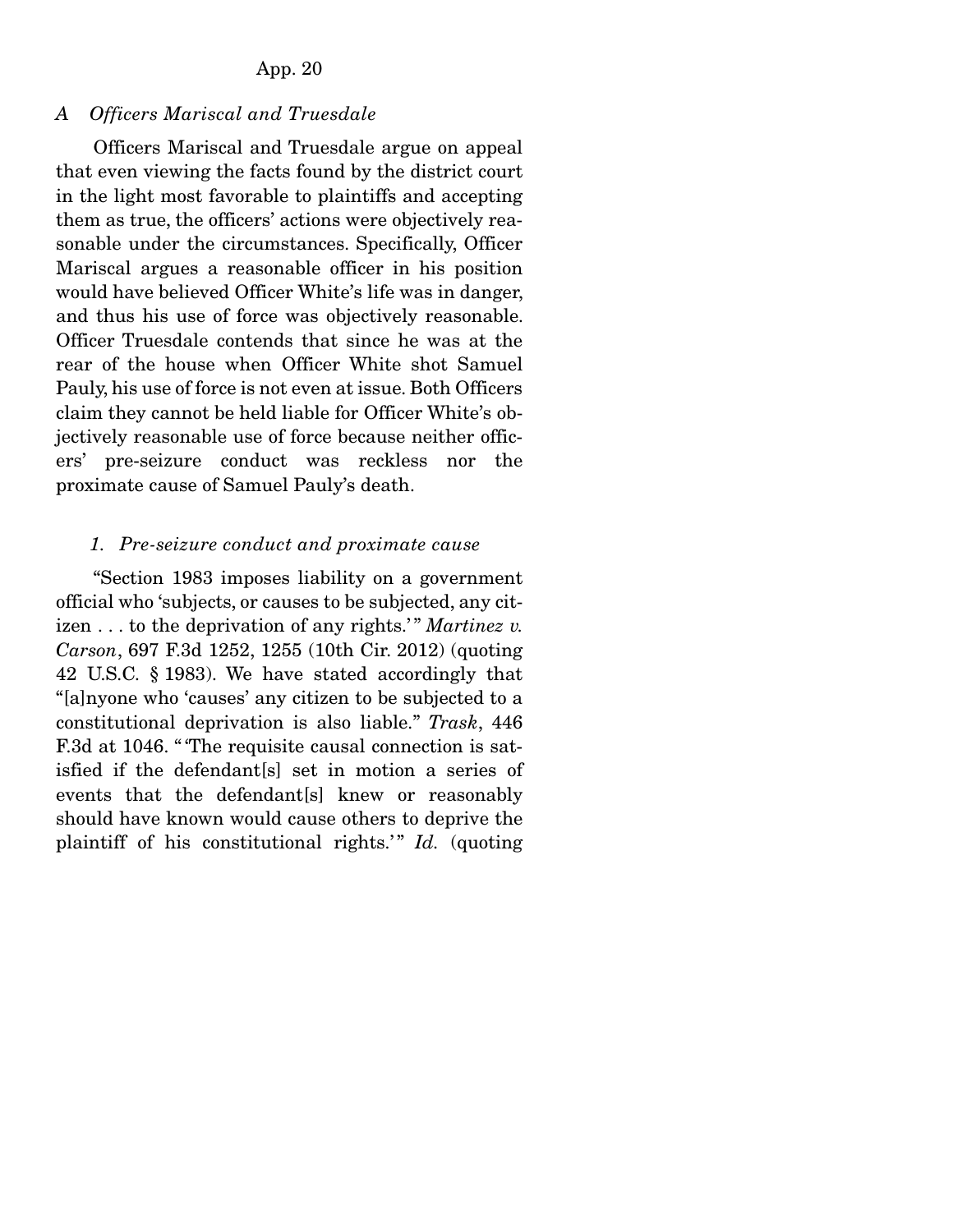### *A Officers Mariscal and Truesdale*

Officers Mariscal and Truesdale argue on appeal that even viewing the facts found by the district court in the light most favorable to plaintiffs and accepting them as true, the officers' actions were objectively reasonable under the circumstances. Specifically, Officer Mariscal argues a reasonable officer in his position would have believed Officer White's life was in danger, and thus his use of force was objectively reasonable. Officer Truesdale contends that since he was at the rear of the house when Officer White shot Samuel Pauly, his use of force is not even at issue. Both Officers claim they cannot be held liable for Officer White's objectively reasonable use of force because neither officers' pre-seizure conduct was reckless nor the proximate cause of Samuel Pauly's death.

#### *1. Pre-seizure conduct and proximate cause*

"Section 1983 imposes liability on a government official who 'subjects, or causes to be subjected, any citizen . . . to the deprivation of any rights.'" *Martinez v. Carson*, 697 F.3d 1252, 1255 (10th Cir. 2012) (quoting 42 U.S.C. § 1983). We have stated accordingly that "[a]nyone who 'causes' any citizen to be subjected to a constitutional deprivation is also liable." *Trask*, 446 F.3d at 1046. "'The requisite causal connection is satisfied if the defendant[s] set in motion a series of events that the defendant[s] knew or reasonably should have known would cause others to deprive the plaintiff of his constitutional rights.'" *Id.* (quoting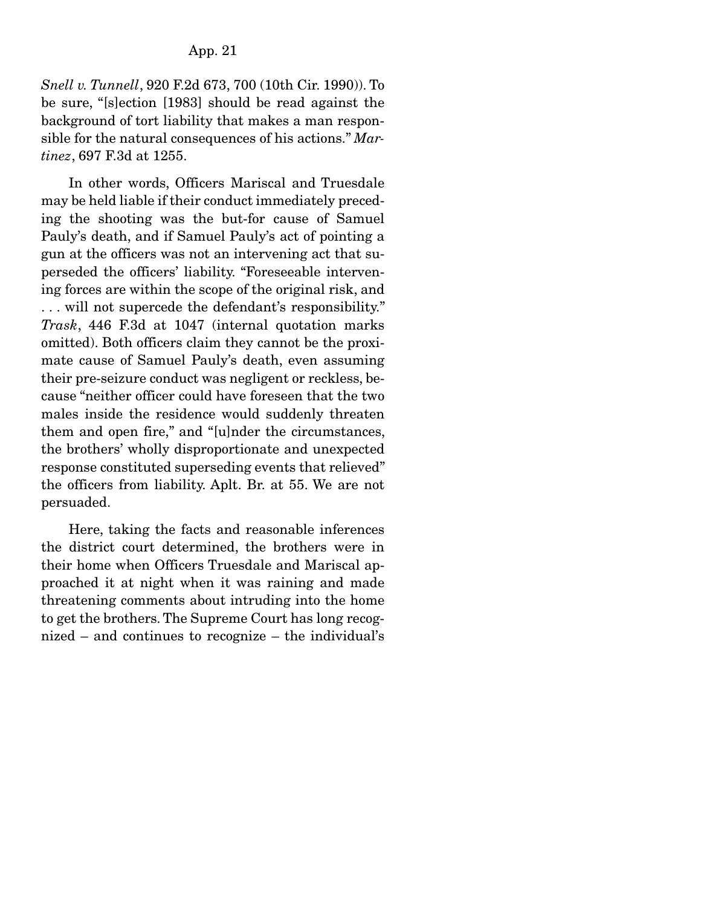*Snell v. Tunnell*, 920 F.2d 673, 700 (10th Cir. 1990)). To be sure, "[s]ection [1983] should be read against the background of tort liability that makes a man responsible for the natural consequences of his actions." *Martinez*, 697 F.3d at 1255.

In other words, Officers Mariscal and Truesdale may be held liable if their conduct immediately preceding the shooting was the but-for cause of Samuel Pauly's death, and if Samuel Pauly's act of pointing a gun at the officers was not an intervening act that superseded the officers' liability. "Foreseeable intervening forces are within the scope of the original risk, and . . . will not supercede the defendant's responsibility." *Trask*, 446 F.3d at 1047 (internal quotation marks omitted). Both officers claim they cannot be the proximate cause of Samuel Pauly's death, even assuming their pre-seizure conduct was negligent or reckless, because "neither officer could have foreseen that the two males inside the residence would suddenly threaten them and open fire," and "[u]nder the circumstances, the brothers' wholly disproportionate and unexpected response constituted superseding events that relieved" the officers from liability. Aplt. Br. at 55. We are not persuaded.

Here, taking the facts and reasonable inferences the district court determined, the brothers were in their home when Officers Truesdale and Mariscal approached it at night when it was raining and made threatening comments about intruding into the home to get the brothers. The Supreme Court has long recognized – and continues to recognize – the individual's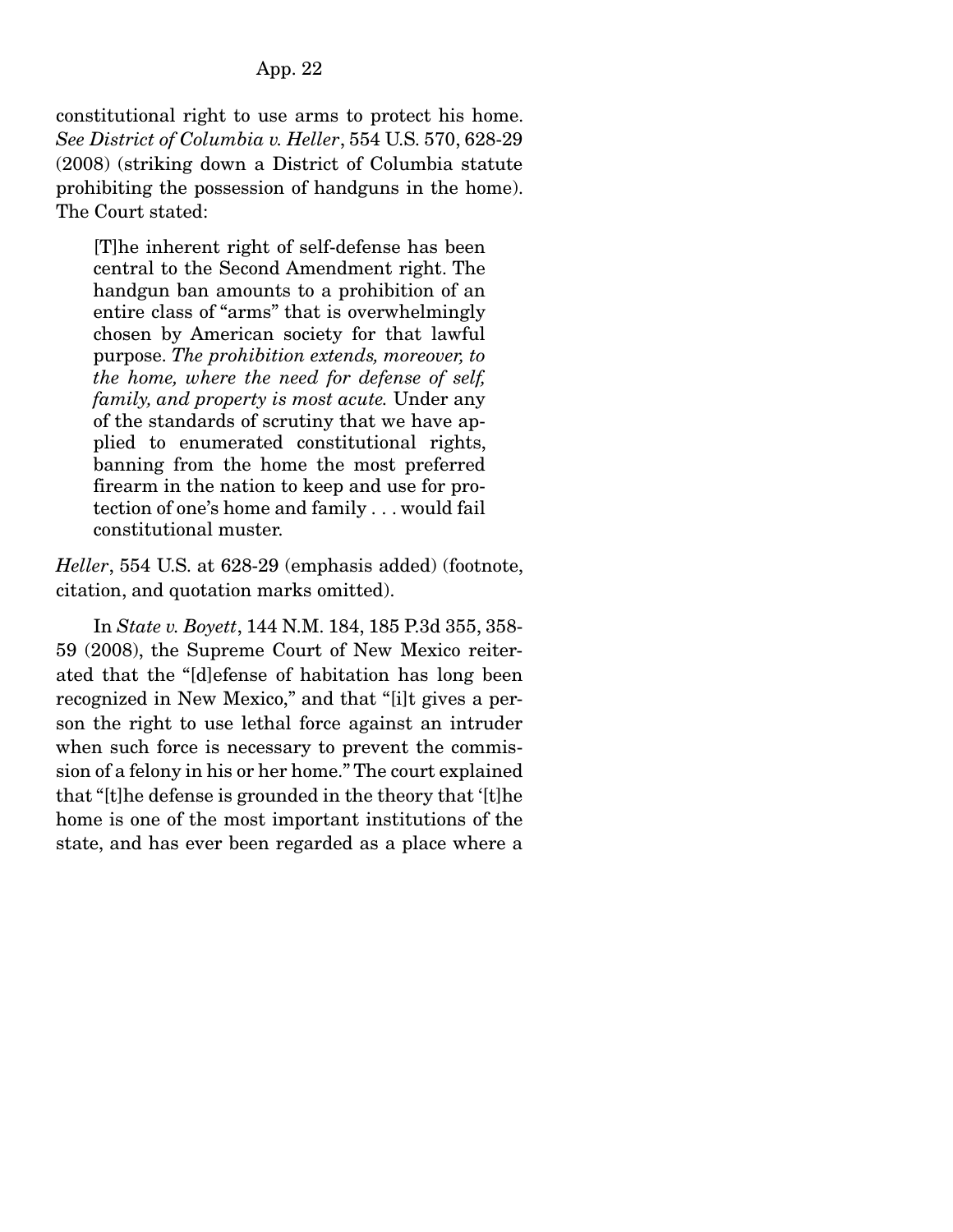constitutional right to use arms to protect his home. *See District of Columbia v. Heller*, 554 U.S. 570, 628-29 (2008) (striking down a District of Columbia statute prohibiting the possession of handguns in the home). The Court stated:

> [T]he inherent right of self-defense has been central to the Second Amendment right. The handgun ban amounts to a prohibition of an entire class of "arms" that is overwhelmingly chosen by American society for that lawful purpose. *The prohibition extends, moreover, to the home, where the need for defense of self, family, and property is most acute.* Under any of the standards of scrutiny that we have applied to enumerated constitutional rights, banning from the home the most preferred firearm in the nation to keep and use for protection of one's home and family . . . would fail constitutional muster.

*Heller*, 554 U.S. at 628-29 (emphasis added) (footnote, citation, and quotation marks omitted).

In *State v. Boyett*, 144 N.M. 184, 185 P.3d 355, 358-59 (2008), the Supreme Court of New Mexico reiterated that the "[d]efense of habitation has long been recognized in New Mexico," and that "[i]t gives a person the right to use lethal force against an intruder when such force is necessary to prevent the commission of a felony in his or her home." The court explained that "[t]he defense is grounded in the theory that '[t]he home is one of the most important institutions of the state, and has ever been regarded as a place where a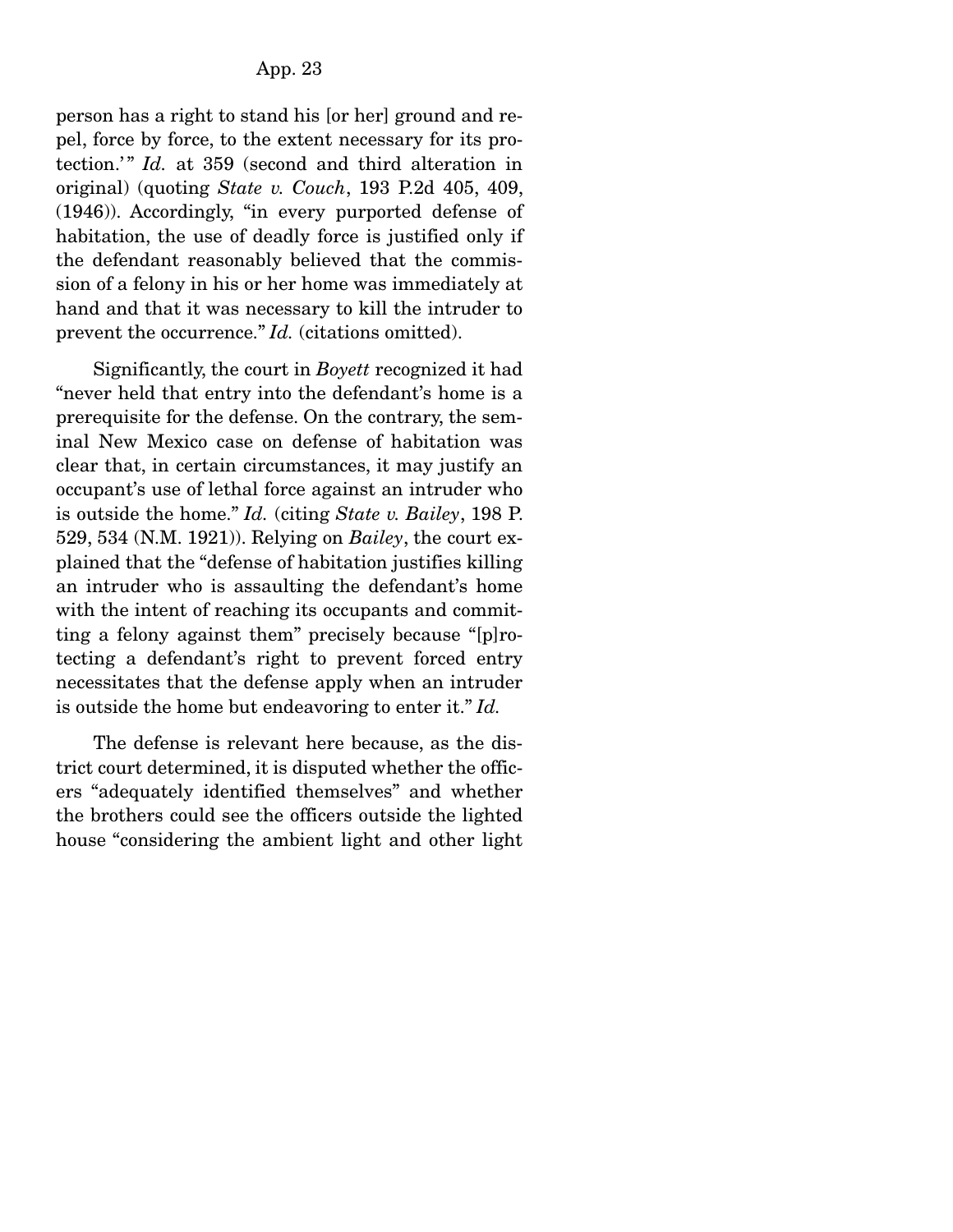person has a right to stand his [or her] ground and repel, force by force, to the extent necessary for its protection.'" *Id.* at 359 (second and third alteration in original) (quoting *State v. Couch*, 193 P.2d 405, 409, (1946)). Accordingly, "in every purported defense of habitation, the use of deadly force is justified only if the defendant reasonably believed that the commission of a felony in his or her home was immediately at hand and that it was necessary to kill the intruder to prevent the occurrence." *Id.* (citations omitted).

Significantly, the court in *Boyett* recognized it had "never held that entry into the defendant's home is a prerequisite for the defense. On the contrary, the seminal New Mexico case on defense of habitation was clear that, in certain circumstances, it may justify an occupant's use of lethal force against an intruder who is outside the home." *Id.* (citing *State v. Bailey*, 198 P. 529, 534 (N.M. 1921)). Relying on *Bailey*, the court explained that the "defense of habitation justifies killing an intruder who is assaulting the defendant's home with the intent of reaching its occupants and committing a felony against them" precisely because "[p]rotecting a defendant's right to prevent forced entry necessitates that the defense apply when an intruder is outside the home but endeavoring to enter it." *Id.*

The defense is relevant here because, as the district court determined, it is disputed whether the officers "adequately identified themselves" and whether the brothers could see the officers outside the lighted house "considering the ambient light and other light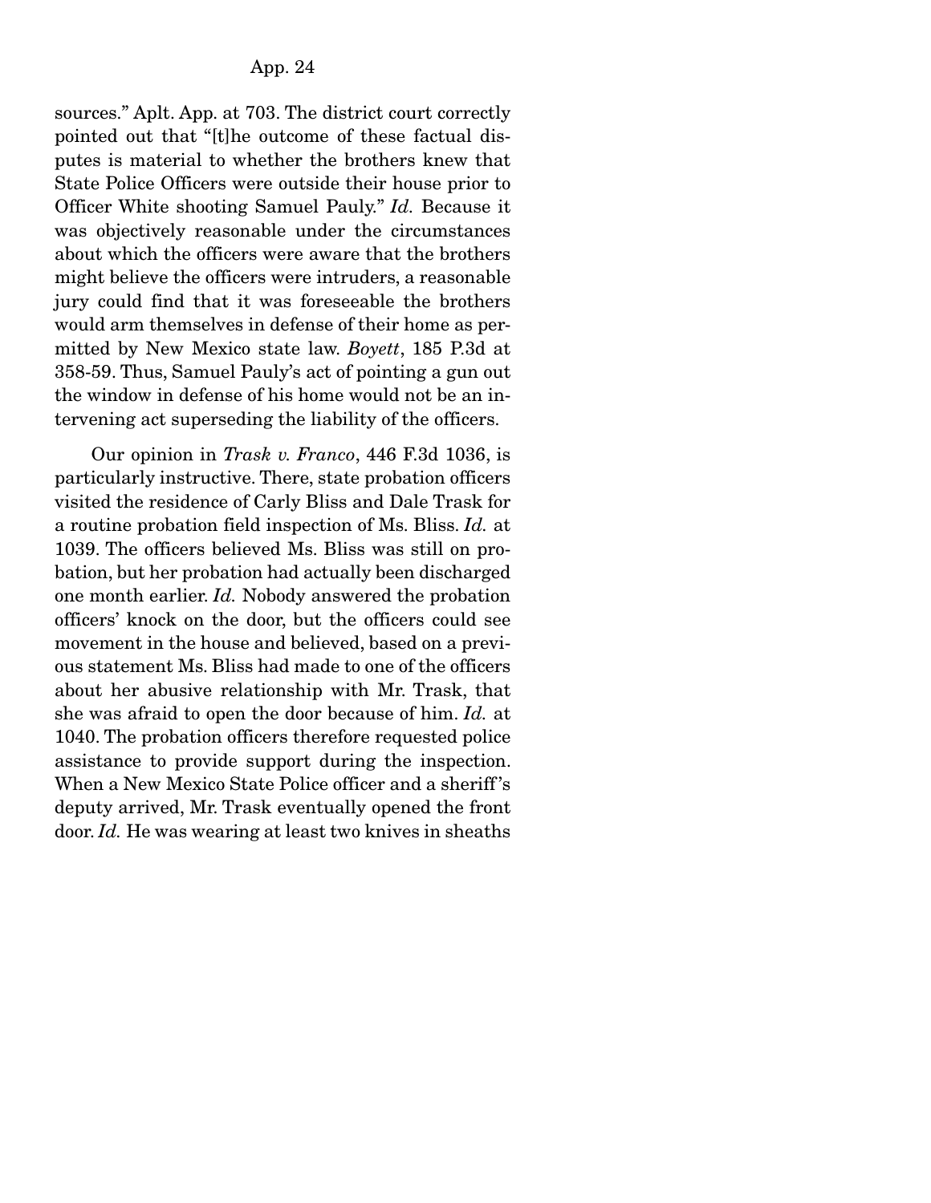sources." Aplt. App. at 703. The district court correctly pointed out that "[t]he outcome of these factual disputes is material to whether the brothers knew that State Police Officers were outside their house prior to Officer White shooting Samuel Pauly." *Id.* Because it was objectively reasonable under the circumstances about which the officers were aware that the brothers might believe the officers were intruders, a reasonable jury could find that it was foreseeable the brothers would arm themselves in defense of their home as permitted by New Mexico state law. *Boyett*, 185 P.3d at 358-59. Thus, Samuel Pauly's act of pointing a gun out the window in defense of his home would not be an intervening act superseding the liability of the officers.

Our opinion in *Trask v. Franco*, 446 F.3d 1036, is particularly instructive. There, state probation officers visited the residence of Carly Bliss and Dale Trask for a routine probation field inspection of Ms. Bliss. *Id.* at 1039. The officers believed Ms. Bliss was still on probation, but her probation had actually been discharged one month earlier. *Id.* Nobody answered the probation officers' knock on the door, but the officers could see movement in the house and believed, based on a previous statement Ms. Bliss had made to one of the officers about her abusive relationship with Mr. Trask, that she was afraid to open the door because of him. *Id.* at 1040. The probation officers therefore requested police assistance to provide support during the inspection. When a New Mexico State Police officer and a sheriff's deputy arrived, Mr. Trask eventually opened the front door. *Id.* He was wearing at least two knives in sheaths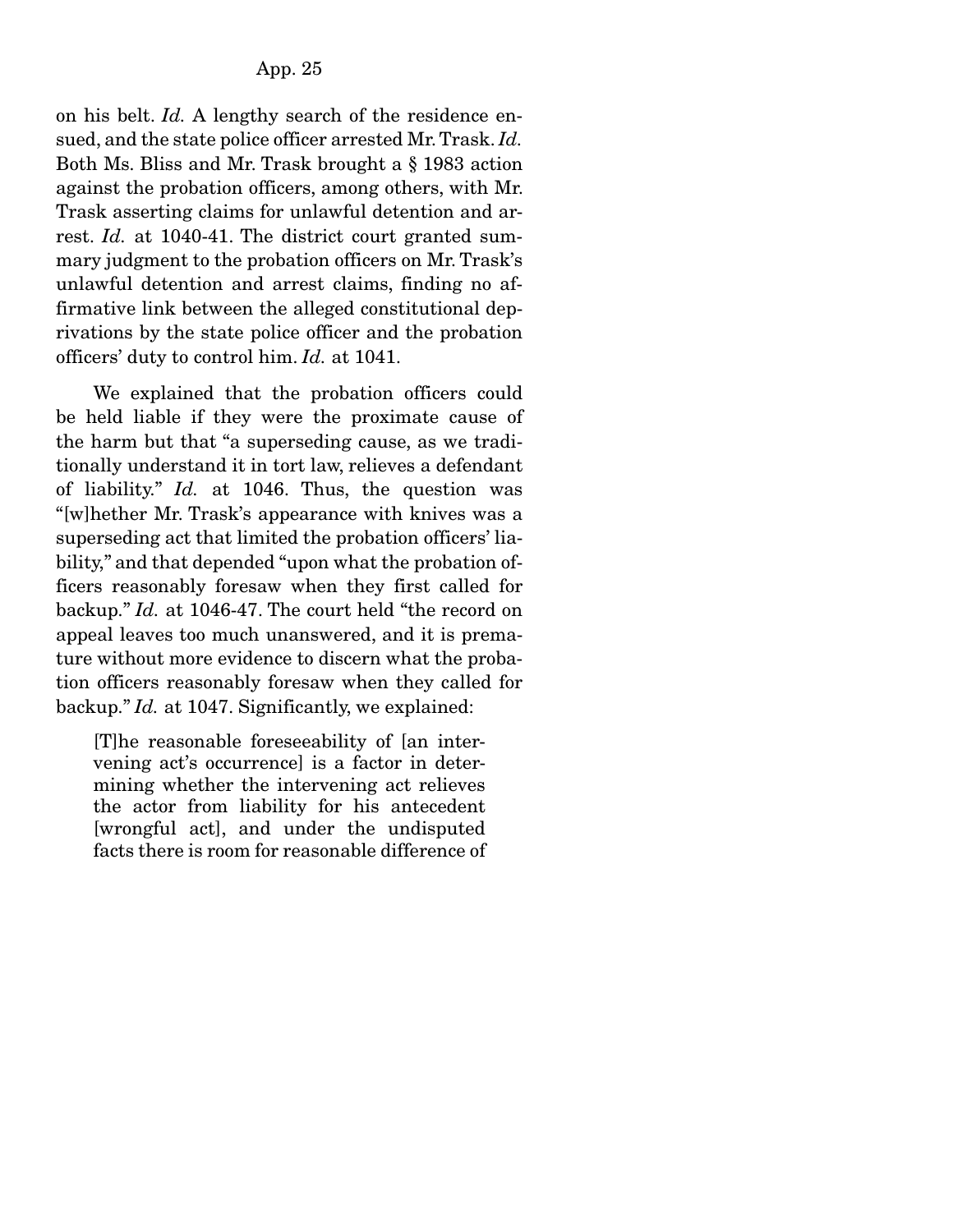on his belt. *Id.* A lengthy search of the residence ensued, and the state police officer arrested Mr. Trask. *Id.* Both Ms. Bliss and Mr. Trask brought a § 1983 action against the probation officers, among others, with Mr. Trask asserting claims for unlawful detention and arrest. *Id.* at 1040-41. The district court granted summary judgment to the probation officers on Mr. Trask's unlawful detention and arrest claims, finding no affirmative link between the alleged constitutional deprivations by the state police officer and the probation officers' duty to control him. *Id.* at 1041.

We explained that the probation officers could be held liable if they were the proximate cause of the harm but that "a superseding cause, as we traditionally understand it in tort law, relieves a defendant of liability." *Id.* at 1046. Thus, the question was "[w]hether Mr. Trask's appearance with knives was a superseding act that limited the probation officers' liability," and that depended "upon what the probation officers reasonably foresaw when they first called for backup." *Id.* at 1046-47. The court held "the record on appeal leaves too much unanswered, and it is premature without more evidence to discern what the probation officers reasonably foresaw when they called for backup." *Id.* at 1047. Significantly, we explained:

> [T]he reasonable foreseeability of [an intervening act's occurrence] is a factor in determining whether the intervening act relieves the actor from liability for his antecedent [wrongful act], and under the undisputed facts there is room for reasonable difference of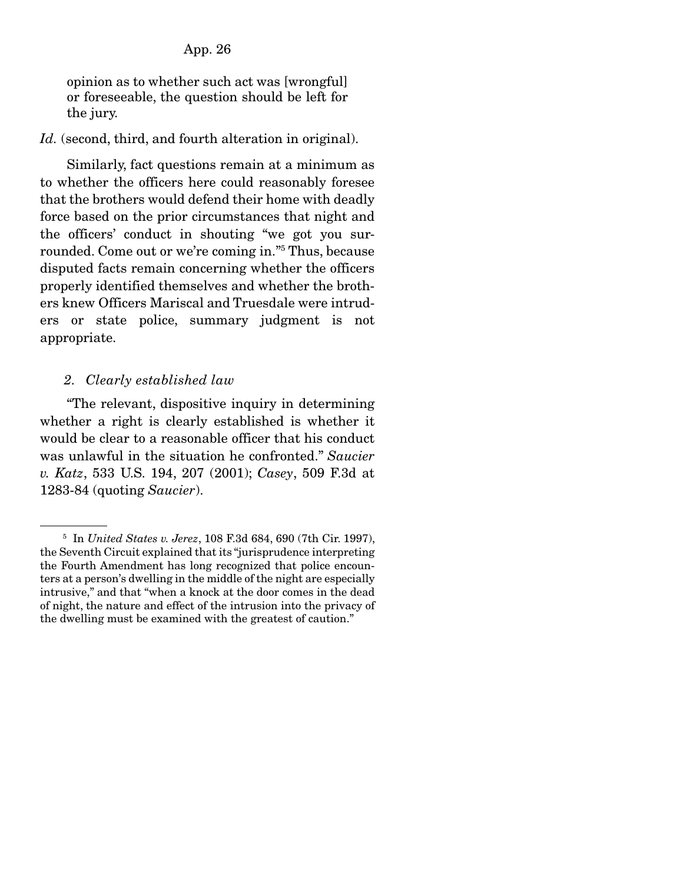> opinion as to whether such act was [wrongful] or foreseeable, the question should be left for the jury.

*Id.* (second, third, and fourth alteration in original).

Similarly, fact questions remain at a minimum as to whether the officers here could reasonably foresee that the brothers would defend their home with deadly force based on the prior circumstances that night and the officers' conduct in shouting "we got you surrounded. Come out or we're coming in."[5] Thus, because disputed facts remain concerning whether the officers properly identified themselves and whether the brothers knew Officers Mariscal and Truesdale were intruders or state police, summary judgment is not appropriate.

### *2. Clearly established law*

"The relevant, dispositive inquiry in determining whether a right is clearly established is whether it would be clear to a reasonable officer that his conduct was unlawful in the situation he confronted." *Saucier v. Katz*, 533 U.S. 194, 207 (2001); *Casey*, 509 F.3d at 1283-84 (quoting *Saucier*).

---

[5] In *United States v. Jerez*, 108 F.3d 684, 690 (7th Cir. 1997), the Seventh Circuit explained that its "jurisprudence interpreting the Fourth Amendment has long recognized that police encounters at a person's dwelling in the middle of the night are especially intrusive," and that "when a knock at the door comes in the dead of night, the nature and effect of the intrusion into the privacy of the dwelling must be examined with the greatest of caution."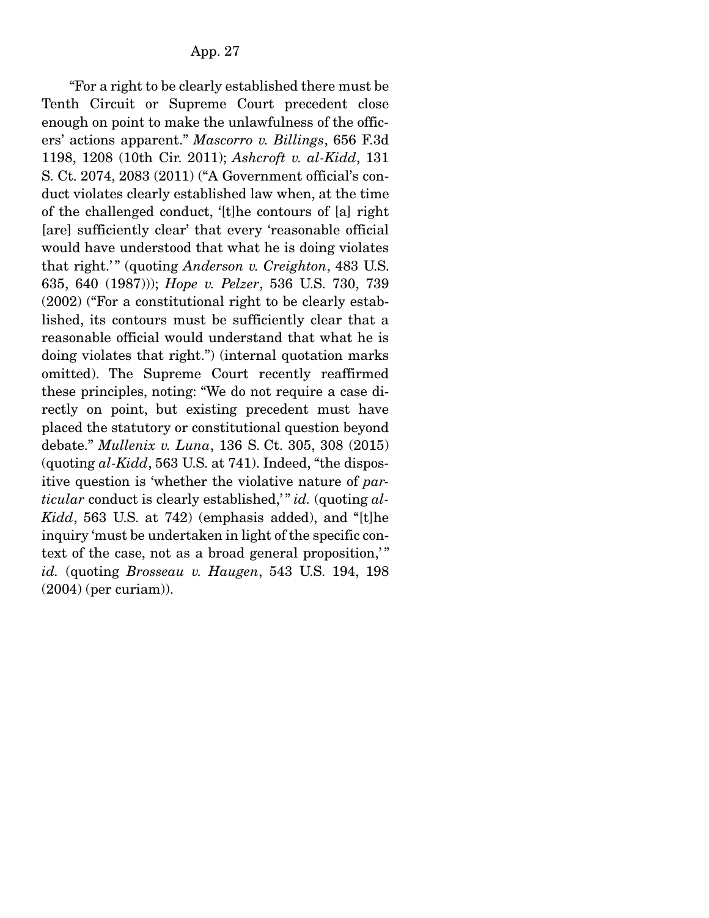"For a right to be clearly established there must be Tenth Circuit or Supreme Court precedent close enough on point to make the unlawfulness of the officers' actions apparent." *Mascorro v. Billings*, 656 F.3d 1198, 1208 (10th Cir. 2011); *Ashcroft v. al-Kidd*, 131 S. Ct. 2074, 2083 (2011) ("A Government official's conduct violates clearly established law when, at the time of the challenged conduct, '[t]he contours of [a] right [are] sufficiently clear' that every 'reasonable official would have understood that what he is doing violates that right.'" (quoting *Anderson v. Creighton*, 483 U.S. 635, 640 (1987))); *Hope v. Pelzer*, 536 U.S. 730, 739 (2002) ("For a constitutional right to be clearly established, its contours must be sufficiently clear that a reasonable official would understand that what he is doing violates that right.") (internal quotation marks omitted). The Supreme Court recently reaffirmed these principles, noting: "We do not require a case directly on point, but existing precedent must have placed the statutory or constitutional question beyond debate." *Mullenix v. Luna*, 136 S. Ct. 305, 308 (2015) (quoting *al-Kidd*, 563 U.S. at 741). Indeed, "the dispositive question is 'whether the violative nature of *particular* conduct is clearly established,'" *id.* (quoting *al-Kidd*, 563 U.S. at 742) (emphasis added), and "[t]he inquiry 'must be undertaken in light of the specific context of the case, not as a broad general proposition,'" *id.* (quoting *Brosseau v. Haugen*, 543 U.S. 194, 198 (2004) (per curiam)).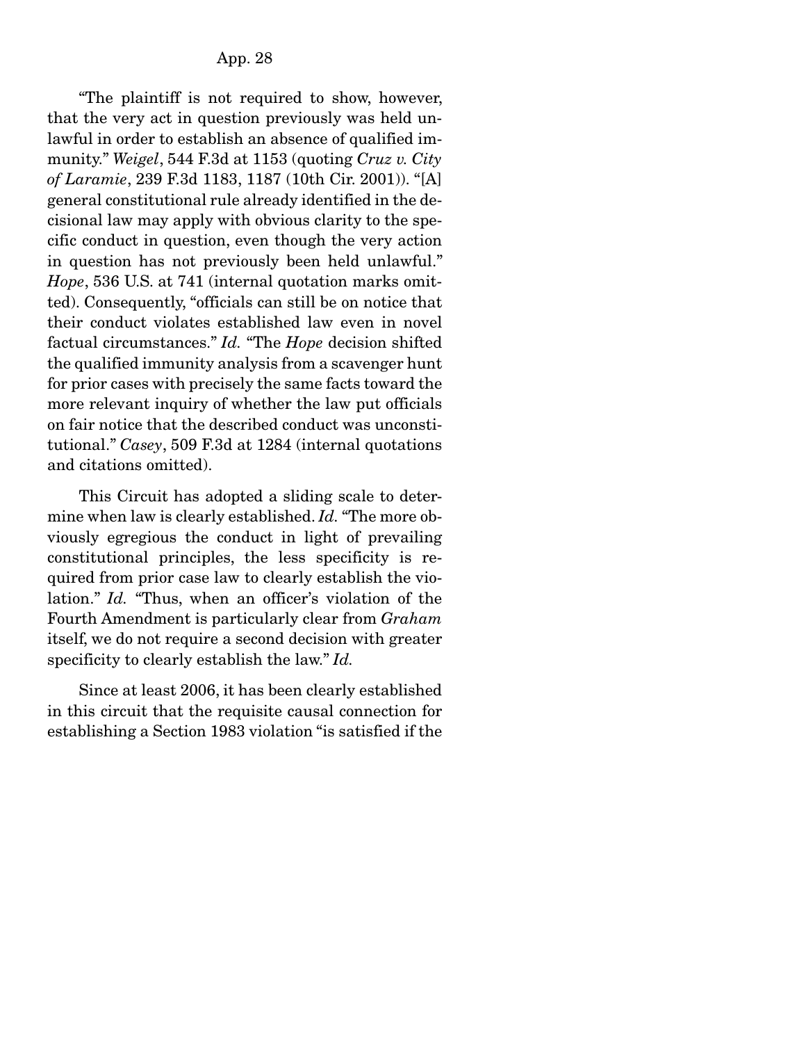"The plaintiff is not required to show, however, that the very act in question previously was held unlawful in order to establish an absence of qualified immunity." *Weigel*, 544 F.3d at 1153 (quoting *Cruz v. City of Laramie*, 239 F.3d 1183, 1187 (10th Cir. 2001)). "[A] general constitutional rule already identified in the decisional law may apply with obvious clarity to the specific conduct in question, even though the very action in question has not previously been held unlawful." *Hope*, 536 U.S. at 741 (internal quotation marks omitted). Consequently, "officials can still be on notice that their conduct violates established law even in novel factual circumstances." *Id.* "The *Hope* decision shifted the qualified immunity analysis from a scavenger hunt for prior cases with precisely the same facts toward the more relevant inquiry of whether the law put officials on fair notice that the described conduct was unconstitutional." *Casey*, 509 F.3d at 1284 (internal quotations and citations omitted).

This Circuit has adopted a sliding scale to determine when law is clearly established. *Id.* "The more obviously egregious the conduct in light of prevailing constitutional principles, the less specificity is required from prior case law to clearly establish the violation." *Id.* "Thus, when an officer's violation of the Fourth Amendment is particularly clear from *Graham* itself, we do not require a second decision with greater specificity to clearly establish the law." *Id.*

Since at least 2006, it has been clearly established in this circuit that the requisite causal connection for establishing a Section 1983 violation "is satisfied if the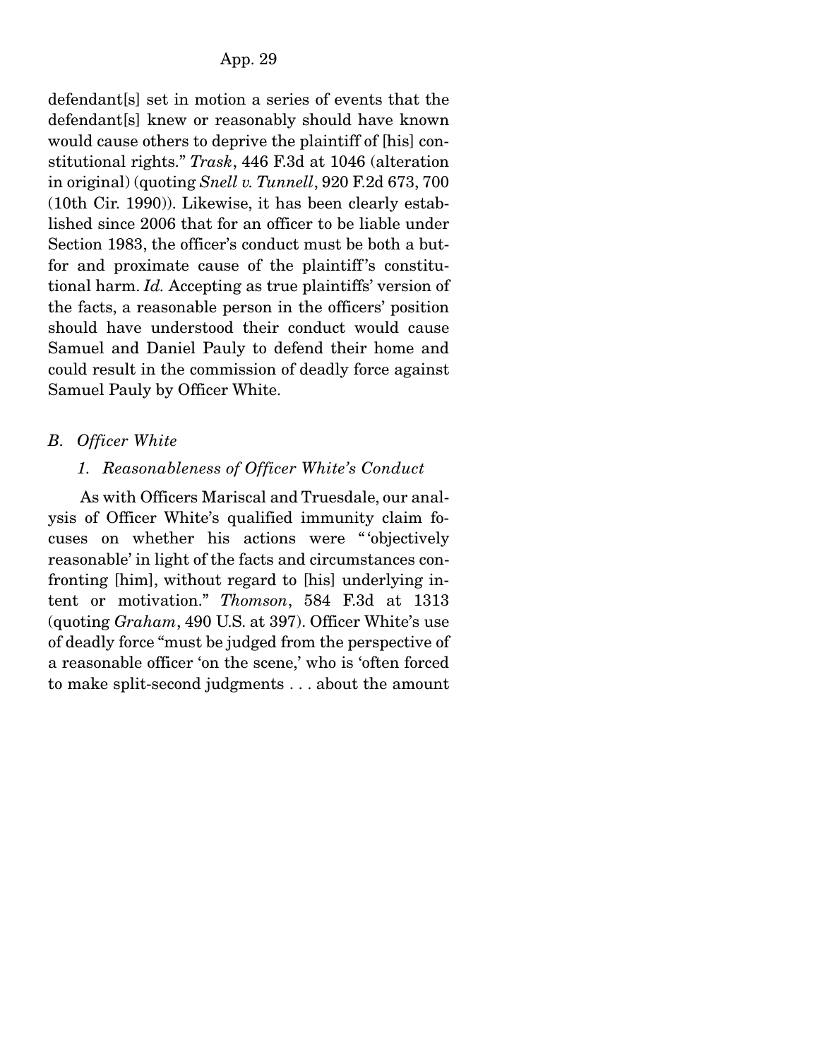defendant[s] set in motion a series of events that the defendant[s] knew or reasonably should have known would cause others to deprive the plaintiff of [his] constitutional rights." *Trask*, 446 F.3d at 1046 (alteration in original) (quoting *Snell v. Tunnell*, 920 F.2d 673, 700 (10th Cir. 1990)). Likewise, it has been clearly established since 2006 that for an officer to be liable under Section 1983, the officer's conduct must be both a but-for and proximate cause of the plaintiff's constitutional harm. *Id.* Accepting as true plaintiffs' version of the facts, a reasonable person in the officers' position should have understood their conduct would cause Samuel and Daniel Pauly to defend their home and could result in the commission of deadly force against Samuel Pauly by Officer White.

### *B. Officer White*

#### *1. Reasonableness of Officer White's Conduct*

As with Officers Mariscal and Truesdale, our analysis of Officer White's qualified immunity claim focuses on whether his actions were "'objectively reasonable' in light of the facts and circumstances confronting [him], without regard to [his] underlying intent or motivation." *Thomson*, 584 F.3d at 1313 (quoting *Graham*, 490 U.S. at 397). Officer White's use of deadly force "must be judged from the perspective of a reasonable officer 'on the scene,' who is 'often forced to make split-second judgments . . . about the amount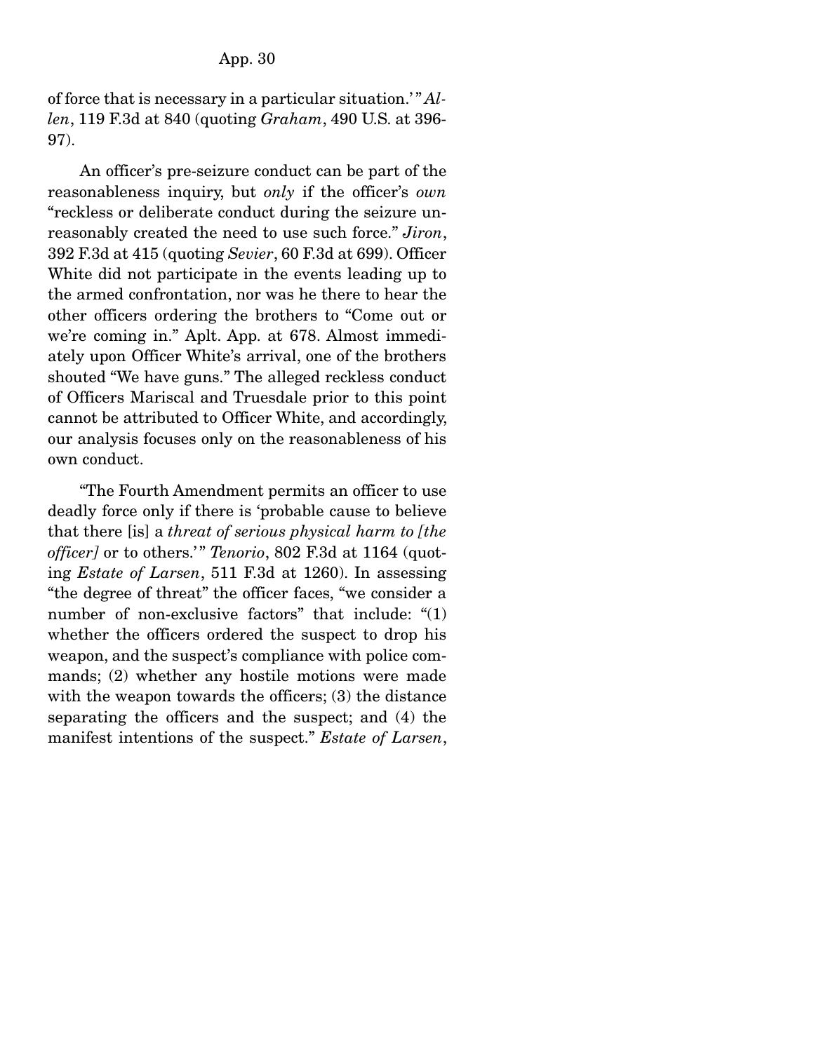of force that is necessary in a particular situation.'" *Allen*, 119 F.3d at 840 (quoting *Graham*, 490 U.S. at 396-97).

An officer's pre-seizure conduct can be part of the reasonableness inquiry, but *only* if the officer's *own* "reckless or deliberate conduct during the seizure unreasonably created the need to use such force." *Jiron*, 392 F.3d at 415 (quoting *Sevier*, 60 F.3d at 699). Officer White did not participate in the events leading up to the armed confrontation, nor was he there to hear the other officers ordering the brothers to "Come out or we're coming in." Aplt. App. at 678. Almost immediately upon Officer White's arrival, one of the brothers shouted "We have guns." The alleged reckless conduct of Officers Mariscal and Truesdale prior to this point cannot be attributed to Officer White, and accordingly, our analysis focuses only on the reasonableness of his own conduct.

"The Fourth Amendment permits an officer to use deadly force only if there is 'probable cause to believe that there [is] a *threat of serious physical harm to [the officer]* or to others.'" *Tenorio*, 802 F.3d at 1164 (quoting *Estate of Larsen*, 511 F.3d at 1260). In assessing "the degree of threat" the officer faces, "we consider a number of non-exclusive factors" that include: "(1) whether the officers ordered the suspect to drop his weapon, and the suspect's compliance with police commands; (2) whether any hostile motions were made with the weapon towards the officers; (3) the distance separating the officers and the suspect; and (4) the manifest intentions of the suspect." *Estate of Larsen*,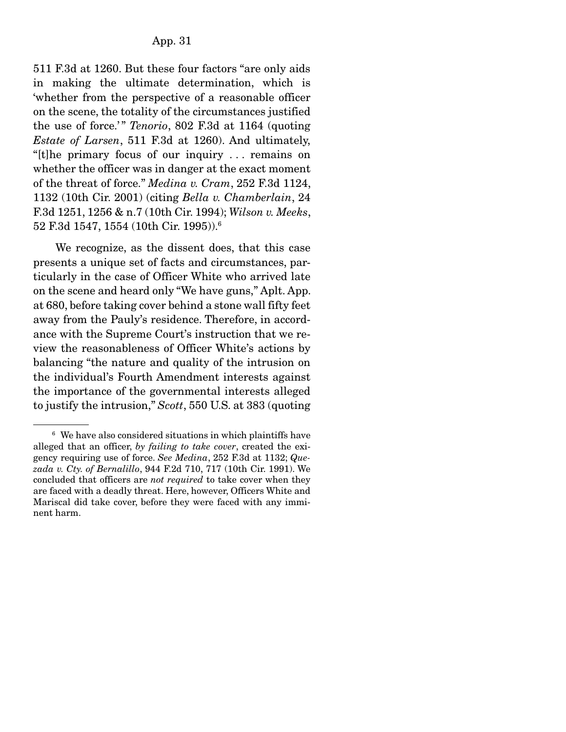511 F.3d at 1260. But these four factors "are only aids in making the ultimate determination, which is 'whether from the perspective of a reasonable officer on the scene, the totality of the circumstances justified the use of force.'" *Tenorio*, 802 F.3d at 1164 (quoting *Estate of Larsen*, 511 F.3d at 1260). And ultimately, "[t]he primary focus of our inquiry . . . remains on whether the officer was in danger at the exact moment of the threat of force." *Medina v. Cram*, 252 F.3d 1124, 1132 (10th Cir. 2001) (citing *Bella v. Chamberlain*, 24 F.3d 1251, 1256 & n.7 (10th Cir. 1994); *Wilson v. Meeks*, 52 F.3d 1547, 1554 (10th Cir. 1995)).[6]

We recognize, as the dissent does, that this case presents a unique set of facts and circumstances, particularly in the case of Officer White who arrived late on the scene and heard only "We have guns," Aplt. App. at 680, before taking cover behind a stone wall fifty feet away from the Pauly's residence. Therefore, in accordance with the Supreme Court's instruction that we review the reasonableness of Officer White's actions by balancing "the nature and quality of the intrusion on the individual's Fourth Amendment interests against the importance of the governmental interests alleged to justify the intrusion," *Scott*, 550 U.S. at 383 (quoting

---

[6] We have also considered situations in which plaintiffs have alleged that an officer, *by failing to take cover*, created the exigency requiring use of force. *See Medina*, 252 F.3d at 1132; *Quezada v. Cty. of Bernalillo*, 944 F.2d 710, 717 (10th Cir. 1991). We concluded that officers are *not required* to take cover when they are faced with a deadly threat. Here, however, Officers White and Mariscal did take cover, before they were faced with any imminent harm.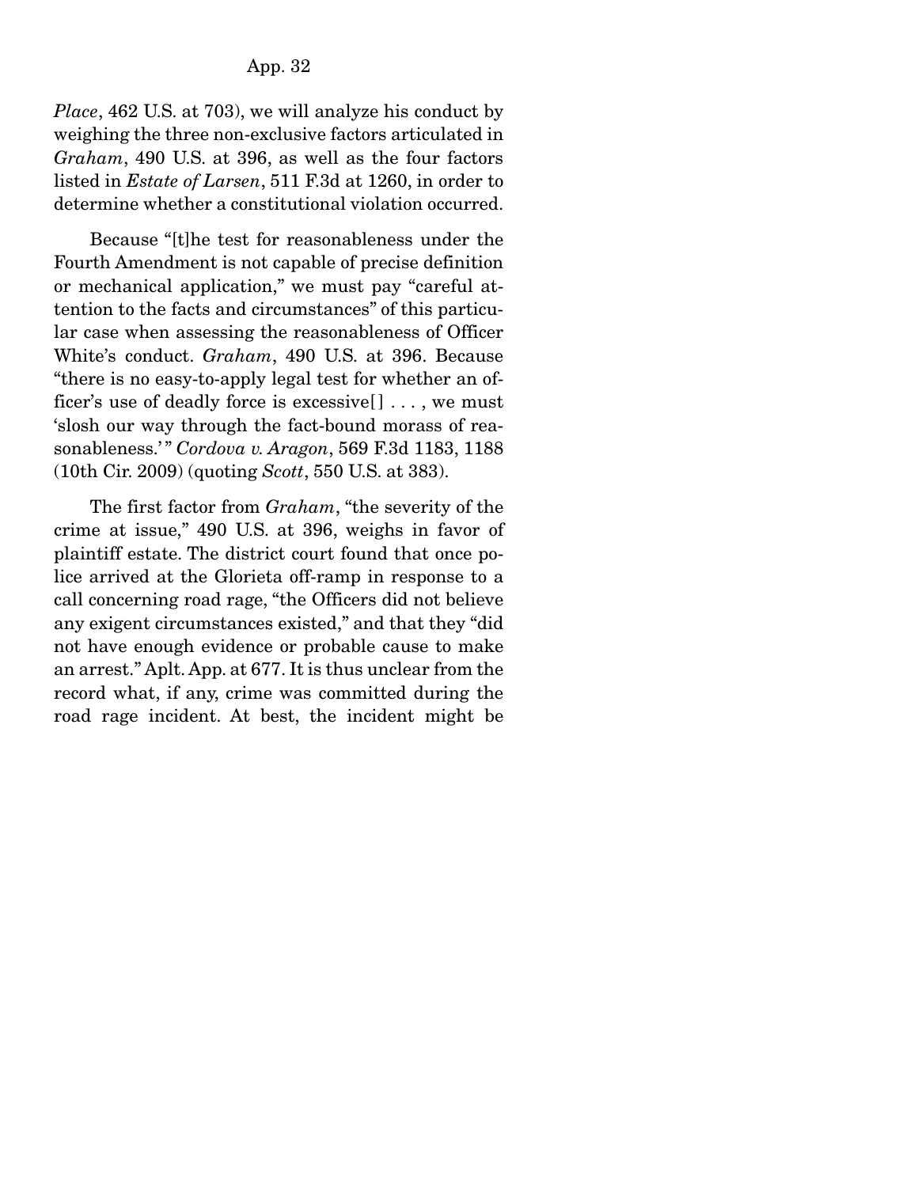*Place*, 462 U.S. at 703), we will analyze his conduct by weighing the three non-exclusive factors articulated in *Graham*, 490 U.S. at 396, as well as the four factors listed in *Estate of Larsen*, 511 F.3d at 1260, in order to determine whether a constitutional violation occurred.

Because "[t]he test for reasonableness under the Fourth Amendment is not capable of precise definition or mechanical application," we must pay "careful attention to the facts and circumstances" of this particular case when assessing the reasonableness of Officer White's conduct. *Graham*, 490 U.S. at 396. Because "there is no easy-to-apply legal test for whether an officer's use of deadly force is excessive[] . . . , we must 'slosh our way through the fact-bound morass of reasonableness.'" *Cordova v. Aragon*, 569 F.3d 1183, 1188 (10th Cir. 2009) (quoting *Scott*, 550 U.S. at 383).

The first factor from *Graham*, "the severity of the crime at issue," 490 U.S. at 396, weighs in favor of plaintiff estate. The district court found that once police arrived at the Glorieta off-ramp in response to a call concerning road rage, "the Officers did not believe any exigent circumstances existed," and that they "did not have enough evidence or probable cause to make an arrest." Aplt. App. at 677. It is thus unclear from the record what, if any, crime was committed during the road rage incident. At best, the incident might be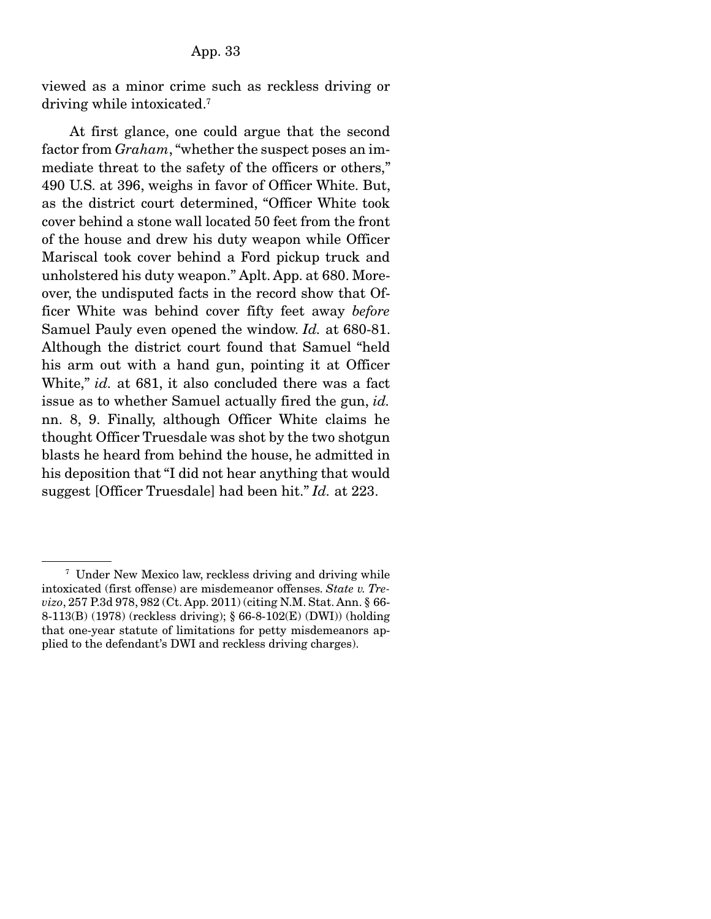viewed as a minor crime such as reckless driving or driving while intoxicated.[7]

At first glance, one could argue that the second factor from *Graham*, "whether the suspect poses an immediate threat to the safety of the officers or others," 490 U.S. at 396, weighs in favor of Officer White. But, as the district court determined, "Officer White took cover behind a stone wall located 50 feet from the front of the house and drew his duty weapon while Officer Mariscal took cover behind a Ford pickup truck and unholstered his duty weapon." Aplt. App. at 680. Moreover, the undisputed facts in the record show that Officer White was behind cover fifty feet away *before* Samuel Pauly even opened the window. *Id.* at 680-81. Although the district court found that Samuel "held his arm out with a hand gun, pointing it at Officer White," *id.* at 681, it also concluded there was a fact issue as to whether Samuel actually fired the gun, *id.* nn. 8, 9. Finally, although Officer White claims he thought Officer Truesdale was shot by the two shotgun blasts he heard from behind the house, he admitted in his deposition that "I did not hear anything that would suggest [Officer Truesdale] had been hit." *Id.* at 223.

---

[7] Under New Mexico law, reckless driving and driving while intoxicated (first offense) are misdemeanor offenses. *State v. Trevizo*, 257 P.3d 978, 982 (Ct. App. 2011) (citing N.M. Stat. Ann. § 66-8-113(B) (1978) (reckless driving); § 66-8-102(E) (DWI)) (holding that one-year statute of limitations for petty misdemeanors applied to the defendant's DWI and reckless driving charges).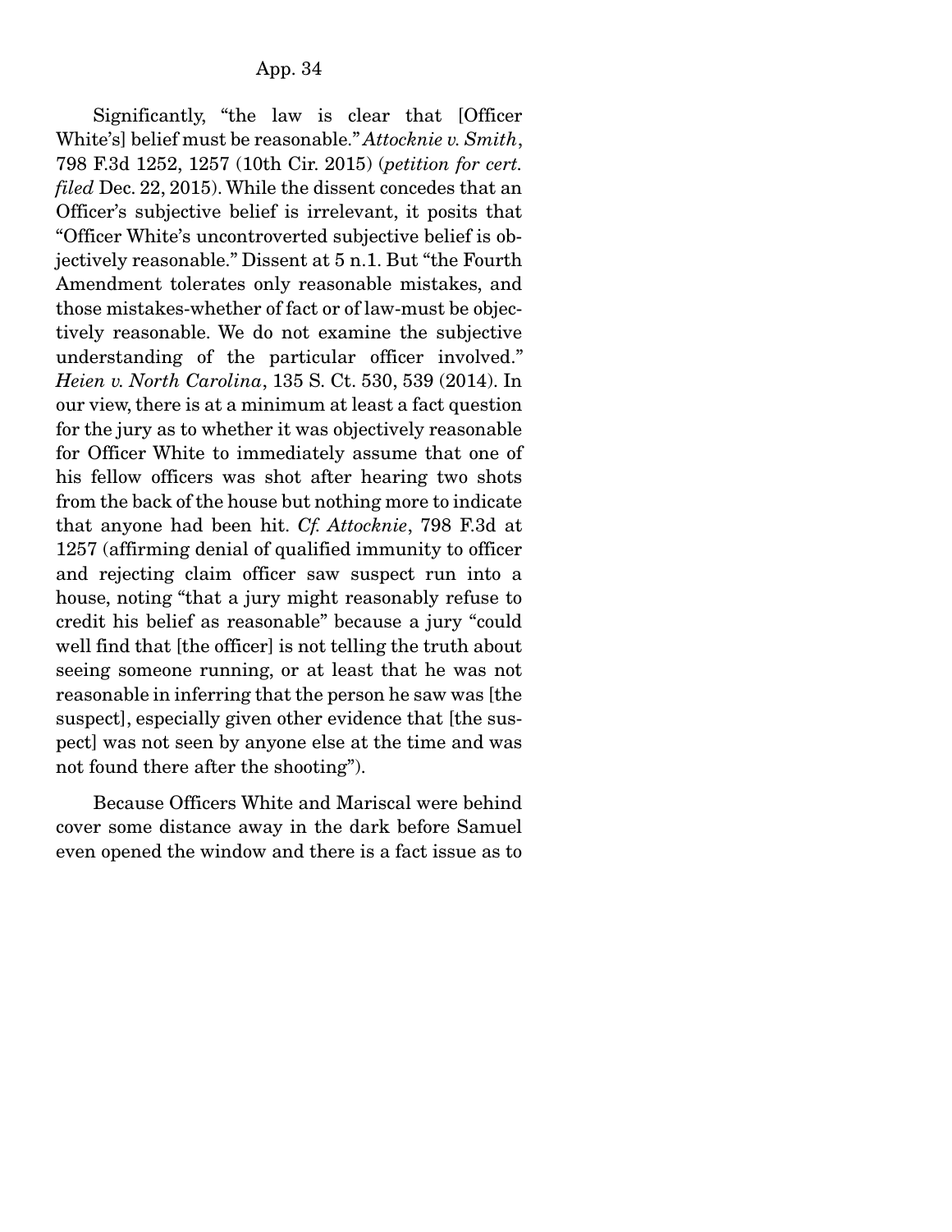Significantly, "the law is clear that [Officer White's] belief must be reasonable." *Attocknie v. Smith*, 798 F.3d 1252, 1257 (10th Cir. 2015) (*petition for cert. filed* Dec. 22, 2015). While the dissent concedes that an Officer's subjective belief is irrelevant, it posits that "Officer White's uncontroverted subjective belief is objectively reasonable." Dissent at 5 n.1. But "the Fourth Amendment tolerates only reasonable mistakes, and those mistakes-whether of fact or of law-must be objectively reasonable. We do not examine the subjective understanding of the particular officer involved." *Heien v. North Carolina*, 135 S. Ct. 530, 539 (2014). In our view, there is at a minimum at least a fact question for the jury as to whether it was objectively reasonable for Officer White to immediately assume that one of his fellow officers was shot after hearing two shots from the back of the house but nothing more to indicate that anyone had been hit. *Cf. Attocknie*, 798 F.3d at 1257 (affirming denial of qualified immunity to officer and rejecting claim officer saw suspect run into a house, noting "that a jury might reasonably refuse to credit his belief as reasonable" because a jury "could well find that [the officer] is not telling the truth about seeing someone running, or at least that he was not reasonable in inferring that the person he saw was [the suspect], especially given other evidence that [the suspect] was not seen by anyone else at the time and was not found there after the shooting").

Because Officers White and Mariscal were behind cover some distance away in the dark before Samuel even opened the window and there is a fact issue as to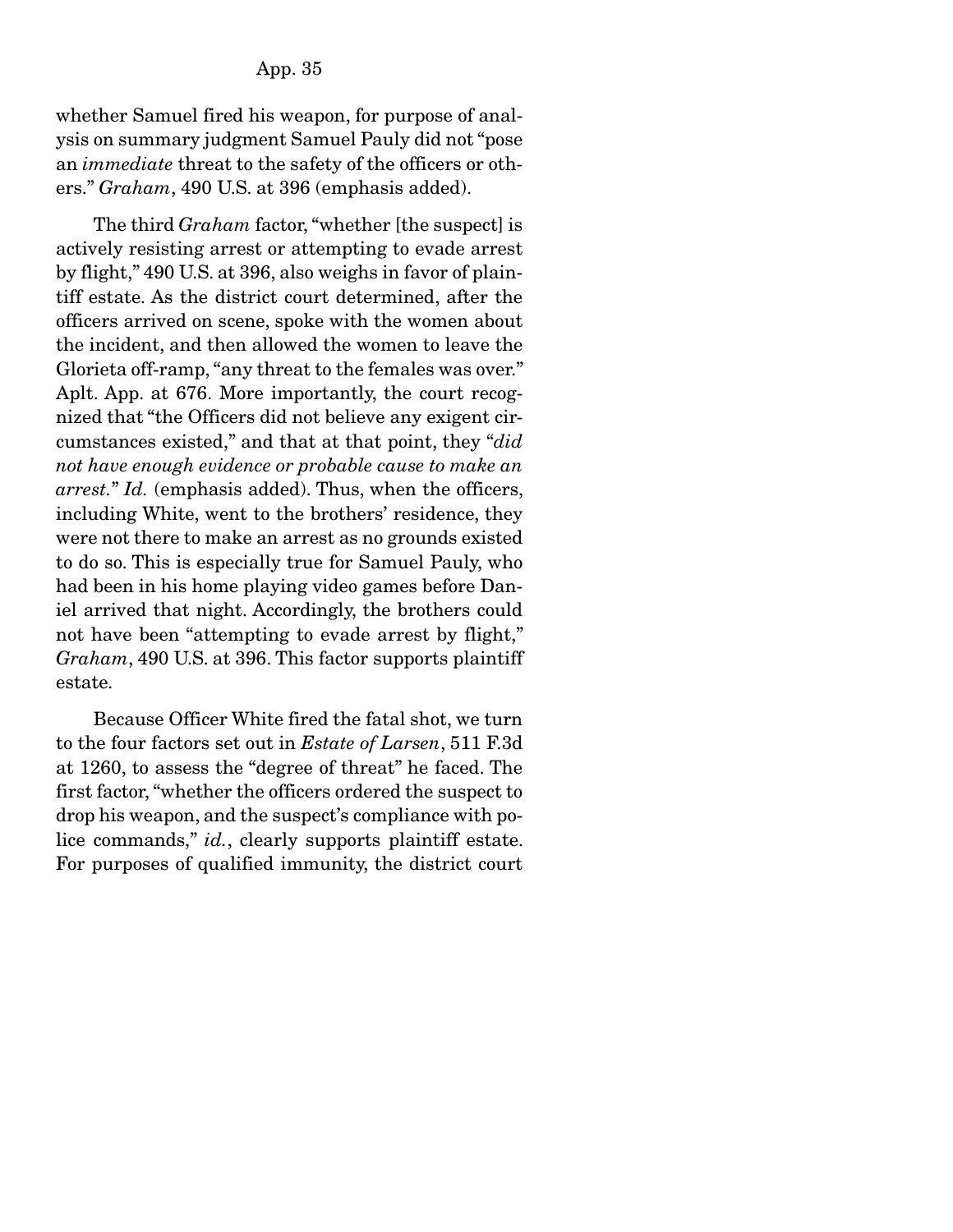whether Samuel fired his weapon, for purpose of analysis on summary judgment Samuel Pauly did not "pose an *immediate* threat to the safety of the officers or others." *Graham*, 490 U.S. at 396 (emphasis added).

The third *Graham* factor, "whether [the suspect] is actively resisting arrest or attempting to evade arrest by flight," 490 U.S. at 396, also weighs in favor of plaintiff estate. As the district court determined, after the officers arrived on scene, spoke with the women about the incident, and then allowed the women to leave the Glorieta off-ramp, "any threat to the females was over." Aplt. App. at 676. More importantly, the court recognized that "the Officers did not believe any exigent circumstances existed," and that at that point, they "*did not have enough evidence or probable cause to make an arrest.*" *Id.* (emphasis added). Thus, when the officers, including White, went to the brothers' residence, they were not there to make an arrest as no grounds existed to do so. This is especially true for Samuel Pauly, who had been in his home playing video games before Daniel arrived that night. Accordingly, the brothers could not have been "attempting to evade arrest by flight," *Graham*, 490 U.S. at 396. This factor supports plaintiff estate.

Because Officer White fired the fatal shot, we turn to the four factors set out in *Estate of Larsen*, 511 F.3d at 1260, to assess the "degree of threat" he faced. The first factor, "whether the officers ordered the suspect to drop his weapon, and the suspect's compliance with police commands," *id.*, clearly supports plaintiff estate. For purposes of qualified immunity, the district court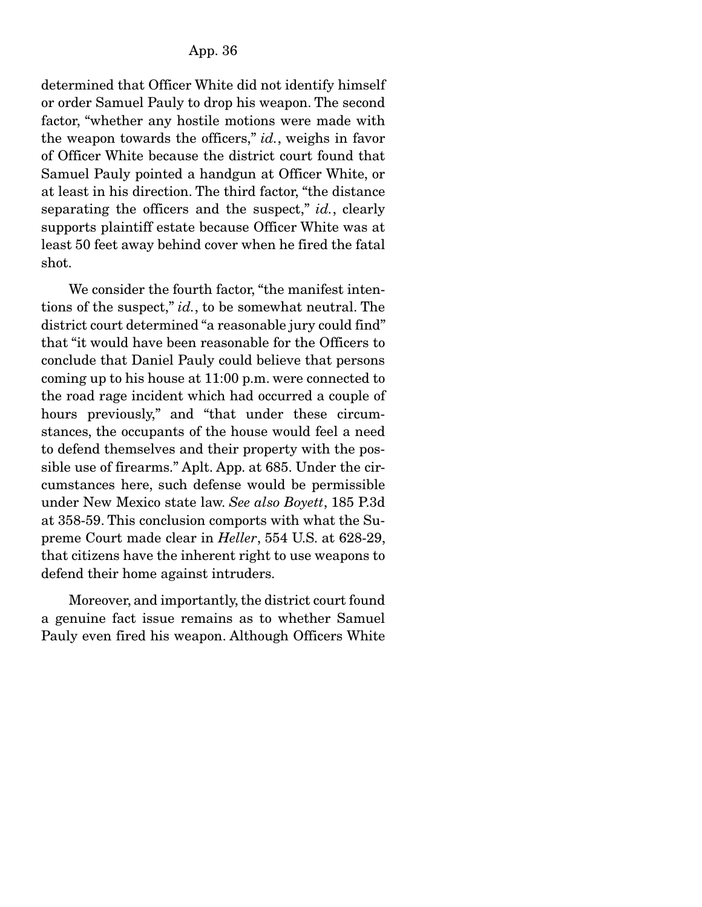determined that Officer White did not identify himself or order Samuel Pauly to drop his weapon. The second factor, "whether any hostile motions were made with the weapon towards the officers," *id.*, weighs in favor of Officer White because the district court found that Samuel Pauly pointed a handgun at Officer White, or at least in his direction. The third factor, "the distance separating the officers and the suspect," *id.*, clearly supports plaintiff estate because Officer White was at least 50 feet away behind cover when he fired the fatal shot.

We consider the fourth factor, "the manifest intentions of the suspect," *id.*, to be somewhat neutral. The district court determined "a reasonable jury could find" that "it would have been reasonable for the Officers to conclude that Daniel Pauly could believe that persons coming up to his house at 11:00 p.m. were connected to the road rage incident which had occurred a couple of hours previously," and "that under these circumstances, the occupants of the house would feel a need to defend themselves and their property with the possible use of firearms." Aplt. App. at 685. Under the circumstances here, such defense would be permissible under New Mexico state law. *See also Boyett*, 185 P.3d at 358-59. This conclusion comports with what the Supreme Court made clear in *Heller*, 554 U.S. at 628-29, that citizens have the inherent right to use weapons to defend their home against intruders.

Moreover, and importantly, the district court found a genuine fact issue remains as to whether Samuel Pauly even fired his weapon. Although Officers White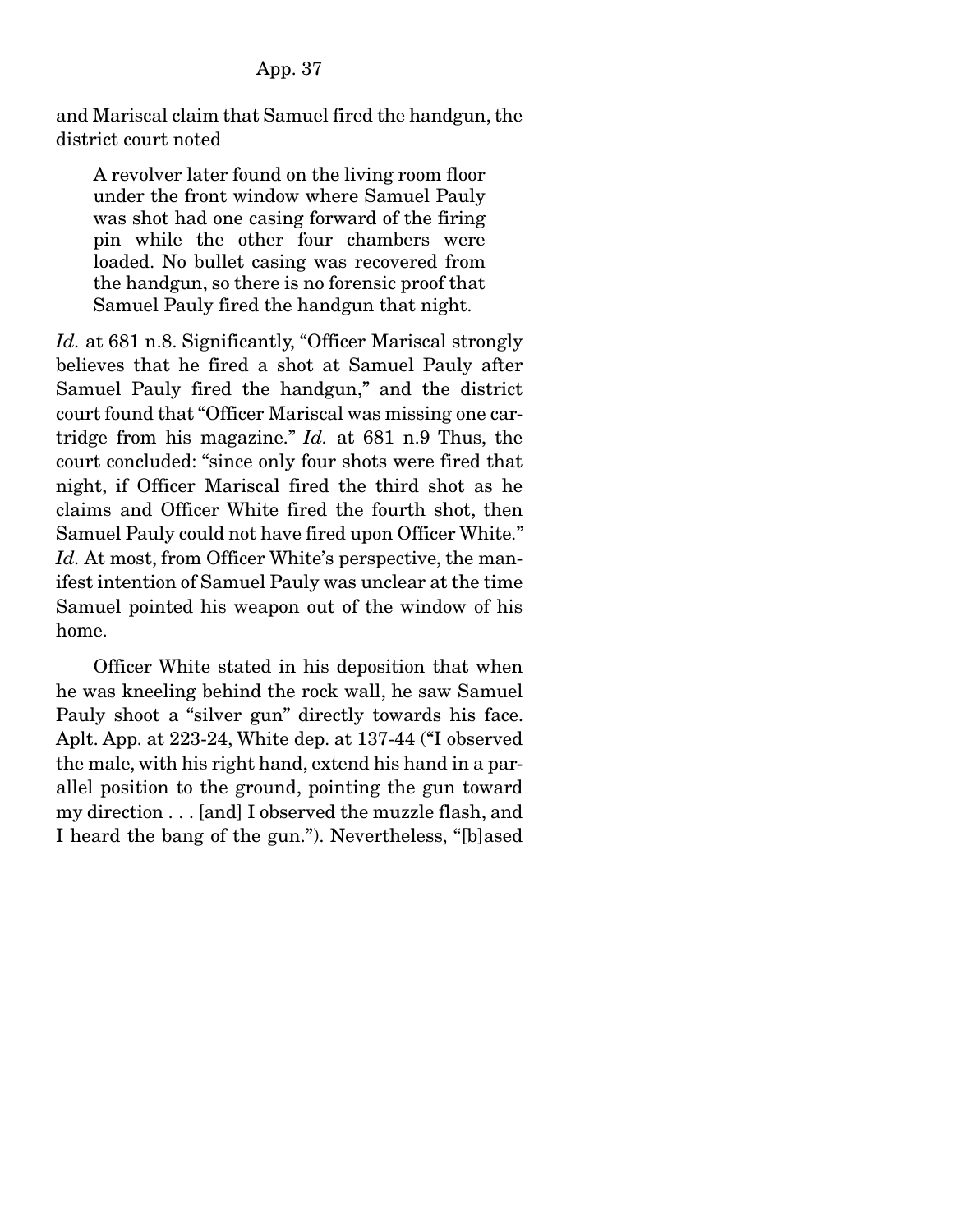and Mariscal claim that Samuel fired the handgun, the district court noted

> A revolver later found on the living room floor under the front window where Samuel Pauly was shot had one casing forward of the firing pin while the other four chambers were loaded. No bullet casing was recovered from the handgun, so there is no forensic proof that Samuel Pauly fired the handgun that night.

*Id.* at 681 n.8. Significantly, "Officer Mariscal strongly believes that he fired a shot at Samuel Pauly after Samuel Pauly fired the handgun," and the district court found that "Officer Mariscal was missing one cartridge from his magazine." *Id.* at 681 n.9 Thus, the court concluded: "since only four shots were fired that night, if Officer Mariscal fired the third shot as he claims and Officer White fired the fourth shot, then Samuel Pauly could not have fired upon Officer White." *Id.* At most, from Officer White's perspective, the manifest intention of Samuel Pauly was unclear at the time Samuel pointed his weapon out of the window of his home.

Officer White stated in his deposition that when he was kneeling behind the rock wall, he saw Samuel Pauly shoot a "silver gun" directly towards his face. Aplt. App. at 223-24, White dep. at 137-44 ("I observed the male, with his right hand, extend his hand in a parallel position to the ground, pointing the gun toward my direction . . . [and] I observed the muzzle flash, and I heard the bang of the gun."). Nevertheless, "[b]ased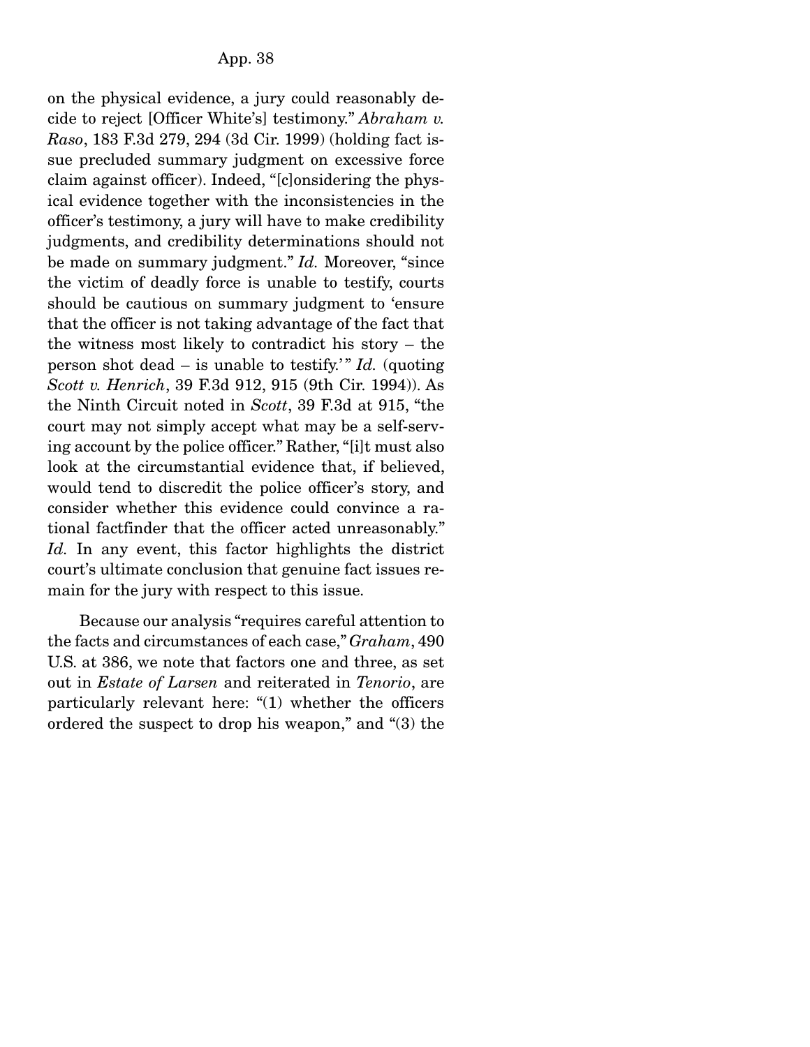on the physical evidence, a jury could reasonably decide to reject [Officer White's] testimony." *Abraham v. Raso*, 183 F.3d 279, 294 (3d Cir. 1999) (holding fact issue precluded summary judgment on excessive force claim against officer). Indeed, "[c]onsidering the physical evidence together with the inconsistencies in the officer's testimony, a jury will have to make credibility judgments, and credibility determinations should not be made on summary judgment." *Id.* Moreover, "since the victim of deadly force is unable to testify, courts should be cautious on summary judgment to 'ensure that the officer is not taking advantage of the fact that the witness most likely to contradict his story – the person shot dead – is unable to testify.'" *Id.* (quoting *Scott v. Henrich*, 39 F.3d 912, 915 (9th Cir. 1994)). As the Ninth Circuit noted in *Scott*, 39 F.3d at 915, "the court may not simply accept what may be a self-serving account by the police officer." Rather, "[i]t must also look at the circumstantial evidence that, if believed, would tend to discredit the police officer's story, and consider whether this evidence could convince a rational factfinder that the officer acted unreasonably." *Id.* In any event, this factor highlights the district court's ultimate conclusion that genuine fact issues remain for the jury with respect to this issue.

Because our analysis "requires careful attention to the facts and circumstances of each case," *Graham*, 490 U.S. at 386, we note that factors one and three, as set out in *Estate of Larsen* and reiterated in *Tenorio*, are particularly relevant here: "(1) whether the officers ordered the suspect to drop his weapon," and "(3) the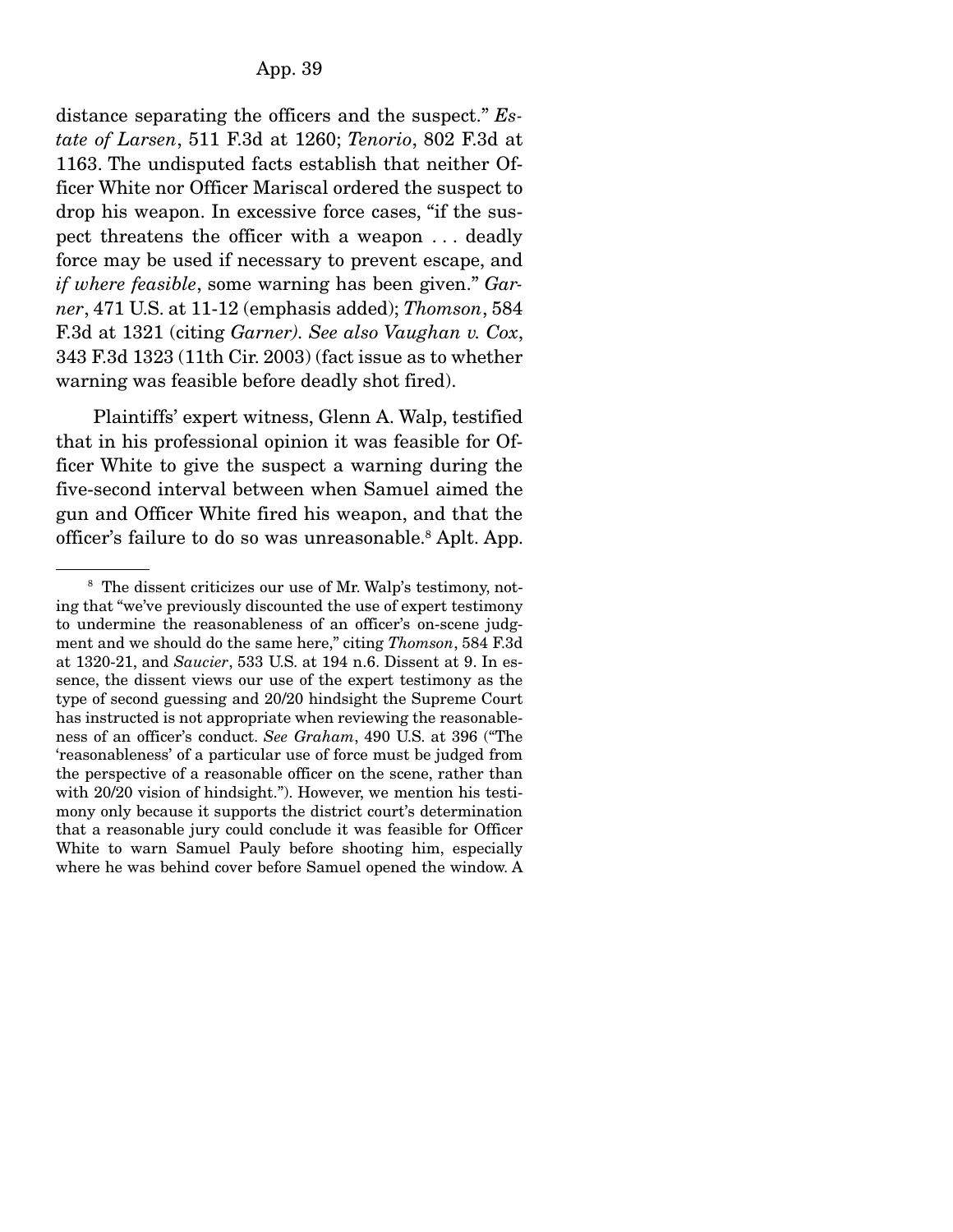distance separating the officers and the suspect." *Estate of Larsen*, 511 F.3d at 1260; *Tenorio*, 802 F.3d at 1163. The undisputed facts establish that neither Officer White nor Officer Mariscal ordered the suspect to drop his weapon. In excessive force cases, "if the suspect threatens the officer with a weapon . . . deadly force may be used if necessary to prevent escape, and *if where feasible*, some warning has been given." *Garner*, 471 U.S. at 11-12 (emphasis added); *Thomson*, 584 F.3d at 1321 (citing *Garner). See also Vaughan v. Cox*, 343 F.3d 1323 (11th Cir. 2003) (fact issue as to whether warning was feasible before deadly shot fired).

Plaintiffs' expert witness, Glenn A. Walp, testified that in his professional opinion it was feasible for Officer White to give the suspect a warning during the five-second interval between when Samuel aimed the gun and Officer White fired his weapon, and that the officer's failure to do so was unreasonable.[8] Aplt. App.

---

[8] The dissent criticizes our use of Mr. Walp's testimony, noting that "we've previously discounted the use of expert testimony to undermine the reasonableness of an officer's on-scene judgment and we should do the same here," citing *Thomson*, 584 F.3d at 1320-21, and *Saucier*, 533 U.S. at 194 n.6. Dissent at 9. In essence, the dissent views our use of the expert testimony as the type of second guessing and 20/20 hindsight the Supreme Court has instructed is not appropriate when reviewing the reasonableness of an officer's conduct. *See Graham*, 490 U.S. at 396 ("The 'reasonableness' of a particular use of force must be judged from the perspective of a reasonable officer on the scene, rather than with 20/20 vision of hindsight."). However, we mention his testimony only because it supports the district court's determination that a reasonable jury could conclude it was feasible for Officer White to warn Samuel Pauly before shooting him, especially where he was behind cover before Samuel opened the window. A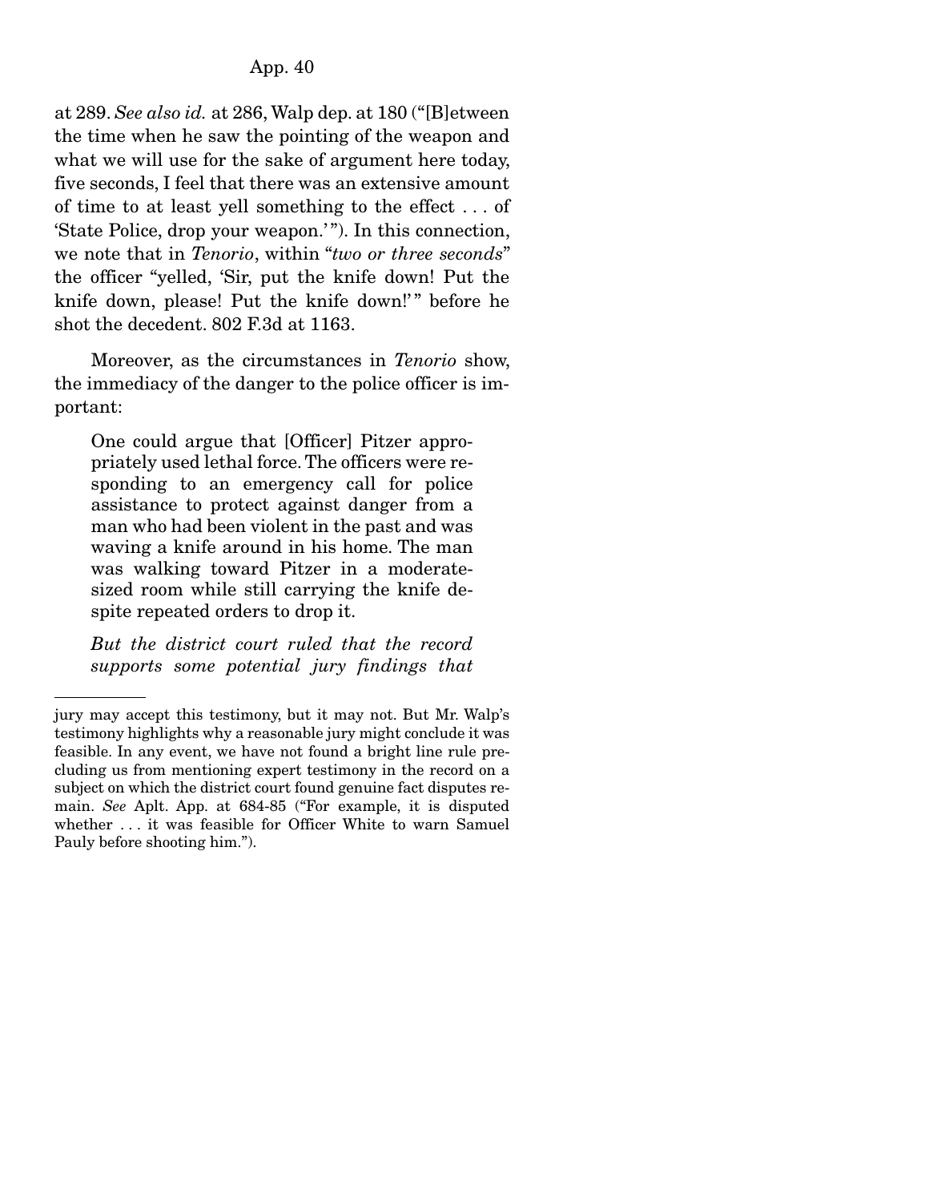at 289. *See also id.* at 286, Walp dep. at 180 ("[B]etween the time when he saw the pointing of the weapon and what we will use for the sake of argument here today, five seconds, I feel that there was an extensive amount of time to at least yell something to the effect . . . of 'State Police, drop your weapon.'"). In this connection, we note that in *Tenorio*, within "*two or three seconds*" the officer "yelled, 'Sir, put the knife down! Put the knife down, please! Put the knife down!'" before he shot the decedent. 802 F.3d at 1163.

Moreover, as the circumstances in *Tenorio* show, the immediacy of the danger to the police officer is important:

> One could argue that [Officer] Pitzer appropriately used lethal force. The officers were responding to an emergency call for police assistance to protect against danger from a man who had been violent in the past and was waving a knife around in his home. The man was walking toward Pitzer in a moderate-sized room while still carrying the knife despite repeated orders to drop it.
>
> *But the district court ruled that the record supports some potential jury findings that*

---

jury may accept this testimony, but it may not. But Mr. Walp's testimony highlights why a reasonable jury might conclude it was feasible. In any event, we have not found a bright line rule precluding us from mentioning expert testimony in the record on a subject on which the district court found genuine fact disputes remain. *See* Aplt. App. at 684-85 ("For example, it is disputed whether . . . it was feasible for Officer White to warn Samuel Pauly before shooting him.").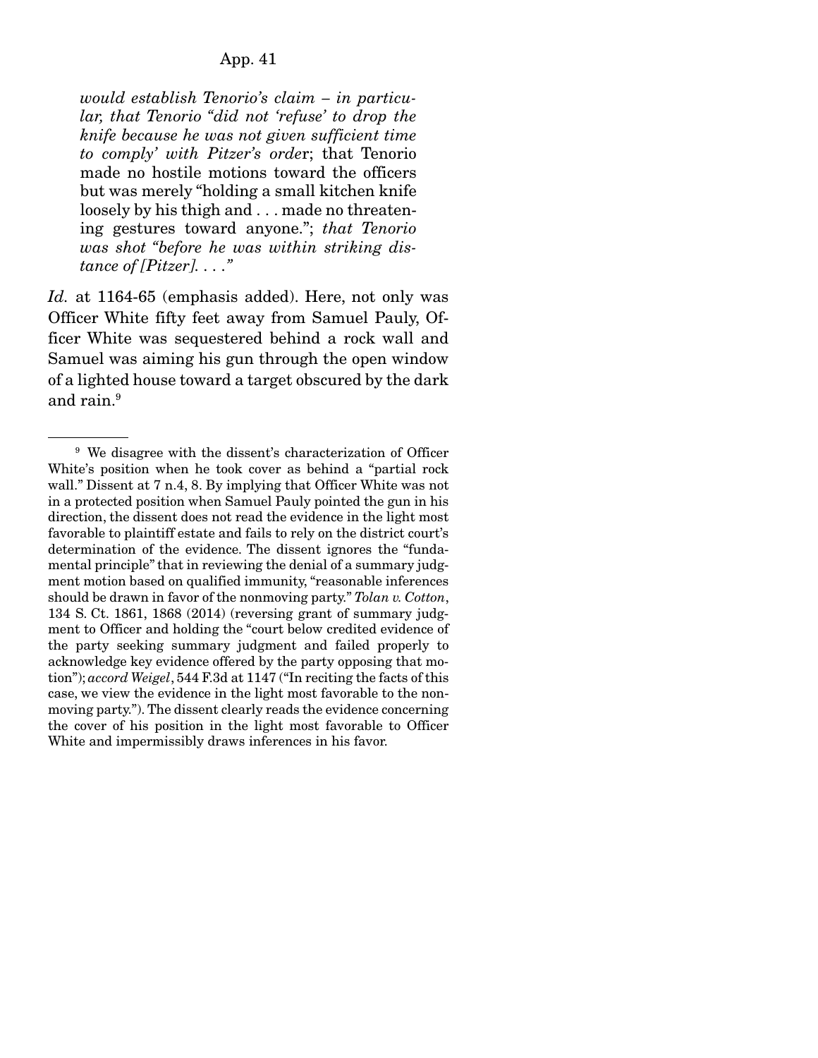> *would establish Tenorio's claim – in particular, that Tenorio "did not 'refuse' to drop the knife because he was not given sufficient time to comply' with Pitzer's orde*r; that Tenorio made no hostile motions toward the officers but was merely "holding a small kitchen knife loosely by his thigh and . . . made no threatening gestures toward anyone."; *that Tenorio was shot "before he was within striking distance of [Pitzer]. . . ."*

*Id.* at 1164-65 (emphasis added). Here, not only was Officer White fifty feet away from Samuel Pauly, Officer White was sequestered behind a rock wall and Samuel was aiming his gun through the open window of a lighted house toward a target obscured by the dark and rain.[9]

---

[9] We disagree with the dissent's characterization of Officer White's position when he took cover as behind a "partial rock wall." Dissent at 7 n.4, 8. By implying that Officer White was not in a protected position when Samuel Pauly pointed the gun in his direction, the dissent does not read the evidence in the light most favorable to plaintiff estate and fails to rely on the district court's determination of the evidence. The dissent ignores the "fundamental principle" that in reviewing the denial of a summary judgment motion based on qualified immunity, "reasonable inferences should be drawn in favor of the nonmoving party." *Tolan v. Cotton*, 134 S. Ct. 1861, 1868 (2014) (reversing grant of summary judgment to Officer and holding the "court below credited evidence of the party seeking summary judgment and failed properly to acknowledge key evidence offered by the party opposing that motion"); *accord Weigel*, 544 F.3d at 1147 ("In reciting the facts of this case, we view the evidence in the light most favorable to the nonmoving party."). The dissent clearly reads the evidence concerning the cover of his position in the light most favorable to Officer White and impermissibly draws inferences in his favor.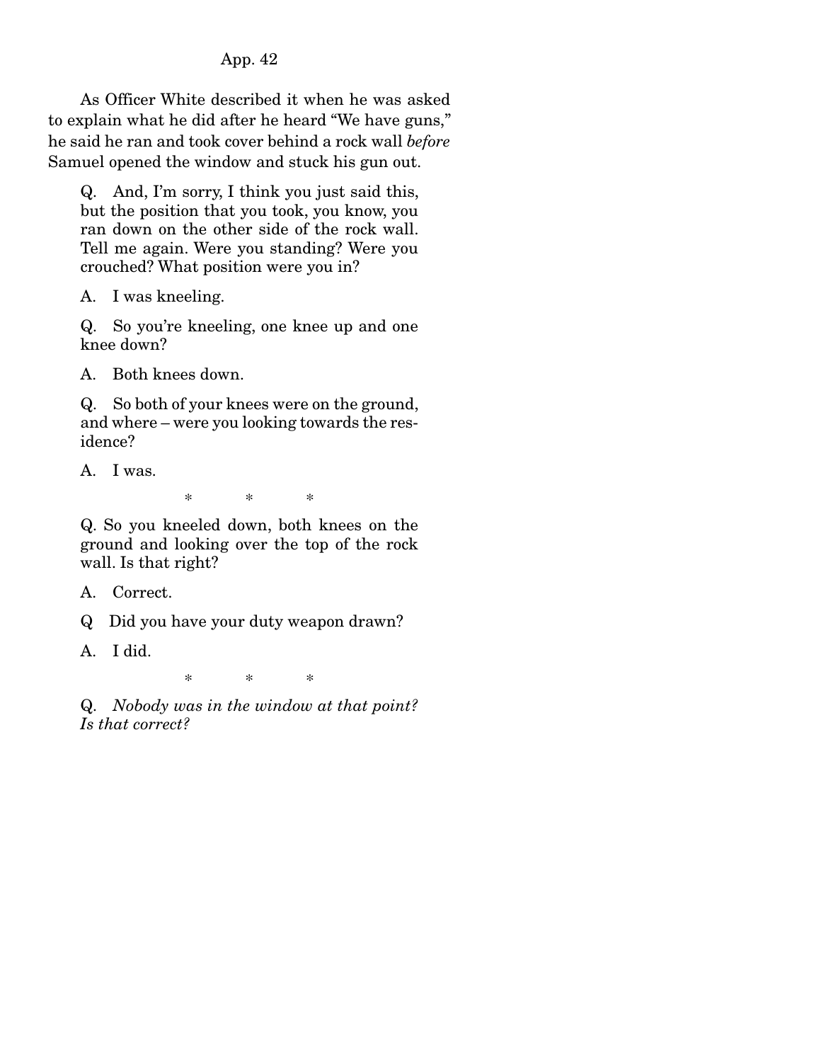As Officer White described it when he was asked to explain what he did after he heard "We have guns," he said he ran and took cover behind a rock wall *before* Samuel opened the window and stuck his gun out.

> Q. And, I'm sorry, I think you just said this, but the position that you took, you know, you ran down on the other side of the rock wall. Tell me again. Were you standing? Were you crouched? What position were you in?
>
> A. I was kneeling.
>
> Q. So you're kneeling, one knee up and one knee down?
>
> A. Both knees down.
>
> Q. So both of your knees were on the ground, and where – were you looking towards the residence?
>
> A. I was.
>
> \* \* \*
>
> Q. So you kneeled down, both knees on the ground and looking over the top of the rock wall. Is that right?
>
> A. Correct.
>
> Q Did you have your duty weapon drawn?
>
> A. I did.
>
> \* \* \*
>
> Q. *Nobody was in the window at that point? Is that correct?*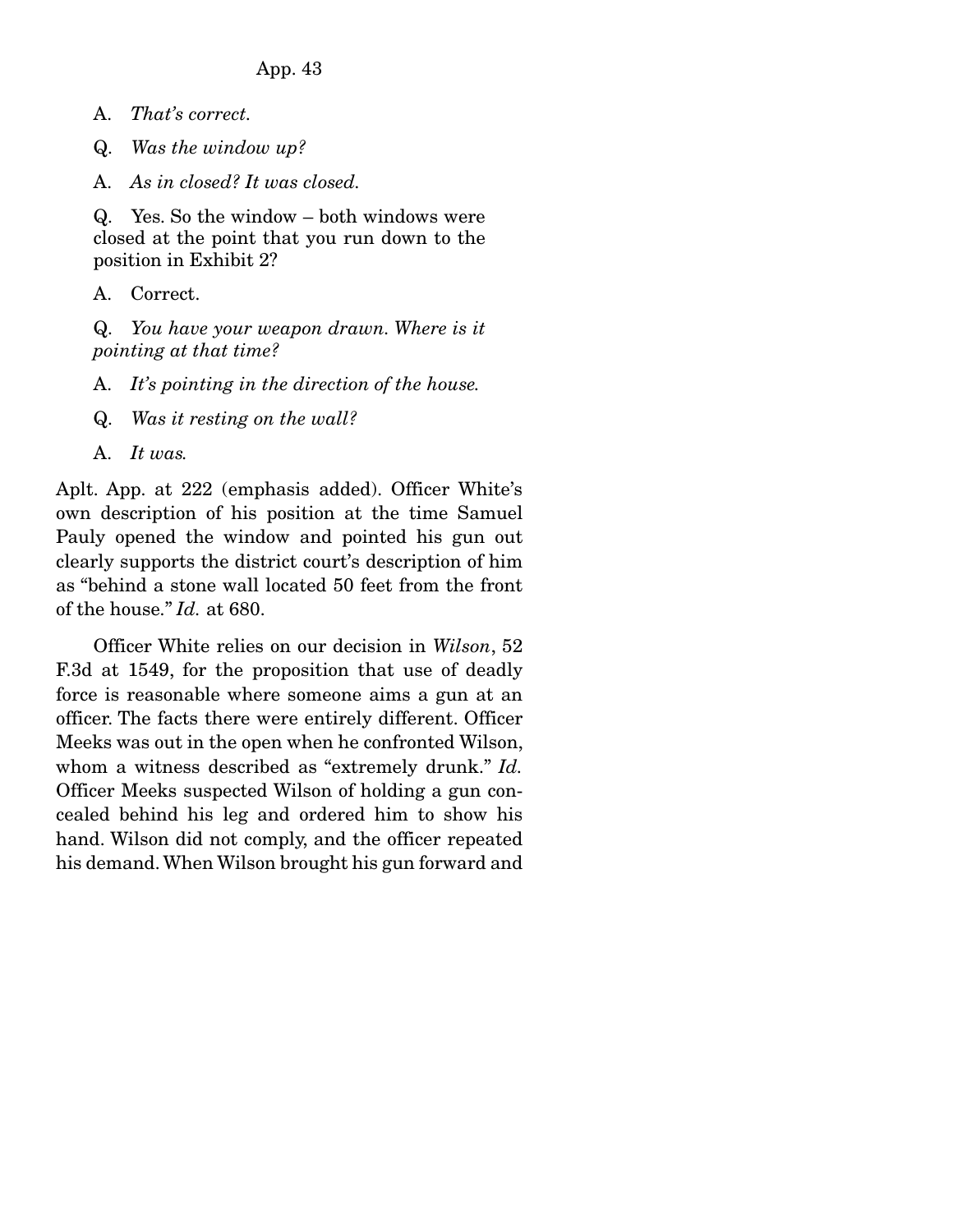A. *That's correct.*

Q. *Was the window up?*

A. *As in closed? It was closed.*

Q. Yes. So the window – both windows were closed at the point that you run down to the position in Exhibit 2?

A. Correct.

Q. *You have your weapon drawn. Where is it pointing at that time?*

A. *It's pointing in the direction of the house.*

Q. *Was it resting on the wall?*

A. *It was.*

Aplt. App. at 222 (emphasis added). Officer White's own description of his position at the time Samuel Pauly opened the window and pointed his gun out clearly supports the district court's description of him as "behind a stone wall located 50 feet from the front of the house." *Id.* at 680.

Officer White relies on our decision in *Wilson*, 52 F.3d at 1549, for the proposition that use of deadly force is reasonable where someone aims a gun at an officer. The facts there were entirely different. Officer Meeks was out in the open when he confronted Wilson, whom a witness described as "extremely drunk." *Id.* Officer Meeks suspected Wilson of holding a gun concealed behind his leg and ordered him to show his hand. Wilson did not comply, and the officer repeated his demand. When Wilson brought his gun forward and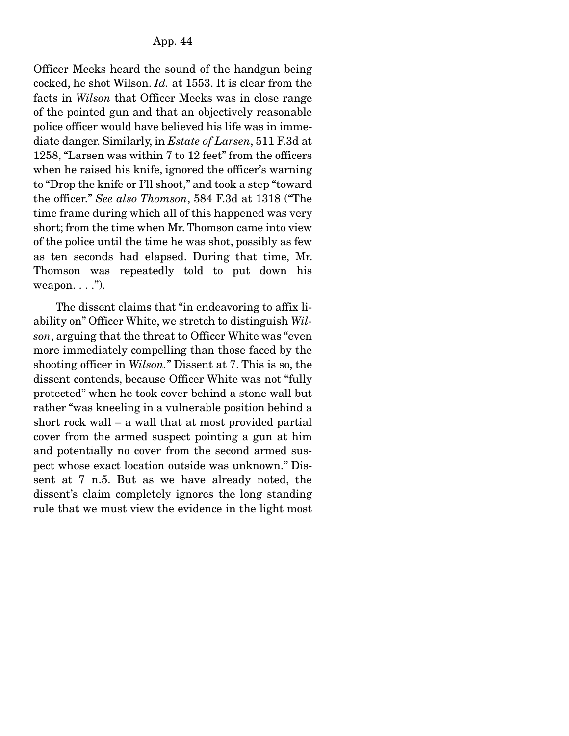Officer Meeks heard the sound of the handgun being cocked, he shot Wilson. *Id.* at 1553. It is clear from the facts in *Wilson* that Officer Meeks was in close range of the pointed gun and that an objectively reasonable police officer would have believed his life was in immediate danger. Similarly, in *Estate of Larsen*, 511 F.3d at 1258, "Larsen was within 7 to 12 feet" from the officers when he raised his knife, ignored the officer's warning to "Drop the knife or I'll shoot," and took a step "toward the officer." *See also Thomson*, 584 F.3d at 1318 ("The time frame during which all of this happened was very short; from the time when Mr. Thomson came into view of the police until the time he was shot, possibly as few as ten seconds had elapsed. During that time, Mr. Thomson was repeatedly told to put down his weapon. . . .").

The dissent claims that "in endeavoring to affix liability on" Officer White, we stretch to distinguish *Wilson*, arguing that the threat to Officer White was "even more immediately compelling than those faced by the shooting officer in *Wilson.*" Dissent at 7. This is so, the dissent contends, because Officer White was not "fully protected" when he took cover behind a stone wall but rather "was kneeling in a vulnerable position behind a short rock wall – a wall that at most provided partial cover from the armed suspect pointing a gun at him and potentially no cover from the second armed suspect whose exact location outside was unknown." Dissent at 7 n.5. But as we have already noted, the dissent's claim completely ignores the long standing rule that we must view the evidence in the light most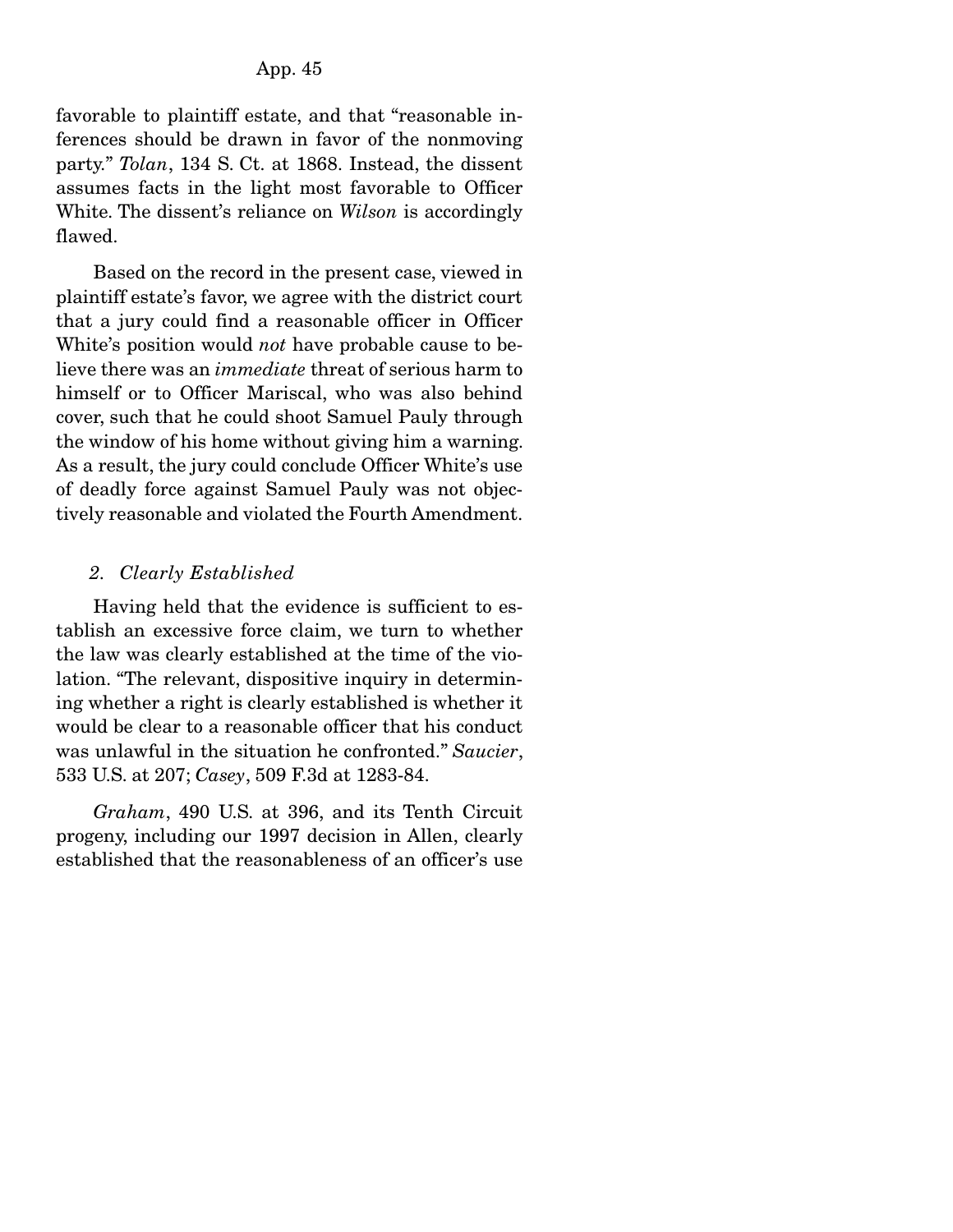favorable to plaintiff estate, and that "reasonable inferences should be drawn in favor of the nonmoving party." *Tolan*, 134 S. Ct. at 1868. Instead, the dissent assumes facts in the light most favorable to Officer White. The dissent's reliance on *Wilson* is accordingly flawed.

Based on the record in the present case, viewed in plaintiff estate's favor, we agree with the district court that a jury could find a reasonable officer in Officer White's position would *not* have probable cause to believe there was an *immediate* threat of serious harm to himself or to Officer Mariscal, who was also behind cover, such that he could shoot Samuel Pauly through the window of his home without giving him a warning. As a result, the jury could conclude Officer White's use of deadly force against Samuel Pauly was not objectively reasonable and violated the Fourth Amendment.

*2. Clearly Established*

Having held that the evidence is sufficient to establish an excessive force claim, we turn to whether the law was clearly established at the time of the violation. "The relevant, dispositive inquiry in determining whether a right is clearly established is whether it would be clear to a reasonable officer that his conduct was unlawful in the situation he confronted." *Saucier*, 533 U.S. at 207; *Casey*, 509 F.3d at 1283-84.

*Graham*, 490 U.S. at 396, and its Tenth Circuit progeny, including our 1997 decision in Allen, clearly established that the reasonableness of an officer's use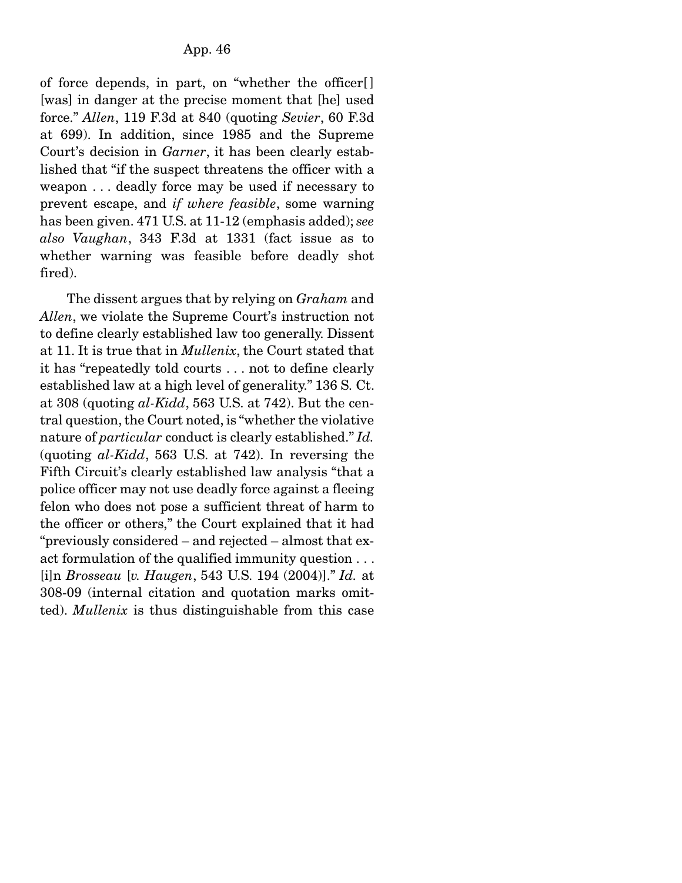of force depends, in part, on "whether the officer[] [was] in danger at the precise moment that [he] used force." *Allen*, 119 F.3d at 840 (quoting *Sevier*, 60 F.3d at 699). In addition, since 1985 and the Supreme Court's decision in *Garner*, it has been clearly established that "if the suspect threatens the officer with a weapon . . . deadly force may be used if necessary to prevent escape, and *if where feasible*, some warning has been given. 471 U.S. at 11-12 (emphasis added); *see also Vaughan*, 343 F.3d at 1331 (fact issue as to whether warning was feasible before deadly shot fired).

The dissent argues that by relying on *Graham* and *Allen*, we violate the Supreme Court's instruction not to define clearly established law too generally. Dissent at 11. It is true that in *Mullenix*, the Court stated that it has "repeatedly told courts . . . not to define clearly established law at a high level of generality." 136 S. Ct. at 308 (quoting *al-Kidd*, 563 U.S. at 742). But the central question, the Court noted, is "whether the violative nature of *particular* conduct is clearly established." *Id.* (quoting *al-Kidd*, 563 U.S. at 742). In reversing the Fifth Circuit's clearly established law analysis "that a police officer may not use deadly force against a fleeing felon who does not pose a sufficient threat of harm to the officer or others," the Court explained that it had "previously considered – and rejected – almost that exact formulation of the qualified immunity question . . . [i]n *Brosseau* [*v. Haugen*, 543 U.S. 194 (2004)]." *Id.* at 308-09 (internal citation and quotation marks omitted). *Mullenix* is thus distinguishable from this case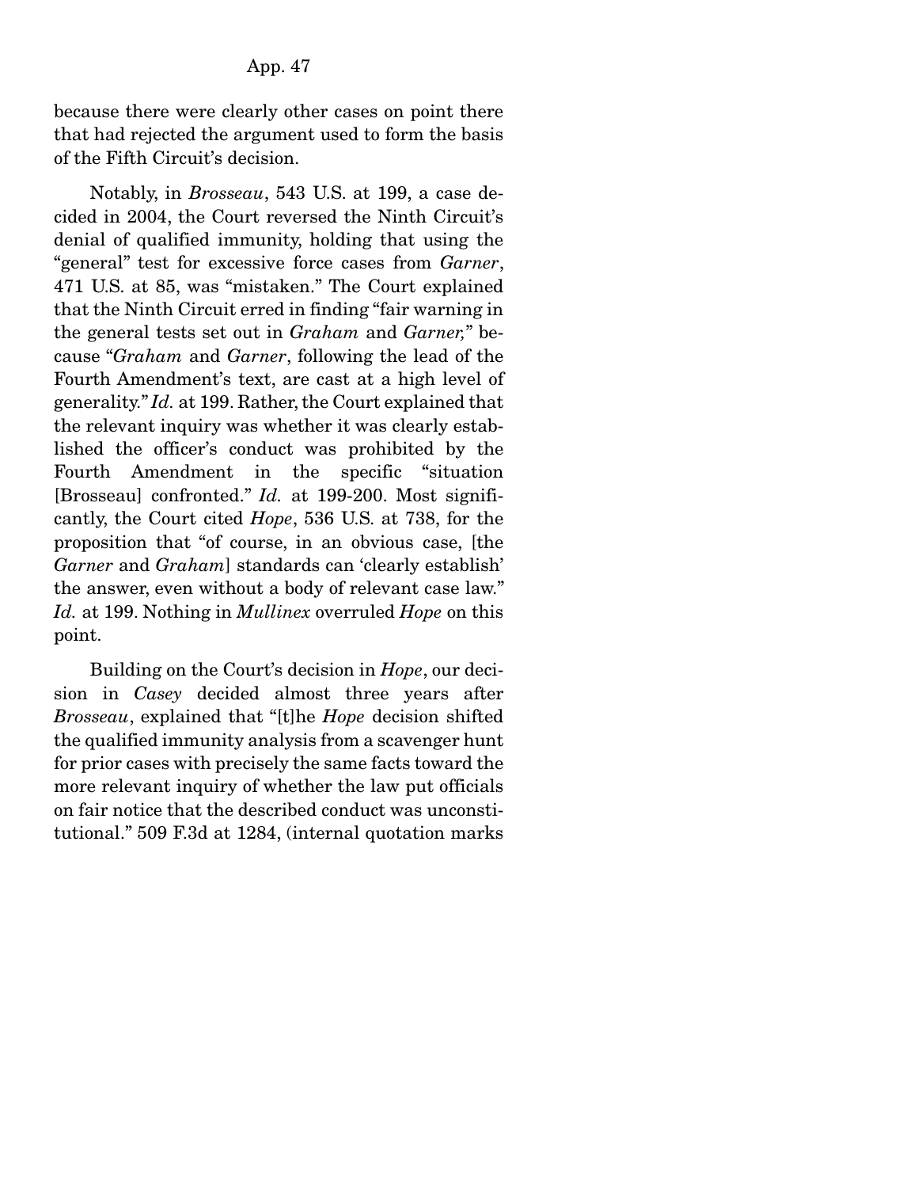because there were clearly other cases on point there that had rejected the argument used to form the basis of the Fifth Circuit's decision.

Notably, in *Brosseau*, 543 U.S. at 199, a case decided in 2004, the Court reversed the Ninth Circuit's denial of qualified immunity, holding that using the "general" test for excessive force cases from *Garner*, 471 U.S. at 85, was "mistaken." The Court explained that the Ninth Circuit erred in finding "fair warning in the general tests set out in *Graham* and *Garner,*" because "*Graham* and *Garner*, following the lead of the Fourth Amendment's text, are cast at a high level of generality." *Id.* at 199. Rather, the Court explained that the relevant inquiry was whether it was clearly established the officer's conduct was prohibited by the Fourth Amendment in the specific "situation [Brosseau] confronted." *Id.* at 199-200. Most significantly, the Court cited *Hope*, 536 U.S. at 738, for the proposition that "of course, in an obvious case, [the *Garner* and *Graham*] standards can 'clearly establish' the answer, even without a body of relevant case law." *Id.* at 199. Nothing in *Mullinex* overruled *Hope* on this point.

Building on the Court's decision in *Hope*, our decision in *Casey* decided almost three years after *Brosseau*, explained that "[t]he *Hope* decision shifted the qualified immunity analysis from a scavenger hunt for prior cases with precisely the same facts toward the more relevant inquiry of whether the law put officials on fair notice that the described conduct was unconstitutional." 509 F.3d at 1284, (internal quotation marks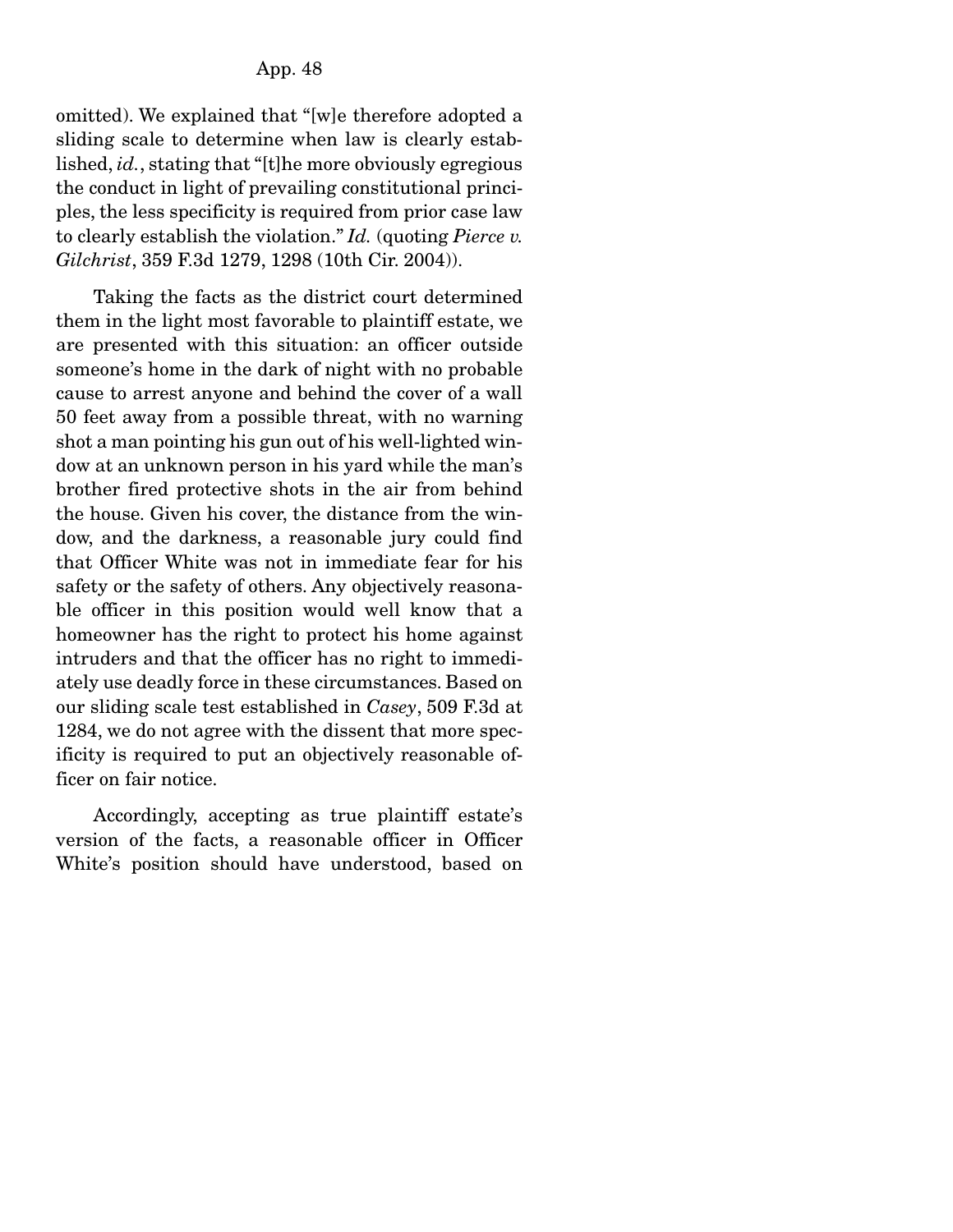omitted). We explained that "[w]e therefore adopted a sliding scale to determine when law is clearly established, *id.*, stating that "[t]he more obviously egregious the conduct in light of prevailing constitutional principles, the less specificity is required from prior case law to clearly establish the violation." *Id.* (quoting *Pierce v. Gilchrist*, 359 F.3d 1279, 1298 (10th Cir. 2004)).

Taking the facts as the district court determined them in the light most favorable to plaintiff estate, we are presented with this situation: an officer outside someone's home in the dark of night with no probable cause to arrest anyone and behind the cover of a wall 50 feet away from a possible threat, with no warning shot a man pointing his gun out of his well-lighted window at an unknown person in his yard while the man's brother fired protective shots in the air from behind the house. Given his cover, the distance from the window, and the darkness, a reasonable jury could find that Officer White was not in immediate fear for his safety or the safety of others. Any objectively reasonable officer in this position would well know that a homeowner has the right to protect his home against intruders and that the officer has no right to immediately use deadly force in these circumstances. Based on our sliding scale test established in *Casey*, 509 F.3d at 1284, we do not agree with the dissent that more specificity is required to put an objectively reasonable officer on fair notice.

Accordingly, accepting as true plaintiff estate's version of the facts, a reasonable officer in Officer White's position should have understood, based on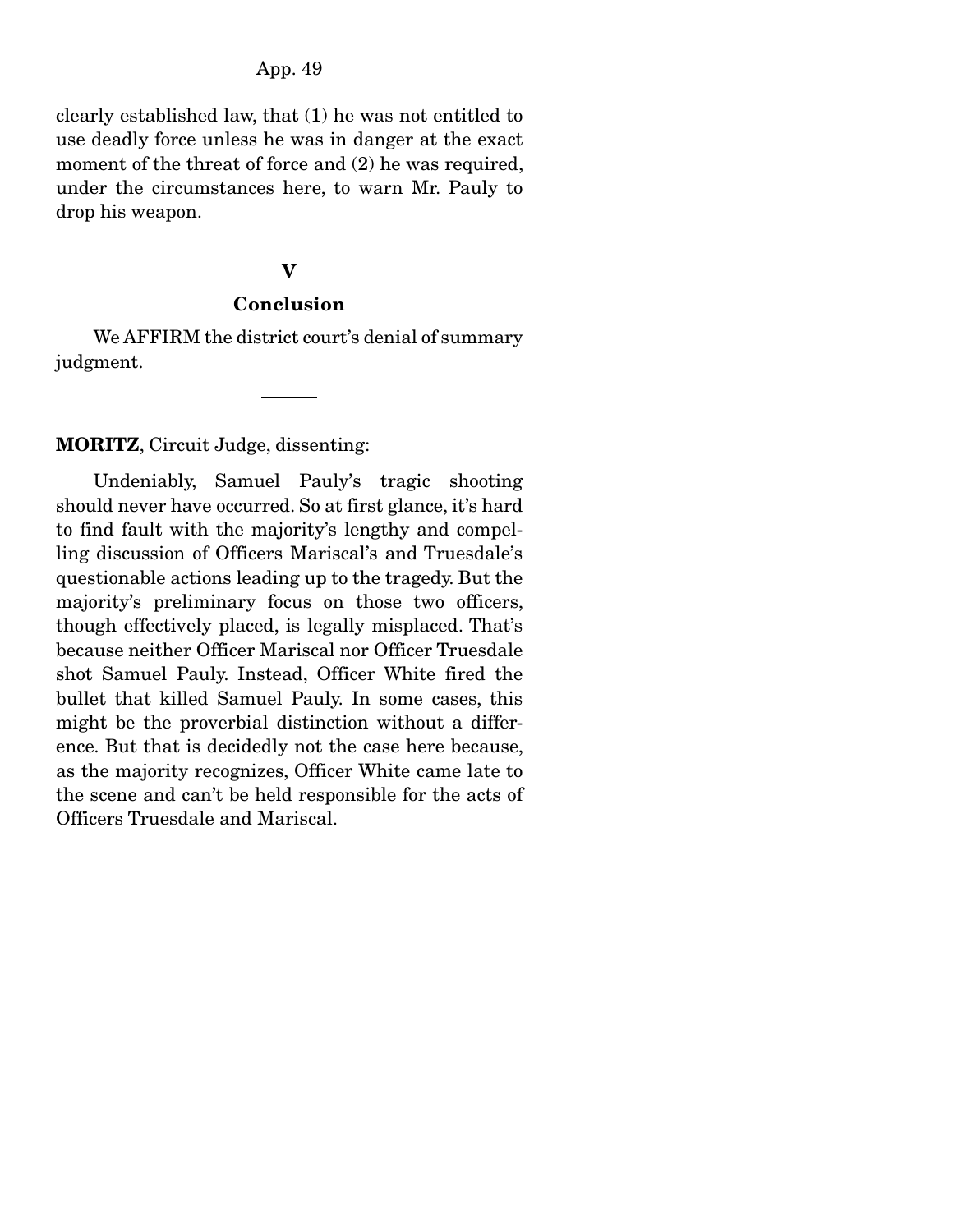clearly established law, that (1) he was not entitled to use deadly force unless he was in danger at the exact moment of the threat of force and (2) he was required, under the circumstances here, to warn Mr. Pauly to drop his weapon.

## V

## Conclusion

We AFFIRM the district court's denial of summary judgment.

---

**MORITZ**, Circuit Judge, dissenting:

Undeniably, Samuel Pauly's tragic shooting should never have occurred. So at first glance, it's hard to find fault with the majority's lengthy and compelling discussion of Officers Mariscal's and Truesdale's questionable actions leading up to the tragedy. But the majority's preliminary focus on those two officers, though effectively placed, is legally misplaced. That's because neither Officer Mariscal nor Officer Truesdale shot Samuel Pauly. Instead, Officer White fired the bullet that killed Samuel Pauly. In some cases, this might be the proverbial distinction without a difference. But that is decidedly not the case here because, as the majority recognizes, Officer White came late to the scene and can't be held responsible for the acts of Officers Truesdale and Mariscal.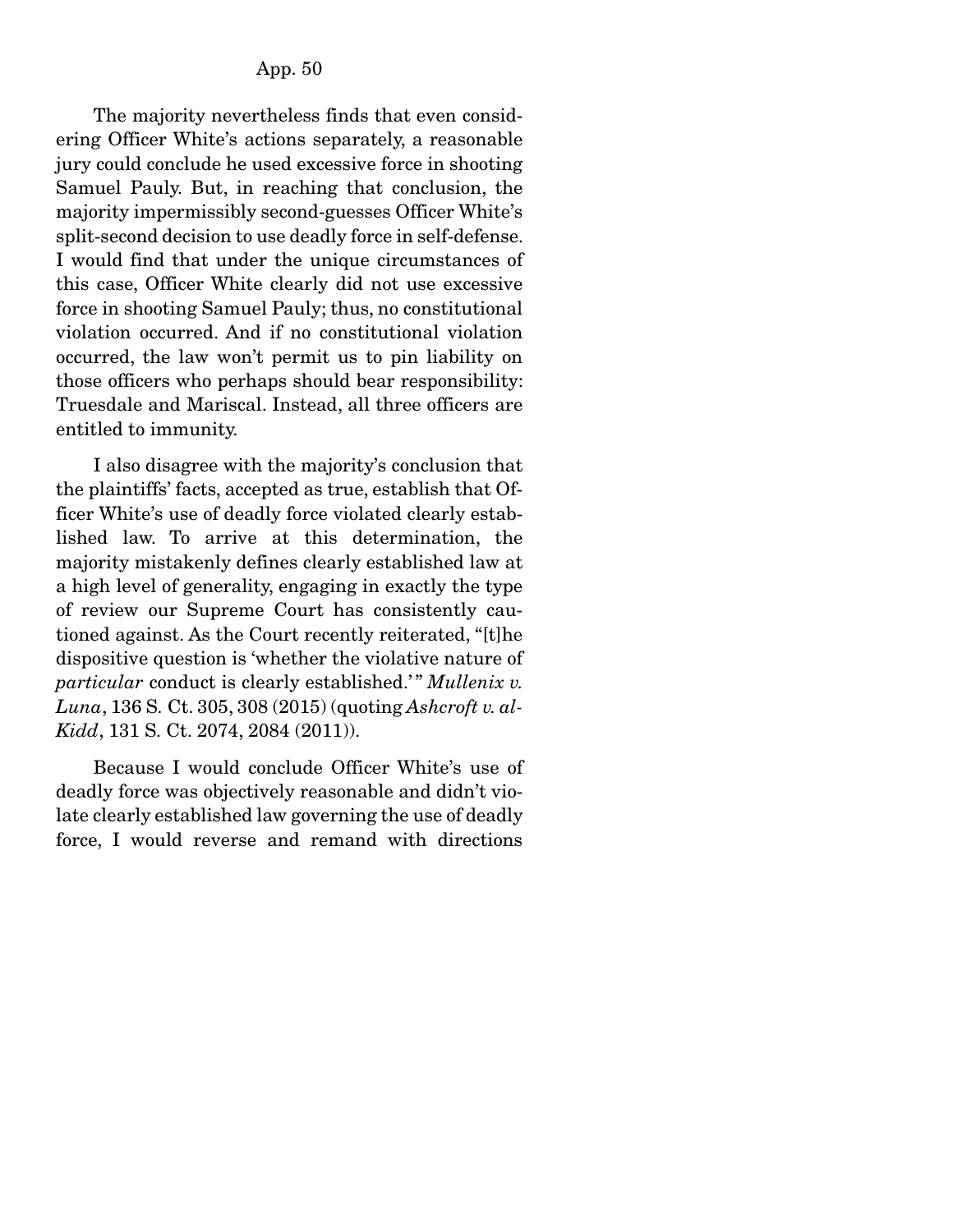The majority nevertheless finds that even considering Officer White's actions separately, a reasonable jury could conclude he used excessive force in shooting Samuel Pauly. But, in reaching that conclusion, the majority impermissibly second-guesses Officer White's split-second decision to use deadly force in self-defense. I would find that under the unique circumstances of this case, Officer White clearly did not use excessive force in shooting Samuel Pauly; thus, no constitutional violation occurred. And if no constitutional violation occurred, the law won't permit us to pin liability on those officers who perhaps should bear responsibility: Truesdale and Mariscal. Instead, all three officers are entitled to immunity.

I also disagree with the majority's conclusion that the plaintiffs' facts, accepted as true, establish that Officer White's use of deadly force violated clearly established law. To arrive at this determination, the majority mistakenly defines clearly established law at a high level of generality, engaging in exactly the type of review our Supreme Court has consistently cautioned against. As the Court recently reiterated, "[t]he dispositive question is 'whether the violative nature of *particular* conduct is clearly established.'" *Mullenix v. Luna*, 136 S. Ct. 305, 308 (2015) (quoting *Ashcroft v. al-Kidd*, 131 S. Ct. 2074, 2084 (2011)).

Because I would conclude Officer White's use of deadly force was objectively reasonable and didn't violate clearly established law governing the use of deadly force, I would reverse and remand with directions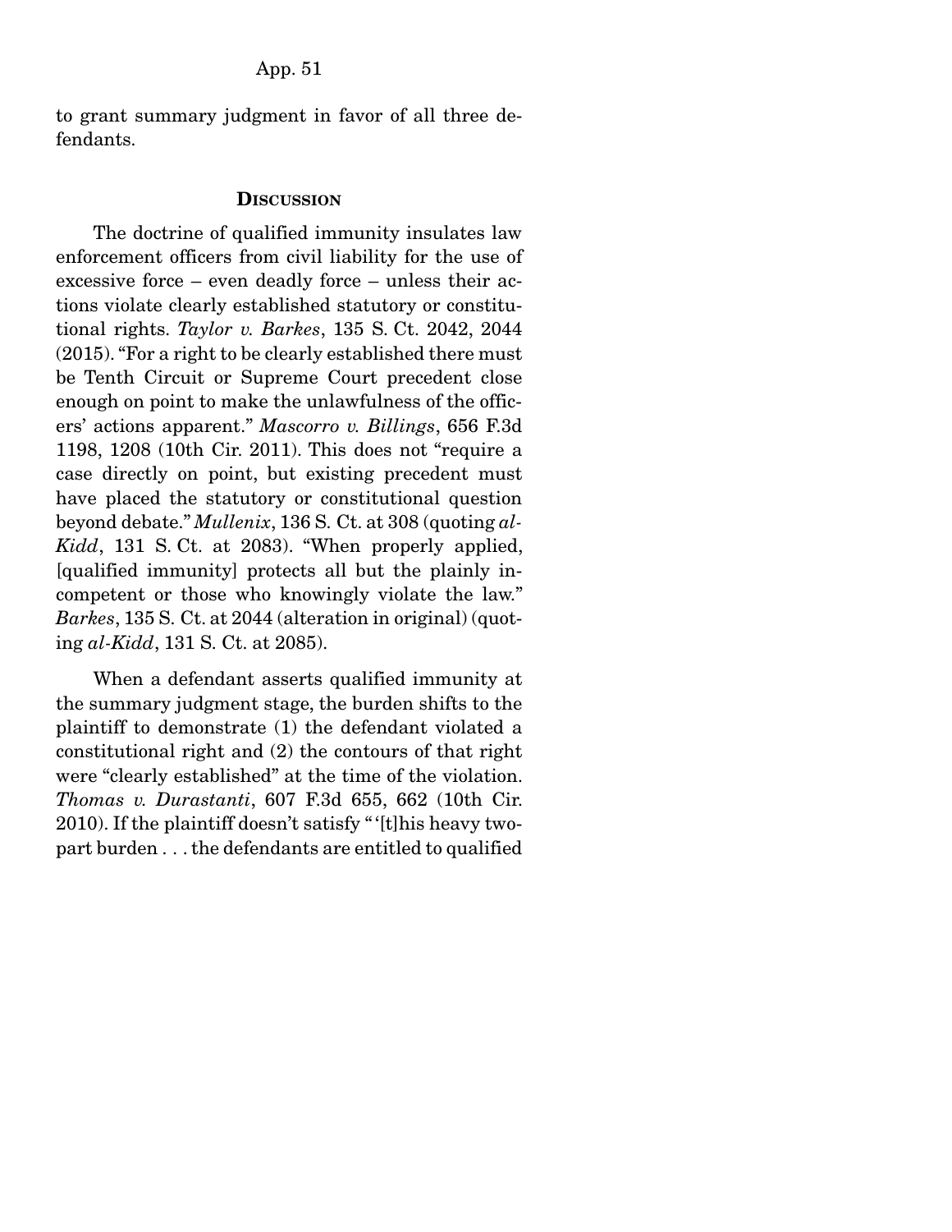to grant summary judgment in favor of all three defendants.

## Discussion

The doctrine of qualified immunity insulates law enforcement officers from civil liability for the use of excessive force – even deadly force – unless their actions violate clearly established statutory or constitutional rights. *Taylor v. Barkes*, 135 S. Ct. 2042, 2044 (2015). "For a right to be clearly established there must be Tenth Circuit or Supreme Court precedent close enough on point to make the unlawfulness of the officers' actions apparent." *Mascorro v. Billings*, 656 F.3d 1198, 1208 (10th Cir. 2011). This does not "require a case directly on point, but existing precedent must have placed the statutory or constitutional question beyond debate." *Mullenix*, 136 S. Ct. at 308 (quoting *al-Kidd*, 131 S. Ct. at 2083). "When properly applied, [qualified immunity] protects all but the plainly incompetent or those who knowingly violate the law." *Barkes*, 135 S. Ct. at 2044 (alteration in original) (quoting *al-Kidd*, 131 S. Ct. at 2085).

When a defendant asserts qualified immunity at the summary judgment stage, the burden shifts to the plaintiff to demonstrate (1) the defendant violated a constitutional right and (2) the contours of that right were "clearly established" at the time of the violation. *Thomas v. Durastanti*, 607 F.3d 655, 662 (10th Cir. 2010). If the plaintiff doesn't satisfy "'[t]his heavy two-part burden . . . the defendants are entitled to qualified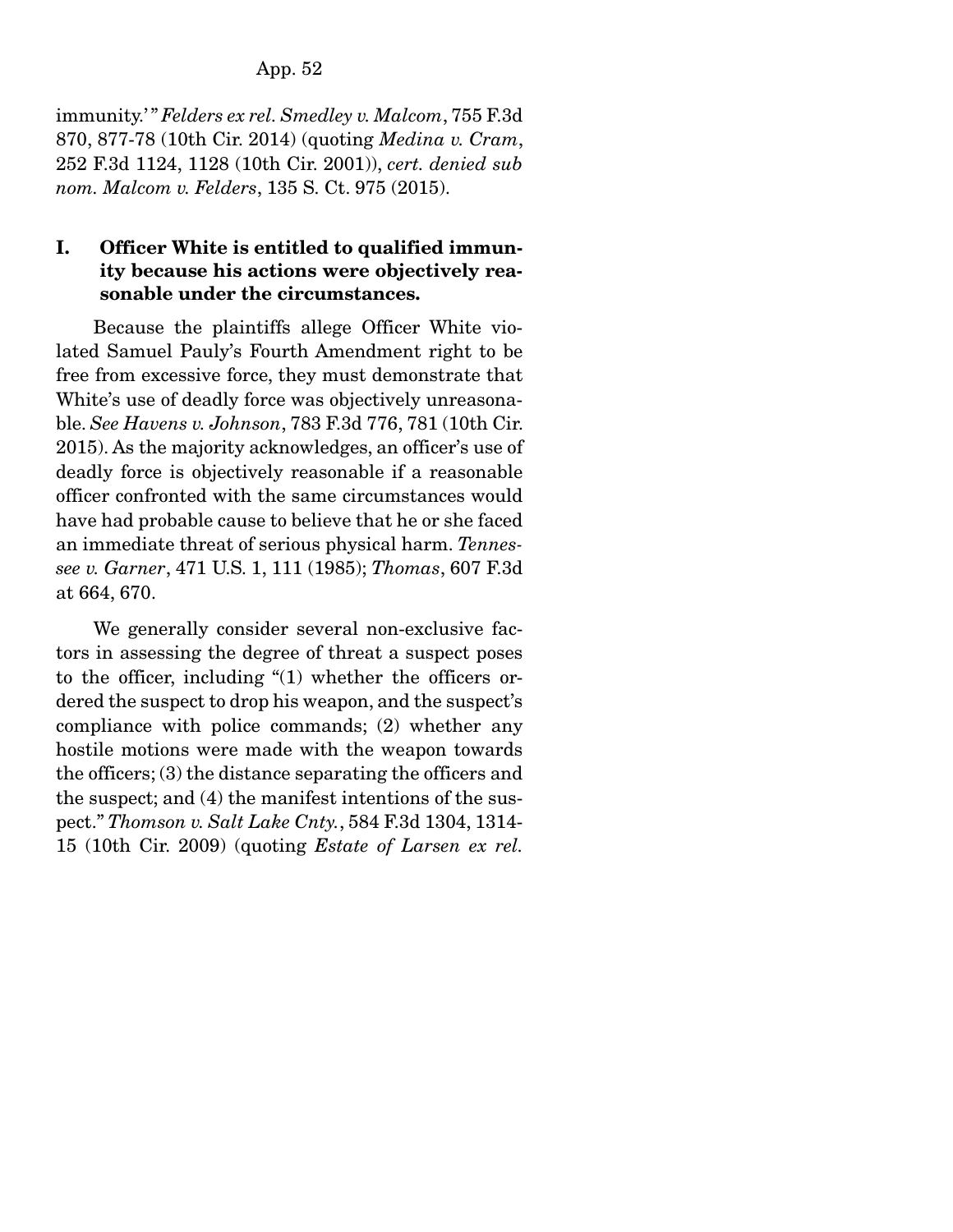immunity.'" *Felders ex rel. Smedley v. Malcom*, 755 F.3d 870, 877-78 (10th Cir. 2014) (quoting *Medina v. Cram*, 252 F.3d 1124, 1128 (10th Cir. 2001)), *cert. denied sub nom. Malcom v. Felders*, 135 S. Ct. 975 (2015).

**I. Officer White is entitled to qualified immunity because his actions were objectively reasonable under the circumstances.**

Because the plaintiffs allege Officer White violated Samuel Pauly's Fourth Amendment right to be free from excessive force, they must demonstrate that White's use of deadly force was objectively unreasonable. *See Havens v. Johnson*, 783 F.3d 776, 781 (10th Cir. 2015). As the majority acknowledges, an officer's use of deadly force is objectively reasonable if a reasonable officer confronted with the same circumstances would have had probable cause to believe that he or she faced an immediate threat of serious physical harm. *Tennessee v. Garner*, 471 U.S. 1, 111 (1985); *Thomas*, 607 F.3d at 664, 670.

We generally consider several non-exclusive factors in assessing the degree of threat a suspect poses to the officer, including "(1) whether the officers ordered the suspect to drop his weapon, and the suspect's compliance with police commands; (2) whether any hostile motions were made with the weapon towards the officers; (3) the distance separating the officers and the suspect; and (4) the manifest intentions of the suspect." *Thomson v. Salt Lake Cnty.*, 584 F.3d 1304, 1314-15 (10th Cir. 2009) (quoting *Estate of Larsen ex rel.*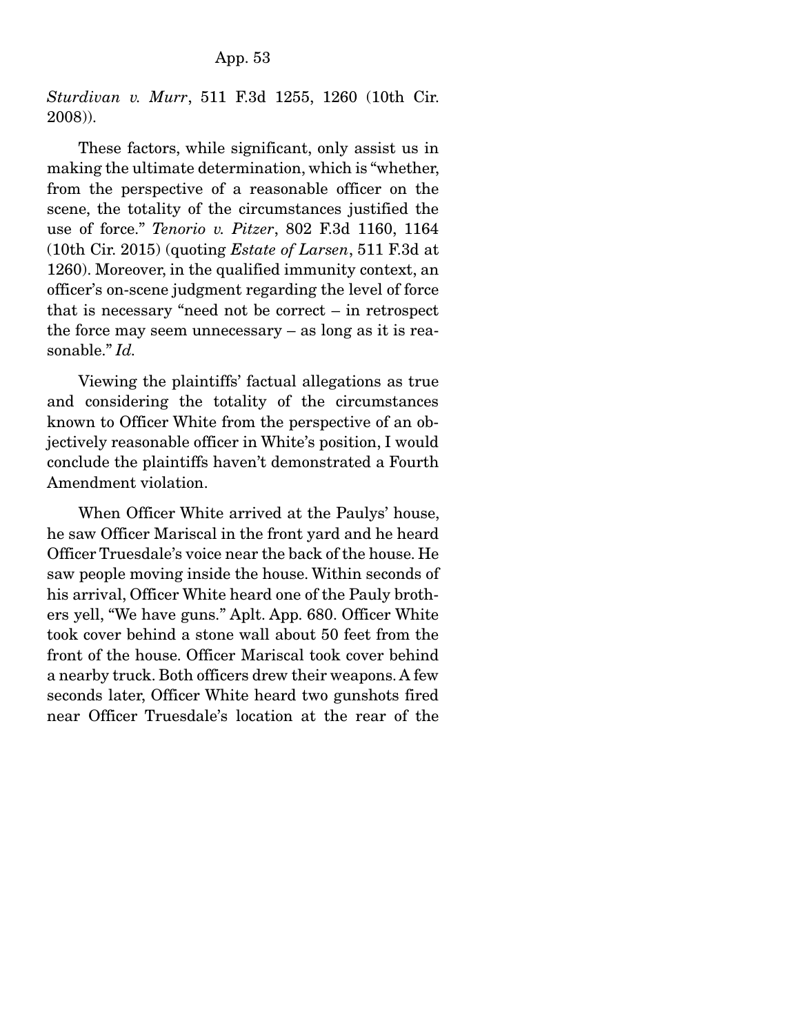*Sturdivan v. Murr*, 511 F.3d 1255, 1260 (10th Cir. 2008)).

These factors, while significant, only assist us in making the ultimate determination, which is "whether, from the perspective of a reasonable officer on the scene, the totality of the circumstances justified the use of force." *Tenorio v. Pitzer*, 802 F.3d 1160, 1164 (10th Cir. 2015) (quoting *Estate of Larsen*, 511 F.3d at 1260). Moreover, in the qualified immunity context, an officer's on-scene judgment regarding the level of force that is necessary "need not be correct – in retrospect the force may seem unnecessary – as long as it is reasonable." *Id.*

Viewing the plaintiffs' factual allegations as true and considering the totality of the circumstances known to Officer White from the perspective of an objectively reasonable officer in White's position, I would conclude the plaintiffs haven't demonstrated a Fourth Amendment violation.

When Officer White arrived at the Paulys' house, he saw Officer Mariscal in the front yard and he heard Officer Truesdale's voice near the back of the house. He saw people moving inside the house. Within seconds of his arrival, Officer White heard one of the Pauly brothers yell, "We have guns." Aplt. App. 680. Officer White took cover behind a stone wall about 50 feet from the front of the house. Officer Mariscal took cover behind a nearby truck. Both officers drew their weapons. A few seconds later, Officer White heard two gunshots fired near Officer Truesdale's location at the rear of the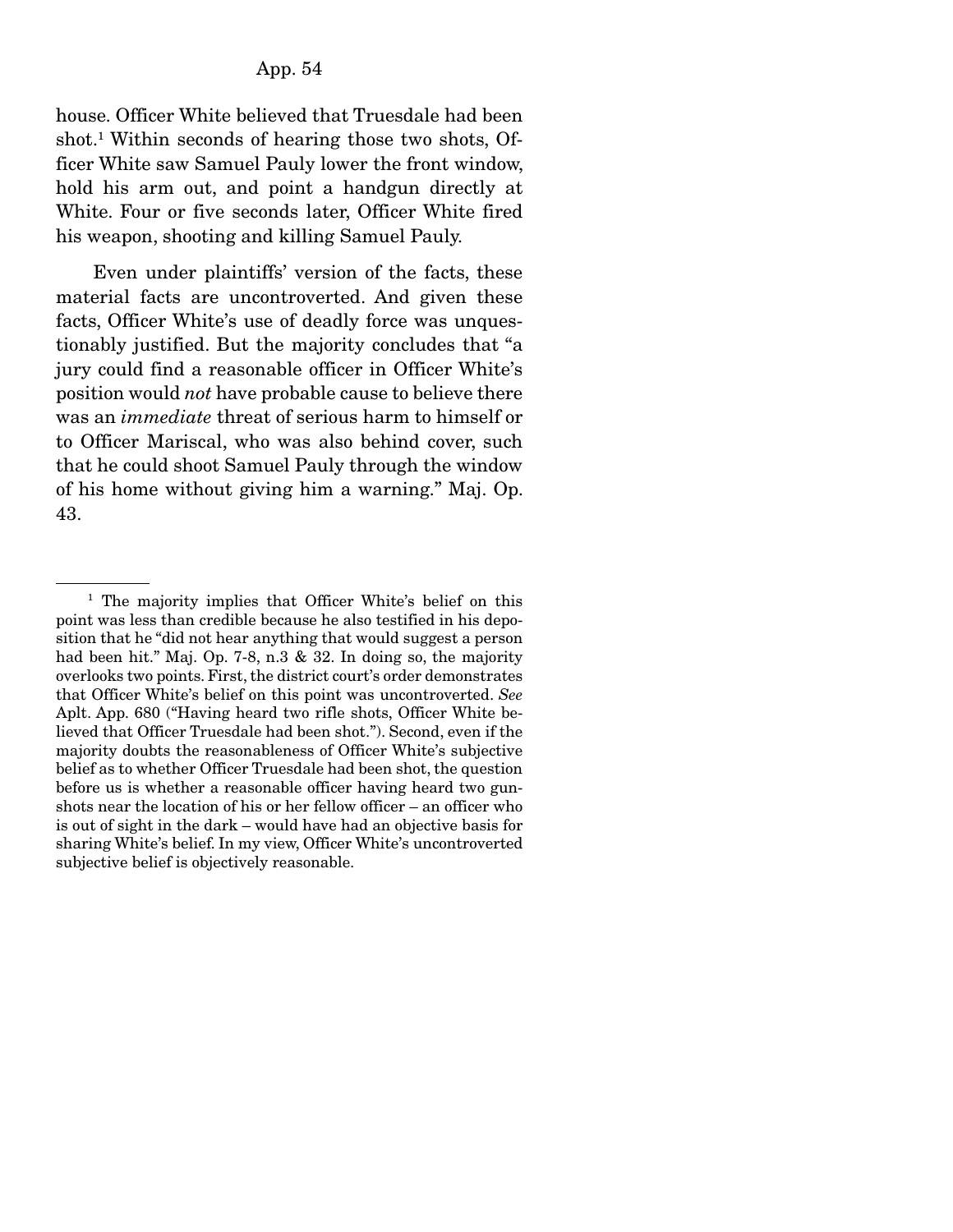house. Officer White believed that Truesdale had been shot.[1] Within seconds of hearing those two shots, Officer White saw Samuel Pauly lower the front window, hold his arm out, and point a handgun directly at White. Four or five seconds later, Officer White fired his weapon, shooting and killing Samuel Pauly.

Even under plaintiffs' version of the facts, these material facts are uncontroverted. And given these facts, Officer White's use of deadly force was unquestionably justified. But the majority concludes that "a jury could find a reasonable officer in Officer White's position would *not* have probable cause to believe there was an *immediate* threat of serious harm to himself or to Officer Mariscal, who was also behind cover, such that he could shoot Samuel Pauly through the window of his home without giving him a warning." Maj. Op. 43.

---

[1] The majority implies that Officer White's belief on this point was less than credible because he also testified in his deposition that he "did not hear anything that would suggest a person had been hit." Maj. Op. 7-8, n.3 & 32. In doing so, the majority overlooks two points. First, the district court's order demonstrates that Officer White's belief on this point was uncontroverted. *See* Aplt. App. 680 ("Having heard two rifle shots, Officer White believed that Officer Truesdale had been shot."). Second, even if the majority doubts the reasonableness of Officer White's subjective belief as to whether Officer Truesdale had been shot, the question before us is whether a reasonable officer having heard two gunshots near the location of his or her fellow officer – an officer who is out of sight in the dark – would have had an objective basis for sharing White's belief. In my view, Officer White's uncontroverted subjective belief is objectively reasonable.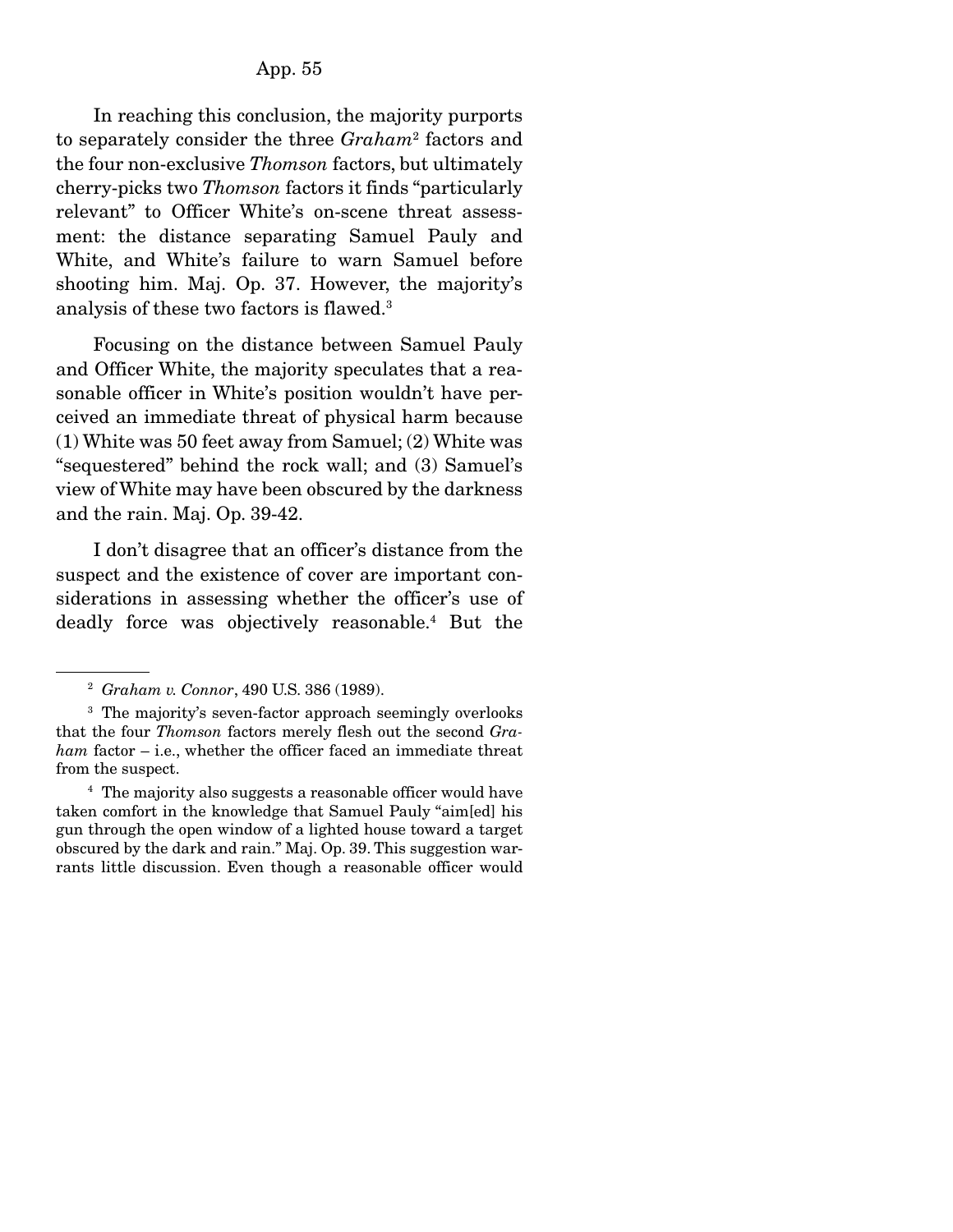In reaching this conclusion, the majority purports to separately consider the three *Graham*[2] factors and the four non-exclusive *Thomson* factors, but ultimately cherry-picks two *Thomson* factors it finds "particularly relevant" to Officer White's on-scene threat assessment: the distance separating Samuel Pauly and White, and White's failure to warn Samuel before shooting him. Maj. Op. 37. However, the majority's analysis of these two factors is flawed.[3]

Focusing on the distance between Samuel Pauly and Officer White, the majority speculates that a reasonable officer in White's position wouldn't have perceived an immediate threat of physical harm because (1) White was 50 feet away from Samuel; (2) White was "sequestered" behind the rock wall; and (3) Samuel's view of White may have been obscured by the darkness and the rain. Maj. Op. 39-42.

I don't disagree that an officer's distance from the suspect and the existence of cover are important considerations in assessing whether the officer's use of deadly force was objectively reasonable.[4] But the

---

[2] *Graham v. Connor*, 490 U.S. 386 (1989).

[3] The majority's seven-factor approach seemingly overlooks that the four *Thomson* factors merely flesh out the second *Graham* factor – i.e., whether the officer faced an immediate threat from the suspect.

[4] The majority also suggests a reasonable officer would have taken comfort in the knowledge that Samuel Pauly "aim[ed] his gun through the open window of a lighted house toward a target obscured by the dark and rain." Maj. Op. 39. This suggestion warrants little discussion. Even though a reasonable officer would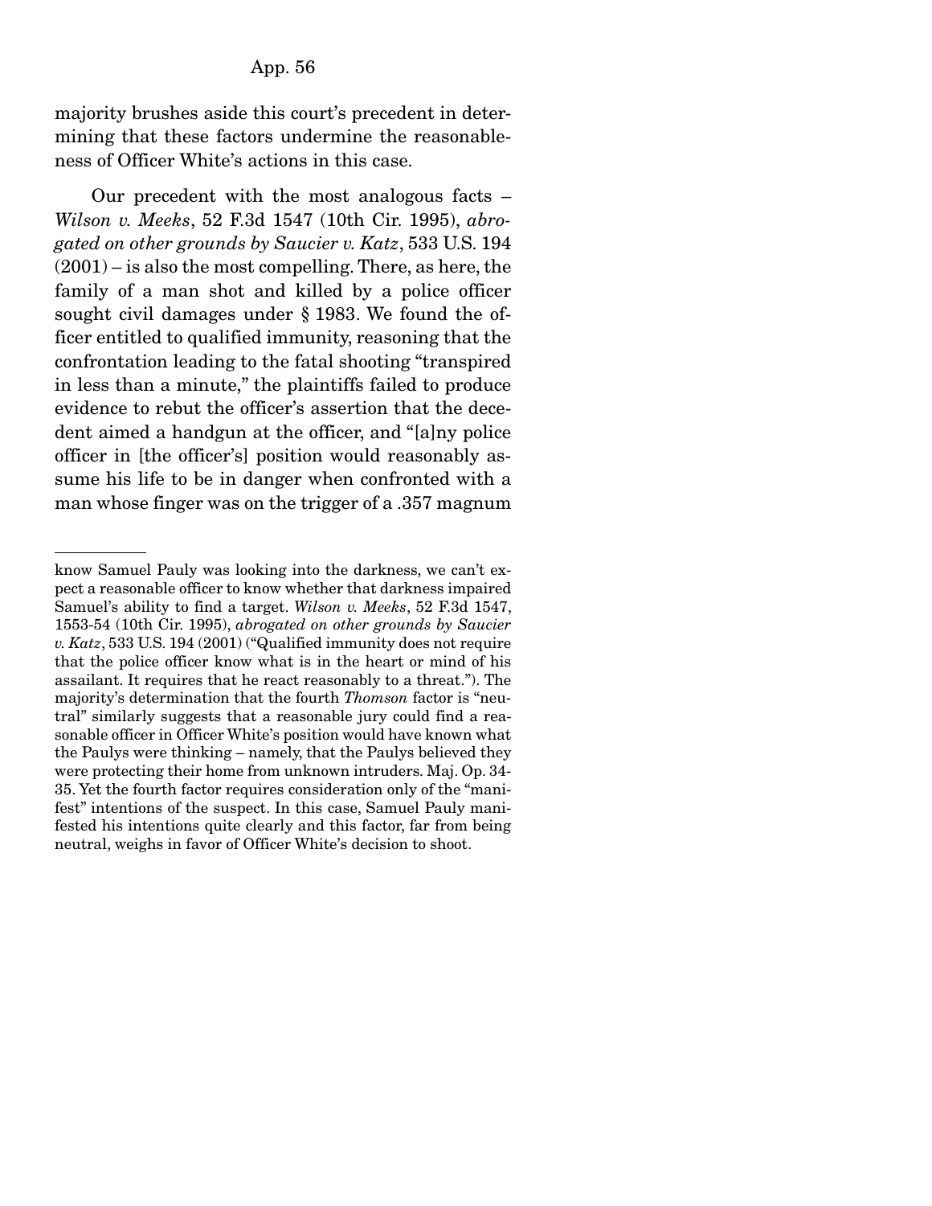majority brushes aside this court's precedent in determining that these factors undermine the reasonableness of Officer White's actions in this case.

Our precedent with the most analogous facts – *Wilson v. Meeks*, 52 F.3d 1547 (10th Cir. 1995), *abrogated on other grounds by Saucier v. Katz*, 533 U.S. 194 (2001) – is also the most compelling. There, as here, the family of a man shot and killed by a police officer sought civil damages under § 1983. We found the officer entitled to qualified immunity, reasoning that the confrontation leading to the fatal shooting "transpired in less than a minute," the plaintiffs failed to produce evidence to rebut the officer's assertion that the decedent aimed a handgun at the officer, and "[a]ny police officer in [the officer's] position would reasonably assume his life to be in danger when confronted with a man whose finger was on the trigger of a .357 magnum

---

know Samuel Pauly was looking into the darkness, we can't expect a reasonable officer to know whether that darkness impaired Samuel's ability to find a target. *Wilson v. Meeks*, 52 F.3d 1547, 1553-54 (10th Cir. 1995), *abrogated on other grounds by Saucier v. Katz*, 533 U.S. 194 (2001) ("Qualified immunity does not require that the police officer know what is in the heart or mind of his assailant. It requires that he react reasonably to a threat."). The majority's determination that the fourth *Thomson* factor is "neutral" similarly suggests that a reasonable jury could find a reasonable officer in Officer White's position would have known what the Paulys were thinking – namely, that the Paulys believed they were protecting their home from unknown intruders. Maj. Op. 34-35. Yet the fourth factor requires consideration only of the "manifest" intentions of the suspect. In this case, Samuel Pauly manifested his intentions quite clearly and this factor, far from being neutral, weighs in favor of Officer White's decision to shoot.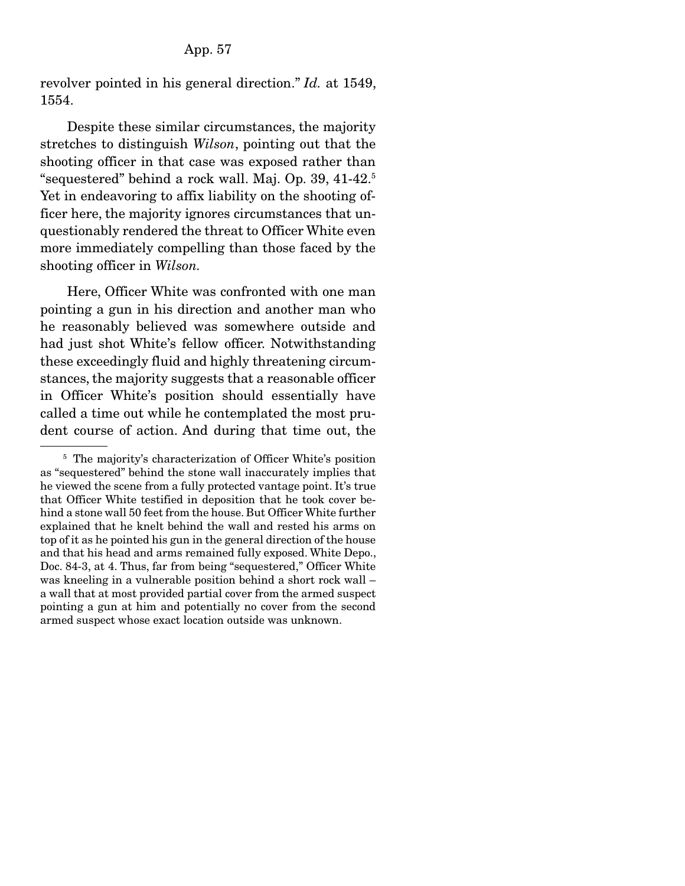revolver pointed in his general direction." *Id.* at 1549, 1554.

Despite these similar circumstances, the majority stretches to distinguish *Wilson*, pointing out that the shooting officer in that case was exposed rather than "sequestered" behind a rock wall. Maj. Op. 39, 41-42.[5] Yet in endeavoring to affix liability on the shooting officer here, the majority ignores circumstances that unquestionably rendered the threat to Officer White even more immediately compelling than those faced by the shooting officer in *Wilson*.

Here, Officer White was confronted with one man pointing a gun in his direction and another man who he reasonably believed was somewhere outside and had just shot White's fellow officer. Notwithstanding these exceedingly fluid and highly threatening circumstances, the majority suggests that a reasonable officer in Officer White's position should essentially have called a time out while he contemplated the most prudent course of action. And during that time out, the

---

[5] The majority's characterization of Officer White's position as "sequestered" behind the stone wall inaccurately implies that he viewed the scene from a fully protected vantage point. It's true that Officer White testified in deposition that he took cover behind a stone wall 50 feet from the house. But Officer White further explained that he knelt behind the wall and rested his arms on top of it as he pointed his gun in the general direction of the house and that his head and arms remained fully exposed. White Depo., Doc. 84-3, at 4. Thus, far from being "sequestered," Officer White was kneeling in a vulnerable position behind a short rock wall – a wall that at most provided partial cover from the armed suspect pointing a gun at him and potentially no cover from the second armed suspect whose exact location outside was unknown.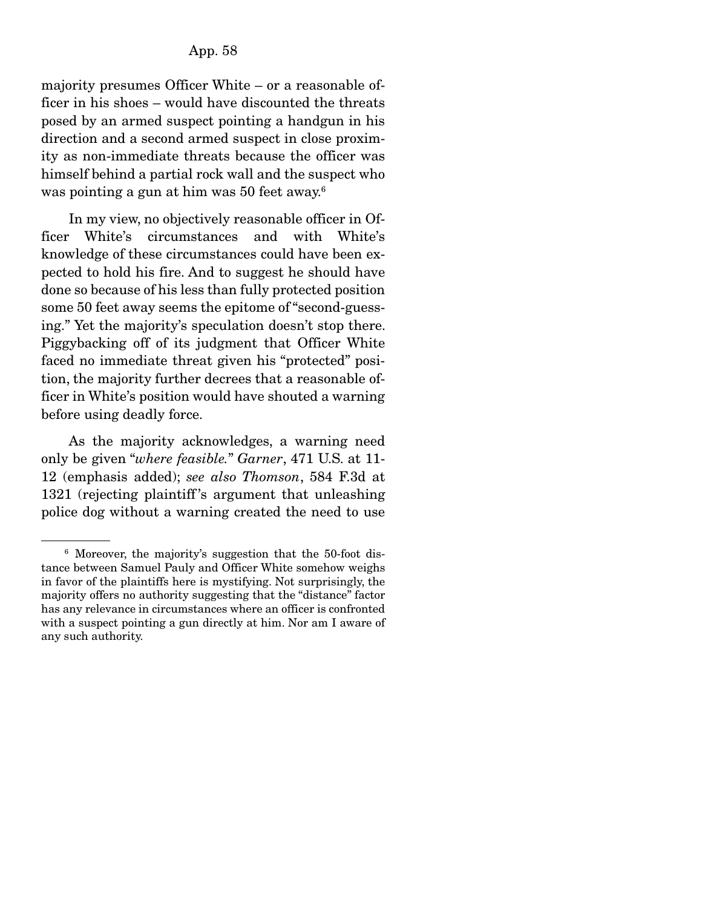majority presumes Officer White – or a reasonable officer in his shoes – would have discounted the threats posed by an armed suspect pointing a handgun in his direction and a second armed suspect in close proximity as non-immediate threats because the officer was himself behind a partial rock wall and the suspect who was pointing a gun at him was 50 feet away.[6]

In my view, no objectively reasonable officer in Officer White's circumstances and with White's knowledge of these circumstances could have been expected to hold his fire. And to suggest he should have done so because of his less than fully protected position some 50 feet away seems the epitome of "second-guessing." Yet the majority's speculation doesn't stop there. Piggybacking off of its judgment that Officer White faced no immediate threat given his "protected" position, the majority further decrees that a reasonable officer in White's position would have shouted a warning before using deadly force.

As the majority acknowledges, a warning need only be given "*where feasible.*" *Garner*, 471 U.S. at 11-12 (emphasis added); *see also Thomson*, 584 F.3d at 1321 (rejecting plaintiff's argument that unleashing police dog without a warning created the need to use

---

[6] Moreover, the majority's suggestion that the 50-foot distance between Samuel Pauly and Officer White somehow weighs in favor of the plaintiffs here is mystifying. Not surprisingly, the majority offers no authority suggesting that the "distance" factor has any relevance in circumstances where an officer is confronted with a suspect pointing a gun directly at him. Nor am I aware of any such authority.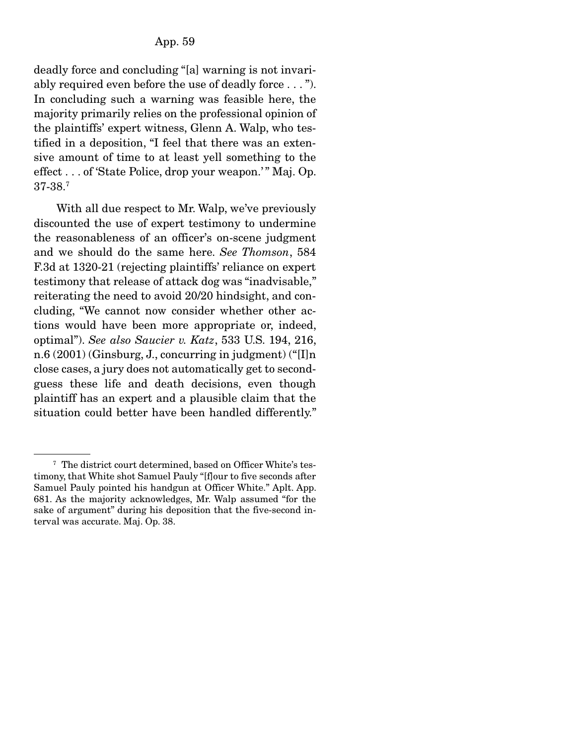deadly force and concluding "[a] warning is not invariably required even before the use of deadly force . . . "). In concluding such a warning was feasible here, the majority primarily relies on the professional opinion of the plaintiffs' expert witness, Glenn A. Walp, who testified in a deposition, "I feel that there was an extensive amount of time to at least yell something to the effect . . . of 'State Police, drop your weapon.' " Maj. Op. 37-38.[7]

With all due respect to Mr. Walp, we've previously discounted the use of expert testimony to undermine the reasonableness of an officer's on-scene judgment and we should do the same here. *See Thomson*, 584 F.3d at 1320-21 (rejecting plaintiffs' reliance on expert testimony that release of attack dog was "inadvisable," reiterating the need to avoid 20/20 hindsight, and concluding, "We cannot now consider whether other actions would have been more appropriate or, indeed, optimal"). *See also Saucier v. Katz*, 533 U.S. 194, 216, n.6 (2001) (Ginsburg, J., concurring in judgment) ("[I]n close cases, a jury does not automatically get to second-guess these life and death decisions, even though plaintiff has an expert and a plausible claim that the situation could better have been handled differently."

---

[7] The district court determined, based on Officer White's testimony, that White shot Samuel Pauly "[f]our to five seconds after Samuel Pauly pointed his handgun at Officer White." Aplt. App. 681. As the majority acknowledges, Mr. Walp assumed "for the sake of argument" during his deposition that the five-second interval was accurate. Maj. Op. 38.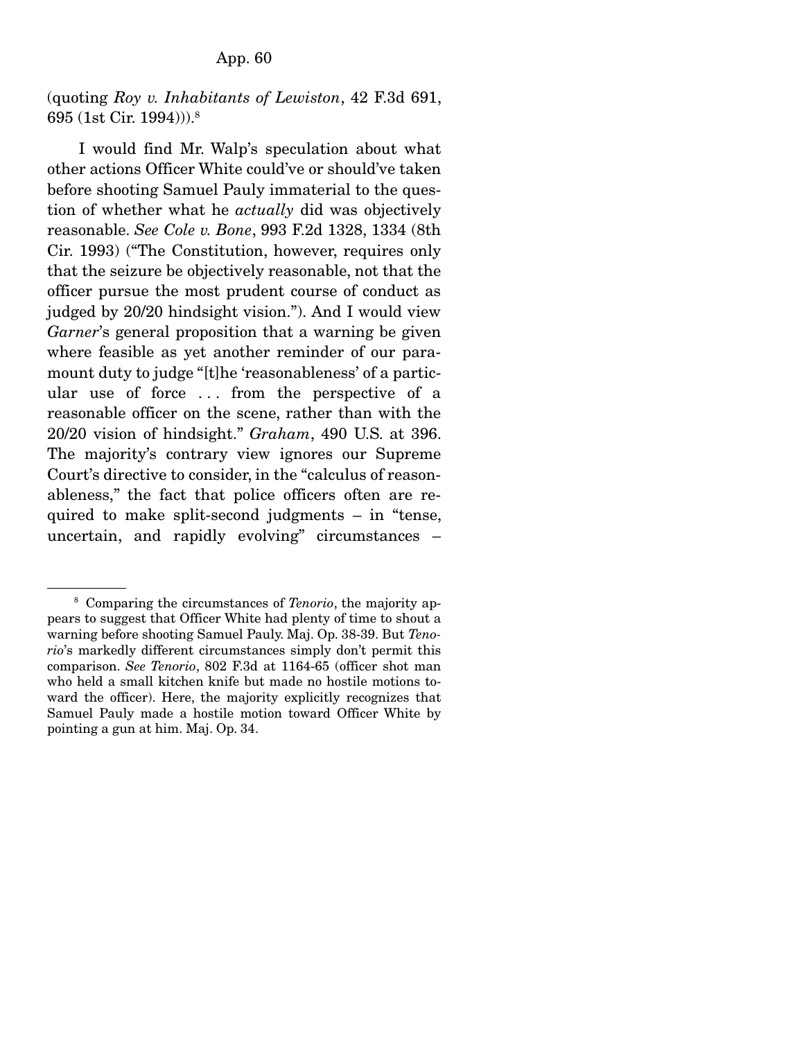(quoting *Roy v. Inhabitants of Lewiston*, 42 F.3d 691, 695 (1st Cir. 1994))).[8]

I would find Mr. Walp's speculation about what other actions Officer White could've or should've taken before shooting Samuel Pauly immaterial to the question of whether what he *actually* did was objectively reasonable. *See Cole v. Bone*, 993 F.2d 1328, 1334 (8th Cir. 1993) ("The Constitution, however, requires only that the seizure be objectively reasonable, not that the officer pursue the most prudent course of conduct as judged by 20/20 hindsight vision."). And I would view *Garner*'s general proposition that a warning be given where feasible as yet another reminder of our paramount duty to judge "[t]he 'reasonableness' of a particular use of force . . . from the perspective of a reasonable officer on the scene, rather than with the 20/20 vision of hindsight." *Graham*, 490 U.S. at 396. The majority's contrary view ignores our Supreme Court's directive to consider, in the "calculus of reasonableness," the fact that police officers often are required to make split-second judgments – in "tense, uncertain, and rapidly evolving" circumstances –

---

[8] Comparing the circumstances of *Tenorio*, the majority appears to suggest that Officer White had plenty of time to shout a warning before shooting Samuel Pauly. Maj. Op. 38-39. But *Tenorio*'s markedly different circumstances simply don't permit this comparison. *See Tenorio*, 802 F.3d at 1164-65 (officer shot man who held a small kitchen knife but made no hostile motions toward the officer). Here, the majority explicitly recognizes that Samuel Pauly made a hostile motion toward Officer White by pointing a gun at him. Maj. Op. 34.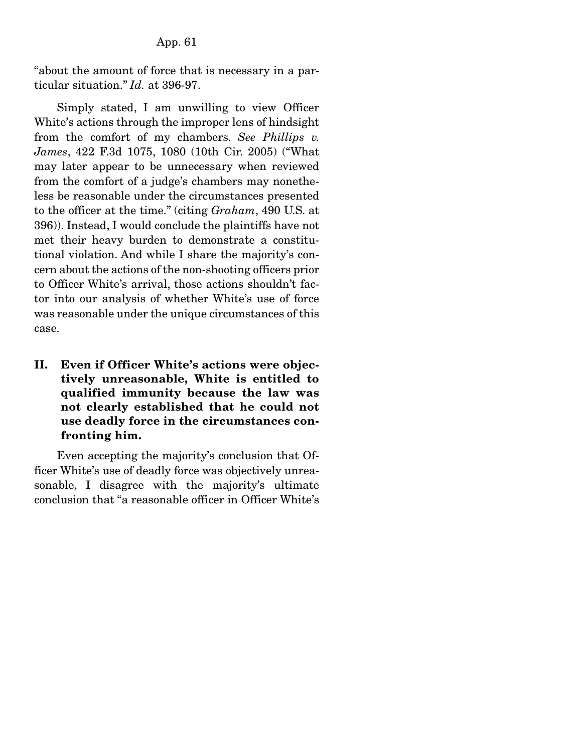"about the amount of force that is necessary in a particular situation." *Id.* at 396-97.

Simply stated, I am unwilling to view Officer White's actions through the improper lens of hindsight from the comfort of my chambers. *See Phillips v. James*, 422 F.3d 1075, 1080 (10th Cir. 2005) ("What may later appear to be unnecessary when reviewed from the comfort of a judge's chambers may nonetheless be reasonable under the circumstances presented to the officer at the time." (citing *Graham*, 490 U.S. at 396)). Instead, I would conclude the plaintiffs have not met their heavy burden to demonstrate a constitutional violation. And while I share the majority's concern about the actions of the non-shooting officers prior to Officer White's arrival, those actions shouldn't factor into our analysis of whether White's use of force was reasonable under the unique circumstances of this case.

## II. Even if Officer White's actions were objectively unreasonable, White is entitled to qualified immunity because the law was not clearly established that he could not use deadly force in the circumstances confronting him.

Even accepting the majority's conclusion that Officer White's use of deadly force was objectively unreasonable, I disagree with the majority's ultimate conclusion that "a reasonable officer in Officer White's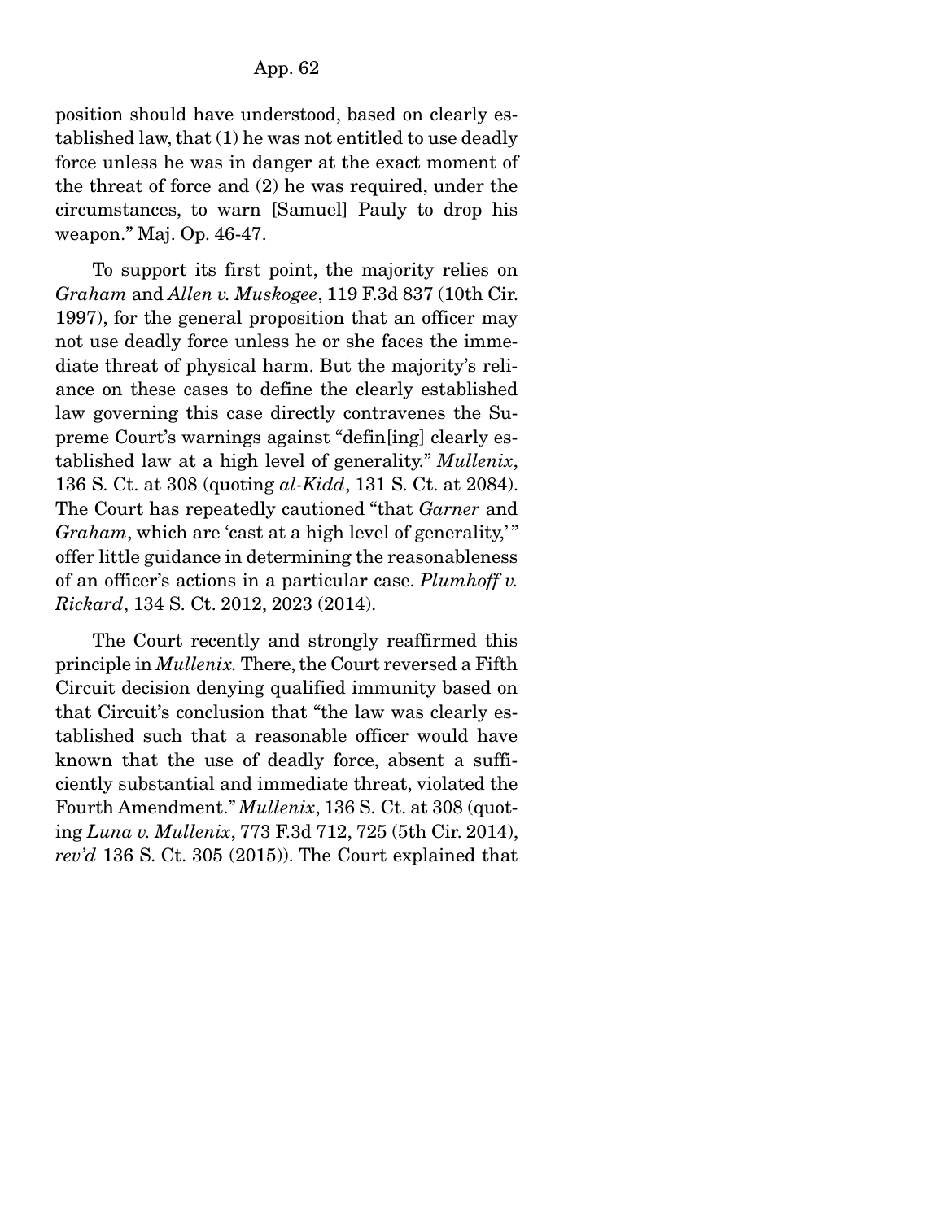position should have understood, based on clearly established law, that (1) he was not entitled to use deadly force unless he was in danger at the exact moment of the threat of force and (2) he was required, under the circumstances, to warn [Samuel] Pauly to drop his weapon." Maj. Op. 46-47.

To support its first point, the majority relies on *Graham* and *Allen v. Muskogee*, 119 F.3d 837 (10th Cir. 1997), for the general proposition that an officer may not use deadly force unless he or she faces the immediate threat of physical harm. But the majority's reliance on these cases to define the clearly established law governing this case directly contravenes the Supreme Court's warnings against "defin[ing] clearly established law at a high level of generality." *Mullenix*, 136 S. Ct. at 308 (quoting *al-Kidd*, 131 S. Ct. at 2084). The Court has repeatedly cautioned "that *Garner* and *Graham*, which are 'cast at a high level of generality,'" offer little guidance in determining the reasonableness of an officer's actions in a particular case. *Plumhoff v. Rickard*, 134 S. Ct. 2012, 2023 (2014).

The Court recently and strongly reaffirmed this principle in *Mullenix*. There, the Court reversed a Fifth Circuit decision denying qualified immunity based on that Circuit's conclusion that "the law was clearly established such that a reasonable officer would have known that the use of deadly force, absent a sufficiently substantial and immediate threat, violated the Fourth Amendment." *Mullenix*, 136 S. Ct. at 308 (quoting *Luna v. Mullenix*, 773 F.3d 712, 725 (5th Cir. 2014), *rev'd* 136 S. Ct. 305 (2015)). The Court explained that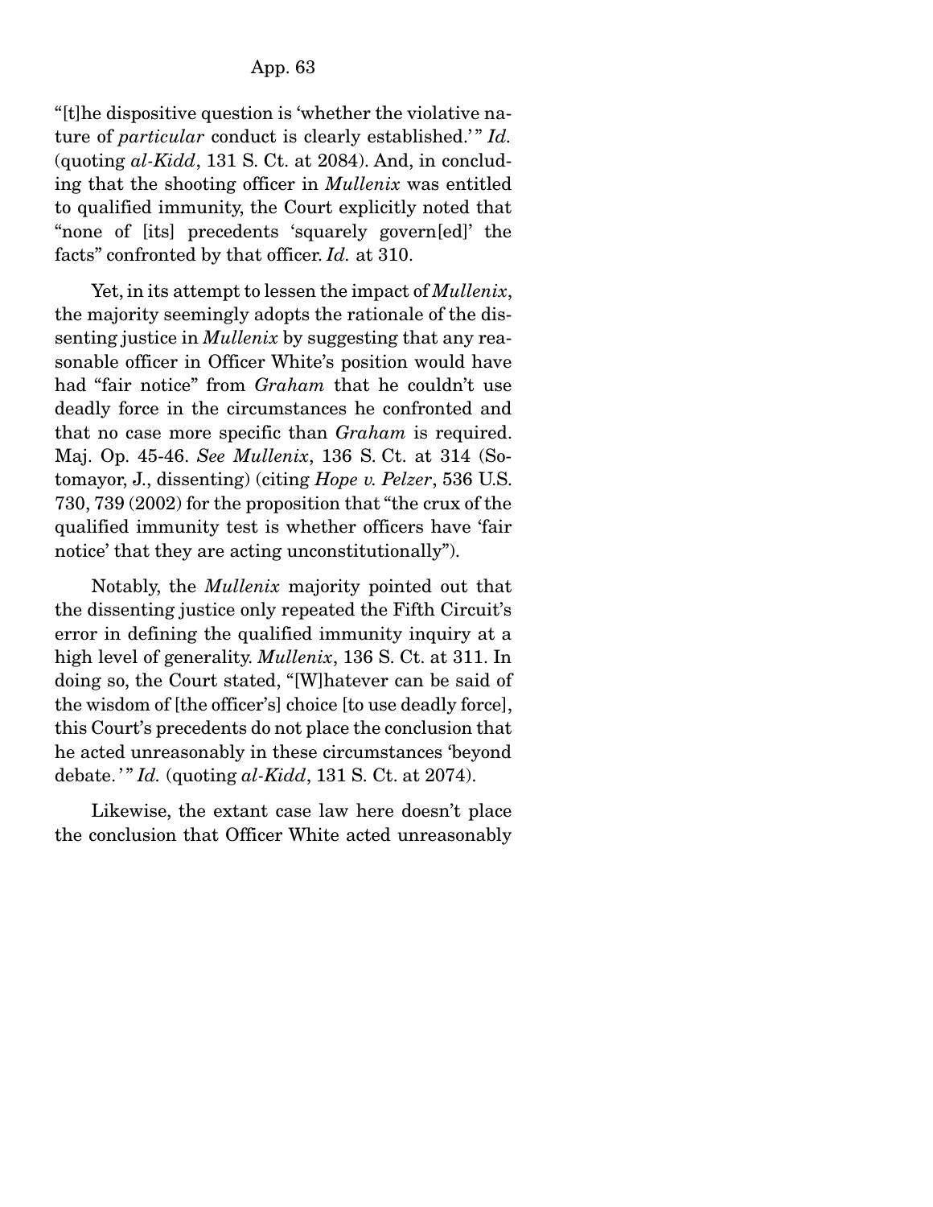"[t]he dispositive question is 'whether the violative nature of *particular* conduct is clearly established.'" *Id.* (quoting *al-Kidd*, 131 S. Ct. at 2084). And, in concluding that the shooting officer in *Mullenix* was entitled to qualified immunity, the Court explicitly noted that "none of [its] precedents 'squarely govern[ed]' the facts" confronted by that officer. *Id.* at 310.

Yet, in its attempt to lessen the impact of *Mullenix*, the majority seemingly adopts the rationale of the dissenting justice in *Mullenix* by suggesting that any reasonable officer in Officer White's position would have had "fair notice" from *Graham* that he couldn't use deadly force in the circumstances he confronted and that no case more specific than *Graham* is required. Maj. Op. 45-46. *See Mullenix*, 136 S. Ct. at 314 (Sotomayor, J., dissenting) (citing *Hope v. Pelzer*, 536 U.S. 730, 739 (2002) for the proposition that "the crux of the qualified immunity test is whether officers have 'fair notice' that they are acting unconstitutionally").

Notably, the *Mullenix* majority pointed out that the dissenting justice only repeated the Fifth Circuit's error in defining the qualified immunity inquiry at a high level of generality. *Mullenix*, 136 S. Ct. at 311. In doing so, the Court stated, "[W]hatever can be said of the wisdom of [the officer's] choice [to use deadly force], this Court's precedents do not place the conclusion that he acted unreasonably in these circumstances 'beyond debate.'" *Id.* (quoting *al-Kidd*, 131 S. Ct. at 2074).

Likewise, the extant case law here doesn't place the conclusion that Officer White acted unreasonably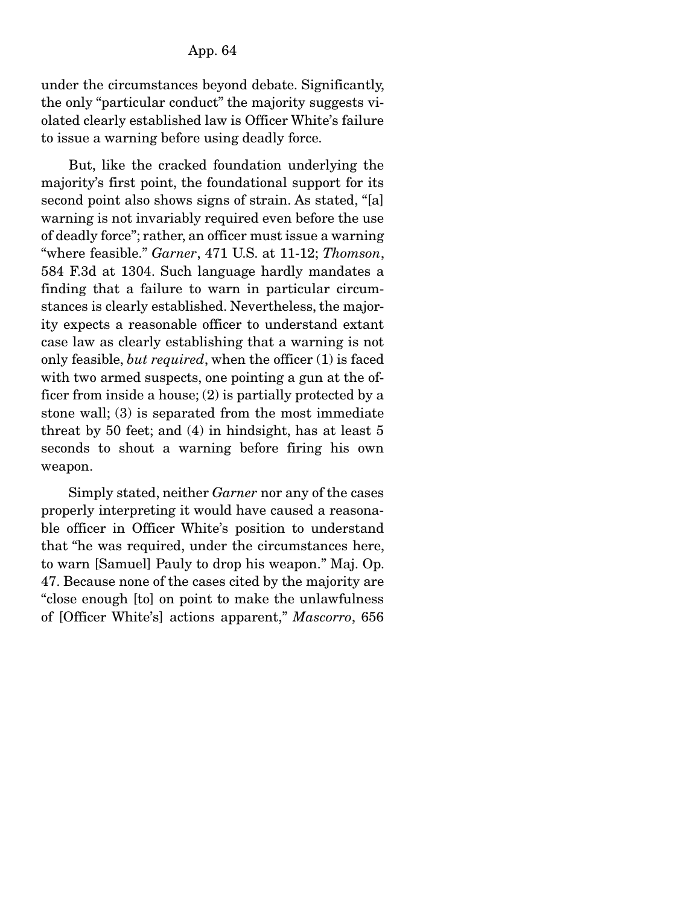under the circumstances beyond debate. Significantly, the only "particular conduct" the majority suggests violated clearly established law is Officer White's failure to issue a warning before using deadly force.

But, like the cracked foundation underlying the majority's first point, the foundational support for its second point also shows signs of strain. As stated, "[a] warning is not invariably required even before the use of deadly force"; rather, an officer must issue a warning "where feasible." *Garner*, 471 U.S. at 11-12; *Thomson*, 584 F.3d at 1304. Such language hardly mandates a finding that a failure to warn in particular circumstances is clearly established. Nevertheless, the majority expects a reasonable officer to understand extant case law as clearly establishing that a warning is not only feasible, *but required*, when the officer (1) is faced with two armed suspects, one pointing a gun at the officer from inside a house; (2) is partially protected by a stone wall; (3) is separated from the most immediate threat by 50 feet; and (4) in hindsight, has at least 5 seconds to shout a warning before firing his own weapon.

Simply stated, neither *Garner* nor any of the cases properly interpreting it would have caused a reasonable officer in Officer White's position to understand that "he was required, under the circumstances here, to warn [Samuel] Pauly to drop his weapon." Maj. Op. 47. Because none of the cases cited by the majority are "close enough [to] on point to make the unlawfulness of [Officer White's] actions apparent," *Mascorro*, 656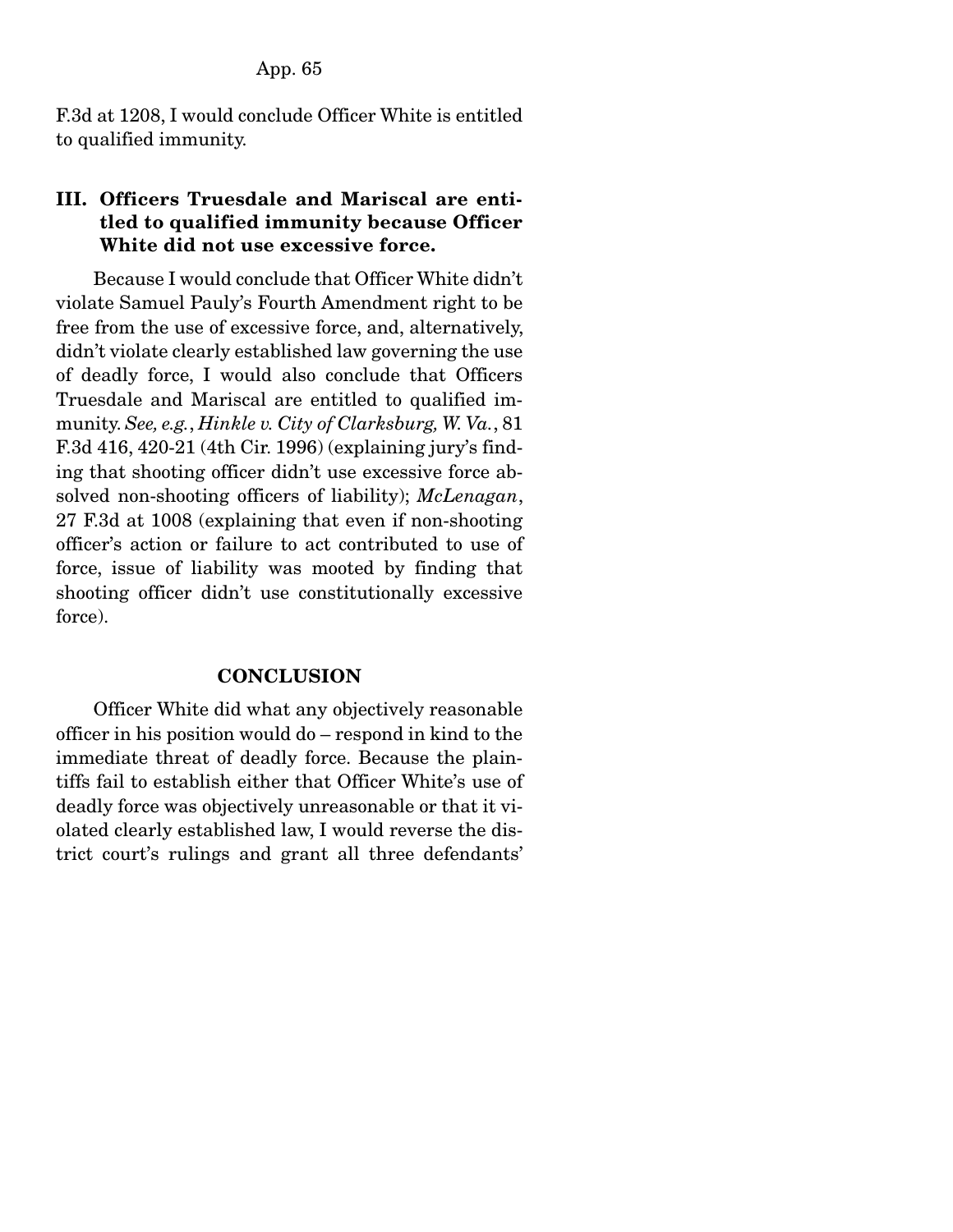F.3d at 1208, I would conclude Officer White is entitled to qualified immunity.

## III. Officers Truesdale and Mariscal are entitled to qualified immunity because Officer White did not use excessive force.

Because I would conclude that Officer White didn't violate Samuel Pauly's Fourth Amendment right to be free from the use of excessive force, and, alternatively, didn't violate clearly established law governing the use of deadly force, I would also conclude that Officers Truesdale and Mariscal are entitled to qualified immunity. *See, e.g.*, *Hinkle v. City of Clarksburg, W. Va.*, 81 F.3d 416, 420-21 (4th Cir. 1996) (explaining jury's finding that shooting officer didn't use excessive force absolved non-shooting officers of liability); *McLenagan*, 27 F.3d at 1008 (explaining that even if non-shooting officer's action or failure to act contributed to use of force, issue of liability was mooted by finding that shooting officer didn't use constitutionally excessive force).

## CONCLUSION

Officer White did what any objectively reasonable officer in his position would do – respond in kind to the immediate threat of deadly force. Because the plaintiffs fail to establish either that Officer White's use of deadly force was objectively unreasonable or that it violated clearly established law, I would reverse the district court's rulings and grant all three defendants'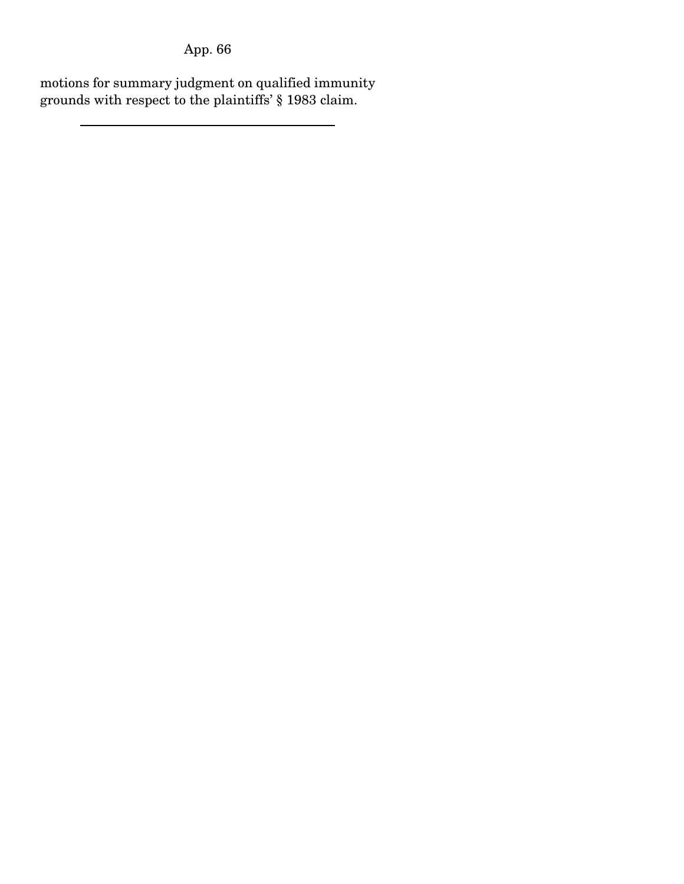motions for summary judgment on qualified immunity grounds with respect to the plaintiffs' § 1983 claim.

---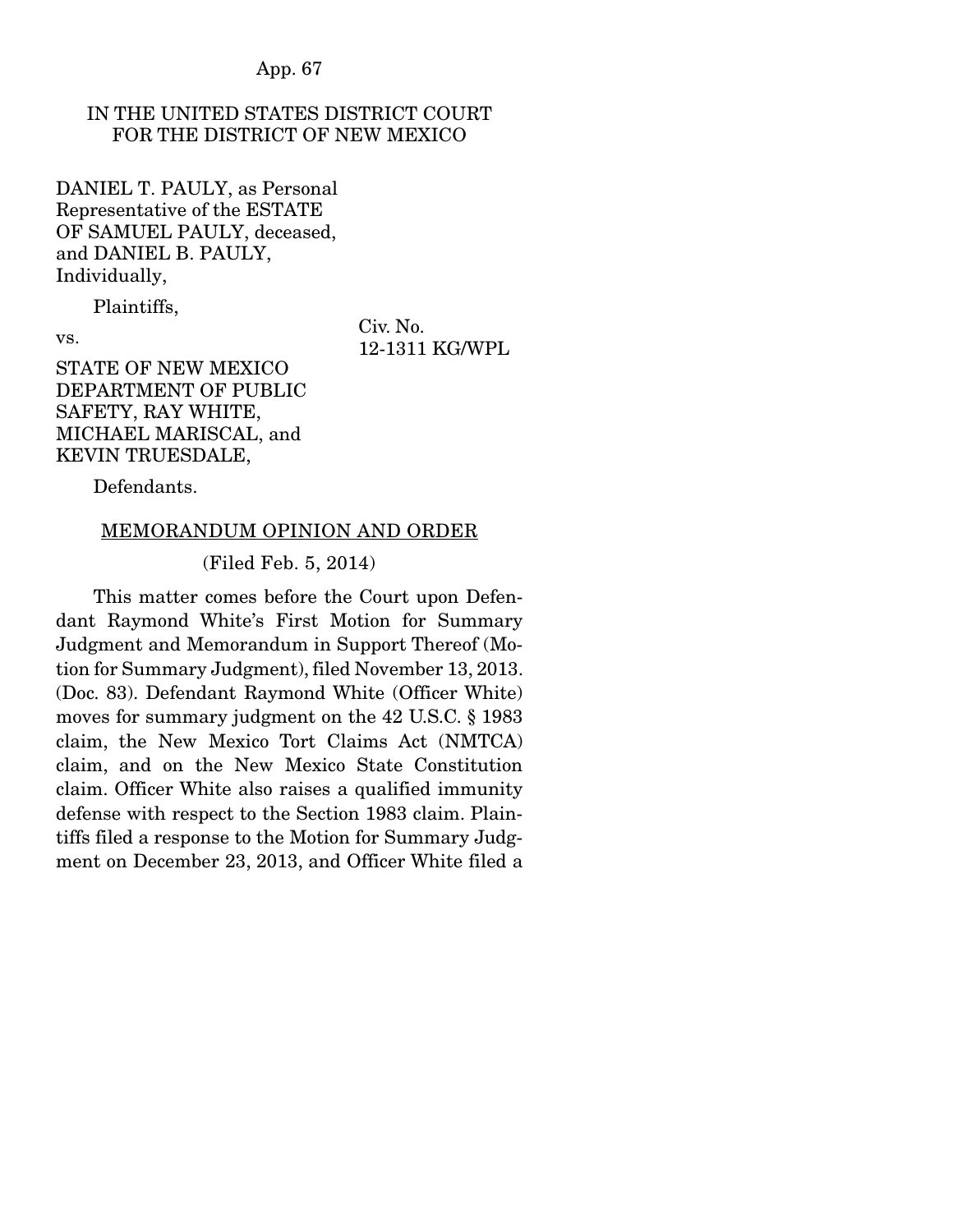IN THE UNITED STATES DISTRICT COURT
FOR THE DISTRICT OF NEW MEXICO

DANIEL T. PAULY, as Personal Representative of the ESTATE OF SAMUEL PAULY, deceased, and DANIEL B. PAULY, Individually,

Plaintiffs,

vs.

Civ. No. 12-1311 KG/WPL

STATE OF NEW MEXICO DEPARTMENT OF PUBLIC SAFETY, RAY WHITE, MICHAEL MARISCAL, and KEVIN TRUESDALE,

Defendants.

MEMORANDUM OPINION AND ORDER

(Filed Feb. 5, 2014)

This matter comes before the Court upon Defendant Raymond White's First Motion for Summary Judgment and Memorandum in Support Thereof (Motion for Summary Judgment), filed November 13, 2013. (Doc. 83). Defendant Raymond White (Officer White) moves for summary judgment on the 42 U.S.C. § 1983 claim, the New Mexico Tort Claims Act (NMTCA) claim, and on the New Mexico State Constitution claim. Officer White also raises a qualified immunity defense with respect to the Section 1983 claim. Plaintiffs filed a response to the Motion for Summary Judgment on December 23, 2013, and Officer White filed a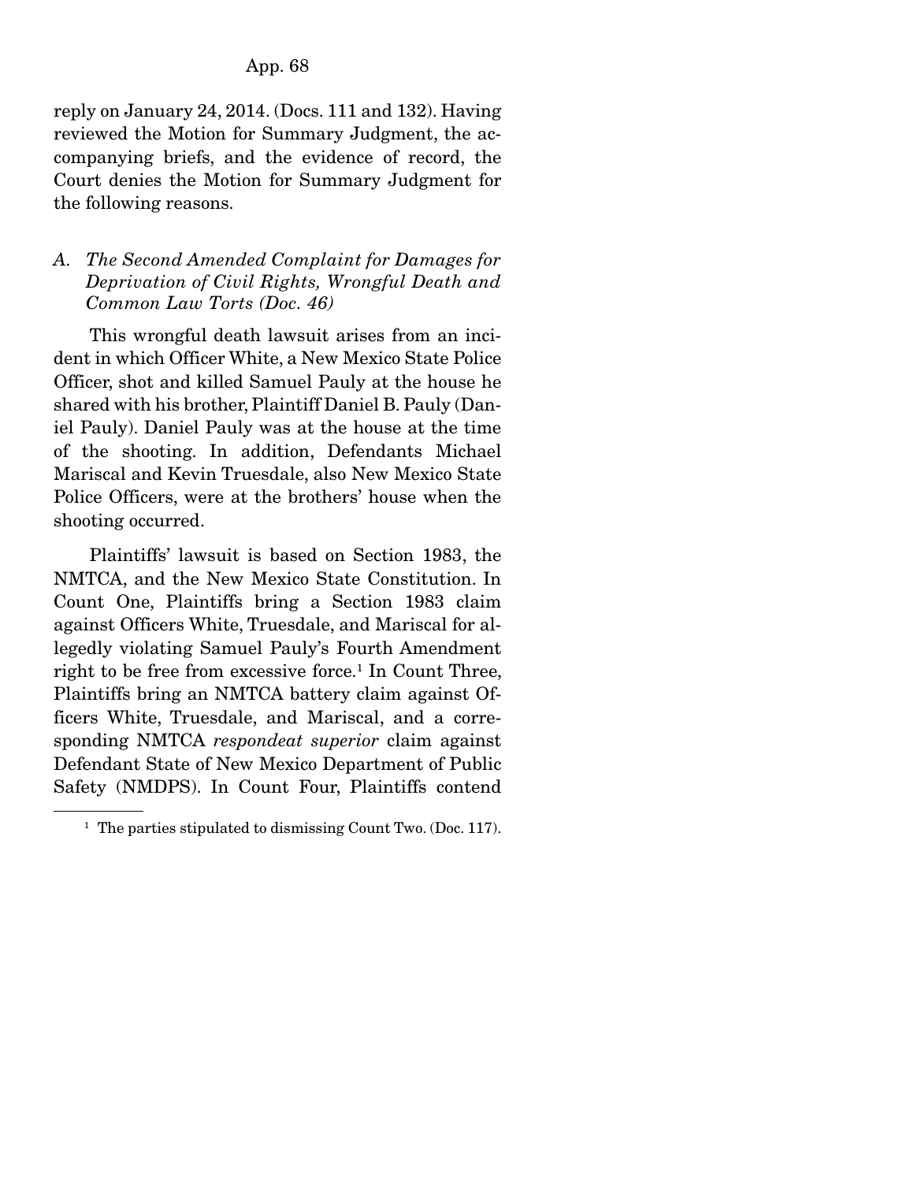reply on January 24, 2014. (Docs. 111 and 132). Having reviewed the Motion for Summary Judgment, the accompanying briefs, and the evidence of record, the Court denies the Motion for Summary Judgment for the following reasons.

### *A. The Second Amended Complaint for Damages for Deprivation of Civil Rights, Wrongful Death and Common Law Torts (Doc. 46)*

This wrongful death lawsuit arises from an incident in which Officer White, a New Mexico State Police Officer, shot and killed Samuel Pauly at the house he shared with his brother, Plaintiff Daniel B. Pauly (Daniel Pauly). Daniel Pauly was at the house at the time of the shooting. In addition, Defendants Michael Mariscal and Kevin Truesdale, also New Mexico State Police Officers, were at the brothers' house when the shooting occurred.

Plaintiffs' lawsuit is based on Section 1983, the NMTCA, and the New Mexico State Constitution. In Count One, Plaintiffs bring a Section 1983 claim against Officers White, Truesdale, and Mariscal for allegedly violating Samuel Pauly's Fourth Amendment right to be free from excessive force.[1] In Count Three, Plaintiffs bring an NMTCA battery claim against Officers White, Truesdale, and Mariscal, and a corresponding NMTCA *respondeat superior* claim against Defendant State of New Mexico Department of Public Safety (NMDPS). In Count Four, Plaintiffs contend

---

[1] The parties stipulated to dismissing Count Two. (Doc. 117).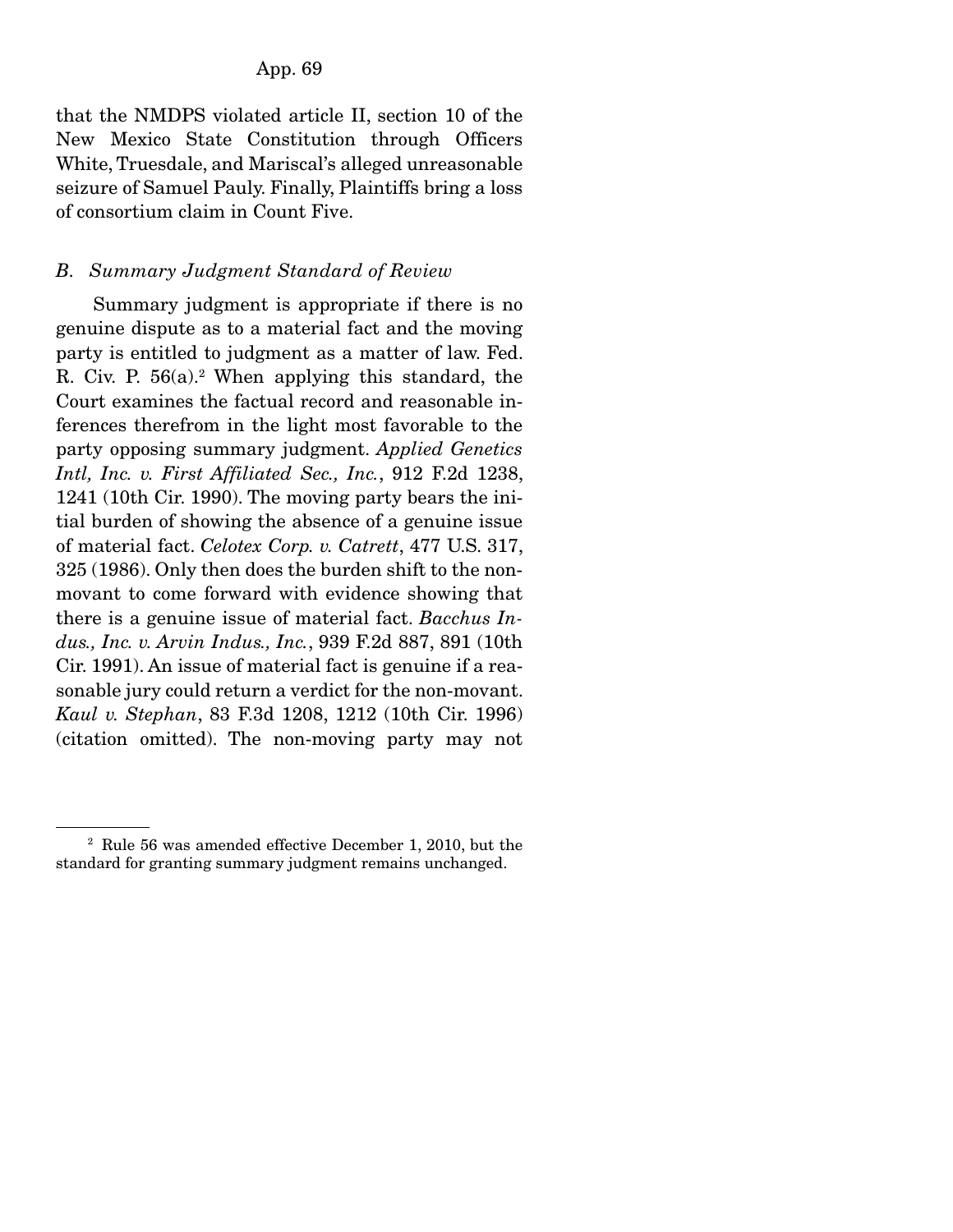that the NMDPS violated article II, section 10 of the New Mexico State Constitution through Officers White, Truesdale, and Mariscal's alleged unreasonable seizure of Samuel Pauly. Finally, Plaintiffs bring a loss of consortium claim in Count Five.

### *B. Summary Judgment Standard of Review*

Summary judgment is appropriate if there is no genuine dispute as to a material fact and the moving party is entitled to judgment as a matter of law. Fed. R. Civ. P. 56(a).[2] When applying this standard, the Court examines the factual record and reasonable inferences therefrom in the light most favorable to the party opposing summary judgment. *Applied Genetics Intl, Inc. v. First Affiliated Sec., Inc.*, 912 F.2d 1238, 1241 (10th Cir. 1990). The moving party bears the initial burden of showing the absence of a genuine issue of material fact. *Celotex Corp. v. Catrett*, 477 U.S. 317, 325 (1986). Only then does the burden shift to the non-movant to come forward with evidence showing that there is a genuine issue of material fact. *Bacchus Indus., Inc. v. Arvin Indus., Inc.*, 939 F.2d 887, 891 (10th Cir. 1991). An issue of material fact is genuine if a reasonable jury could return a verdict for the non-movant. *Kaul v. Stephan*, 83 F.3d 1208, 1212 (10th Cir. 1996) (citation omitted). The non-moving party may not

[2] Rule 56 was amended effective December 1, 2010, but the standard for granting summary judgment remains unchanged.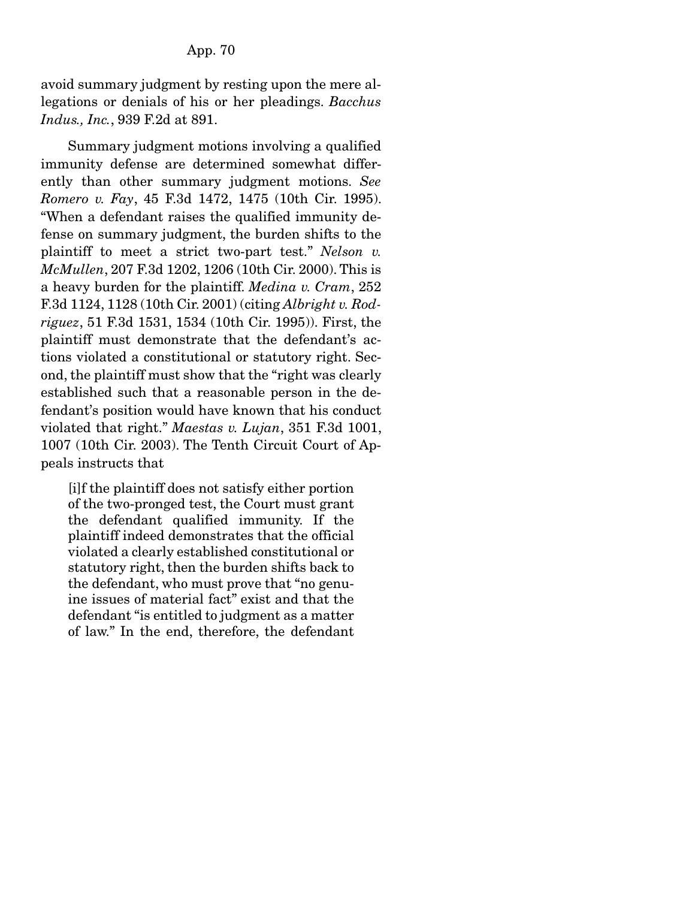avoid summary judgment by resting upon the mere allegations or denials of his or her pleadings. *Bacchus Indus., Inc.*, 939 F.2d at 891.

Summary judgment motions involving a qualified immunity defense are determined somewhat differently than other summary judgment motions. *See Romero v. Fay*, 45 F.3d 1472, 1475 (10th Cir. 1995). "When a defendant raises the qualified immunity defense on summary judgment, the burden shifts to the plaintiff to meet a strict two-part test." *Nelson v. McMullen*, 207 F.3d 1202, 1206 (10th Cir. 2000). This is a heavy burden for the plaintiff. *Medina v. Cram*, 252 F.3d 1124, 1128 (10th Cir. 2001) (citing *Albright v. Rodriguez*, 51 F.3d 1531, 1534 (10th Cir. 1995)). First, the plaintiff must demonstrate that the defendant's actions violated a constitutional or statutory right. Second, the plaintiff must show that the "right was clearly established such that a reasonable person in the defendant's position would have known that his conduct violated that right." *Maestas v. Lujan*, 351 F.3d 1001, 1007 (10th Cir. 2003). The Tenth Circuit Court of Appeals instructs that

> [i]f the plaintiff does not satisfy either portion of the two-pronged test, the Court must grant the defendant qualified immunity. If the plaintiff indeed demonstrates that the official violated a clearly established constitutional or statutory right, then the burden shifts back to the defendant, who must prove that "no genuine issues of material fact" exist and that the defendant "is entitled to judgment as a matter of law." In the end, therefore, the defendant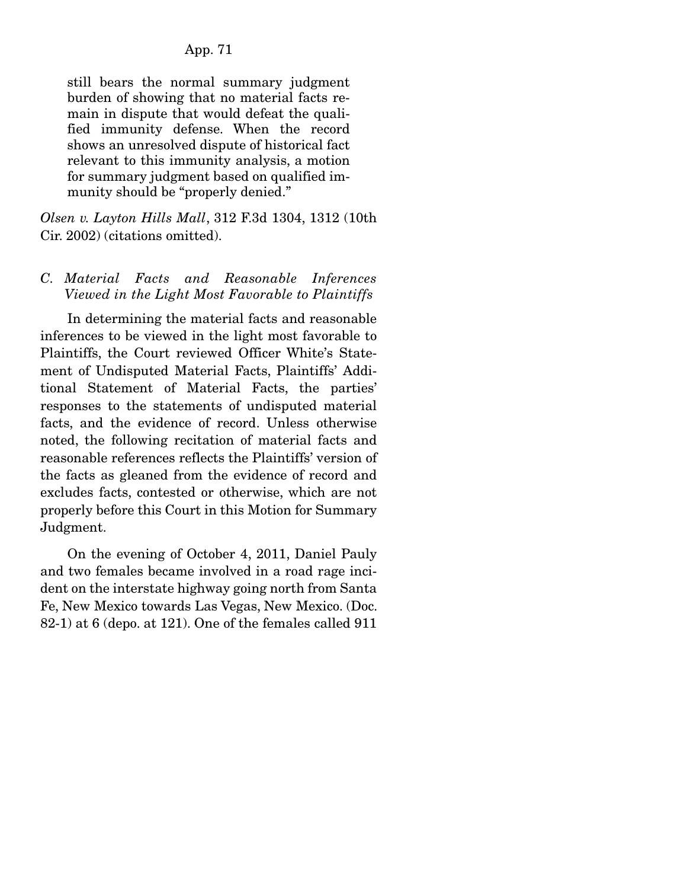still bears the normal summary judgment burden of showing that no material facts remain in dispute that would defeat the qualified immunity defense. When the record shows an unresolved dispute of historical fact relevant to this immunity analysis, a motion for summary judgment based on qualified immunity should be "properly denied."

*Olsen v. Layton Hills Mall*, 312 F.3d 1304, 1312 (10th Cir. 2002) (citations omitted).

### *C. Material Facts and Reasonable Inferences Viewed in the Light Most Favorable to Plaintiffs*

In determining the material facts and reasonable inferences to be viewed in the light most favorable to Plaintiffs, the Court reviewed Officer White's Statement of Undisputed Material Facts, Plaintiffs' Additional Statement of Material Facts, the parties' responses to the statements of undisputed material facts, and the evidence of record. Unless otherwise noted, the following recitation of material facts and reasonable references reflects the Plaintiffs' version of the facts as gleaned from the evidence of record and excludes facts, contested or otherwise, which are not properly before this Court in this Motion for Summary Judgment.

On the evening of October 4, 2011, Daniel Pauly and two females became involved in a road rage incident on the interstate highway going north from Santa Fe, New Mexico towards Las Vegas, New Mexico. (Doc. 82-1) at 6 (depo. at 121). One of the females called 911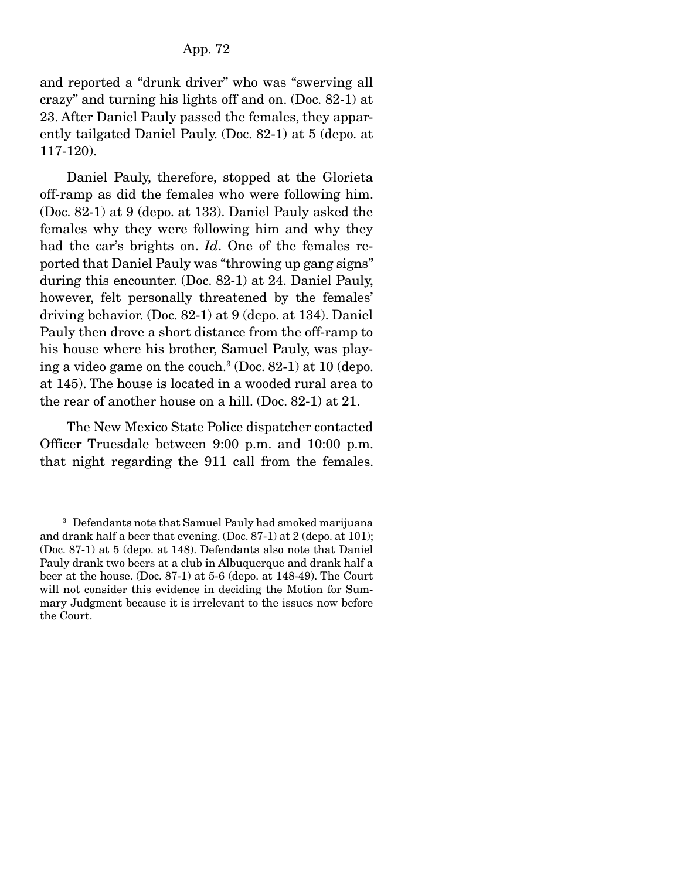and reported a "drunk driver" who was "swerving all crazy" and turning his lights off and on. (Doc. 82-1) at 23. After Daniel Pauly passed the females, they apparently tailgated Daniel Pauly. (Doc. 82-1) at 5 (depo. at 117-120).

Daniel Pauly, therefore, stopped at the Glorieta off-ramp as did the females who were following him. (Doc. 82-1) at 9 (depo. at 133). Daniel Pauly asked the females why they were following him and why they had the car's brights on. *Id*. One of the females reported that Daniel Pauly was "throwing up gang signs" during this encounter. (Doc. 82-1) at 24. Daniel Pauly, however, felt personally threatened by the females' driving behavior. (Doc. 82-1) at 9 (depo. at 134). Daniel Pauly then drove a short distance from the off-ramp to his house where his brother, Samuel Pauly, was playing a video game on the couch.[3] (Doc. 82-1) at 10 (depo. at 145). The house is located in a wooded rural area to the rear of another house on a hill. (Doc. 82-1) at 21.

The New Mexico State Police dispatcher contacted Officer Truesdale between 9:00 p.m. and 10:00 p.m. that night regarding the 911 call from the females.

---

[3] Defendants note that Samuel Pauly had smoked marijuana and drank half a beer that evening. (Doc. 87-1) at 2 (depo. at 101); (Doc. 87-1) at 5 (depo. at 148). Defendants also note that Daniel Pauly drank two beers at a club in Albuquerque and drank half a beer at the house. (Doc. 87-1) at 5-6 (depo. at 148-49). The Court will not consider this evidence in deciding the Motion for Summary Judgment because it is irrelevant to the issues now before the Court.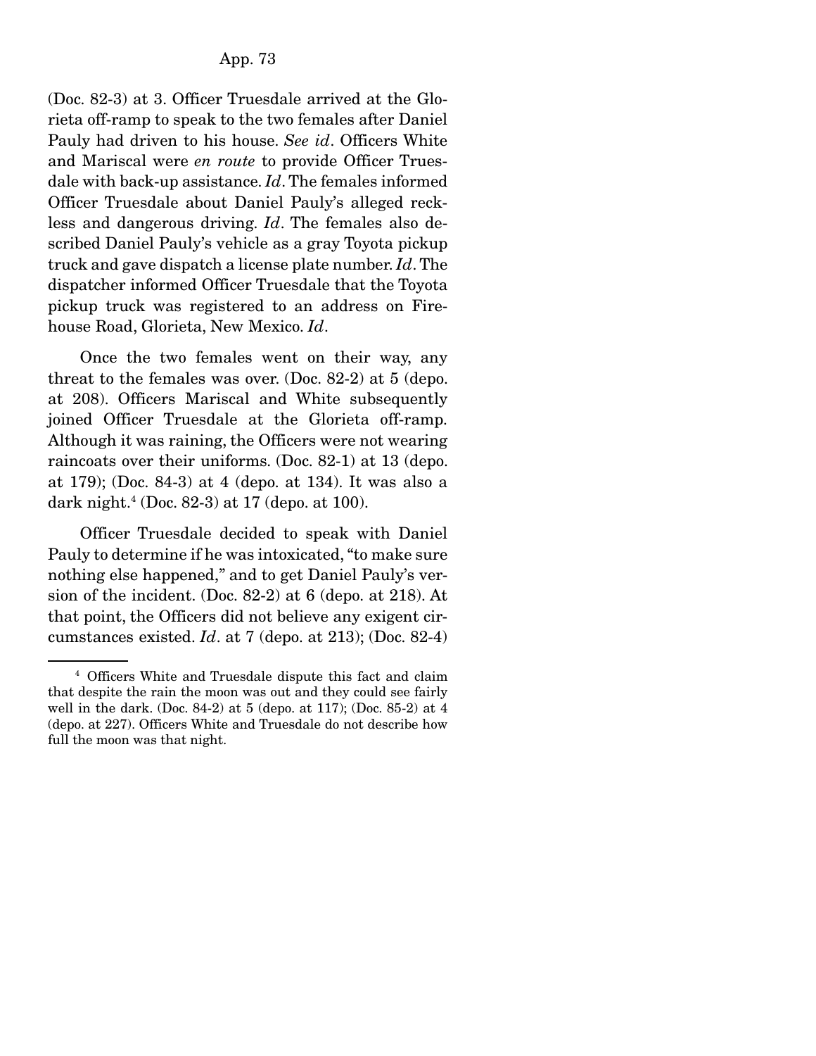(Doc. 82-3) at 3. Officer Truesdale arrived at the Glorieta off-ramp to speak to the two females after Daniel Pauly had driven to his house. *See id*. Officers White and Mariscal were *en route* to provide Officer Truesdale with back-up assistance. *Id*. The females informed Officer Truesdale about Daniel Pauly's alleged reckless and dangerous driving. *Id*. The females also described Daniel Pauly's vehicle as a gray Toyota pickup truck and gave dispatch a license plate number. *Id*. The dispatcher informed Officer Truesdale that the Toyota pickup truck was registered to an address on Firehouse Road, Glorieta, New Mexico. *Id*.

Once the two females went on their way, any threat to the females was over. (Doc. 82-2) at 5 (depo. at 208). Officers Mariscal and White subsequently joined Officer Truesdale at the Glorieta off-ramp. Although it was raining, the Officers were not wearing raincoats over their uniforms. (Doc. 82-1) at 13 (depo. at 179); (Doc. 84-3) at 4 (depo. at 134). It was also a dark night.[4] (Doc. 82-3) at 17 (depo. at 100).

Officer Truesdale decided to speak with Daniel Pauly to determine if he was intoxicated, "to make sure nothing else happened," and to get Daniel Pauly's version of the incident. (Doc. 82-2) at 6 (depo. at 218). At that point, the Officers did not believe any exigent circumstances existed. *Id*. at 7 (depo. at 213); (Doc. 82-4)

---

[4] Officers White and Truesdale dispute this fact and claim that despite the rain the moon was out and they could see fairly well in the dark. (Doc. 84-2) at 5 (depo. at 117); (Doc. 85-2) at 4 (depo. at 227). Officers White and Truesdale do not describe how full the moon was that night.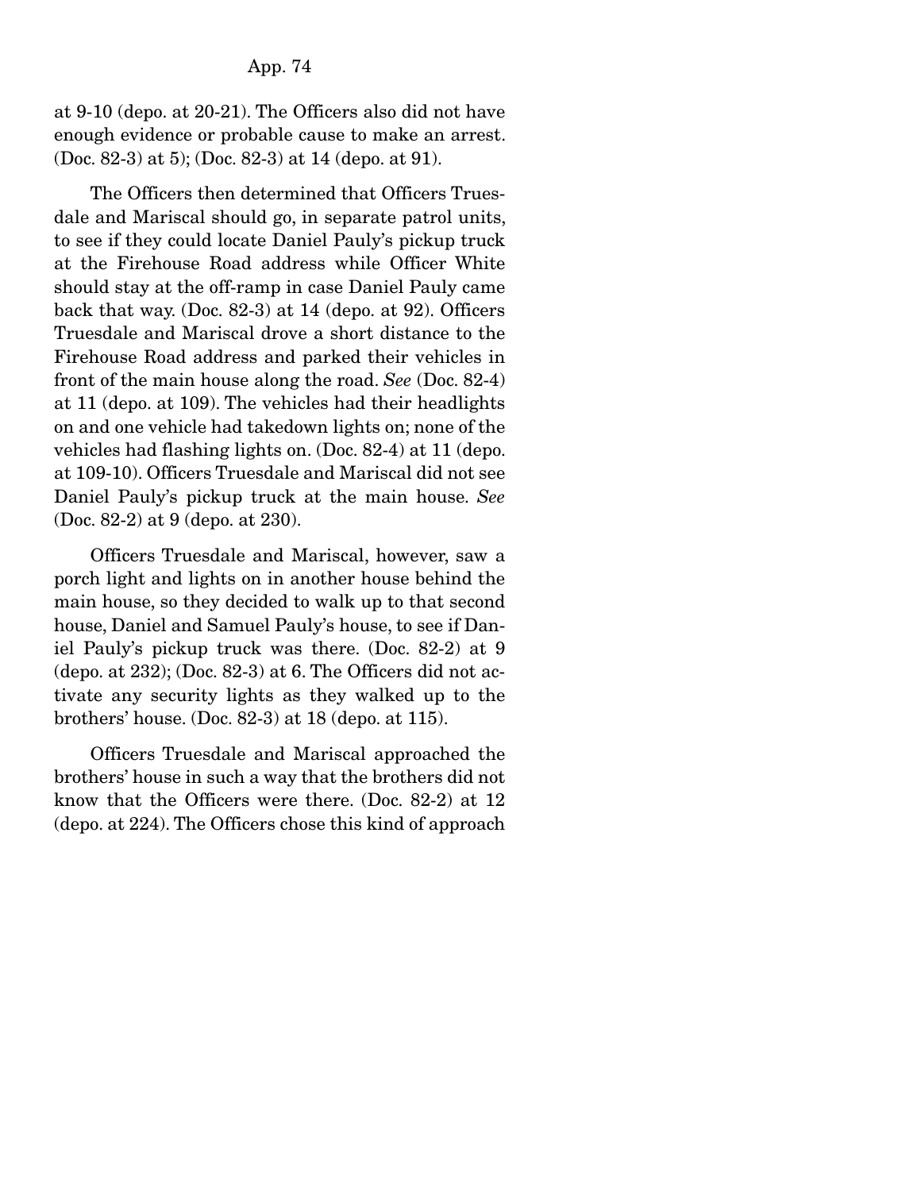at 9-10 (depo. at 20-21). The Officers also did not have enough evidence or probable cause to make an arrest. (Doc. 82-3) at 5); (Doc. 82-3) at 14 (depo. at 91).

The Officers then determined that Officers Truesdale and Mariscal should go, in separate patrol units, to see if they could locate Daniel Pauly's pickup truck at the Firehouse Road address while Officer White should stay at the off-ramp in case Daniel Pauly came back that way. (Doc. 82-3) at 14 (depo. at 92). Officers Truesdale and Mariscal drove a short distance to the Firehouse Road address and parked their vehicles in front of the main house along the road. *See* (Doc. 82-4) at 11 (depo. at 109). The vehicles had their headlights on and one vehicle had takedown lights on; none of the vehicles had flashing lights on. (Doc. 82-4) at 11 (depo. at 109-10). Officers Truesdale and Mariscal did not see Daniel Pauly's pickup truck at the main house. *See* (Doc. 82-2) at 9 (depo. at 230).

Officers Truesdale and Mariscal, however, saw a porch light and lights on in another house behind the main house, so they decided to walk up to that second house, Daniel and Samuel Pauly's house, to see if Daniel Pauly's pickup truck was there. (Doc. 82-2) at 9 (depo. at 232); (Doc. 82-3) at 6. The Officers did not activate any security lights as they walked up to the brothers' house. (Doc. 82-3) at 18 (depo. at 115).

Officers Truesdale and Mariscal approached the brothers' house in such a way that the brothers did not know that the Officers were there. (Doc. 82-2) at 12 (depo. at 224). The Officers chose this kind of approach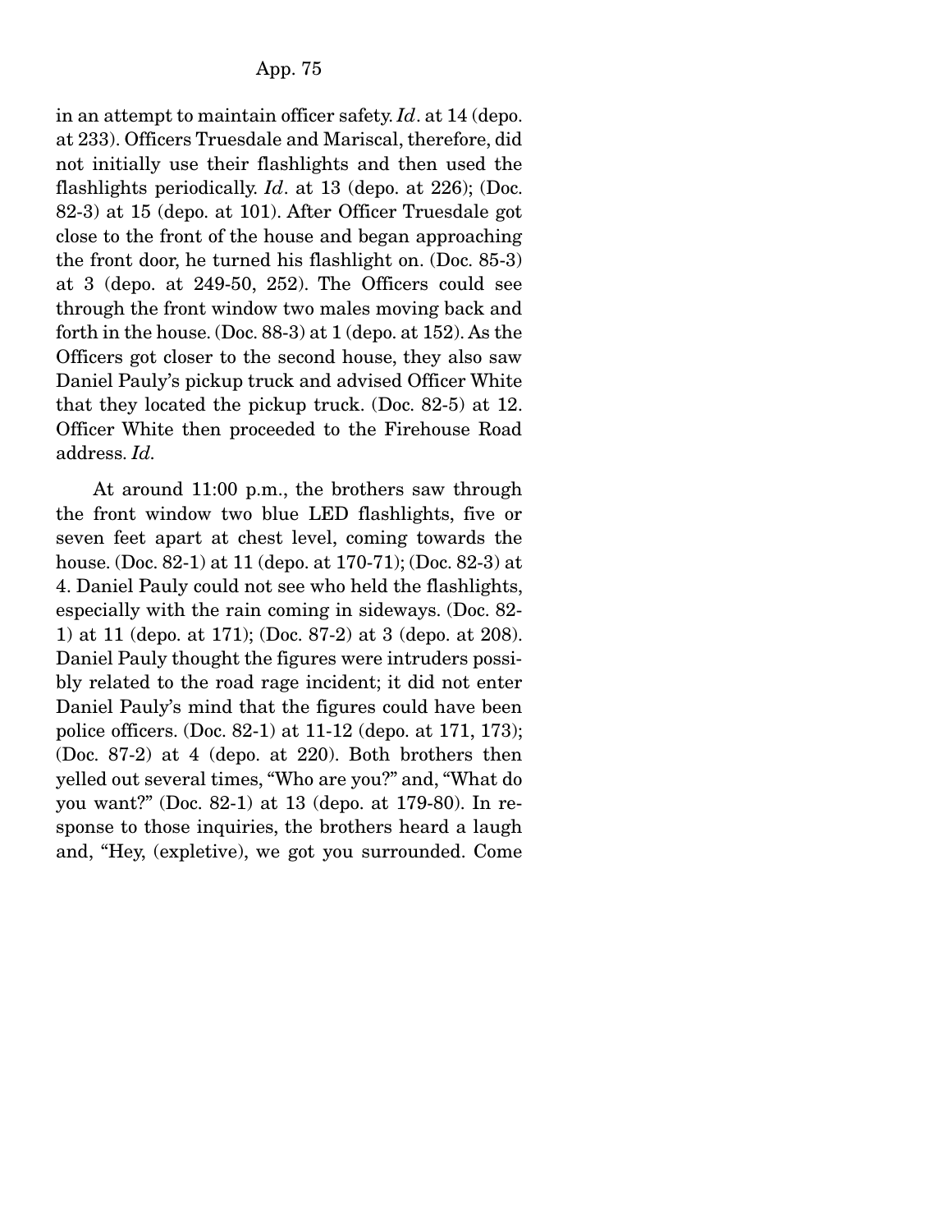in an attempt to maintain officer safety. *Id*. at 14 (depo. at 233). Officers Truesdale and Mariscal, therefore, did not initially use their flashlights and then used the flashlights periodically. *Id*. at 13 (depo. at 226); (Doc. 82-3) at 15 (depo. at 101). After Officer Truesdale got close to the front of the house and began approaching the front door, he turned his flashlight on. (Doc. 85-3) at 3 (depo. at 249-50, 252). The Officers could see through the front window two males moving back and forth in the house. (Doc. 88-3) at 1 (depo. at 152). As the Officers got closer to the second house, they also saw Daniel Pauly's pickup truck and advised Officer White that they located the pickup truck. (Doc. 82-5) at 12. Officer White then proceeded to the Firehouse Road address. *Id.*

At around 11:00 p.m., the brothers saw through the front window two blue LED flashlights, five or seven feet apart at chest level, coming towards the house. (Doc. 82-1) at 11 (depo. at 170-71); (Doc. 82-3) at 4. Daniel Pauly could not see who held the flashlights, especially with the rain coming in sideways. (Doc. 82-1) at 11 (depo. at 171); (Doc. 87-2) at 3 (depo. at 208). Daniel Pauly thought the figures were intruders possibly related to the road rage incident; it did not enter Daniel Pauly's mind that the figures could have been police officers. (Doc. 82-1) at 11-12 (depo. at 171, 173); (Doc. 87-2) at 4 (depo. at 220). Both brothers then yelled out several times, "Who are you?" and, "What do you want?" (Doc. 82-1) at 13 (depo. at 179-80). In response to those inquiries, the brothers heard a laugh and, "Hey, (expletive), we got you surrounded. Come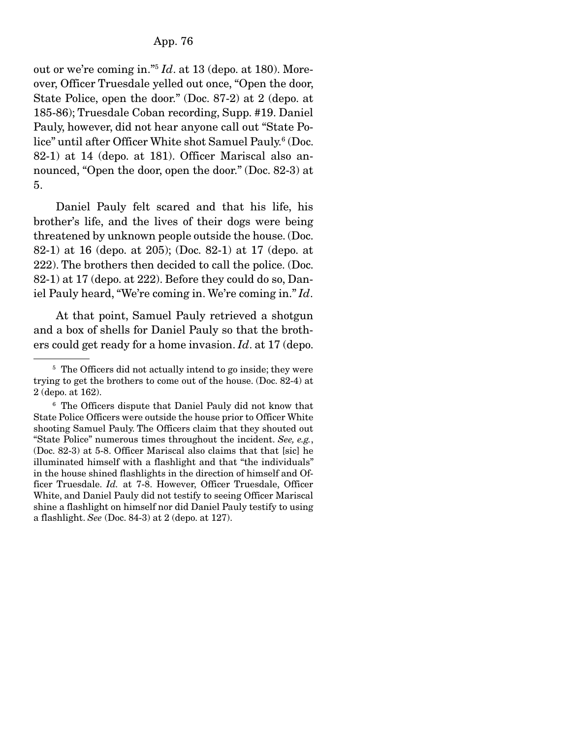out or we're coming in."[5] *Id*. at 13 (depo. at 180). Moreover, Officer Truesdale yelled out once, "Open the door, State Police, open the door." (Doc. 87-2) at 2 (depo. at 185-86); Truesdale Coban recording, Supp. #19. Daniel Pauly, however, did not hear anyone call out "State Police" until after Officer White shot Samuel Pauly.[6] (Doc. 82-1) at 14 (depo. at 181). Officer Mariscal also announced, "Open the door, open the door." (Doc. 82-3) at 5.

Daniel Pauly felt scared and that his life, his brother's life, and the lives of their dogs were being threatened by unknown people outside the house. (Doc. 82-1) at 16 (depo. at 205); (Doc. 82-1) at 17 (depo. at 222). The brothers then decided to call the police. (Doc. 82-1) at 17 (depo. at 222). Before they could do so, Daniel Pauly heard, "We're coming in. We're coming in." *Id*.

At that point, Samuel Pauly retrieved a shotgun and a box of shells for Daniel Pauly so that the brothers could get ready for a home invasion. *Id*. at 17 (depo.

---

[5] The Officers did not actually intend to go inside; they were trying to get the brothers to come out of the house. (Doc. 82-4) at 2 (depo. at 162).

[6] The Officers dispute that Daniel Pauly did not know that State Police Officers were outside the house prior to Officer White shooting Samuel Pauly. The Officers claim that they shouted out "State Police" numerous times throughout the incident. *See, e.g.*, (Doc. 82-3) at 5-8. Officer Mariscal also claims that that [sic] he illuminated himself with a flashlight and that "the individuals" in the house shined flashlights in the direction of himself and Officer Truesdale. *Id.* at 7-8. However, Officer Truesdale, Officer White, and Daniel Pauly did not testify to seeing Officer Mariscal shine a flashlight on himself nor did Daniel Pauly testify to using a flashlight. *See* (Doc. 84-3) at 2 (depo. at 127).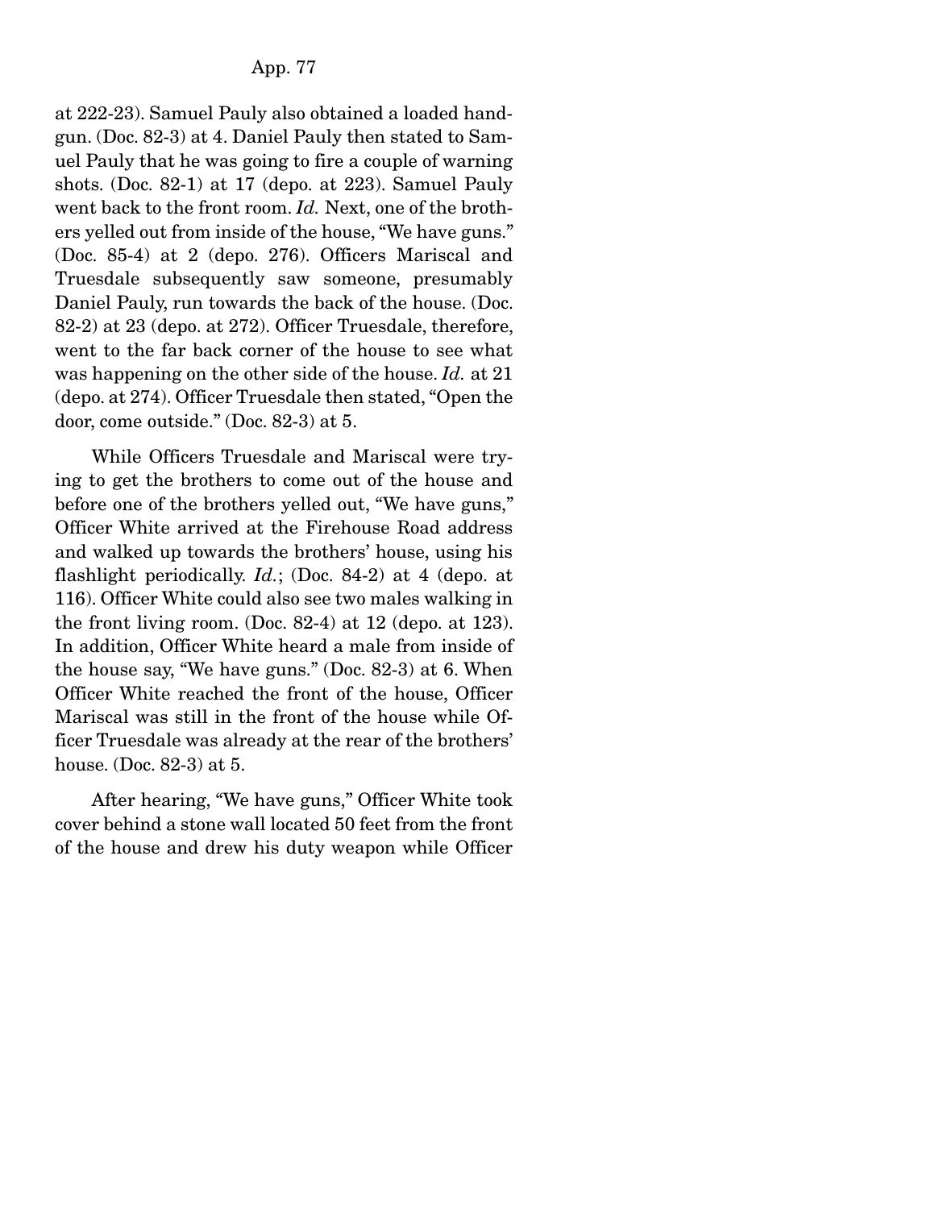at 222-23). Samuel Pauly also obtained a loaded handgun. (Doc. 82-3) at 4. Daniel Pauly then stated to Samuel Pauly that he was going to fire a couple of warning shots. (Doc. 82-1) at 17 (depo. at 223). Samuel Pauly went back to the front room. *Id.* Next, one of the brothers yelled out from inside of the house, "We have guns." (Doc. 85-4) at 2 (depo. 276). Officers Mariscal and Truesdale subsequently saw someone, presumably Daniel Pauly, run towards the back of the house. (Doc. 82-2) at 23 (depo. at 272). Officer Truesdale, therefore, went to the far back corner of the house to see what was happening on the other side of the house. *Id.* at 21 (depo. at 274). Officer Truesdale then stated, "Open the door, come outside." (Doc. 82-3) at 5.

While Officers Truesdale and Mariscal were trying to get the brothers to come out of the house and before one of the brothers yelled out, "We have guns," Officer White arrived at the Firehouse Road address and walked up towards the brothers' house, using his flashlight periodically. *Id.*; (Doc. 84-2) at 4 (depo. at 116). Officer White could also see two males walking in the front living room. (Doc. 82-4) at 12 (depo. at 123). In addition, Officer White heard a male from inside of the house say, "We have guns." (Doc. 82-3) at 6. When Officer White reached the front of the house, Officer Mariscal was still in the front of the house while Officer Truesdale was already at the rear of the brothers' house. (Doc. 82-3) at 5.

After hearing, "We have guns," Officer White took cover behind a stone wall located 50 feet from the front of the house and drew his duty weapon while Officer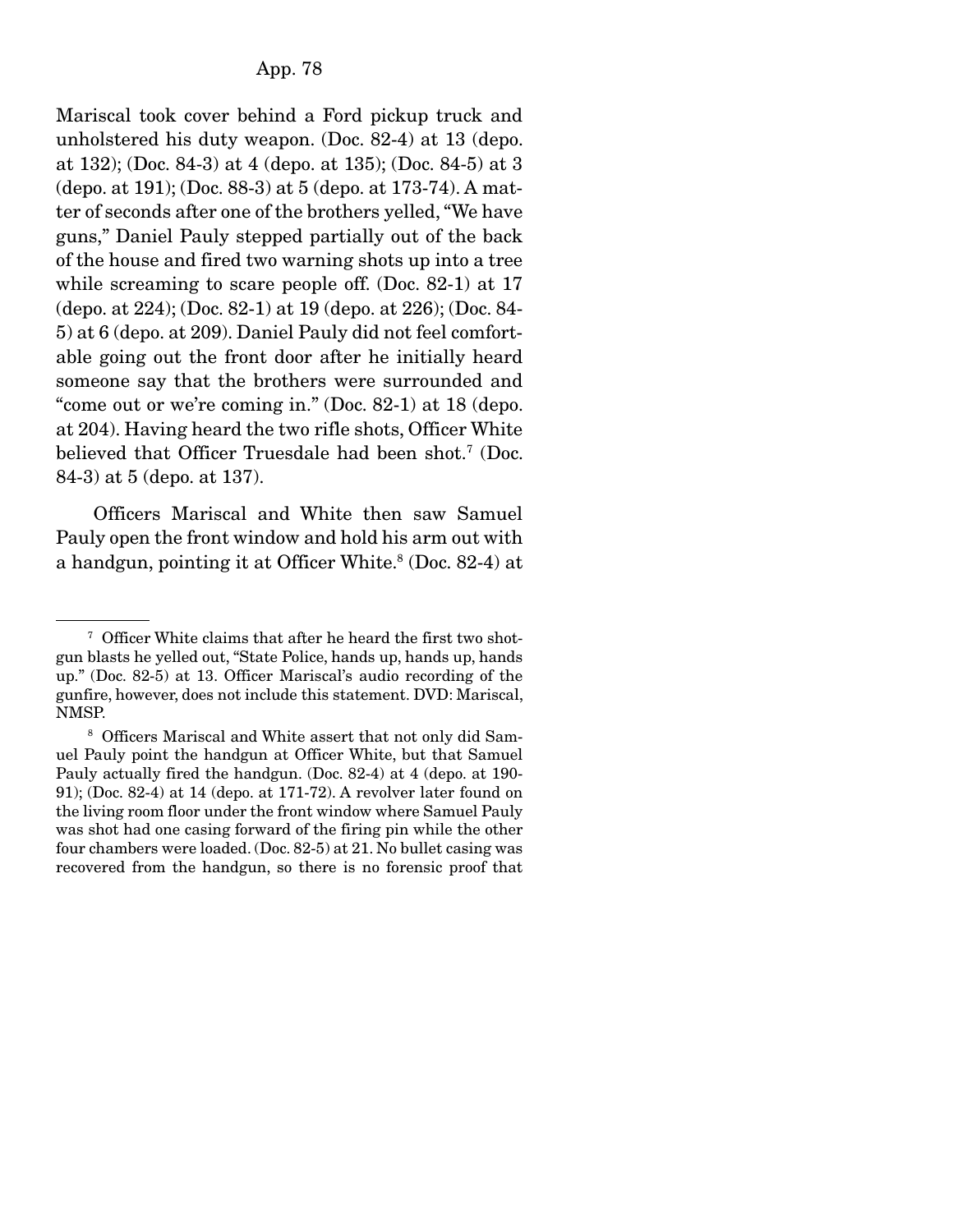Mariscal took cover behind a Ford pickup truck and unholstered his duty weapon. (Doc. 82-4) at 13 (depo. at 132); (Doc. 84-3) at 4 (depo. at 135); (Doc. 84-5) at 3 (depo. at 191); (Doc. 88-3) at 5 (depo. at 173-74). A matter of seconds after one of the brothers yelled, "We have guns," Daniel Pauly stepped partially out of the back of the house and fired two warning shots up into a tree while screaming to scare people off. (Doc. 82-1) at 17 (depo. at 224); (Doc. 82-1) at 19 (depo. at 226); (Doc. 84-5) at 6 (depo. at 209). Daniel Pauly did not feel comfortable going out the front door after he initially heard someone say that the brothers were surrounded and "come out or we're coming in." (Doc. 82-1) at 18 (depo. at 204). Having heard the two rifle shots, Officer White believed that Officer Truesdale had been shot.[7] (Doc. 84-3) at 5 (depo. at 137).

Officers Mariscal and White then saw Samuel Pauly open the front window and hold his arm out with a handgun, pointing it at Officer White.[8] (Doc. 82-4) at

---

[7] Officer White claims that after he heard the first two shotgun blasts he yelled out, "State Police, hands up, hands up, hands up." (Doc. 82-5) at 13. Officer Mariscal's audio recording of the gunfire, however, does not include this statement. DVD: Mariscal, NMSP.

[8] Officers Mariscal and White assert that not only did Samuel Pauly point the handgun at Officer White, but that Samuel Pauly actually fired the handgun. (Doc. 82-4) at 4 (depo. at 190-91); (Doc. 82-4) at 14 (depo. at 171-72). A revolver later found on the living room floor under the front window where Samuel Pauly was shot had one casing forward of the firing pin while the other four chambers were loaded. (Doc. 82-5) at 21. No bullet casing was recovered from the handgun, so there is no forensic proof that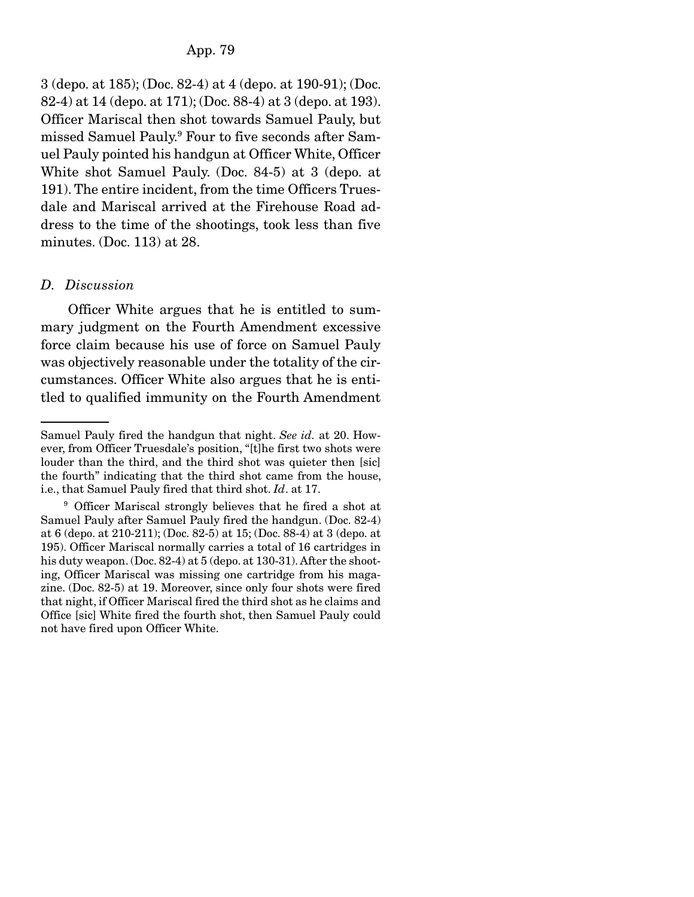3 (depo. at 185); (Doc. 82-4) at 4 (depo. at 190-91); (Doc. 82-4) at 14 (depo. at 171); (Doc. 88-4) at 3 (depo. at 193). Officer Mariscal then shot towards Samuel Pauly, but missed Samuel Pauly.[9] Four to five seconds after Samuel Pauly pointed his handgun at Officer White, Officer White shot Samuel Pauly. (Doc. 84-5) at 3 (depo. at 191). The entire incident, from the time Officers Truesdale and Mariscal arrived at the Firehouse Road address to the time of the shootings, took less than five minutes. (Doc. 113) at 28.

### *D. Discussion*

Officer White argues that he is entitled to summary judgment on the Fourth Amendment excessive force claim because his use of force on Samuel Pauly was objectively reasonable under the totality of the circumstances. Officer White also argues that he is entitled to qualified immunity on the Fourth Amendment

---

Samuel Pauly fired the handgun that night. *See id.* at 20. However, from Officer Truesdale's position, "[t]he first two shots were louder than the third, and the third shot was quieter then [sic] the fourth" indicating that the third shot came from the house, i.e., that Samuel Pauly fired that third shot. *Id*. at 17.

[9] Officer Mariscal strongly believes that he fired a shot at Samuel Pauly after Samuel Pauly fired the handgun. (Doc. 82-4) at 6 (depo. at 210-211); (Doc. 82-5) at 15; (Doc. 88-4) at 3 (depo. at 195). Officer Mariscal normally carries a total of 16 cartridges in his duty weapon. (Doc. 82-4) at 5 (depo. at 130-31). After the shooting, Officer Mariscal was missing one cartridge from his magazine. (Doc. 82-5) at 19. Moreover, since only four shots were fired that night, if Officer Mariscal fired the third shot as he claims and Office [sic] White fired the fourth shot, then Samuel Pauly could not have fired upon Officer White.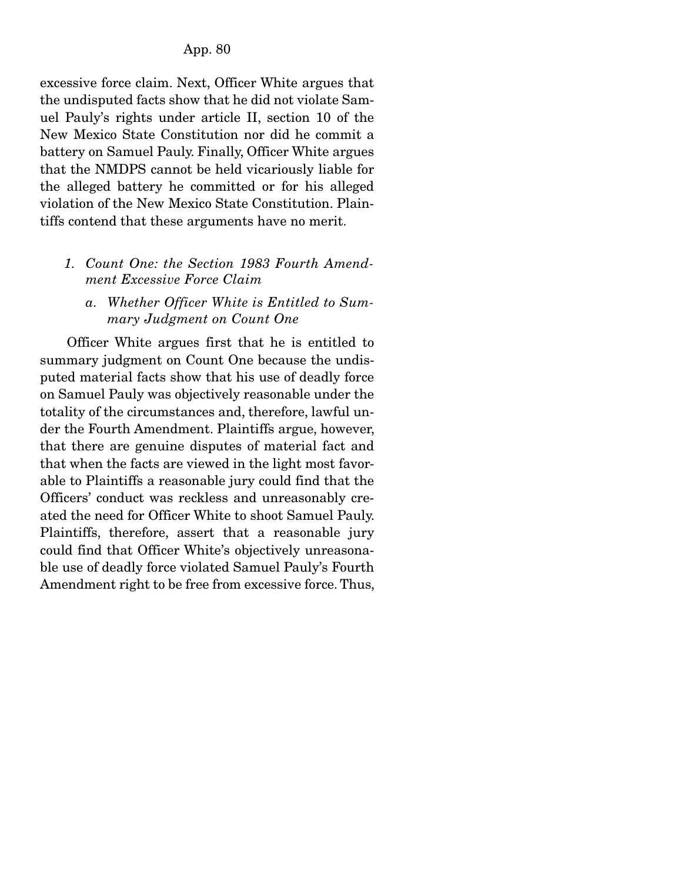excessive force claim. Next, Officer White argues that the undisputed facts show that he did not violate Samuel Pauly's rights under article II, section 10 of the New Mexico State Constitution nor did he commit a battery on Samuel Pauly. Finally, Officer White argues that the NMDPS cannot be held vicariously liable for the alleged battery he committed or for his alleged violation of the New Mexico State Constitution. Plaintiffs contend that these arguments have no merit.

### *1. Count One: the Section 1983 Fourth Amendment Excessive Force Claim*

#### *a. Whether Officer White is Entitled to Summary Judgment on Count One*

Officer White argues first that he is entitled to summary judgment on Count One because the undisputed material facts show that his use of deadly force on Samuel Pauly was objectively reasonable under the totality of the circumstances and, therefore, lawful under the Fourth Amendment. Plaintiffs argue, however, that there are genuine disputes of material fact and that when the facts are viewed in the light most favorable to Plaintiffs a reasonable jury could find that the Officers' conduct was reckless and unreasonably created the need for Officer White to shoot Samuel Pauly. Plaintiffs, therefore, assert that a reasonable jury could find that Officer White's objectively unreasonable use of deadly force violated Samuel Pauly's Fourth Amendment right to be free from excessive force. Thus,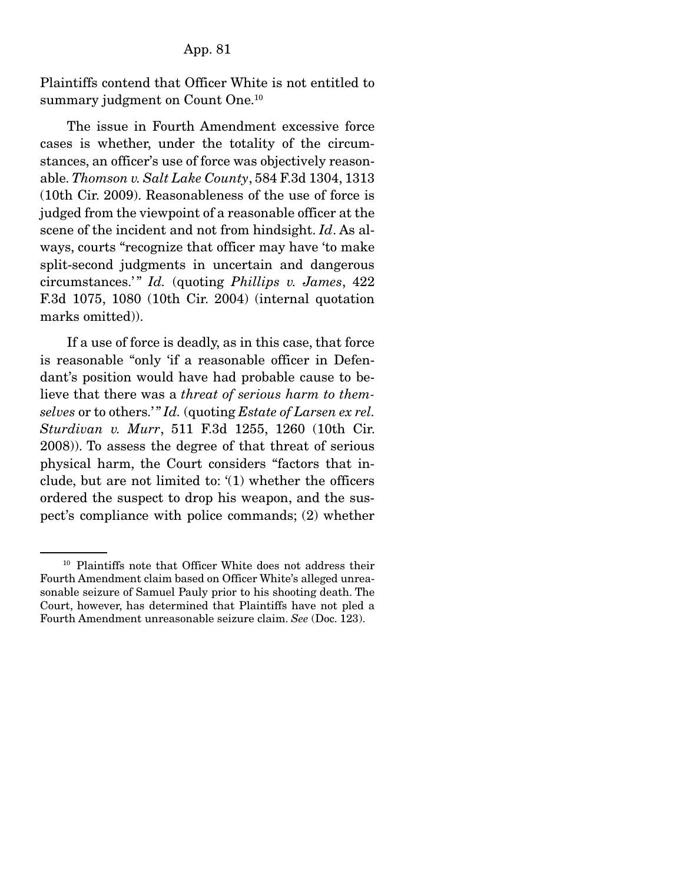Plaintiffs contend that Officer White is not entitled to summary judgment on Count One.[10]

The issue in Fourth Amendment excessive force cases is whether, under the totality of the circumstances, an officer's use of force was objectively reasonable. *Thomson v. Salt Lake County*, 584 F.3d 1304, 1313 (10th Cir. 2009). Reasonableness of the use of force is judged from the viewpoint of a reasonable officer at the scene of the incident and not from hindsight. *Id*. As always, courts "recognize that officer may have 'to make split-second judgments in uncertain and dangerous circumstances.'" *Id.* (quoting *Phillips v. James*, 422 F.3d 1075, 1080 (10th Cir. 2004) (internal quotation marks omitted)).

If a use of force is deadly, as in this case, that force is reasonable "only 'if a reasonable officer in Defendant's position would have had probable cause to believe that there was a *threat of serious harm to themselves* or to others.'" *Id.* (quoting *Estate of Larsen ex rel. Sturdivan v. Murr*, 511 F.3d 1255, 1260 (10th Cir. 2008)). To assess the degree of that threat of serious physical harm, the Court considers "factors that include, but are not limited to: '(1) whether the officers ordered the suspect to drop his weapon, and the suspect's compliance with police commands; (2) whether

---

[10] Plaintiffs note that Officer White does not address their Fourth Amendment claim based on Officer White's alleged unreasonable seizure of Samuel Pauly prior to his shooting death. The Court, however, has determined that Plaintiffs have not pled a Fourth Amendment unreasonable seizure claim. *See* (Doc. 123).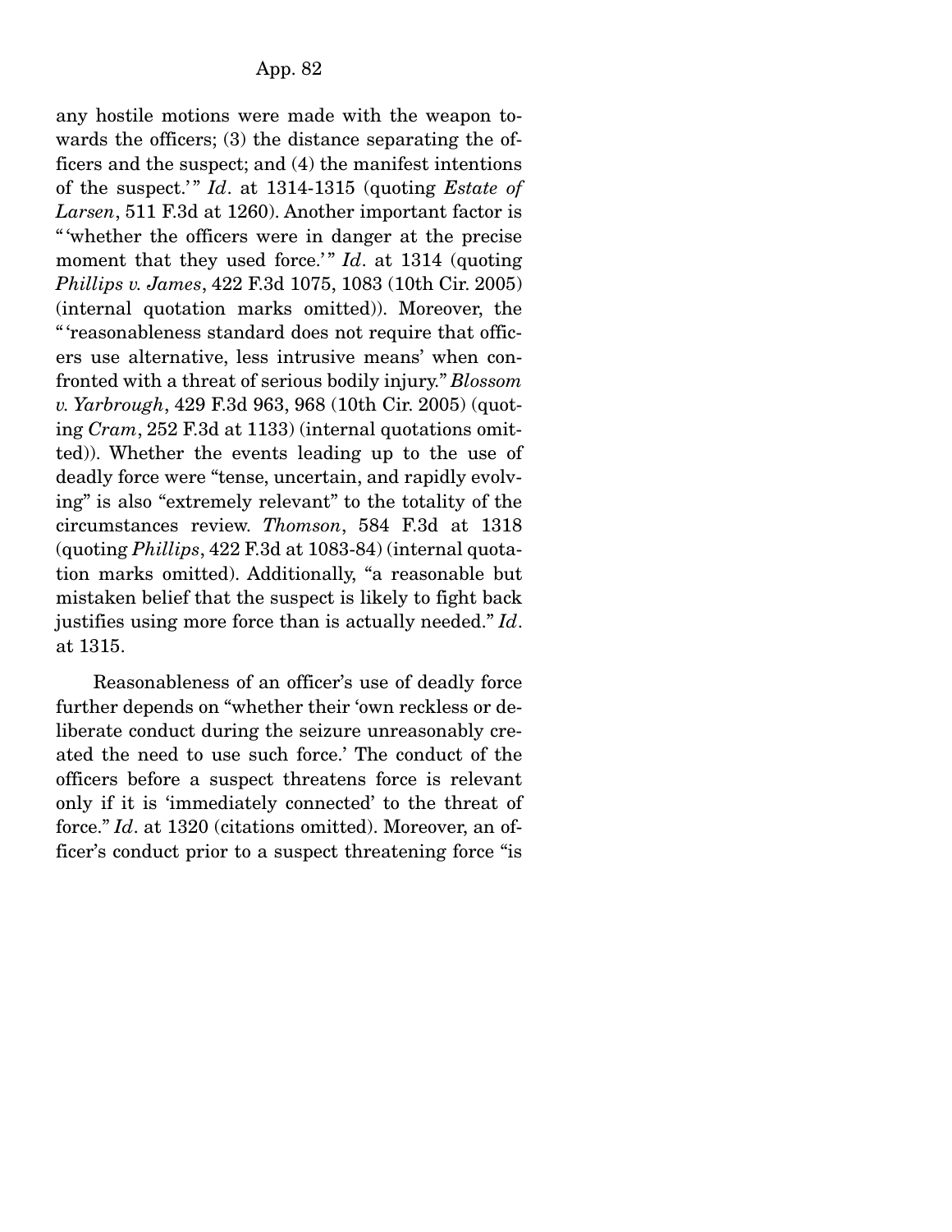any hostile motions were made with the weapon towards the officers; (3) the distance separating the officers and the suspect; and (4) the manifest intentions of the suspect.'" *Id*. at 1314-1315 (quoting *Estate of Larsen*, 511 F.3d at 1260). Another important factor is "'whether the officers were in danger at the precise moment that they used force.'" *Id*. at 1314 (quoting *Phillips v. James*, 422 F.3d 1075, 1083 (10th Cir. 2005) (internal quotation marks omitted)). Moreover, the "'reasonableness standard does not require that officers use alternative, less intrusive means' when confronted with a threat of serious bodily injury." *Blossom v. Yarbrough*, 429 F.3d 963, 968 (10th Cir. 2005) (quoting *Cram*, 252 F.3d at 1133) (internal quotations omitted)). Whether the events leading up to the use of deadly force were "tense, uncertain, and rapidly evolving" is also "extremely relevant" to the totality of the circumstances review. *Thomson*, 584 F.3d at 1318 (quoting *Phillips*, 422 F.3d at 1083-84) (internal quotation marks omitted). Additionally, "a reasonable but mistaken belief that the suspect is likely to fight back justifies using more force than is actually needed." *Id*. at 1315.

Reasonableness of an officer's use of deadly force further depends on "whether their 'own reckless or deliberate conduct during the seizure unreasonably created the need to use such force.' The conduct of the officers before a suspect threatens force is relevant only if it is 'immediately connected' to the threat of force." *Id*. at 1320 (citations omitted). Moreover, an officer's conduct prior to a suspect threatening force "is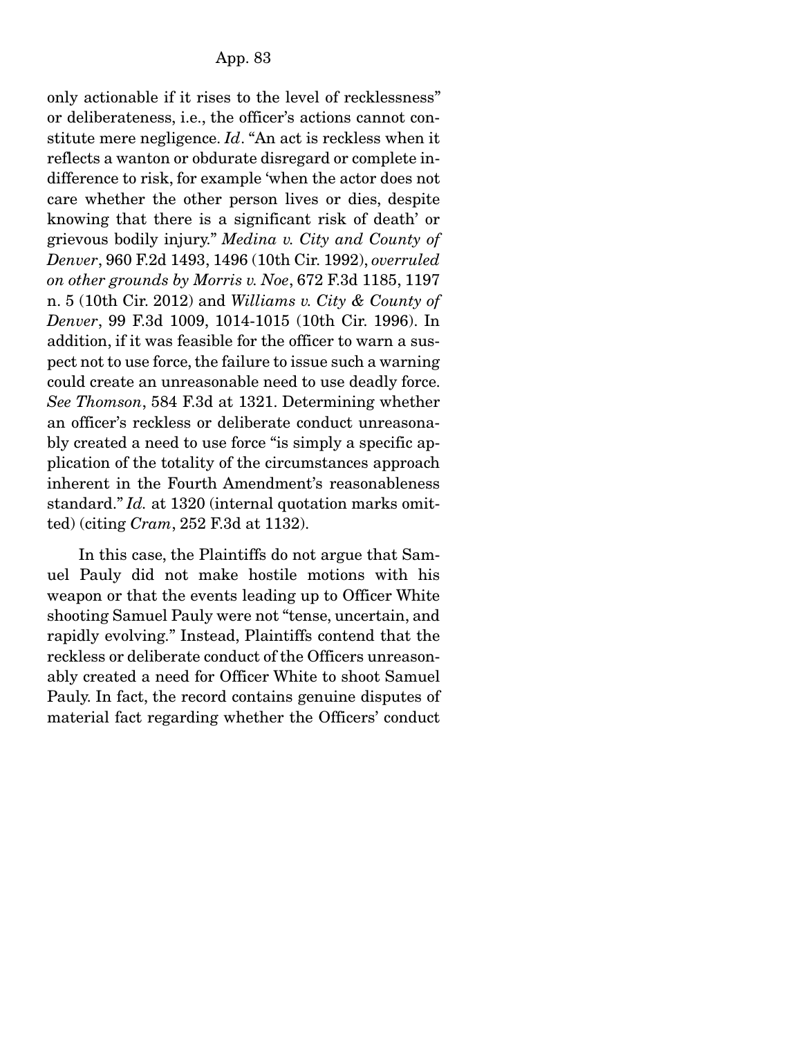only actionable if it rises to the level of recklessness" or deliberateness, i.e., the officer's actions cannot constitute mere negligence. *Id*. "An act is reckless when it reflects a wanton or obdurate disregard or complete indifference to risk, for example 'when the actor does not care whether the other person lives or dies, despite knowing that there is a significant risk of death' or grievous bodily injury." *Medina v. City and County of Denver*, 960 F.2d 1493, 1496 (10th Cir. 1992), *overruled on other grounds by Morris v. Noe*, 672 F.3d 1185, 1197 n. 5 (10th Cir. 2012) and *Williams v. City & County of Denver*, 99 F.3d 1009, 1014-1015 (10th Cir. 1996). In addition, if it was feasible for the officer to warn a suspect not to use force, the failure to issue such a warning could create an unreasonable need to use deadly force. *See Thomson*, 584 F.3d at 1321. Determining whether an officer's reckless or deliberate conduct unreasonably created a need to use force "is simply a specific application of the totality of the circumstances approach inherent in the Fourth Amendment's reasonableness standard." *Id.* at 1320 (internal quotation marks omitted) (citing *Cram*, 252 F.3d at 1132).

In this case, the Plaintiffs do not argue that Samuel Pauly did not make hostile motions with his weapon or that the events leading up to Officer White shooting Samuel Pauly were not "tense, uncertain, and rapidly evolving." Instead, Plaintiffs contend that the reckless or deliberate conduct of the Officers unreasonably created a need for Officer White to shoot Samuel Pauly. In fact, the record contains genuine disputes of material fact regarding whether the Officers' conduct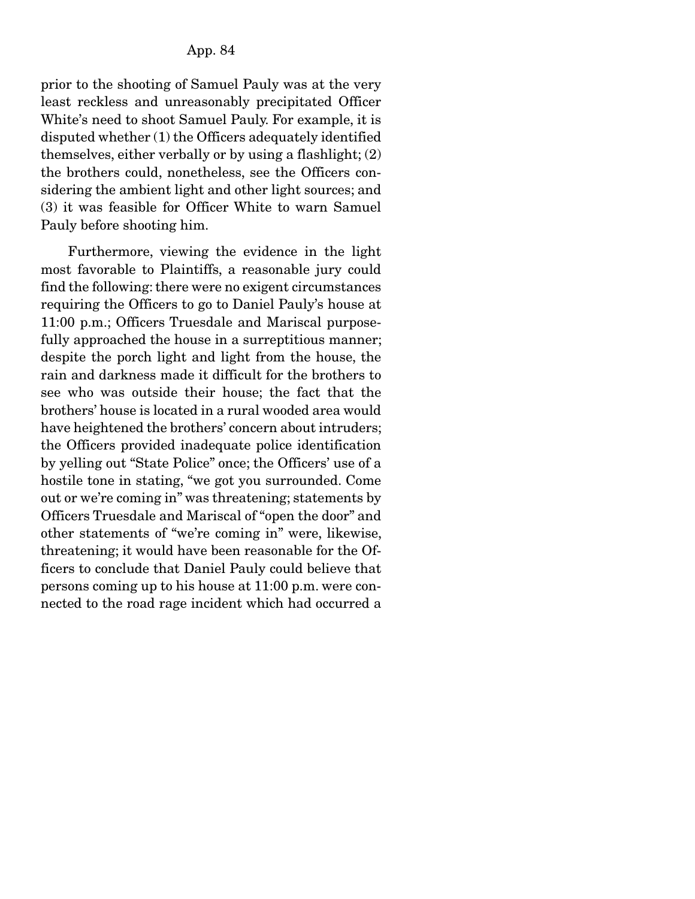prior to the shooting of Samuel Pauly was at the very least reckless and unreasonably precipitated Officer White's need to shoot Samuel Pauly. For example, it is disputed whether (1) the Officers adequately identified themselves, either verbally or by using a flashlight; (2) the brothers could, nonetheless, see the Officers considering the ambient light and other light sources; and (3) it was feasible for Officer White to warn Samuel Pauly before shooting him.

Furthermore, viewing the evidence in the light most favorable to Plaintiffs, a reasonable jury could find the following: there were no exigent circumstances requiring the Officers to go to Daniel Pauly's house at 11:00 p.m.; Officers Truesdale and Mariscal purposefully approached the house in a surreptitious manner; despite the porch light and light from the house, the rain and darkness made it difficult for the brothers to see who was outside their house; the fact that the brothers' house is located in a rural wooded area would have heightened the brothers' concern about intruders; the Officers provided inadequate police identification by yelling out "State Police" once; the Officers' use of a hostile tone in stating, "we got you surrounded. Come out or we're coming in" was threatening; statements by Officers Truesdale and Mariscal of "open the door" and other statements of "we're coming in" were, likewise, threatening; it would have been reasonable for the Officers to conclude that Daniel Pauly could believe that persons coming up to his house at 11:00 p.m. were connected to the road rage incident which had occurred a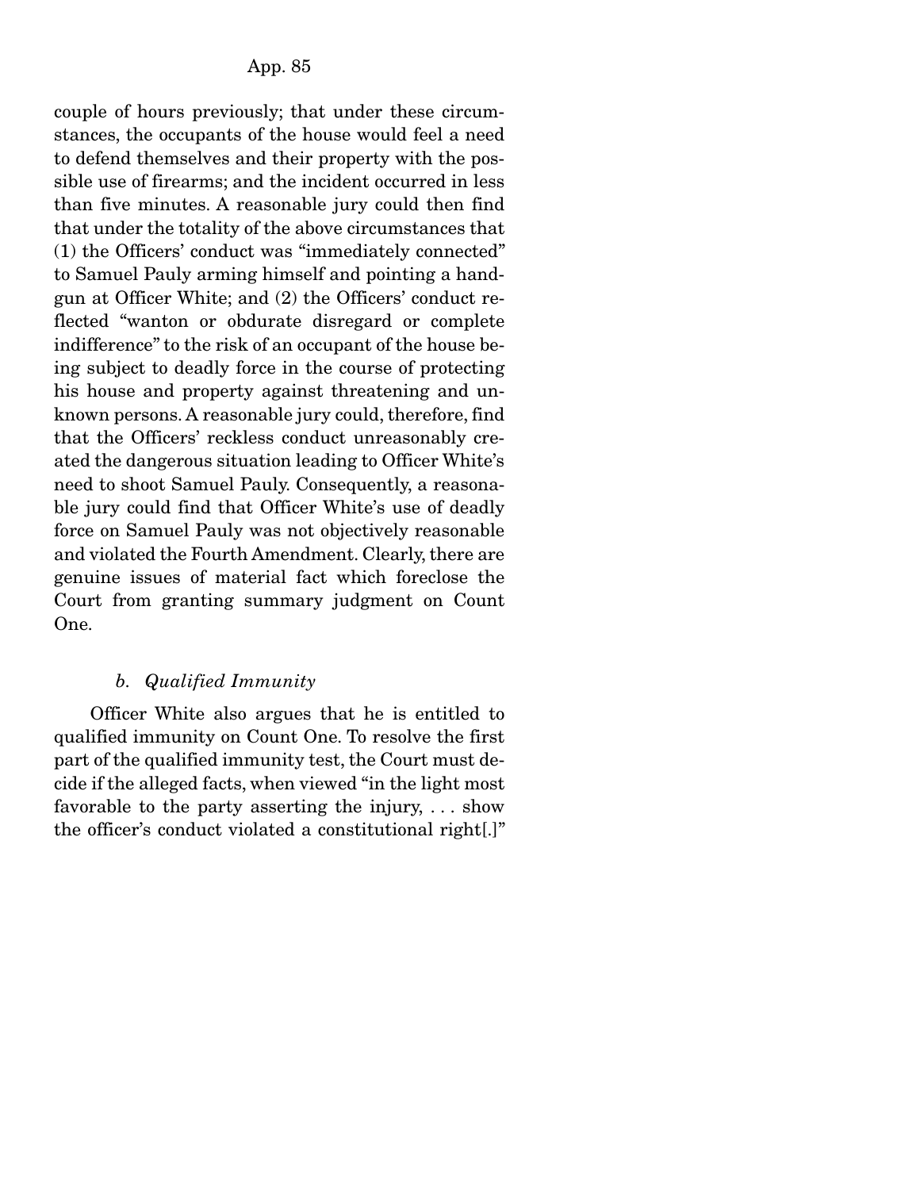couple of hours previously; that under these circumstances, the occupants of the house would feel a need to defend themselves and their property with the possible use of firearms; and the incident occurred in less than five minutes. A reasonable jury could then find that under the totality of the above circumstances that (1) the Officers' conduct was "immediately connected" to Samuel Pauly arming himself and pointing a handgun at Officer White; and (2) the Officers' conduct reflected "wanton or obdurate disregard or complete indifference" to the risk of an occupant of the house being subject to deadly force in the course of protecting his house and property against threatening and unknown persons. A reasonable jury could, therefore, find that the Officers' reckless conduct unreasonably created the dangerous situation leading to Officer White's need to shoot Samuel Pauly. Consequently, a reasonable jury could find that Officer White's use of deadly force on Samuel Pauly was not objectively reasonable and violated the Fourth Amendment. Clearly, there are genuine issues of material fact which foreclose the Court from granting summary judgment on Count One.

*b. Qualified Immunity*

Officer White also argues that he is entitled to qualified immunity on Count One. To resolve the first part of the qualified immunity test, the Court must decide if the alleged facts, when viewed "in the light most favorable to the party asserting the injury, . . . show the officer's conduct violated a constitutional right[.]"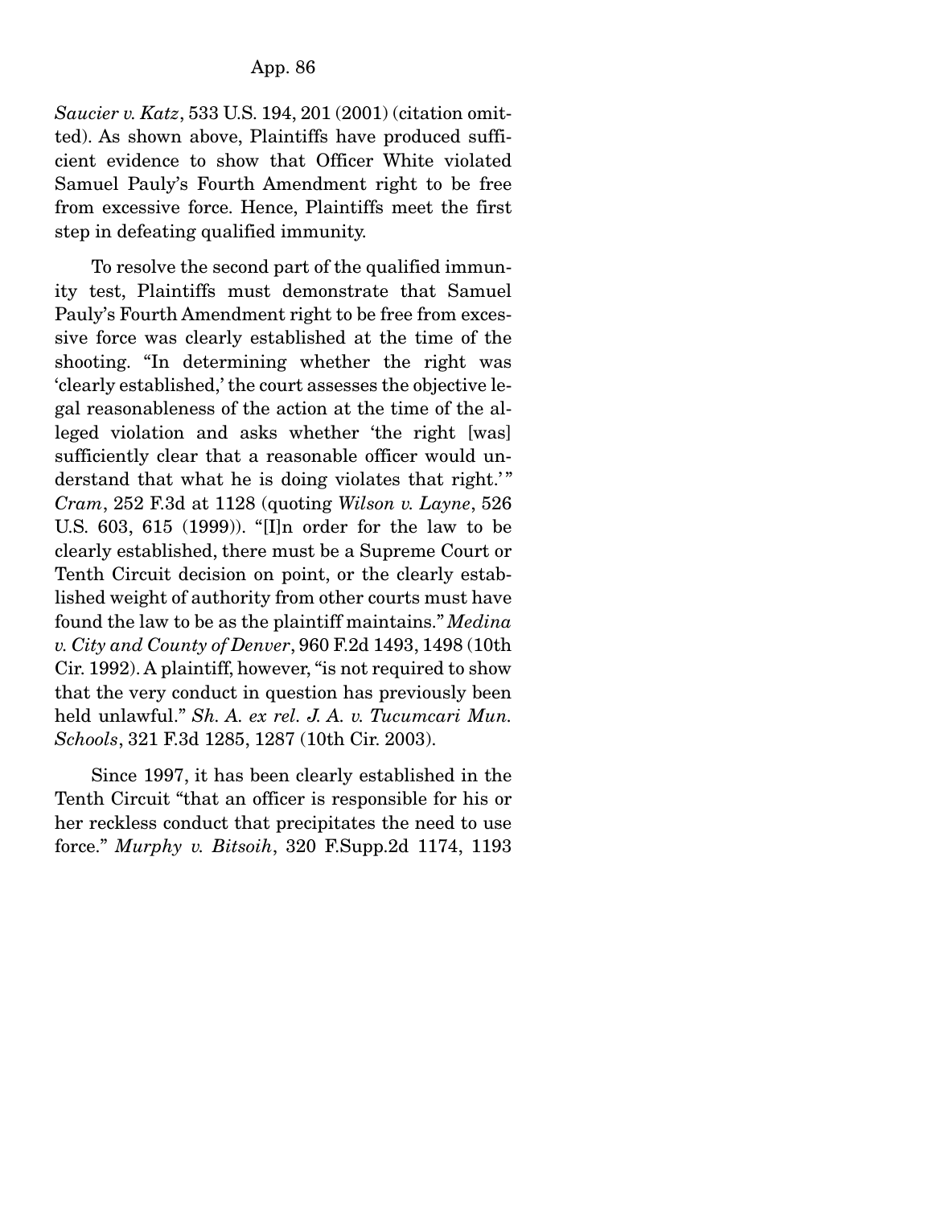*Saucier v. Katz*, 533 U.S. 194, 201 (2001) (citation omitted). As shown above, Plaintiffs have produced sufficient evidence to show that Officer White violated Samuel Pauly's Fourth Amendment right to be free from excessive force. Hence, Plaintiffs meet the first step in defeating qualified immunity.

To resolve the second part of the qualified immunity test, Plaintiffs must demonstrate that Samuel Pauly's Fourth Amendment right to be free from excessive force was clearly established at the time of the shooting. "In determining whether the right was 'clearly established,' the court assesses the objective legal reasonableness of the action at the time of the alleged violation and asks whether 'the right [was] sufficiently clear that a reasonable officer would understand that what he is doing violates that right.'" *Cram*, 252 F.3d at 1128 (quoting *Wilson v. Layne*, 526 U.S. 603, 615 (1999)). "[I]n order for the law to be clearly established, there must be a Supreme Court or Tenth Circuit decision on point, or the clearly established weight of authority from other courts must have found the law to be as the plaintiff maintains." *Medina v. City and County of Denver*, 960 F.2d 1493, 1498 (10th Cir. 1992). A plaintiff, however, "is not required to show that the very conduct in question has previously been held unlawful." *Sh. A. ex rel. J. A. v. Tucumcari Mun. Schools*, 321 F.3d 1285, 1287 (10th Cir. 2003).

Since 1997, it has been clearly established in the Tenth Circuit "that an officer is responsible for his or her reckless conduct that precipitates the need to use force." *Murphy v. Bitsoih*, 320 F.Supp.2d 1174, 1193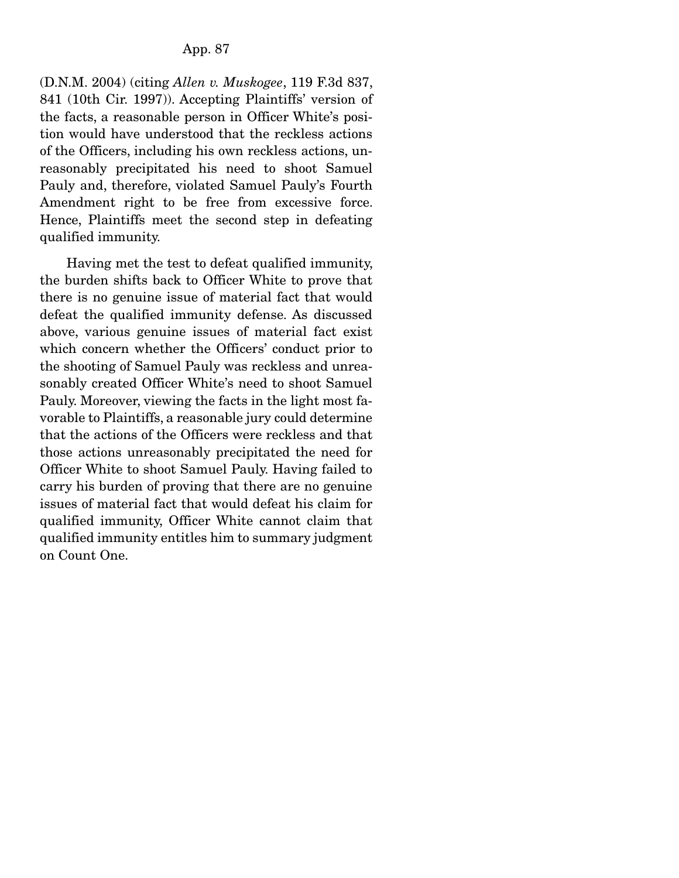(D.N.M. 2004) (citing *Allen v. Muskogee*, 119 F.3d 837, 841 (10th Cir. 1997)). Accepting Plaintiffs' version of the facts, a reasonable person in Officer White's position would have understood that the reckless actions of the Officers, including his own reckless actions, unreasonably precipitated his need to shoot Samuel Pauly and, therefore, violated Samuel Pauly's Fourth Amendment right to be free from excessive force. Hence, Plaintiffs meet the second step in defeating qualified immunity.

Having met the test to defeat qualified immunity, the burden shifts back to Officer White to prove that there is no genuine issue of material fact that would defeat the qualified immunity defense. As discussed above, various genuine issues of material fact exist which concern whether the Officers' conduct prior to the shooting of Samuel Pauly was reckless and unreasonably created Officer White's need to shoot Samuel Pauly. Moreover, viewing the facts in the light most favorable to Plaintiffs, a reasonable jury could determine that the actions of the Officers were reckless and that those actions unreasonably precipitated the need for Officer White to shoot Samuel Pauly. Having failed to carry his burden of proving that there are no genuine issues of material fact that would defeat his claim for qualified immunity, Officer White cannot claim that qualified immunity entitles him to summary judgment on Count One.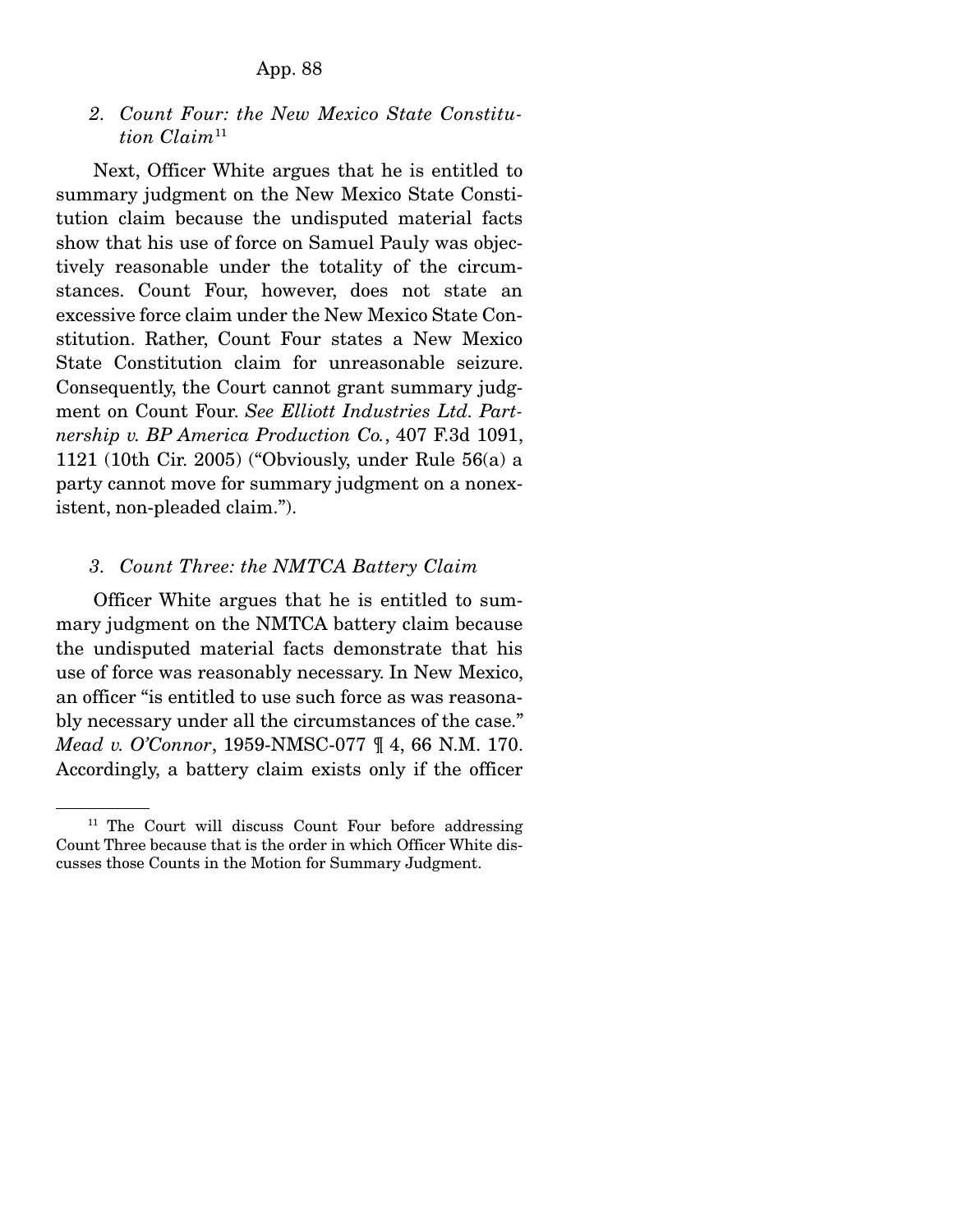### *2. Count Four: the New Mexico State Constitution Claim*[11]

Next, Officer White argues that he is entitled to summary judgment on the New Mexico State Constitution claim because the undisputed material facts show that his use of force on Samuel Pauly was objectively reasonable under the totality of the circumstances. Count Four, however, does not state an excessive force claim under the New Mexico State Constitution. Rather, Count Four states a New Mexico State Constitution claim for unreasonable seizure. Consequently, the Court cannot grant summary judgment on Count Four. *See Elliott Industries Ltd. Partnership v. BP America Production Co.*, 407 F.3d 1091, 1121 (10th Cir. 2005) ("Obviously, under Rule 56(a) a party cannot move for summary judgment on a nonexistent, non-pleaded claim.").

### *3. Count Three: the NMTCA Battery Claim*

Officer White argues that he is entitled to summary judgment on the NMTCA battery claim because the undisputed material facts demonstrate that his use of force was reasonably necessary. In New Mexico, an officer "is entitled to use such force as was reasonably necessary under all the circumstances of the case." *Mead v. O'Connor*, 1959-NMSC-077 ¶ 4, 66 N.M. 170. Accordingly, a battery claim exists only if the officer

---

[11] The Court will discuss Count Four before addressing Count Three because that is the order in which Officer White discusses those Counts in the Motion for Summary Judgment.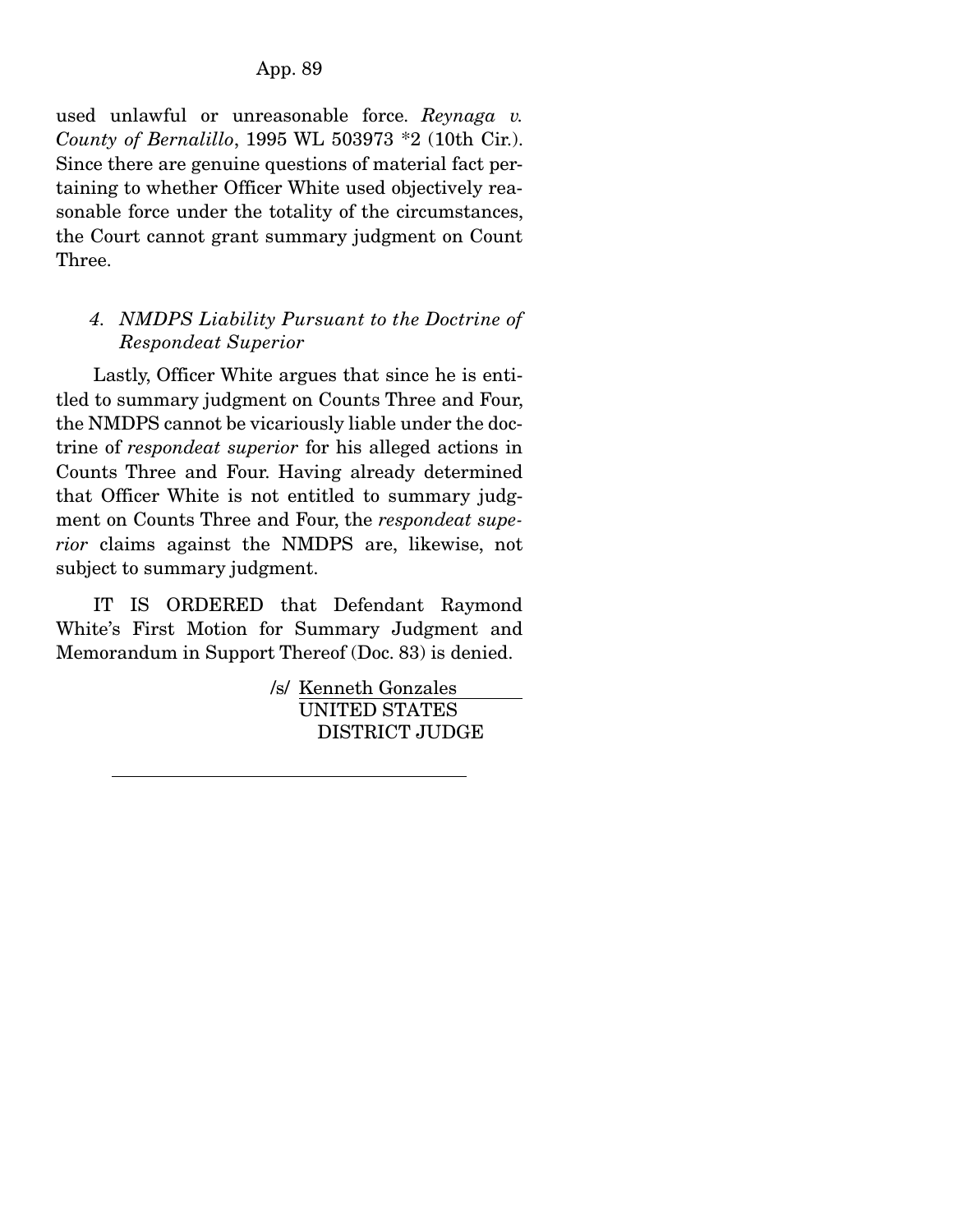used unlawful or unreasonable force. *Reynaga v. County of Bernalillo*, 1995 WL 503973 *2 (10th Cir.). Since there are genuine questions of material fact pertaining to whether Officer White used objectively reasonable force under the totality of the circumstances, the Court cannot grant summary judgment on Count Three.

#### *4. NMDPS Liability Pursuant to the Doctrine of Respondeat Superior*

Lastly, Officer White argues that since he is entitled to summary judgment on Counts Three and Four, the NMDPS cannot be vicariously liable under the doctrine of *respondeat superior* for his alleged actions in Counts Three and Four. Having already determined that Officer White is not entitled to summary judgment on Counts Three and Four, the *respondeat superior* claims against the NMDPS are, likewise, not subject to summary judgment.

IT IS ORDERED that Defendant Raymond White's First Motion for Summary Judgment and Memorandum in Support Thereof (Doc. 83) is denied.

/s/ Kenneth Gonzales
UNITED STATES
DISTRICT JUDGE

---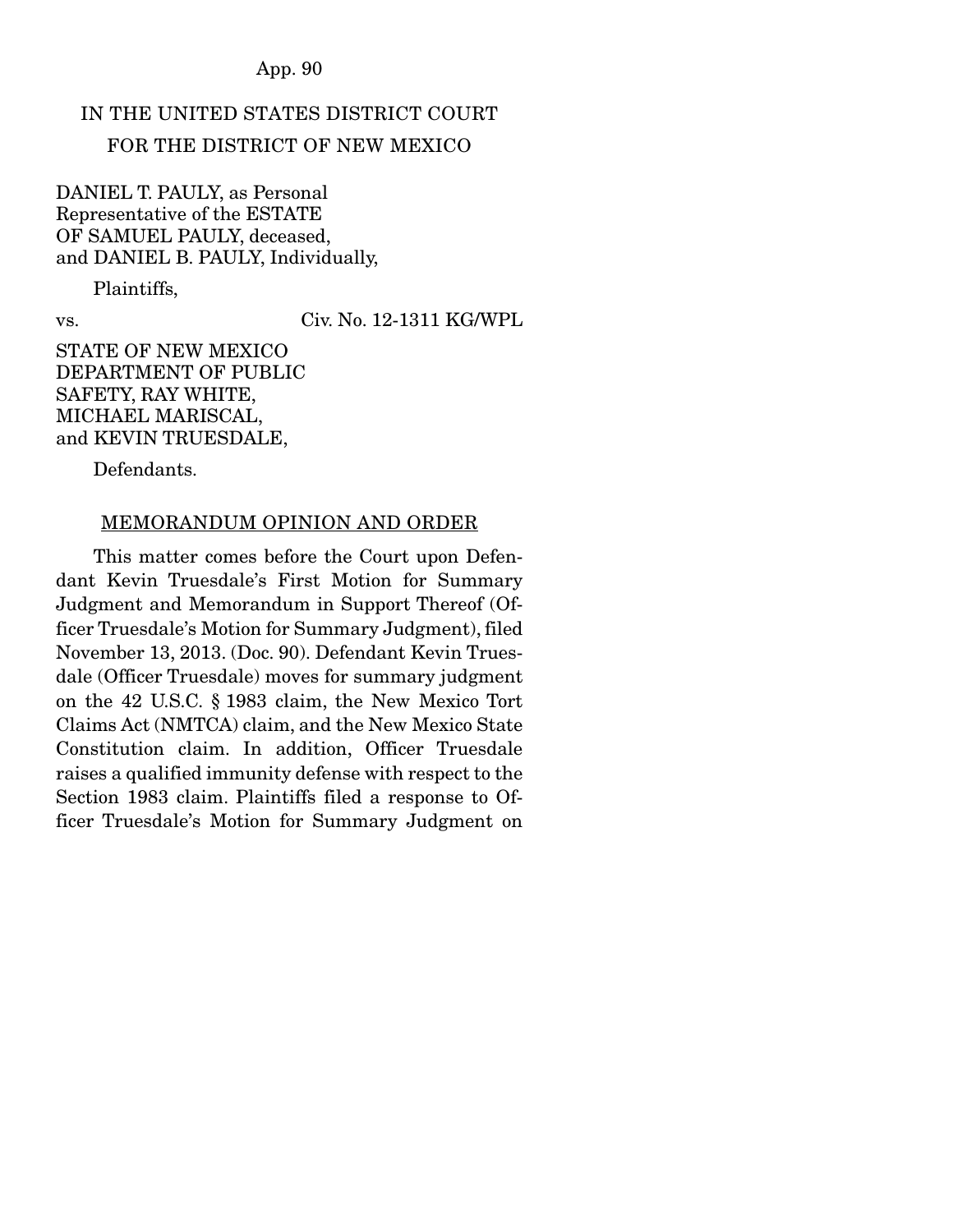IN THE UNITED STATES DISTRICT COURT
FOR THE DISTRICT OF NEW MEXICO

DANIEL T. PAULY, as Personal Representative of the ESTATE OF SAMUEL PAULY, deceased, and DANIEL B. PAULY, Individually,

Plaintiffs,

vs. Civ. No. 12-1311 KG/WPL

STATE OF NEW MEXICO DEPARTMENT OF PUBLIC SAFETY, RAY WHITE, MICHAEL MARISCAL, and KEVIN TRUESDALE,

Defendants.

MEMORANDUM OPINION AND ORDER

This matter comes before the Court upon Defendant Kevin Truesdale's First Motion for Summary Judgment and Memorandum in Support Thereof (Officer Truesdale's Motion for Summary Judgment), filed November 13, 2013. (Doc. 90). Defendant Kevin Truesdale (Officer Truesdale) moves for summary judgment on the 42 U.S.C. § 1983 claim, the New Mexico Tort Claims Act (NMTCA) claim, and the New Mexico State Constitution claim. In addition, Officer Truesdale raises a qualified immunity defense with respect to the Section 1983 claim. Plaintiffs filed a response to Officer Truesdale's Motion for Summary Judgment on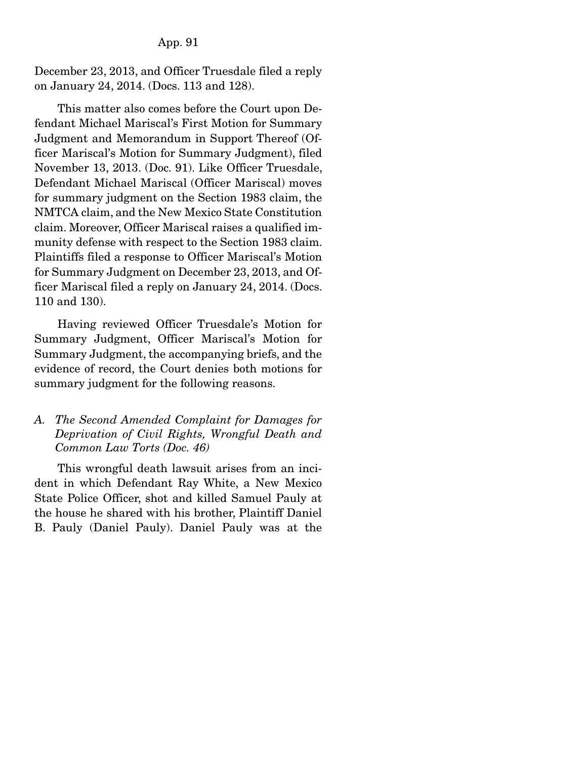December 23, 2013, and Officer Truesdale filed a reply on January 24, 2014. (Docs. 113 and 128).

This matter also comes before the Court upon Defendant Michael Mariscal's First Motion for Summary Judgment and Memorandum in Support Thereof (Officer Mariscal's Motion for Summary Judgment), filed November 13, 2013. (Doc. 91). Like Officer Truesdale, Defendant Michael Mariscal (Officer Mariscal) moves for summary judgment on the Section 1983 claim, the NMTCA claim, and the New Mexico State Constitution claim. Moreover, Officer Mariscal raises a qualified immunity defense with respect to the Section 1983 claim. Plaintiffs filed a response to Officer Mariscal's Motion for Summary Judgment on December 23, 2013, and Officer Mariscal filed a reply on January 24, 2014. (Docs. 110 and 130).

Having reviewed Officer Truesdale's Motion for Summary Judgment, Officer Mariscal's Motion for Summary Judgment, the accompanying briefs, and the evidence of record, the Court denies both motions for summary judgment for the following reasons.

### *A. The Second Amended Complaint for Damages for Deprivation of Civil Rights, Wrongful Death and Common Law Torts (Doc. 46)*

This wrongful death lawsuit arises from an incident in which Defendant Ray White, a New Mexico State Police Officer, shot and killed Samuel Pauly at the house he shared with his brother, Plaintiff Daniel B. Pauly (Daniel Pauly). Daniel Pauly was at the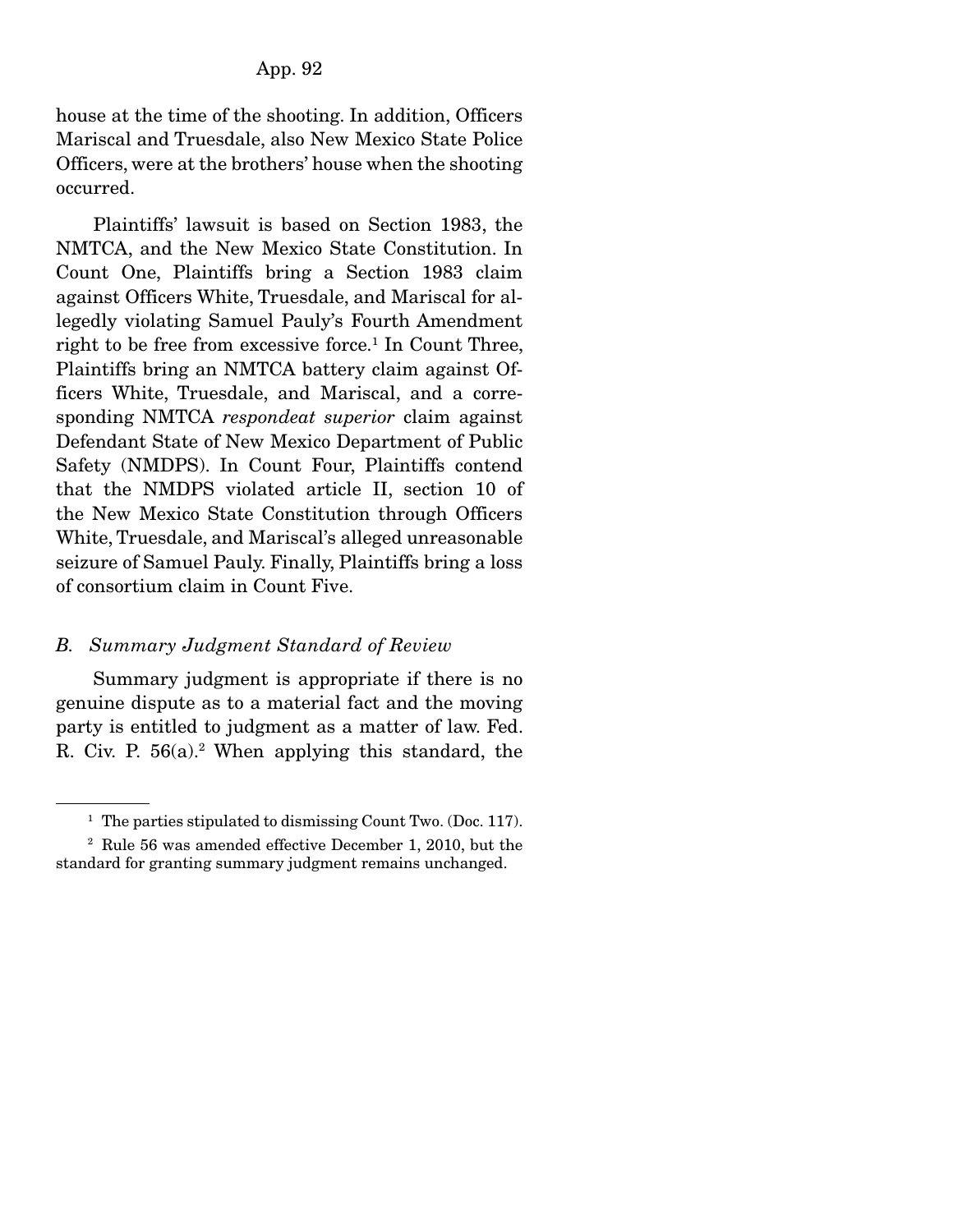house at the time of the shooting. In addition, Officers Mariscal and Truesdale, also New Mexico State Police Officers, were at the brothers' house when the shooting occurred.

Plaintiffs' lawsuit is based on Section 1983, the NMTCA, and the New Mexico State Constitution. In Count One, Plaintiffs bring a Section 1983 claim against Officers White, Truesdale, and Mariscal for allegedly violating Samuel Pauly's Fourth Amendment right to be free from excessive force.[1] In Count Three, Plaintiffs bring an NMTCA battery claim against Officers White, Truesdale, and Mariscal, and a corresponding NMTCA *respondeat superior* claim against Defendant State of New Mexico Department of Public Safety (NMDPS). In Count Four, Plaintiffs contend that the NMDPS violated article II, section 10 of the New Mexico State Constitution through Officers White, Truesdale, and Mariscal's alleged unreasonable seizure of Samuel Pauly. Finally, Plaintiffs bring a loss of consortium claim in Count Five.

### *B. Summary Judgment Standard of Review*

Summary judgment is appropriate if there is no genuine dispute as to a material fact and the moving party is entitled to judgment as a matter of law. Fed. R. Civ. P. 56(a).[2] When applying this standard, the

---

[1] The parties stipulated to dismissing Count Two. (Doc. 117).

[2] Rule 56 was amended effective December 1, 2010, but the standard for granting summary judgment remains unchanged.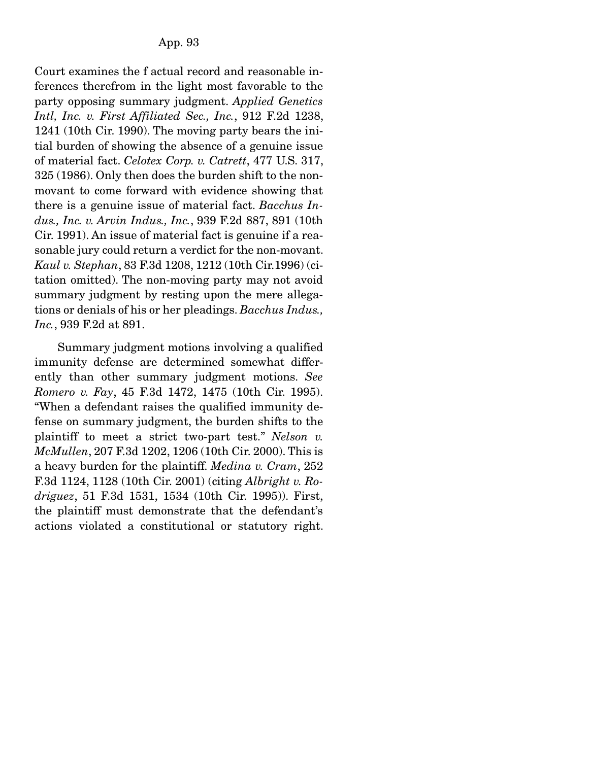Court examines the f actual record and reasonable inferences therefrom in the light most favorable to the party opposing summary judgment. *Applied Genetics Intl, Inc. v. First Affiliated Sec., Inc.*, 912 F.2d 1238, 1241 (10th Cir. 1990). The moving party bears the initial burden of showing the absence of a genuine issue of material fact. *Celotex Corp. v. Catrett*, 477 U.S. 317, 325 (1986). Only then does the burden shift to the non-movant to come forward with evidence showing that there is a genuine issue of material fact. *Bacchus Indus., Inc. v. Arvin Indus., Inc.*, 939 F.2d 887, 891 (10th Cir. 1991). An issue of material fact is genuine if a reasonable jury could return a verdict for the non-movant. *Kaul v. Stephan*, 83 F.3d 1208, 1212 (10th Cir.1996) (citation omitted). The non-moving party may not avoid summary judgment by resting upon the mere allegations or denials of his or her pleadings. *Bacchus Indus., Inc.*, 939 F.2d at 891.

Summary judgment motions involving a qualified immunity defense are determined somewhat differently than other summary judgment motions. *See Romero v. Fay*, 45 F.3d 1472, 1475 (10th Cir. 1995). "When a defendant raises the qualified immunity defense on summary judgment, the burden shifts to the plaintiff to meet a strict two-part test." *Nelson v. McMullen*, 207 F.3d 1202, 1206 (10th Cir. 2000). This is a heavy burden for the plaintiff. *Medina v. Cram*, 252 F.3d 1124, 1128 (10th Cir. 2001) (citing *Albright v. Rodriguez*, 51 F.3d 1531, 1534 (10th Cir. 1995)). First, the plaintiff must demonstrate that the defendant's actions violated a constitutional or statutory right.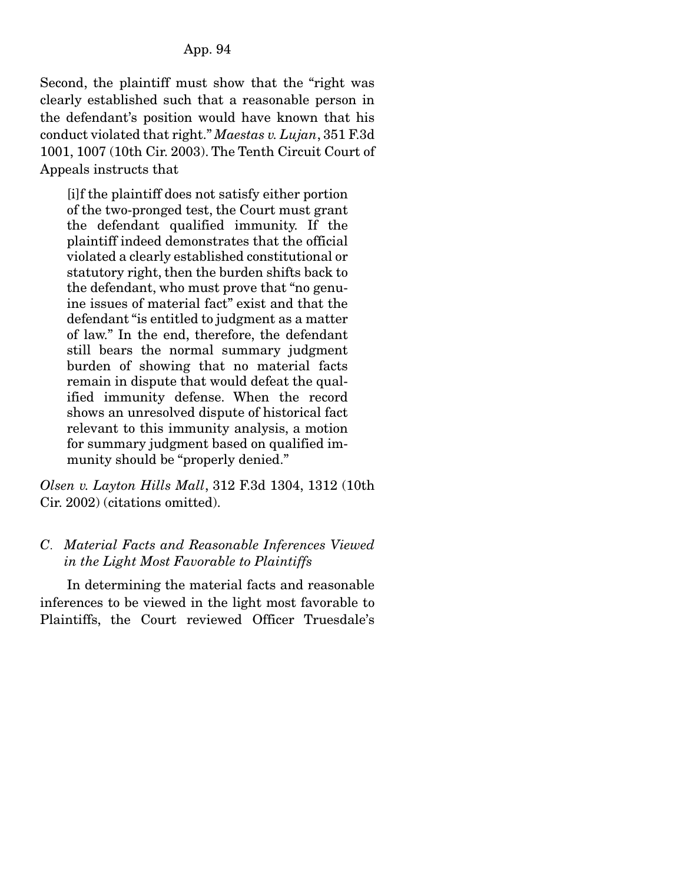Second, the plaintiff must show that the "right was clearly established such that a reasonable person in the defendant's position would have known that his conduct violated that right." *Maestas v. Lujan*, 351 F.3d 1001, 1007 (10th Cir. 2003). The Tenth Circuit Court of Appeals instructs that

> [i]f the plaintiff does not satisfy either portion of the two-pronged test, the Court must grant the defendant qualified immunity. If the plaintiff indeed demonstrates that the official violated a clearly established constitutional or statutory right, then the burden shifts back to the defendant, who must prove that "no genuine issues of material fact" exist and that the defendant "is entitled to judgment as a matter of law." In the end, therefore, the defendant still bears the normal summary judgment burden of showing that no material facts remain in dispute that would defeat the qualified immunity defense. When the record shows an unresolved dispute of historical fact relevant to this immunity analysis, a motion for summary judgment based on qualified immunity should be "properly denied."

*Olsen v. Layton Hills Mall*, 312 F.3d 1304, 1312 (10th Cir. 2002) (citations omitted).

### *C. Material Facts and Reasonable Inferences Viewed in the Light Most Favorable to Plaintiffs*

In determining the material facts and reasonable inferences to be viewed in the light most favorable to Plaintiffs, the Court reviewed Officer Truesdale's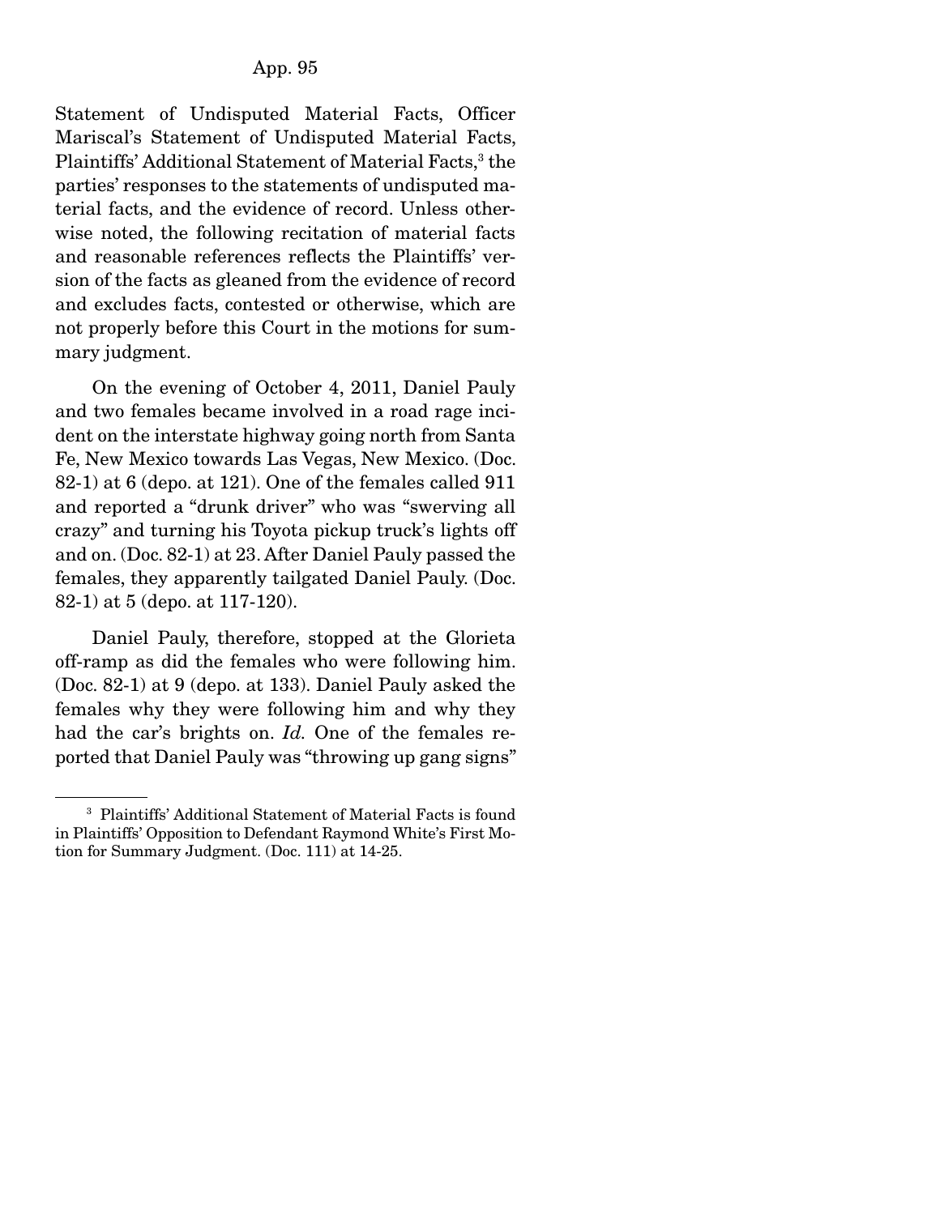Statement of Undisputed Material Facts, Officer Mariscal's Statement of Undisputed Material Facts, Plaintiffs' Additional Statement of Material Facts,[3] the parties' responses to the statements of undisputed material facts, and the evidence of record. Unless otherwise noted, the following recitation of material facts and reasonable references reflects the Plaintiffs' version of the facts as gleaned from the evidence of record and excludes facts, contested or otherwise, which are not properly before this Court in the motions for summary judgment.

On the evening of October 4, 2011, Daniel Pauly and two females became involved in a road rage incident on the interstate highway going north from Santa Fe, New Mexico towards Las Vegas, New Mexico. (Doc. 82-1) at 6 (depo. at 121). One of the females called 911 and reported a "drunk driver" who was "swerving all crazy" and turning his Toyota pickup truck's lights off and on. (Doc. 82-1) at 23. After Daniel Pauly passed the females, they apparently tailgated Daniel Pauly. (Doc. 82-1) at 5 (depo. at 117-120).

Daniel Pauly, therefore, stopped at the Glorieta off-ramp as did the females who were following him. (Doc. 82-1) at 9 (depo. at 133). Daniel Pauly asked the females why they were following him and why they had the car's brights on. *Id.* One of the females reported that Daniel Pauly was "throwing up gang signs"

---

[3] Plaintiffs' Additional Statement of Material Facts is found in Plaintiffs' Opposition to Defendant Raymond White's First Motion for Summary Judgment. (Doc. 111) at 14-25.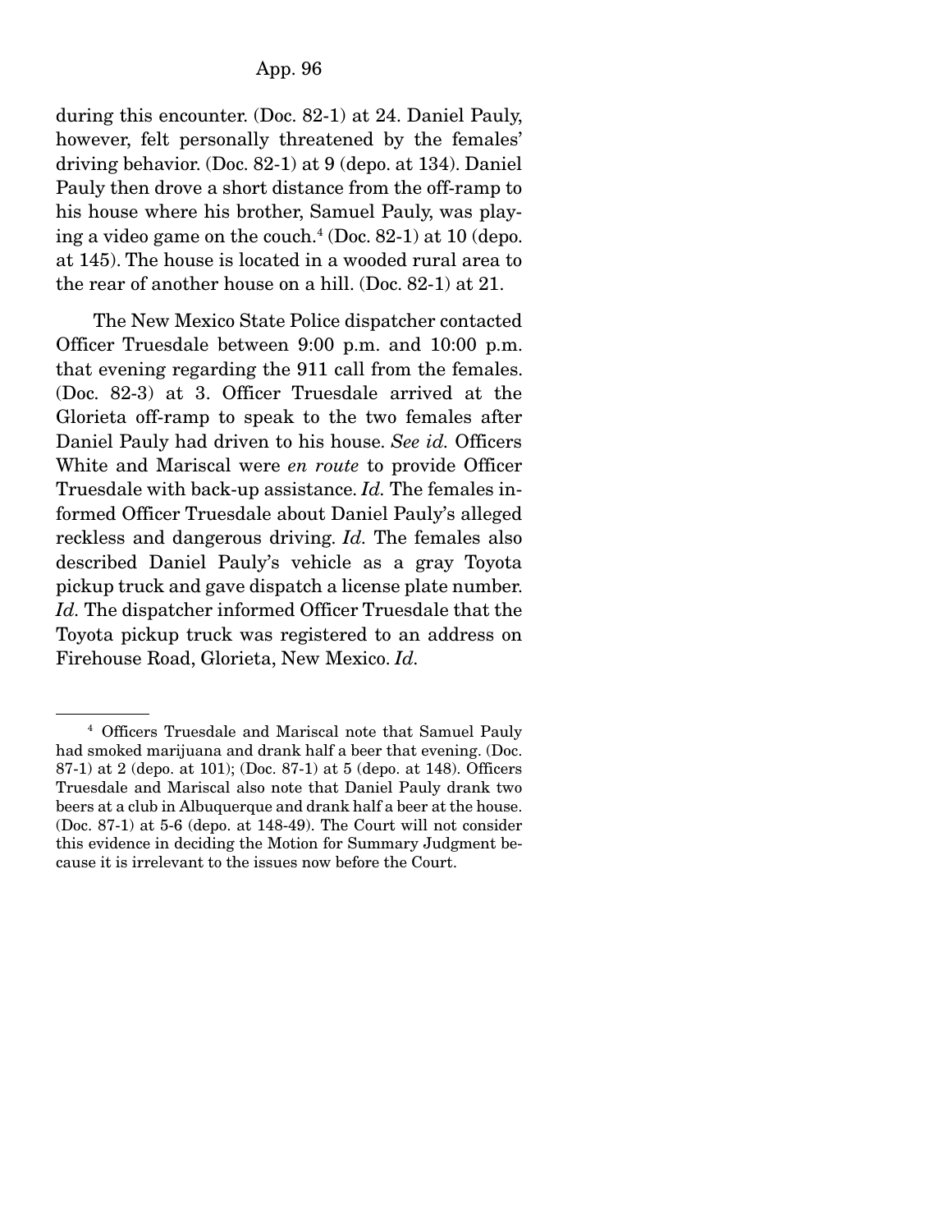during this encounter. (Doc. 82-1) at 24. Daniel Pauly, however, felt personally threatened by the females' driving behavior. (Doc. 82-1) at 9 (depo. at 134). Daniel Pauly then drove a short distance from the off-ramp to his house where his brother, Samuel Pauly, was playing a video game on the couch.[4] (Doc. 82-1) at 10 (depo. at 145). The house is located in a wooded rural area to the rear of another house on a hill. (Doc. 82-1) at 21.

The New Mexico State Police dispatcher contacted Officer Truesdale between 9:00 p.m. and 10:00 p.m. that evening regarding the 911 call from the females. (Doc. 82-3) at 3. Officer Truesdale arrived at the Glorieta off-ramp to speak to the two females after Daniel Pauly had driven to his house. *See id.* Officers White and Mariscal were *en route* to provide Officer Truesdale with back-up assistance. *Id.* The females informed Officer Truesdale about Daniel Pauly's alleged reckless and dangerous driving. *Id.* The females also described Daniel Pauly's vehicle as a gray Toyota pickup truck and gave dispatch a license plate number. *Id.* The dispatcher informed Officer Truesdale that the Toyota pickup truck was registered to an address on Firehouse Road, Glorieta, New Mexico. *Id.*

---

[4] Officers Truesdale and Mariscal note that Samuel Pauly had smoked marijuana and drank half a beer that evening. (Doc. 87-1) at 2 (depo. at 101); (Doc. 87-1) at 5 (depo. at 148). Officers Truesdale and Mariscal also note that Daniel Pauly drank two beers at a club in Albuquerque and drank half a beer at the house. (Doc. 87-1) at 5-6 (depo. at 148-49). The Court will not consider this evidence in deciding the Motion for Summary Judgment because it is irrelevant to the issues now before the Court.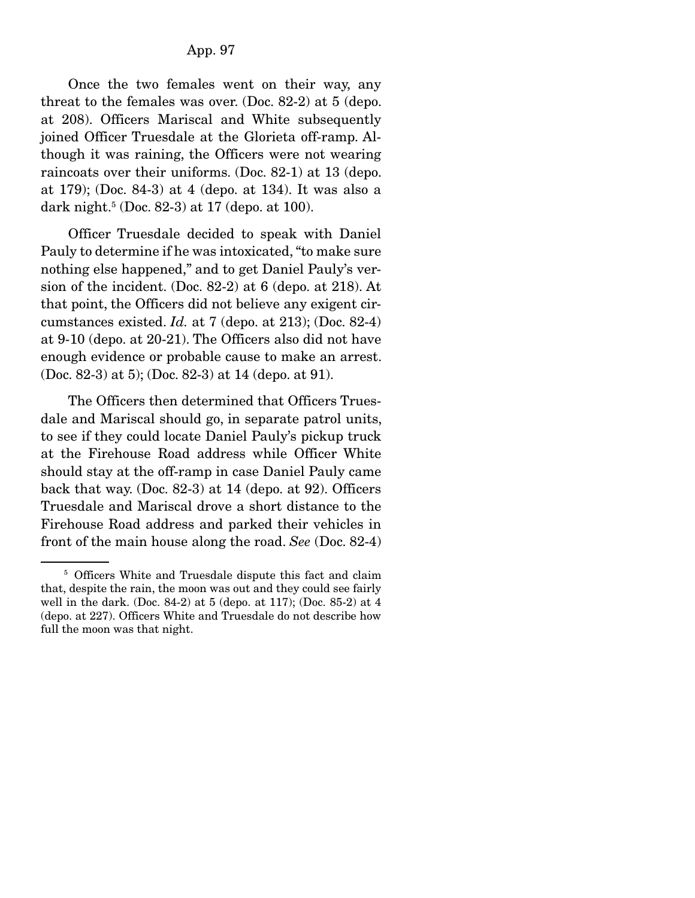Once the two females went on their way, any threat to the females was over. (Doc. 82-2) at 5 (depo. at 208). Officers Mariscal and White subsequently joined Officer Truesdale at the Glorieta off-ramp. Although it was raining, the Officers were not wearing raincoats over their uniforms. (Doc. 82-1) at 13 (depo. at 179); (Doc. 84-3) at 4 (depo. at 134). It was also a dark night.[5] (Doc. 82-3) at 17 (depo. at 100).

Officer Truesdale decided to speak with Daniel Pauly to determine if he was intoxicated, "to make sure nothing else happened," and to get Daniel Pauly's version of the incident. (Doc. 82-2) at 6 (depo. at 218). At that point, the Officers did not believe any exigent circumstances existed. *Id.* at 7 (depo. at 213); (Doc. 82-4) at 9-10 (depo. at 20-21). The Officers also did not have enough evidence or probable cause to make an arrest. (Doc. 82-3) at 5); (Doc. 82-3) at 14 (depo. at 91).

The Officers then determined that Officers Truesdale and Mariscal should go, in separate patrol units, to see if they could locate Daniel Pauly's pickup truck at the Firehouse Road address while Officer White should stay at the off-ramp in case Daniel Pauly came back that way. (Doc. 82-3) at 14 (depo. at 92). Officers Truesdale and Mariscal drove a short distance to the Firehouse Road address and parked their vehicles in front of the main house along the road. *See* (Doc. 82-4)

[5] Officers White and Truesdale dispute this fact and claim that, despite the rain, the moon was out and they could see fairly well in the dark. (Doc. 84-2) at 5 (depo. at 117); (Doc. 85-2) at 4 (depo. at 227). Officers White and Truesdale do not describe how full the moon was that night.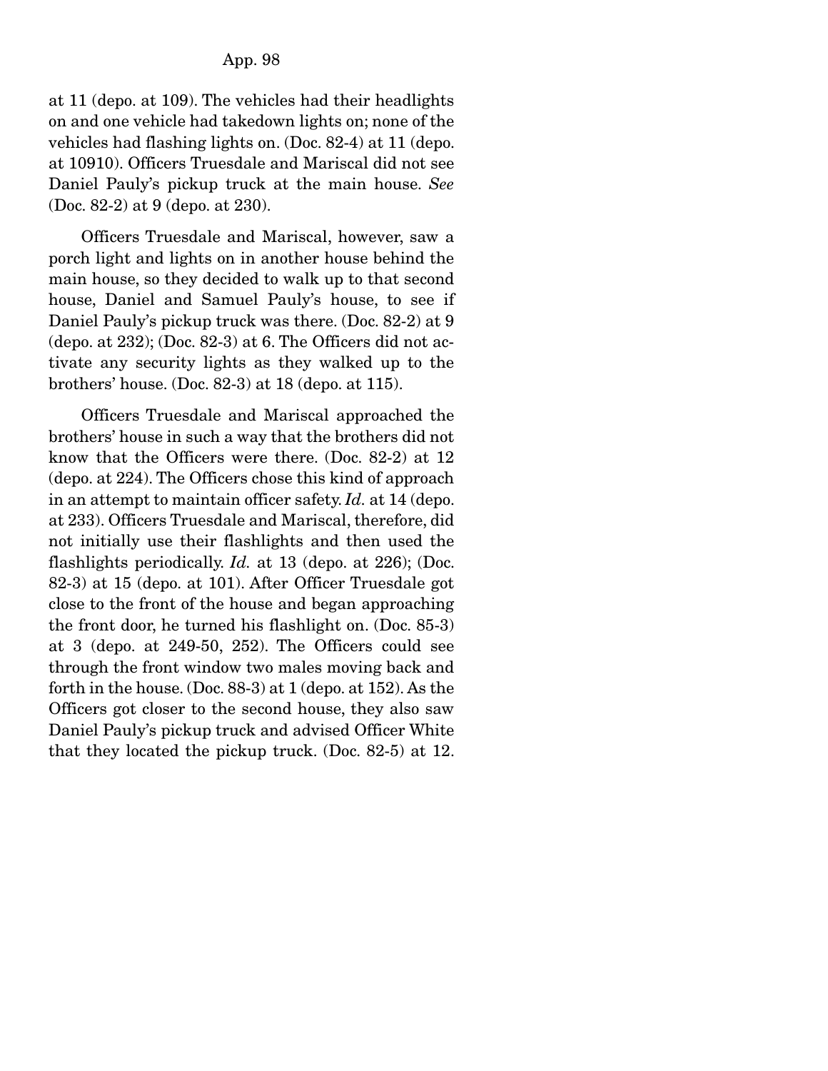at 11 (depo. at 109). The vehicles had their headlights on and one vehicle had takedown lights on; none of the vehicles had flashing lights on. (Doc. 82-4) at 11 (depo. at 10910). Officers Truesdale and Mariscal did not see Daniel Pauly's pickup truck at the main house. *See* (Doc. 82-2) at 9 (depo. at 230).

Officers Truesdale and Mariscal, however, saw a porch light and lights on in another house behind the main house, so they decided to walk up to that second house, Daniel and Samuel Pauly's house, to see if Daniel Pauly's pickup truck was there. (Doc. 82-2) at 9 (depo. at 232); (Doc. 82-3) at 6. The Officers did not activate any security lights as they walked up to the brothers' house. (Doc. 82-3) at 18 (depo. at 115).

Officers Truesdale and Mariscal approached the brothers' house in such a way that the brothers did not know that the Officers were there. (Doc. 82-2) at 12 (depo. at 224). The Officers chose this kind of approach in an attempt to maintain officer safety. *Id.* at 14 (depo. at 233). Officers Truesdale and Mariscal, therefore, did not initially use their flashlights and then used the flashlights periodically. *Id.* at 13 (depo. at 226); (Doc. 82-3) at 15 (depo. at 101). After Officer Truesdale got close to the front of the house and began approaching the front door, he turned his flashlight on. (Doc. 85-3) at 3 (depo. at 249-50, 252). The Officers could see through the front window two males moving back and forth in the house. (Doc. 88-3) at 1 (depo. at 152). As the Officers got closer to the second house, they also saw Daniel Pauly's pickup truck and advised Officer White that they located the pickup truck. (Doc. 82-5) at 12.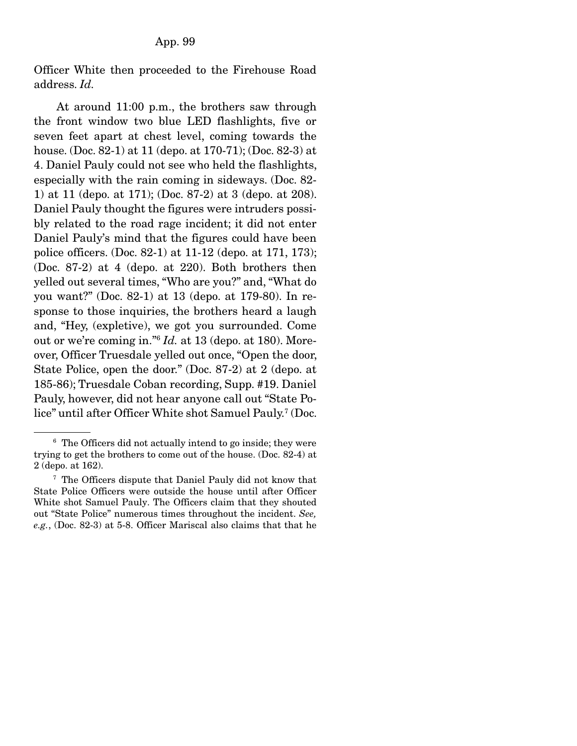Officer White then proceeded to the Firehouse Road address. *Id.*

At around 11:00 p.m., the brothers saw through the front window two blue LED flashlights, five or seven feet apart at chest level, coming towards the house. (Doc. 82-1) at 11 (depo. at 170-71); (Doc. 82-3) at 4. Daniel Pauly could not see who held the flashlights, especially with the rain coming in sideways. (Doc. 82-1) at 11 (depo. at 171); (Doc. 87-2) at 3 (depo. at 208). Daniel Pauly thought the figures were intruders possibly related to the road rage incident; it did not enter Daniel Pauly's mind that the figures could have been police officers. (Doc. 82-1) at 11-12 (depo. at 171, 173); (Doc. 87-2) at 4 (depo. at 220). Both brothers then yelled out several times, "Who are you?" and, "What do you want?" (Doc. 82-1) at 13 (depo. at 179-80). In response to those inquiries, the brothers heard a laugh and, "Hey, (expletive), we got you surrounded. Come out or we're coming in."[6] *Id.* at 13 (depo. at 180). Moreover, Officer Truesdale yelled out once, "Open the door, State Police, open the door." (Doc. 87-2) at 2 (depo. at 185-86); Truesdale Coban recording, Supp. #19. Daniel Pauly, however, did not hear anyone call out "State Police" until after Officer White shot Samuel Pauly.[7] (Doc.

---

[6] The Officers did not actually intend to go inside; they were trying to get the brothers to come out of the house. (Doc. 82-4) at 2 (depo. at 162).

[7] The Officers dispute that Daniel Pauly did not know that State Police Officers were outside the house until after Officer White shot Samuel Pauly. The Officers claim that they shouted out "State Police" numerous times throughout the incident. *See, e.g.*, (Doc. 82-3) at 5-8. Officer Mariscal also claims that that he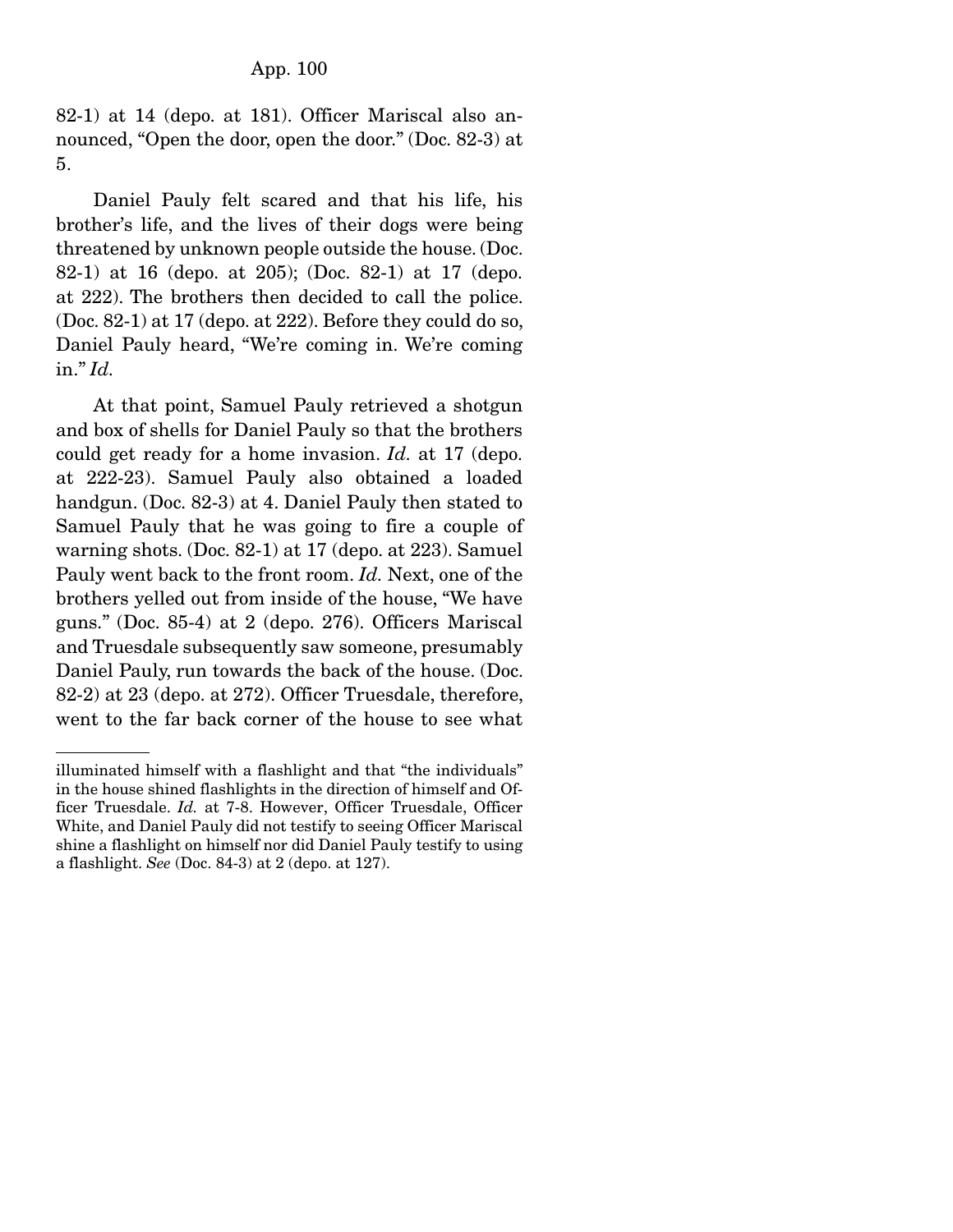82-1) at 14 (depo. at 181). Officer Mariscal also announced, "Open the door, open the door." (Doc. 82-3) at 5.

Daniel Pauly felt scared and that his life, his brother's life, and the lives of their dogs were being threatened by unknown people outside the house. (Doc. 82-1) at 16 (depo. at 205); (Doc. 82-1) at 17 (depo. at 222). The brothers then decided to call the police. (Doc. 82-1) at 17 (depo. at 222). Before they could do so, Daniel Pauly heard, "We're coming in. We're coming in." *Id.*

At that point, Samuel Pauly retrieved a shotgun and box of shells for Daniel Pauly so that the brothers could get ready for a home invasion. *Id.* at 17 (depo. at 222-23). Samuel Pauly also obtained a loaded handgun. (Doc. 82-3) at 4. Daniel Pauly then stated to Samuel Pauly that he was going to fire a couple of warning shots. (Doc. 82-1) at 17 (depo. at 223). Samuel Pauly went back to the front room. *Id.* Next, one of the brothers yelled out from inside of the house, "We have guns." (Doc. 85-4) at 2 (depo. 276). Officers Mariscal and Truesdale subsequently saw someone, presumably Daniel Pauly, run towards the back of the house. (Doc. 82-2) at 23 (depo. at 272). Officer Truesdale, therefore, went to the far back corner of the house to see what

---

illuminated himself with a flashlight and that "the individuals" in the house shined flashlights in the direction of himself and Officer Truesdale. *Id.* at 7-8. However, Officer Truesdale, Officer White, and Daniel Pauly did not testify to seeing Officer Mariscal shine a flashlight on himself nor did Daniel Pauly testify to using a flashlight. *See* (Doc. 84-3) at 2 (depo. at 127).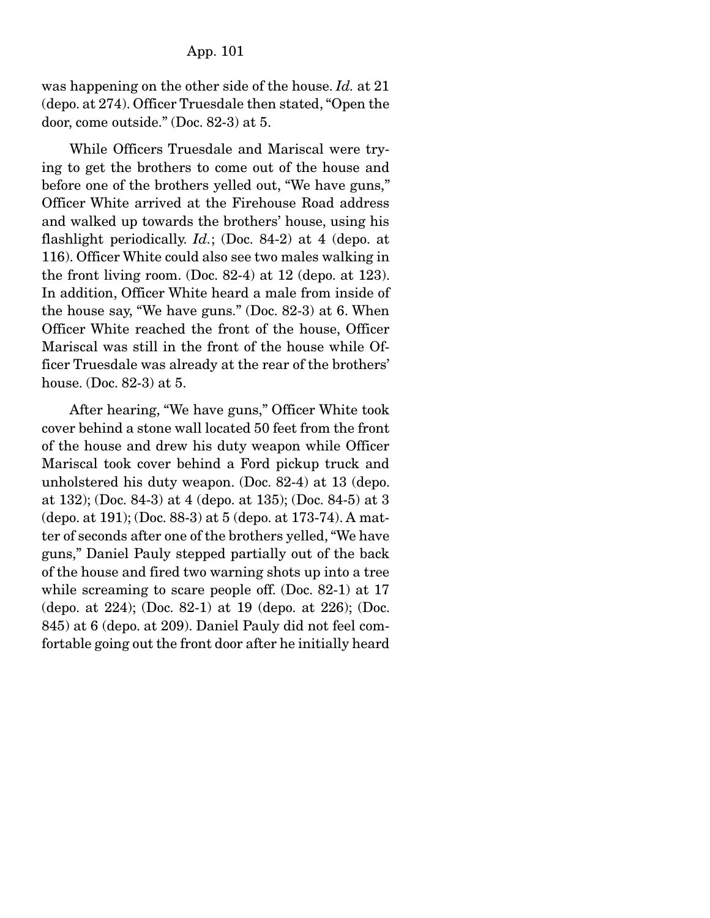was happening on the other side of the house. *Id.* at 21 (depo. at 274). Officer Truesdale then stated, "Open the door, come outside." (Doc. 82-3) at 5.

While Officers Truesdale and Mariscal were trying to get the brothers to come out of the house and before one of the brothers yelled out, "We have guns," Officer White arrived at the Firehouse Road address and walked up towards the brothers' house, using his flashlight periodically. *Id.*; (Doc. 84-2) at 4 (depo. at 116). Officer White could also see two males walking in the front living room. (Doc. 82-4) at 12 (depo. at 123). In addition, Officer White heard a male from inside of the house say, "We have guns." (Doc. 82-3) at 6. When Officer White reached the front of the house, Officer Mariscal was still in the front of the house while Officer Truesdale was already at the rear of the brothers' house. (Doc. 82-3) at 5.

After hearing, "We have guns," Officer White took cover behind a stone wall located 50 feet from the front of the house and drew his duty weapon while Officer Mariscal took cover behind a Ford pickup truck and unholstered his duty weapon. (Doc. 82-4) at 13 (depo. at 132); (Doc. 84-3) at 4 (depo. at 135); (Doc. 84-5) at 3 (depo. at 191); (Doc. 88-3) at 5 (depo. at 173-74). A matter of seconds after one of the brothers yelled, "We have guns," Daniel Pauly stepped partially out of the back of the house and fired two warning shots up into a tree while screaming to scare people off. (Doc. 82-1) at 17 (depo. at 224); (Doc. 82-1) at 19 (depo. at 226); (Doc. 845) at 6 (depo. at 209). Daniel Pauly did not feel comfortable going out the front door after he initially heard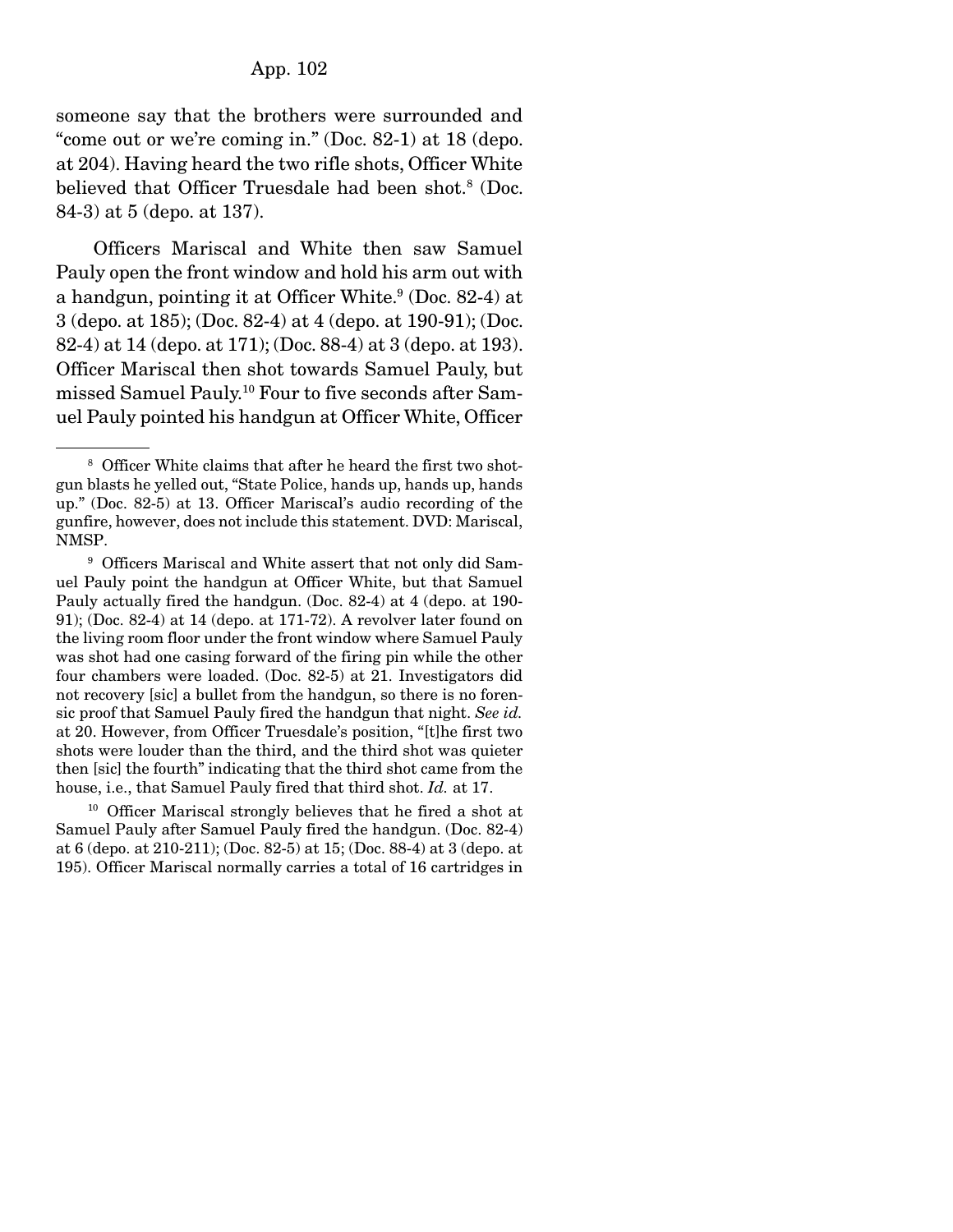someone say that the brothers were surrounded and "come out or we're coming in." (Doc. 82-1) at 18 (depo. at 204). Having heard the two rifle shots, Officer White believed that Officer Truesdale had been shot.[8] (Doc. 84-3) at 5 (depo. at 137).

Officers Mariscal and White then saw Samuel Pauly open the front window and hold his arm out with a handgun, pointing it at Officer White.[9] (Doc. 82-4) at 3 (depo. at 185); (Doc. 82-4) at 4 (depo. at 190-91); (Doc. 82-4) at 14 (depo. at 171); (Doc. 88-4) at 3 (depo. at 193). Officer Mariscal then shot towards Samuel Pauly, but missed Samuel Pauly.[10] Four to five seconds after Samuel Pauly pointed his handgun at Officer White, Officer

---

[8] Officer White claims that after he heard the first two shotgun blasts he yelled out, "State Police, hands up, hands up, hands up." (Doc. 82-5) at 13. Officer Mariscal's audio recording of the gunfire, however, does not include this statement. DVD: Mariscal, NMSP.

[9] Officers Mariscal and White assert that not only did Samuel Pauly point the handgun at Officer White, but that Samuel Pauly actually fired the handgun. (Doc. 82-4) at 4 (depo. at 190-91); (Doc. 82-4) at 14 (depo. at 171-72). A revolver later found on the living room floor under the front window where Samuel Pauly was shot had one casing forward of the firing pin while the other four chambers were loaded. (Doc. 82-5) at 21. Investigators did not recovery [sic] a bullet from the handgun, so there is no forensic proof that Samuel Pauly fired the handgun that night. *See id.* at 20. However, from Officer Truesdale's position, "[t]he first two shots were louder than the third, and the third shot was quieter then [sic] the fourth" indicating that the third shot came from the house, i.e., that Samuel Pauly fired that third shot. *Id.* at 17.

[10] Officer Mariscal strongly believes that he fired a shot at Samuel Pauly after Samuel Pauly fired the handgun. (Doc. 82-4) at 6 (depo. at 210-211); (Doc. 82-5) at 15; (Doc. 88-4) at 3 (depo. at 195). Officer Mariscal normally carries a total of 16 cartridges in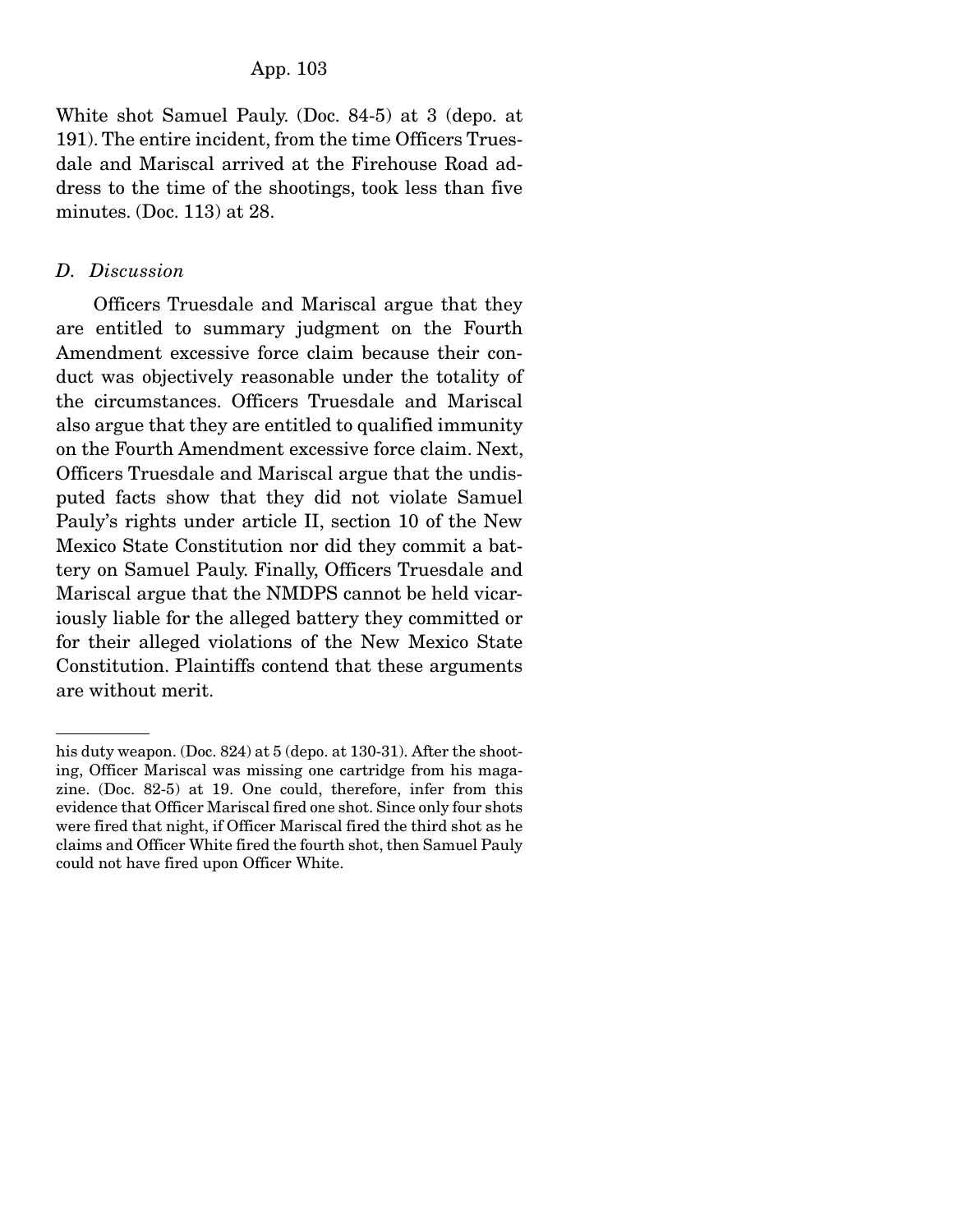White shot Samuel Pauly. (Doc. 84-5) at 3 (depo. at 191). The entire incident, from the time Officers Truesdale and Mariscal arrived at the Firehouse Road address to the time of the shootings, took less than five minutes. (Doc. 113) at 28.

*D. Discussion*

Officers Truesdale and Mariscal argue that they are entitled to summary judgment on the Fourth Amendment excessive force claim because their conduct was objectively reasonable under the totality of the circumstances. Officers Truesdale and Mariscal also argue that they are entitled to qualified immunity on the Fourth Amendment excessive force claim. Next, Officers Truesdale and Mariscal argue that the undisputed facts show that they did not violate Samuel Pauly's rights under article II, section 10 of the New Mexico State Constitution nor did they commit a battery on Samuel Pauly. Finally, Officers Truesdale and Mariscal argue that the NMDPS cannot be held vicariously liable for the alleged battery they committed or for their alleged violations of the New Mexico State Constitution. Plaintiffs contend that these arguments are without merit.

---

his duty weapon. (Doc. 824) at 5 (depo. at 130-31). After the shooting, Officer Mariscal was missing one cartridge from his magazine. (Doc. 82-5) at 19. One could, therefore, infer from this evidence that Officer Mariscal fired one shot. Since only four shots were fired that night, if Officer Mariscal fired the third shot as he claims and Officer White fired the fourth shot, then Samuel Pauly could not have fired upon Officer White.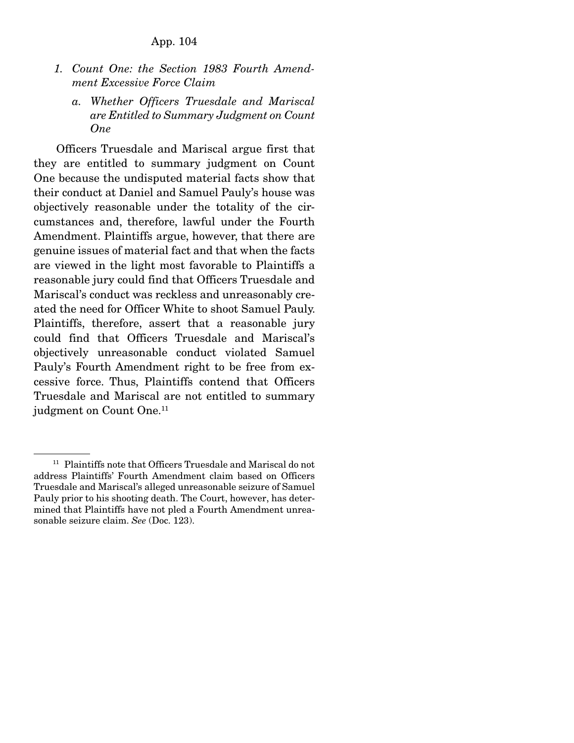*1. Count One: the Section 1983 Fourth Amendment Excessive Force Claim*

*a. Whether Officers Truesdale and Mariscal are Entitled to Summary Judgment on Count One*

Officers Truesdale and Mariscal argue first that they are entitled to summary judgment on Count One because the undisputed material facts show that their conduct at Daniel and Samuel Pauly's house was objectively reasonable under the totality of the circumstances and, therefore, lawful under the Fourth Amendment. Plaintiffs argue, however, that there are genuine issues of material fact and that when the facts are viewed in the light most favorable to Plaintiffs a reasonable jury could find that Officers Truesdale and Mariscal's conduct was reckless and unreasonably created the need for Officer White to shoot Samuel Pauly. Plaintiffs, therefore, assert that a reasonable jury could find that Officers Truesdale and Mariscal's objectively unreasonable conduct violated Samuel Pauly's Fourth Amendment right to be free from excessive force. Thus, Plaintiffs contend that Officers Truesdale and Mariscal are not entitled to summary judgment on Count One.[11]

---

[11] Plaintiffs note that Officers Truesdale and Mariscal do not address Plaintiffs' Fourth Amendment claim based on Officers Truesdale and Mariscal's alleged unreasonable seizure of Samuel Pauly prior to his shooting death. The Court, however, has determined that Plaintiffs have not pled a Fourth Amendment unreasonable seizure claim. *See* (Doc. 123).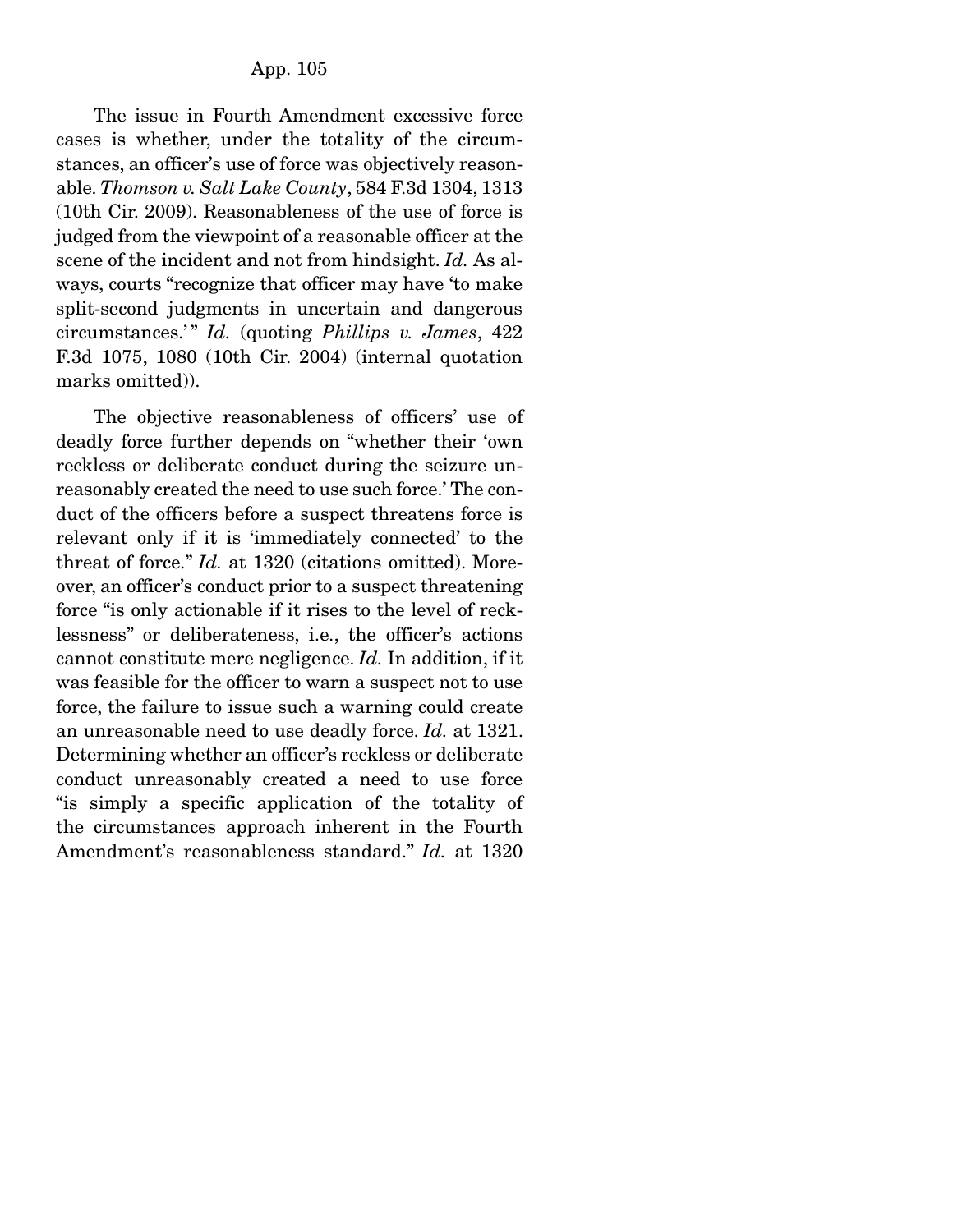The issue in Fourth Amendment excessive force cases is whether, under the totality of the circumstances, an officer's use of force was objectively reasonable. *Thomson v. Salt Lake County*, 584 F.3d 1304, 1313 (10th Cir. 2009). Reasonableness of the use of force is judged from the viewpoint of a reasonable officer at the scene of the incident and not from hindsight. *Id.* As always, courts "recognize that officer may have 'to make split-second judgments in uncertain and dangerous circumstances.'" *Id.* (quoting *Phillips v. James*, 422 F.3d 1075, 1080 (10th Cir. 2004) (internal quotation marks omitted)).

The objective reasonableness of officers' use of deadly force further depends on "whether their 'own reckless or deliberate conduct during the seizure unreasonably created the need to use such force.' The conduct of the officers before a suspect threatens force is relevant only if it is 'immediately connected' to the threat of force." *Id.* at 1320 (citations omitted). Moreover, an officer's conduct prior to a suspect threatening force "is only actionable if it rises to the level of recklessness" or deliberateness, i.e., the officer's actions cannot constitute mere negligence. *Id.* In addition, if it was feasible for the officer to warn a suspect not to use force, the failure to issue such a warning could create an unreasonable need to use deadly force. *Id.* at 1321. Determining whether an officer's reckless or deliberate conduct unreasonably created a need to use force "is simply a specific application of the totality of the circumstances approach inherent in the Fourth Amendment's reasonableness standard." *Id.* at 1320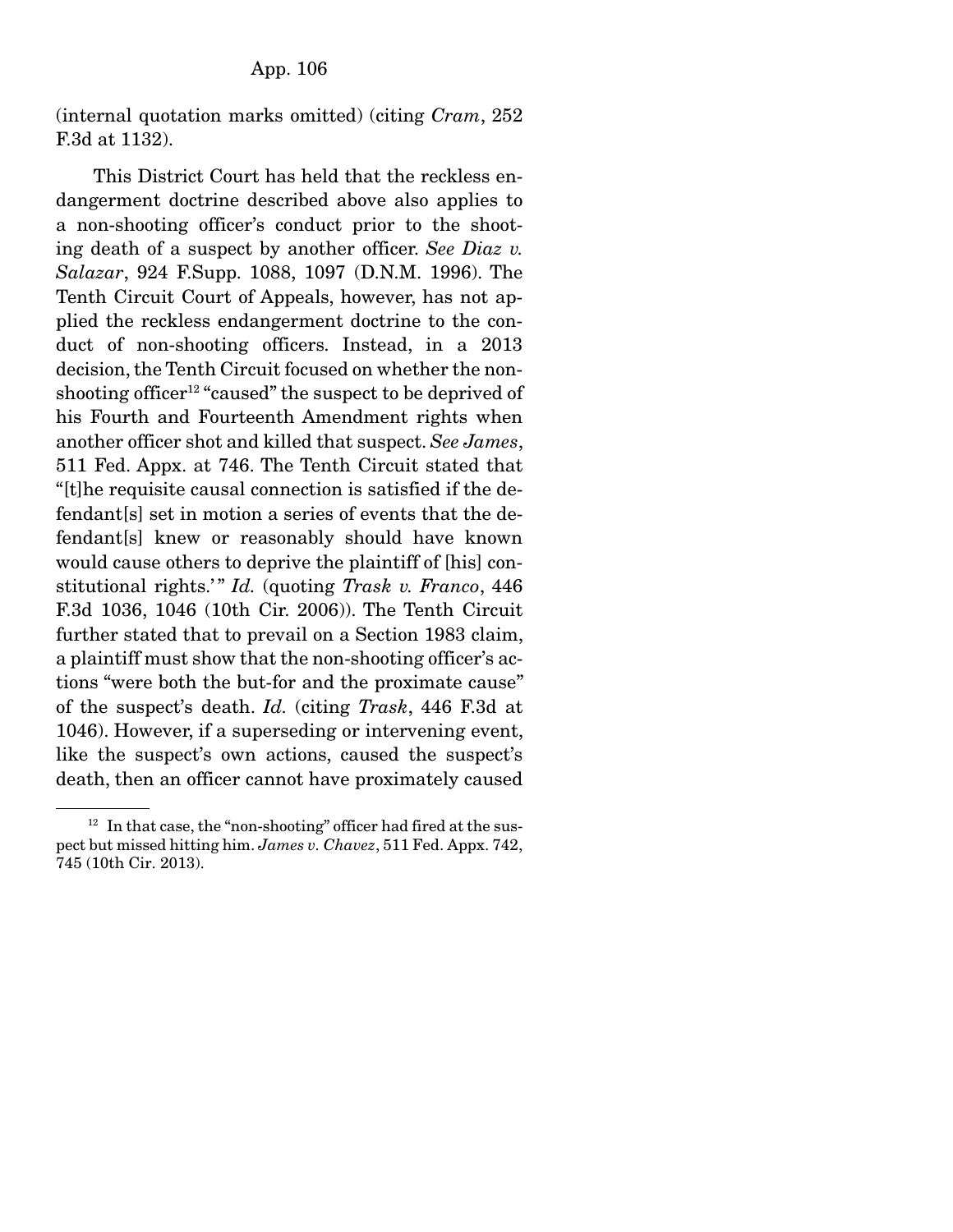(internal quotation marks omitted) (citing *Cram*, 252 F.3d at 1132).

This District Court has held that the reckless endangerment doctrine described above also applies to a non-shooting officer's conduct prior to the shooting death of a suspect by another officer. *See Diaz v. Salazar*, 924 F.Supp. 1088, 1097 (D.N.M. 1996). The Tenth Circuit Court of Appeals, however, has not applied the reckless endangerment doctrine to the conduct of non-shooting officers. Instead, in a 2013 decision, the Tenth Circuit focused on whether the non-shooting officer[12] "caused" the suspect to be deprived of his Fourth and Fourteenth Amendment rights when another officer shot and killed that suspect. *See James*, 511 Fed. Appx. at 746. The Tenth Circuit stated that "[t]he requisite causal connection is satisfied if the defendant[s] set in motion a series of events that the defendant[s] knew or reasonably should have known would cause others to deprive the plaintiff of [his] constitutional rights.'" *Id.* (quoting *Trask v. Franco*, 446 F.3d 1036, 1046 (10th Cir. 2006)). The Tenth Circuit further stated that to prevail on a Section 1983 claim, a plaintiff must show that the non-shooting officer's actions "were both the but-for and the proximate cause" of the suspect's death. *Id.* (citing *Trask*, 446 F.3d at 1046). However, if a superseding or intervening event, like the suspect's own actions, caused the suspect's death, then an officer cannot have proximately caused

---

[12] In that case, the "non-shooting" officer had fired at the suspect but missed hitting him. *James v. Chavez*, 511 Fed. Appx. 742, 745 (10th Cir. 2013).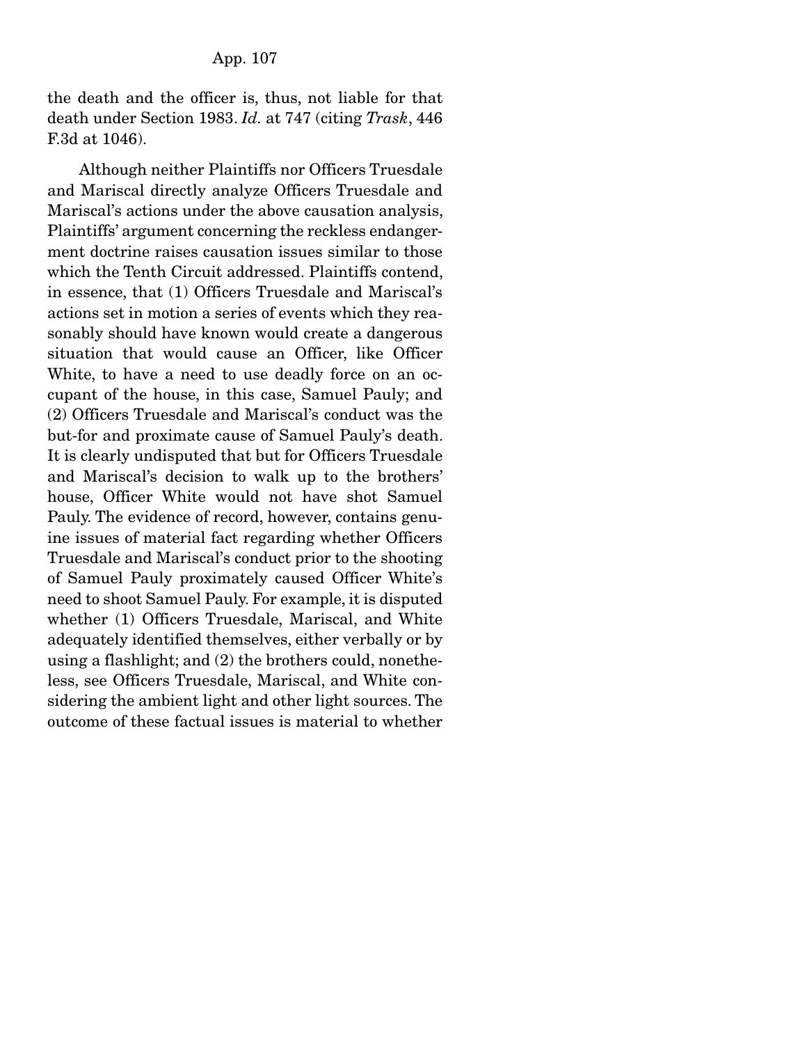the death and the officer is, thus, not liable for that death under Section 1983. *Id.* at 747 (citing *Trask*, 446 F.3d at 1046).

Although neither Plaintiffs nor Officers Truesdale and Mariscal directly analyze Officers Truesdale and Mariscal's actions under the above causation analysis, Plaintiffs' argument concerning the reckless endangerment doctrine raises causation issues similar to those which the Tenth Circuit addressed. Plaintiffs contend, in essence, that (1) Officers Truesdale and Mariscal's actions set in motion a series of events which they reasonably should have known would create a dangerous situation that would cause an Officer, like Officer White, to have a need to use deadly force on an occupant of the house, in this case, Samuel Pauly; and (2) Officers Truesdale and Mariscal's conduct was the but-for and proximate cause of Samuel Pauly's death. It is clearly undisputed that but for Officers Truesdale and Mariscal's decision to walk up to the brothers' house, Officer White would not have shot Samuel Pauly. The evidence of record, however, contains genuine issues of material fact regarding whether Officers Truesdale and Mariscal's conduct prior to the shooting of Samuel Pauly proximately caused Officer White's need to shoot Samuel Pauly. For example, it is disputed whether (1) Officers Truesdale, Mariscal, and White adequately identified themselves, either verbally or by using a flashlight; and (2) the brothers could, nonetheless, see Officers Truesdale, Mariscal, and White considering the ambient light and other light sources. The outcome of these factual issues is material to whether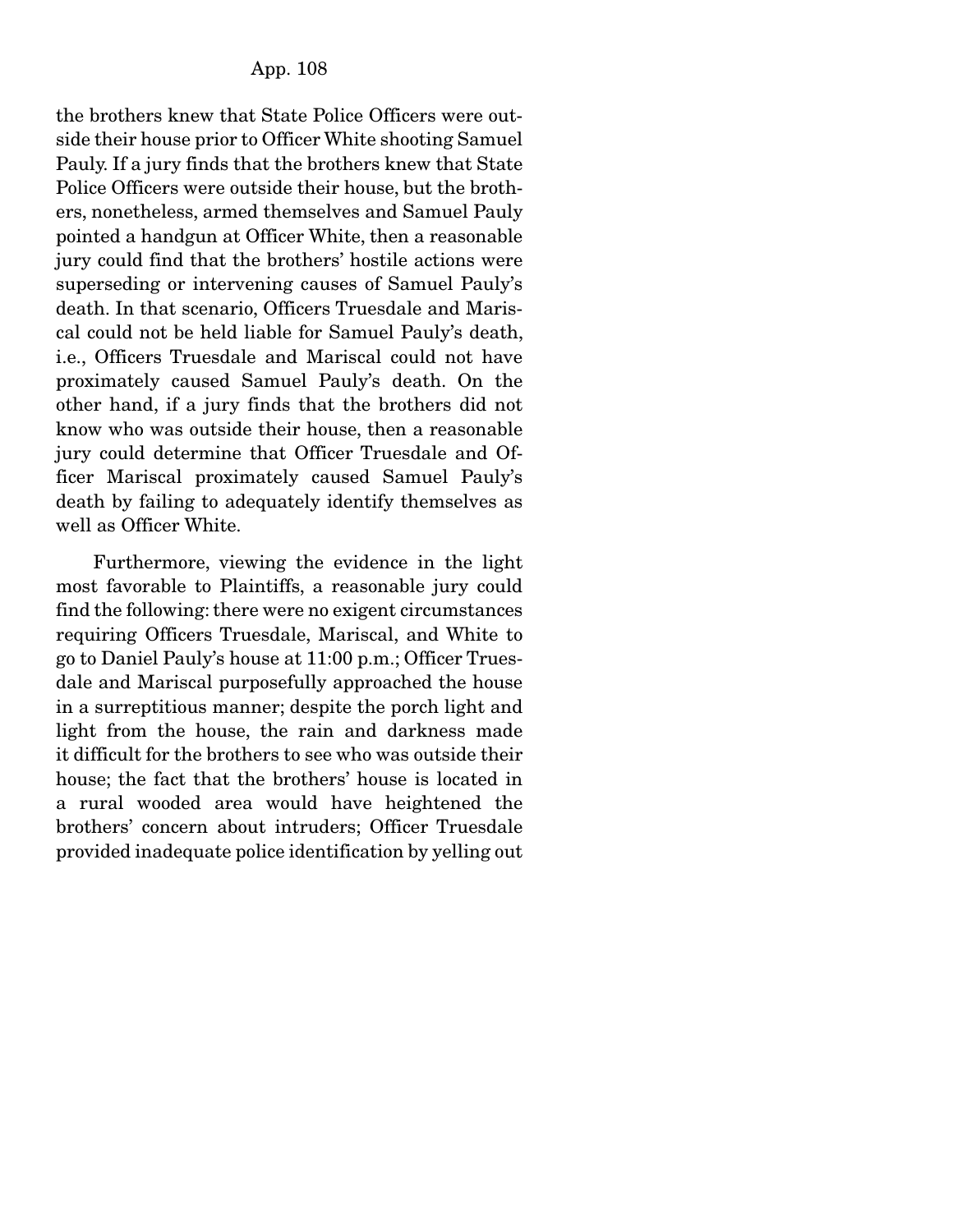the brothers knew that State Police Officers were outside their house prior to Officer White shooting Samuel Pauly. If a jury finds that the brothers knew that State Police Officers were outside their house, but the brothers, nonetheless, armed themselves and Samuel Pauly pointed a handgun at Officer White, then a reasonable jury could find that the brothers' hostile actions were superseding or intervening causes of Samuel Pauly's death. In that scenario, Officers Truesdale and Mariscal could not be held liable for Samuel Pauly's death, i.e., Officers Truesdale and Mariscal could not have proximately caused Samuel Pauly's death. On the other hand, if a jury finds that the brothers did not know who was outside their house, then a reasonable jury could determine that Officer Truesdale and Officer Mariscal proximately caused Samuel Pauly's death by failing to adequately identify themselves as well as Officer White.

Furthermore, viewing the evidence in the light most favorable to Plaintiffs, a reasonable jury could find the following: there were no exigent circumstances requiring Officers Truesdale, Mariscal, and White to go to Daniel Pauly's house at 11:00 p.m.; Officer Truesdale and Mariscal purposefully approached the house in a surreptitious manner; despite the porch light and light from the house, the rain and darkness made it difficult for the brothers to see who was outside their house; the fact that the brothers' house is located in a rural wooded area would have heightened the brothers' concern about intruders; Officer Truesdale provided inadequate police identification by yelling out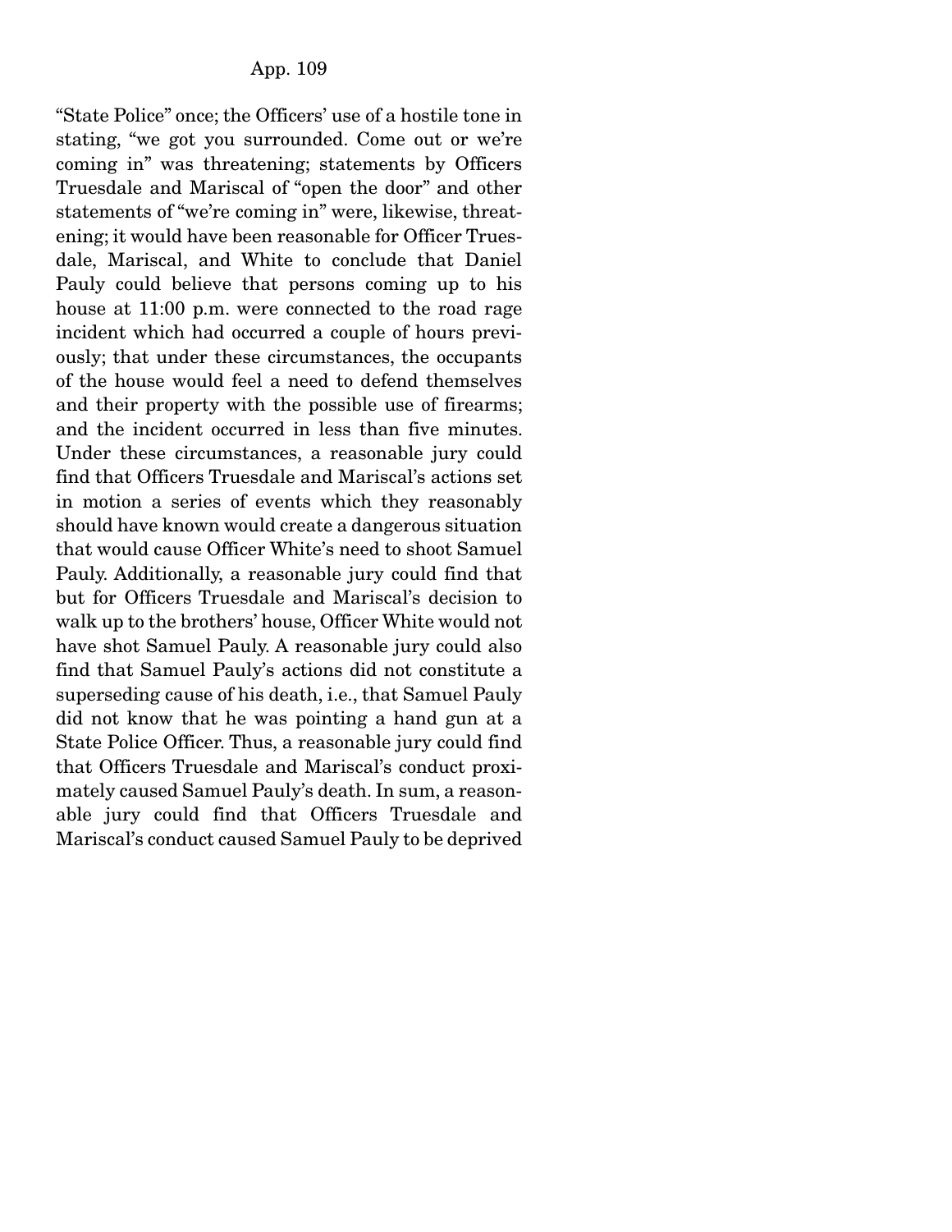"State Police" once; the Officers' use of a hostile tone in stating, "we got you surrounded. Come out or we're coming in" was threatening; statements by Officers Truesdale and Mariscal of "open the door" and other statements of "we're coming in" were, likewise, threatening; it would have been reasonable for Officer Truesdale, Mariscal, and White to conclude that Daniel Pauly could believe that persons coming up to his house at 11:00 p.m. were connected to the road rage incident which had occurred a couple of hours previously; that under these circumstances, the occupants of the house would feel a need to defend themselves and their property with the possible use of firearms; and the incident occurred in less than five minutes. Under these circumstances, a reasonable jury could find that Officers Truesdale and Mariscal's actions set in motion a series of events which they reasonably should have known would create a dangerous situation that would cause Officer White's need to shoot Samuel Pauly. Additionally, a reasonable jury could find that but for Officers Truesdale and Mariscal's decision to walk up to the brothers' house, Officer White would not have shot Samuel Pauly. A reasonable jury could also find that Samuel Pauly's actions did not constitute a superseding cause of his death, i.e., that Samuel Pauly did not know that he was pointing a hand gun at a State Police Officer. Thus, a reasonable jury could find that Officers Truesdale and Mariscal's conduct proximately caused Samuel Pauly's death. In sum, a reasonable jury could find that Officers Truesdale and Mariscal's conduct caused Samuel Pauly to be deprived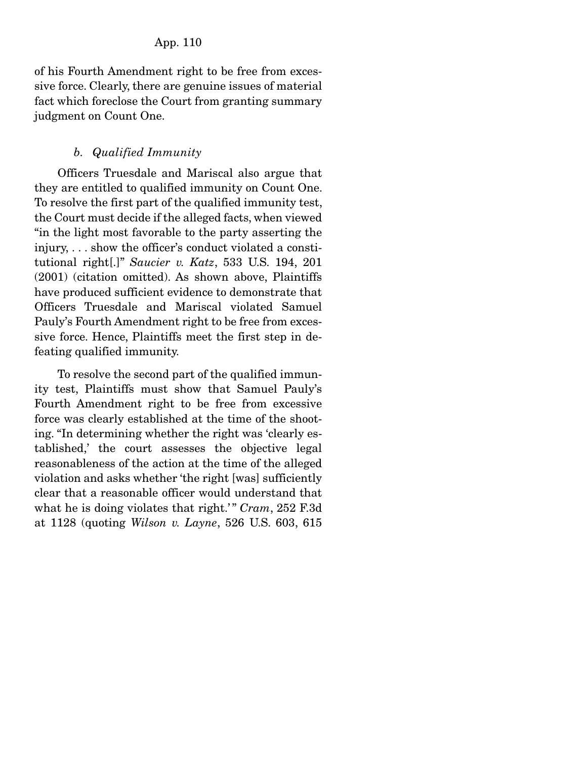of his Fourth Amendment right to be free from excessive force. Clearly, there are genuine issues of material fact which foreclose the Court from granting summary judgment on Count One.

### *b. Qualified Immunity*

Officers Truesdale and Mariscal also argue that they are entitled to qualified immunity on Count One. To resolve the first part of the qualified immunity test, the Court must decide if the alleged facts, when viewed "in the light most favorable to the party asserting the injury, . . . show the officer's conduct violated a constitutional right[.]" *Saucier v. Katz*, 533 U.S. 194, 201 (2001) (citation omitted). As shown above, Plaintiffs have produced sufficient evidence to demonstrate that Officers Truesdale and Mariscal violated Samuel Pauly's Fourth Amendment right to be free from excessive force. Hence, Plaintiffs meet the first step in defeating qualified immunity.

To resolve the second part of the qualified immunity test, Plaintiffs must show that Samuel Pauly's Fourth Amendment right to be free from excessive force was clearly established at the time of the shooting. "In determining whether the right was 'clearly established,' the court assesses the objective legal reasonableness of the action at the time of the alleged violation and asks whether 'the right [was] sufficiently clear that a reasonable officer would understand that what he is doing violates that right.'" *Cram*, 252 F.3d at 1128 (quoting *Wilson v. Layne*, 526 U.S. 603, 615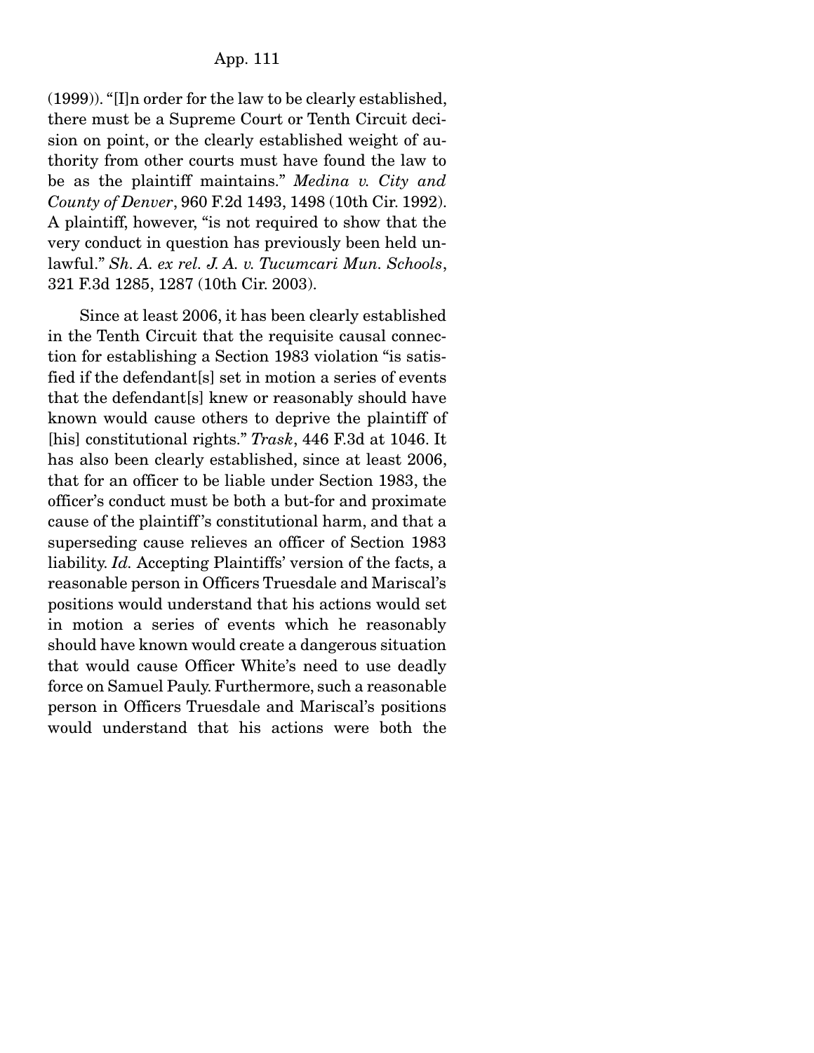(1999)). "[I]n order for the law to be clearly established, there must be a Supreme Court or Tenth Circuit decision on point, or the clearly established weight of authority from other courts must have found the law to be as the plaintiff maintains." *Medina v. City and County of Denver*, 960 F.2d 1493, 1498 (10th Cir. 1992). A plaintiff, however, "is not required to show that the very conduct in question has previously been held unlawful." *Sh. A. ex rel. J. A. v. Tucumcari Mun. Schools*, 321 F.3d 1285, 1287 (10th Cir. 2003).

Since at least 2006, it has been clearly established in the Tenth Circuit that the requisite causal connection for establishing a Section 1983 violation "is satisfied if the defendant[s] set in motion a series of events that the defendant[s] knew or reasonably should have known would cause others to deprive the plaintiff of [his] constitutional rights." *Trask*, 446 F.3d at 1046. It has also been clearly established, since at least 2006, that for an officer to be liable under Section 1983, the officer's conduct must be both a but-for and proximate cause of the plaintiff's constitutional harm, and that a superseding cause relieves an officer of Section 1983 liability. *Id.* Accepting Plaintiffs' version of the facts, a reasonable person in Officers Truesdale and Mariscal's positions would understand that his actions would set in motion a series of events which he reasonably should have known would create a dangerous situation that would cause Officer White's need to use deadly force on Samuel Pauly. Furthermore, such a reasonable person in Officers Truesdale and Mariscal's positions would understand that his actions were both the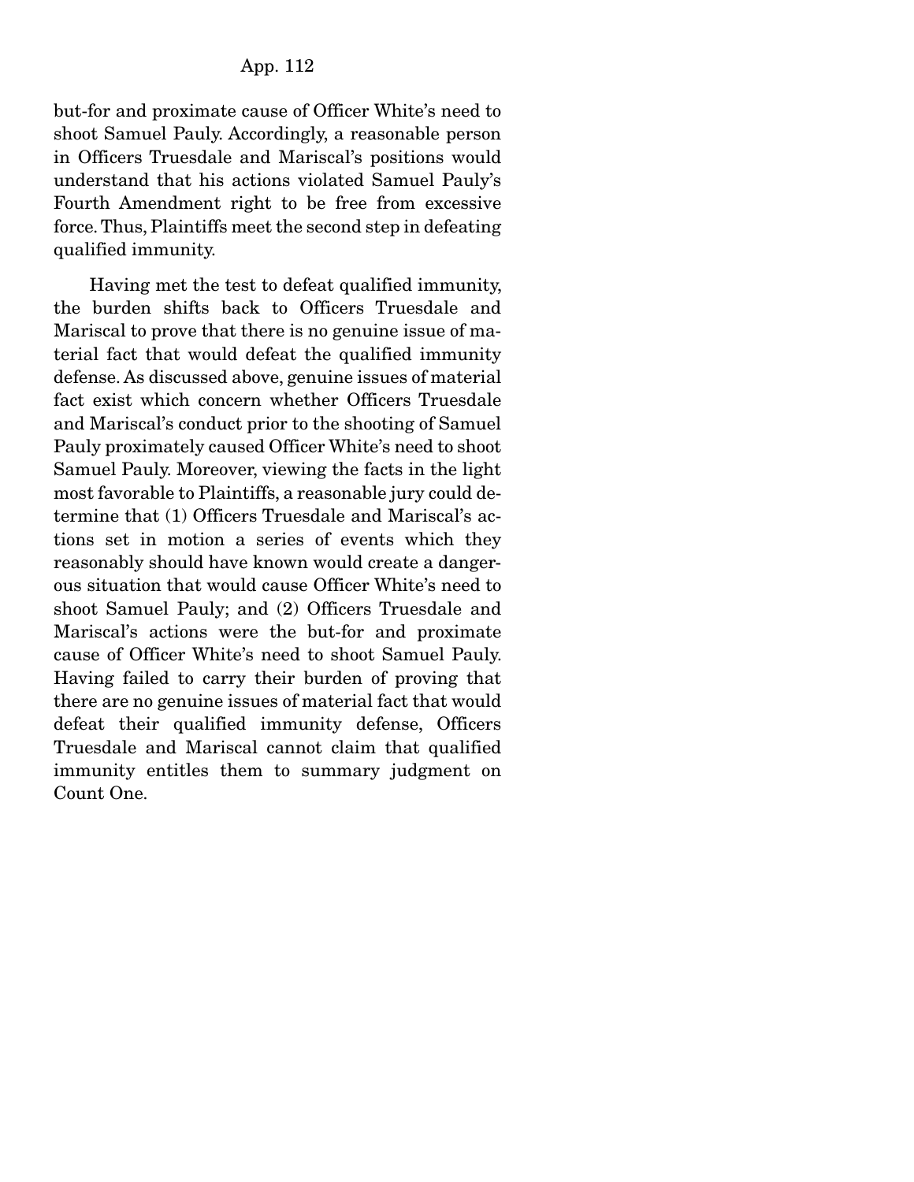but-for and proximate cause of Officer White's need to shoot Samuel Pauly. Accordingly, a reasonable person in Officers Truesdale and Mariscal's positions would understand that his actions violated Samuel Pauly's Fourth Amendment right to be free from excessive force. Thus, Plaintiffs meet the second step in defeating qualified immunity.

Having met the test to defeat qualified immunity, the burden shifts back to Officers Truesdale and Mariscal to prove that there is no genuine issue of material fact that would defeat the qualified immunity defense. As discussed above, genuine issues of material fact exist which concern whether Officers Truesdale and Mariscal's conduct prior to the shooting of Samuel Pauly proximately caused Officer White's need to shoot Samuel Pauly. Moreover, viewing the facts in the light most favorable to Plaintiffs, a reasonable jury could determine that (1) Officers Truesdale and Mariscal's actions set in motion a series of events which they reasonably should have known would create a dangerous situation that would cause Officer White's need to shoot Samuel Pauly; and (2) Officers Truesdale and Mariscal's actions were the but-for and proximate cause of Officer White's need to shoot Samuel Pauly. Having failed to carry their burden of proving that there are no genuine issues of material fact that would defeat their qualified immunity defense, Officers Truesdale and Mariscal cannot claim that qualified immunity entitles them to summary judgment on Count One.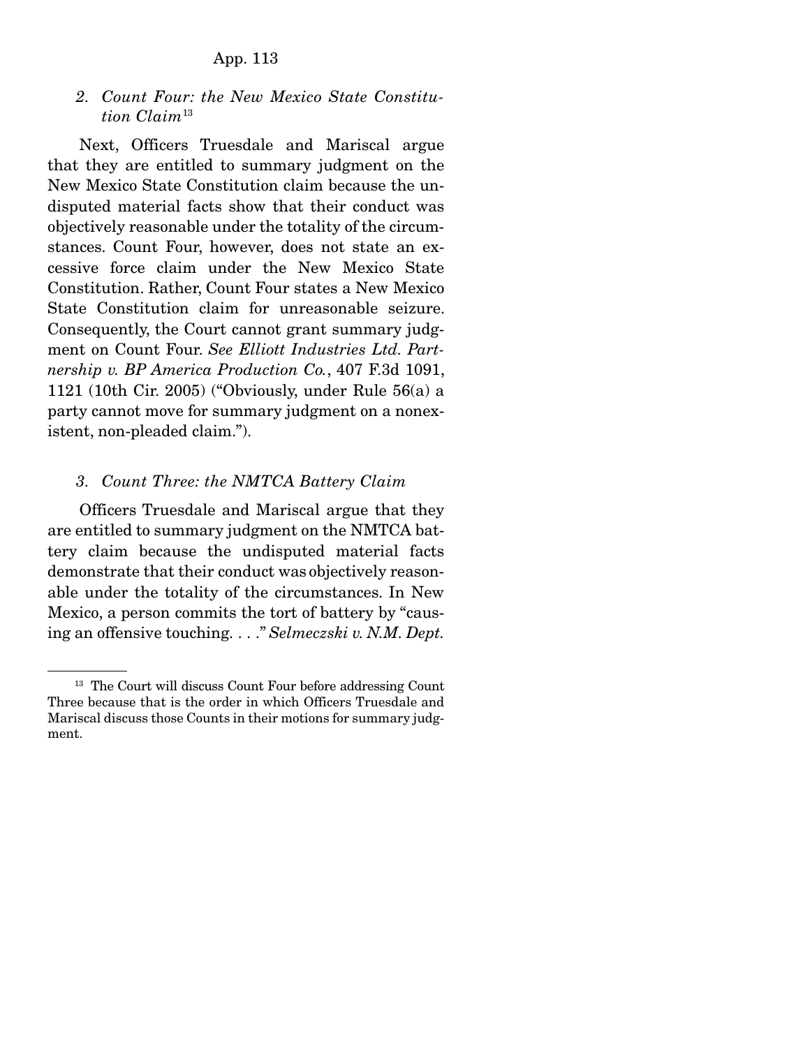### 2. *Count Four: the New Mexico State Constitution Claim*[13]

Next, Officers Truesdale and Mariscal argue that they are entitled to summary judgment on the New Mexico State Constitution claim because the undisputed material facts show that their conduct was objectively reasonable under the totality of the circumstances. Count Four, however, does not state an excessive force claim under the New Mexico State Constitution. Rather, Count Four states a New Mexico State Constitution claim for unreasonable seizure. Consequently, the Court cannot grant summary judgment on Count Four. *See Elliott Industries Ltd. Partnership v. BP America Production Co.*, 407 F.3d 1091, 1121 (10th Cir. 2005) ("Obviously, under Rule 56(a) a party cannot move for summary judgment on a nonexistent, non-pleaded claim.").

### 3. *Count Three: the NMTCA Battery Claim*

Officers Truesdale and Mariscal argue that they are entitled to summary judgment on the NMTCA battery claim because the undisputed material facts demonstrate that their conduct was objectively reasonable under the totality of the circumstances. In New Mexico, a person commits the tort of battery by "causing an offensive touching. . . ." *Selmeczski v. N.M. Dept.*

---

[13] The Court will discuss Count Four before addressing Count Three because that is the order in which Officers Truesdale and Mariscal discuss those Counts in their motions for summary judgment.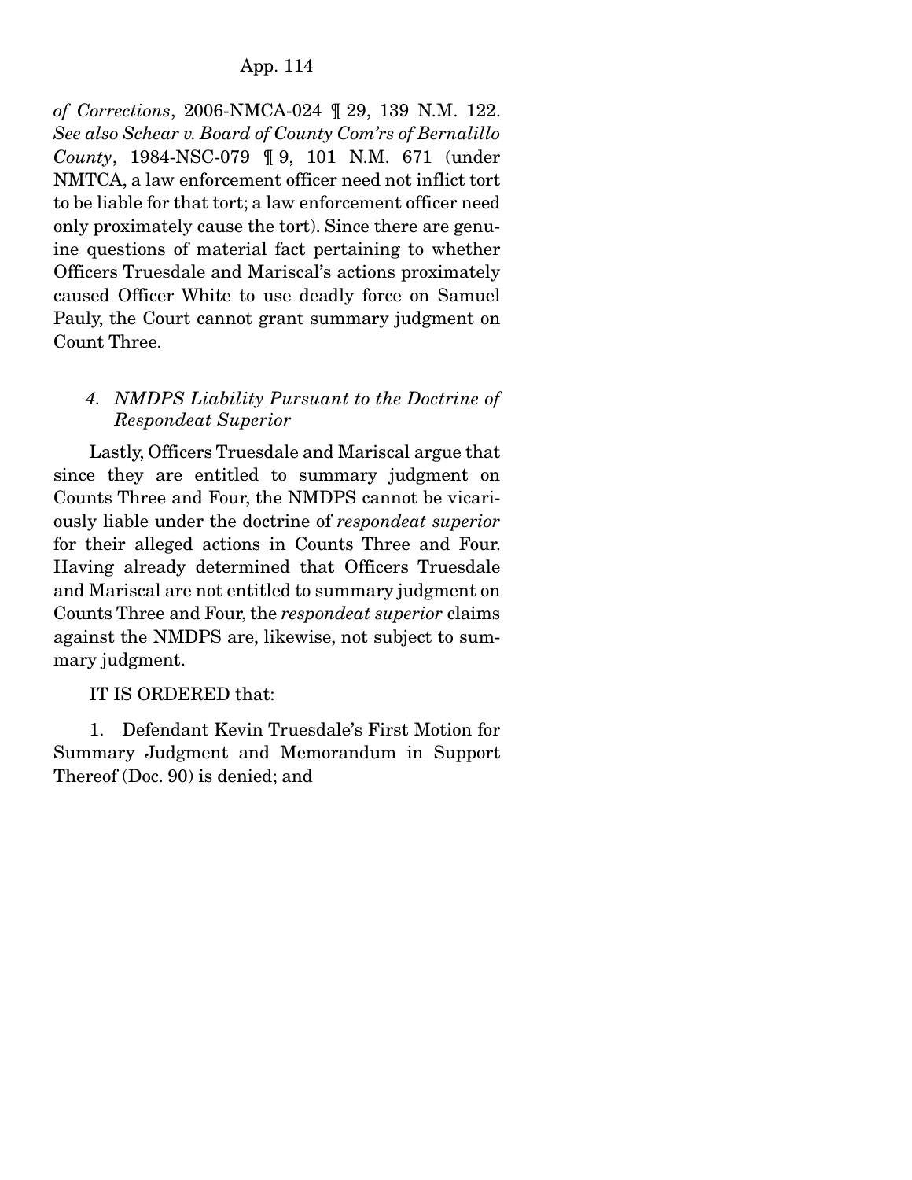*of Corrections*, 2006-NMCA-024 ¶ 29, 139 N.M. 122. *See also Schear v. Board of County Com'rs of Bernalillo County*, 1984-NSC-079 ¶ 9, 101 N.M. 671 (under NMTCA, a law enforcement officer need not inflict tort to be liable for that tort; a law enforcement officer need only proximately cause the tort). Since there are genuine questions of material fact pertaining to whether Officers Truesdale and Mariscal's actions proximately caused Officer White to use deadly force on Samuel Pauly, the Court cannot grant summary judgment on Count Three.

### *4. NMDPS Liability Pursuant to the Doctrine of Respondeat Superior*

Lastly, Officers Truesdale and Mariscal argue that since they are entitled to summary judgment on Counts Three and Four, the NMDPS cannot be vicariously liable under the doctrine of *respondeat superior* for their alleged actions in Counts Three and Four. Having already determined that Officers Truesdale and Mariscal are not entitled to summary judgment on Counts Three and Four, the *respondeat superior* claims against the NMDPS are, likewise, not subject to summary judgment.

IT IS ORDERED that:

1. Defendant Kevin Truesdale's First Motion for Summary Judgment and Memorandum in Support Thereof (Doc. 90) is denied; and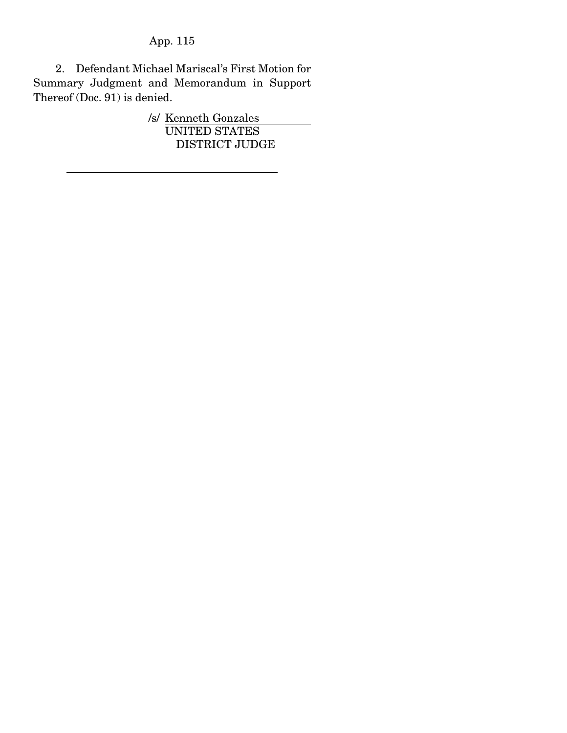2. Defendant Michael Mariscal's First Motion for Summary Judgment and Memorandum in Support Thereof (Doc. 91) is denied.

/s/ Kenneth Gonzales
UNITED STATES
DISTRICT JUDGE

---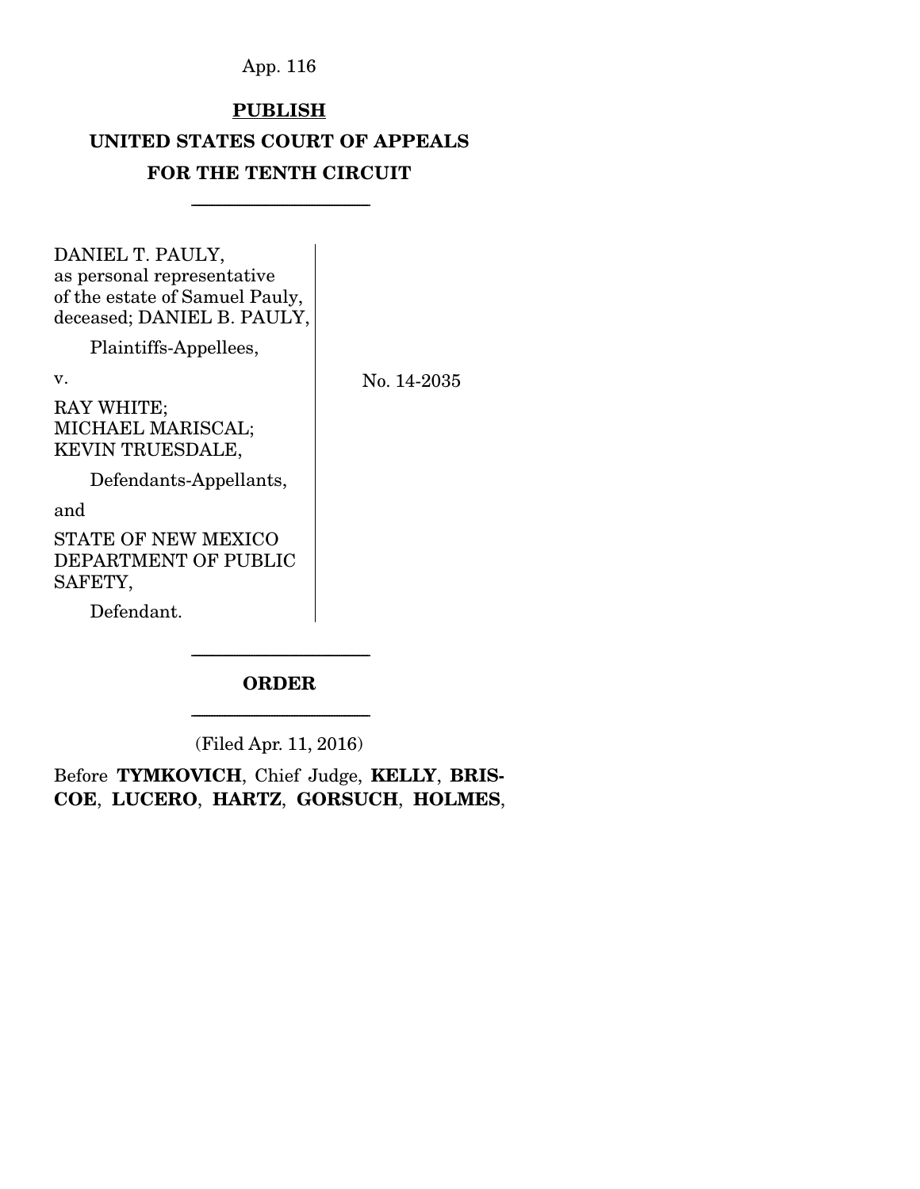**PUBLISH**

**UNITED STATES COURT OF APPEALS**

**FOR THE TENTH CIRCUIT**

---

DANIEL T. PAULY, as personal representative of the estate of Samuel Pauly, deceased; DANIEL B. PAULY,

Plaintiffs-Appellees,

v.

RAY WHITE; MICHAEL MARISCAL; KEVIN TRUESDALE,

Defendants-Appellants,

and

STATE OF NEW MEXICO DEPARTMENT OF PUBLIC SAFETY,

Defendant.

No. 14-2035

---

**ORDER**

---

(Filed Apr. 11, 2016)

Before **TYMKOVICH**, Chief Judge, **KELLY**, **BRISCOE**, **LUCERO**, **HARTZ**, **GORSUCH**, **HOLMES**,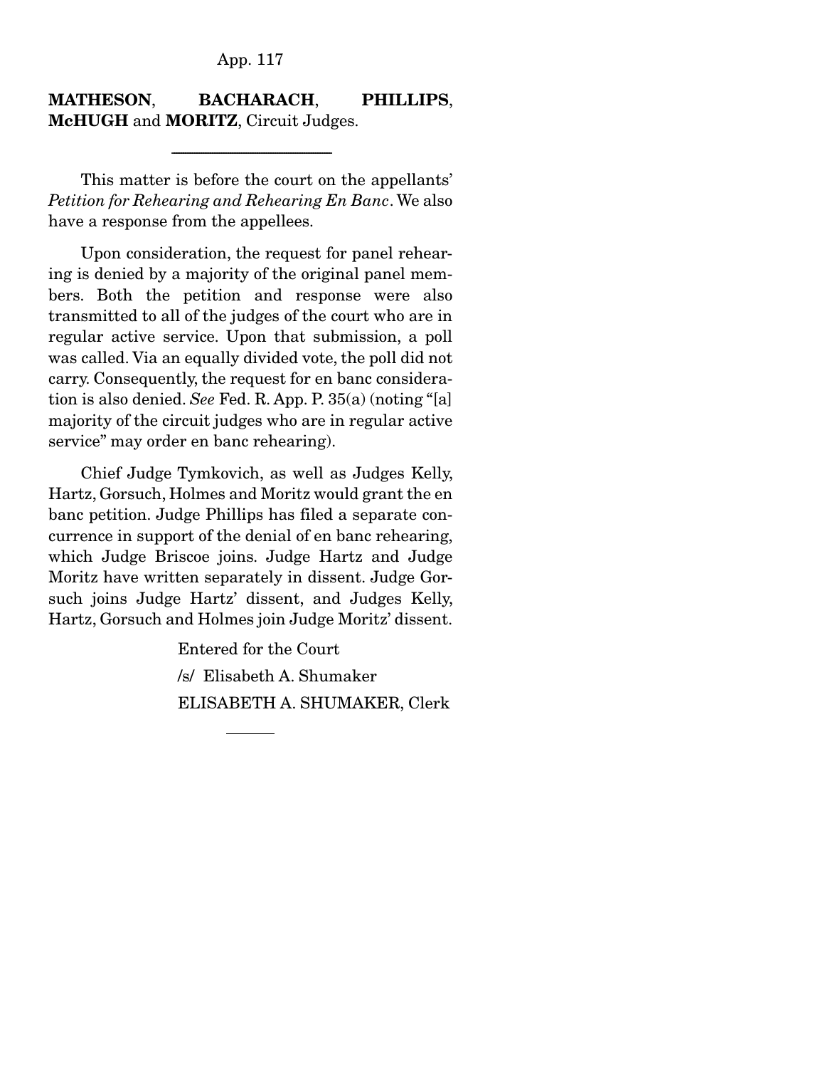**MATHESON**, **BACHARACH**, **PHILLIPS**, **McHUGH** and **MORITZ**, Circuit Judges.

---

This matter is before the court on the appellants' *Petition for Rehearing and Rehearing En Banc*. We also have a response from the appellees.

Upon consideration, the request for panel rehearing is denied by a majority of the original panel members. Both the petition and response were also transmitted to all of the judges of the court who are in regular active service. Upon that submission, a poll was called. Via an equally divided vote, the poll did not carry. Consequently, the request for en banc consideration is also denied. *See* Fed. R. App. P. 35(a) (noting "[a] majority of the circuit judges who are in regular active service" may order en banc rehearing).

Chief Judge Tymkovich, as well as Judges Kelly, Hartz, Gorsuch, Holmes and Moritz would grant the en banc petition. Judge Phillips has filed a separate concurrence in support of the denial of en banc rehearing, which Judge Briscoe joins. Judge Hartz and Judge Moritz have written separately in dissent. Judge Gorsuch joins Judge Hartz' dissent, and Judges Kelly, Hartz, Gorsuch and Holmes join Judge Moritz' dissent.

Entered for the Court

/s/ Elisabeth A. Shumaker

ELISABETH A. SHUMAKER, Clerk

---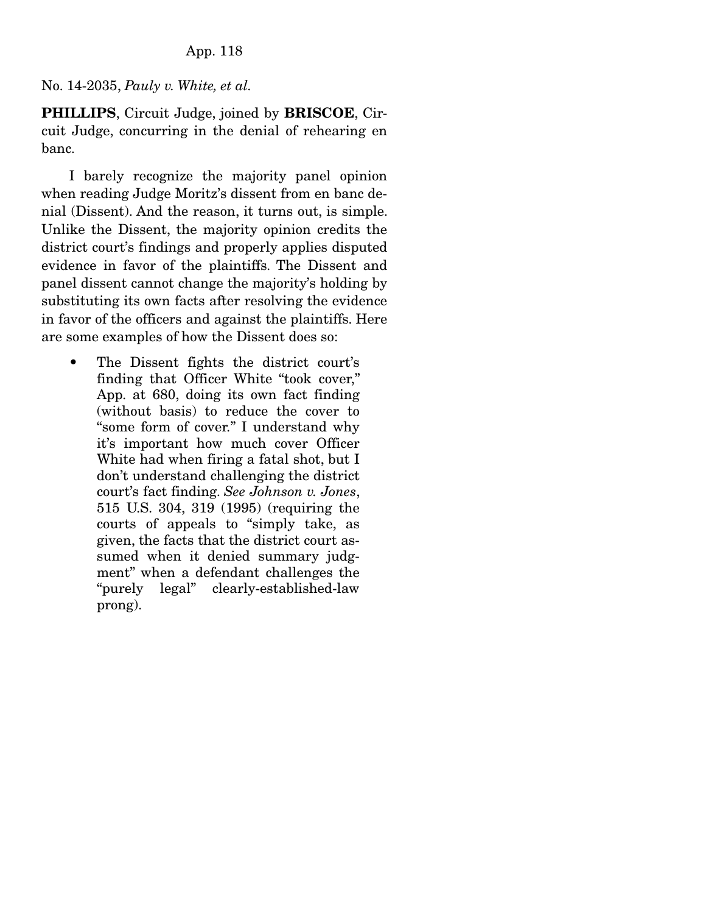No. 14-2035, *Pauly v. White, et al.*

**PHILLIPS**, Circuit Judge, joined by **BRISCOE**, Circuit Judge, concurring in the denial of rehearing en banc.

I barely recognize the majority panel opinion when reading Judge Moritz's dissent from en banc denial (Dissent). And the reason, it turns out, is simple. Unlike the Dissent, the majority opinion credits the district court's findings and properly applies disputed evidence in favor of the plaintiffs. The Dissent and panel dissent cannot change the majority's holding by substituting its own facts after resolving the evidence in favor of the officers and against the plaintiffs. Here are some examples of how the Dissent does so:

- The Dissent fights the district court's finding that Officer White "took cover," App. at 680, doing its own fact finding (without basis) to reduce the cover to "some form of cover." I understand why it's important how much cover Officer White had when firing a fatal shot, but I don't understand challenging the district court's fact finding. *See Johnson v. Jones*, 515 U.S. 304, 319 (1995) (requiring the courts of appeals to "simply take, as given, the facts that the district court assumed when it denied summary judgment" when a defendant challenges the "purely legal" clearly-established-law prong).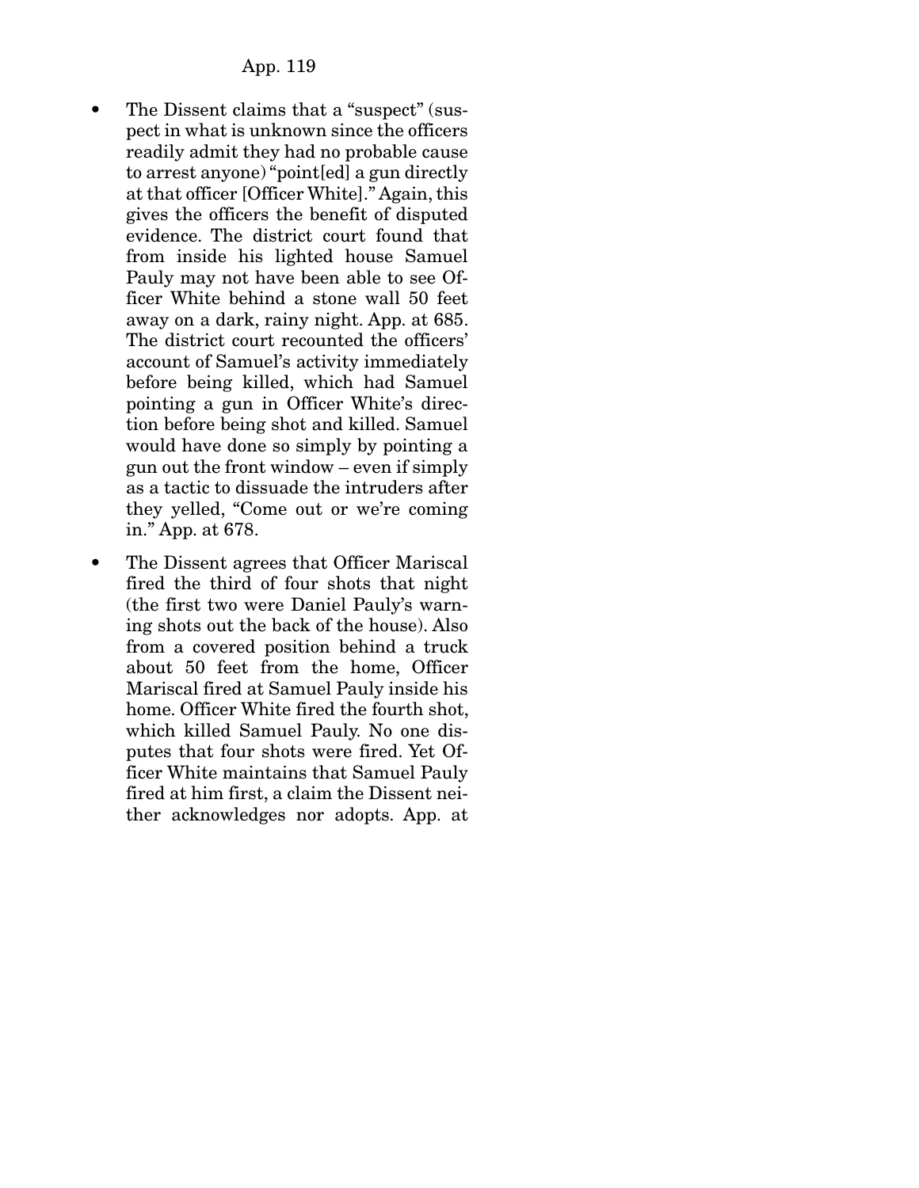- The Dissent claims that a "suspect" (suspect in what is unknown since the officers readily admit they had no probable cause to arrest anyone) "point[ed] a gun directly at that officer [Officer White]." Again, this gives the officers the benefit of disputed evidence. The district court found that from inside his lighted house Samuel Pauly may not have been able to see Officer White behind a stone wall 50 feet away on a dark, rainy night. App. at 685. The district court recounted the officers' account of Samuel's activity immediately before being killed, which had Samuel pointing a gun in Officer White's direction before being shot and killed. Samuel would have done so simply by pointing a gun out the front window – even if simply as a tactic to dissuade the intruders after they yelled, "Come out or we're coming in." App. at 678.

- The Dissent agrees that Officer Mariscal fired the third of four shots that night (the first two were Daniel Pauly's warning shots out the back of the house). Also from a covered position behind a truck about 50 feet from the home, Officer Mariscal fired at Samuel Pauly inside his home. Officer White fired the fourth shot, which killed Samuel Pauly. No one disputes that four shots were fired. Yet Officer White maintains that Samuel Pauly fired at him first, a claim the Dissent neither acknowledges nor adopts. App. at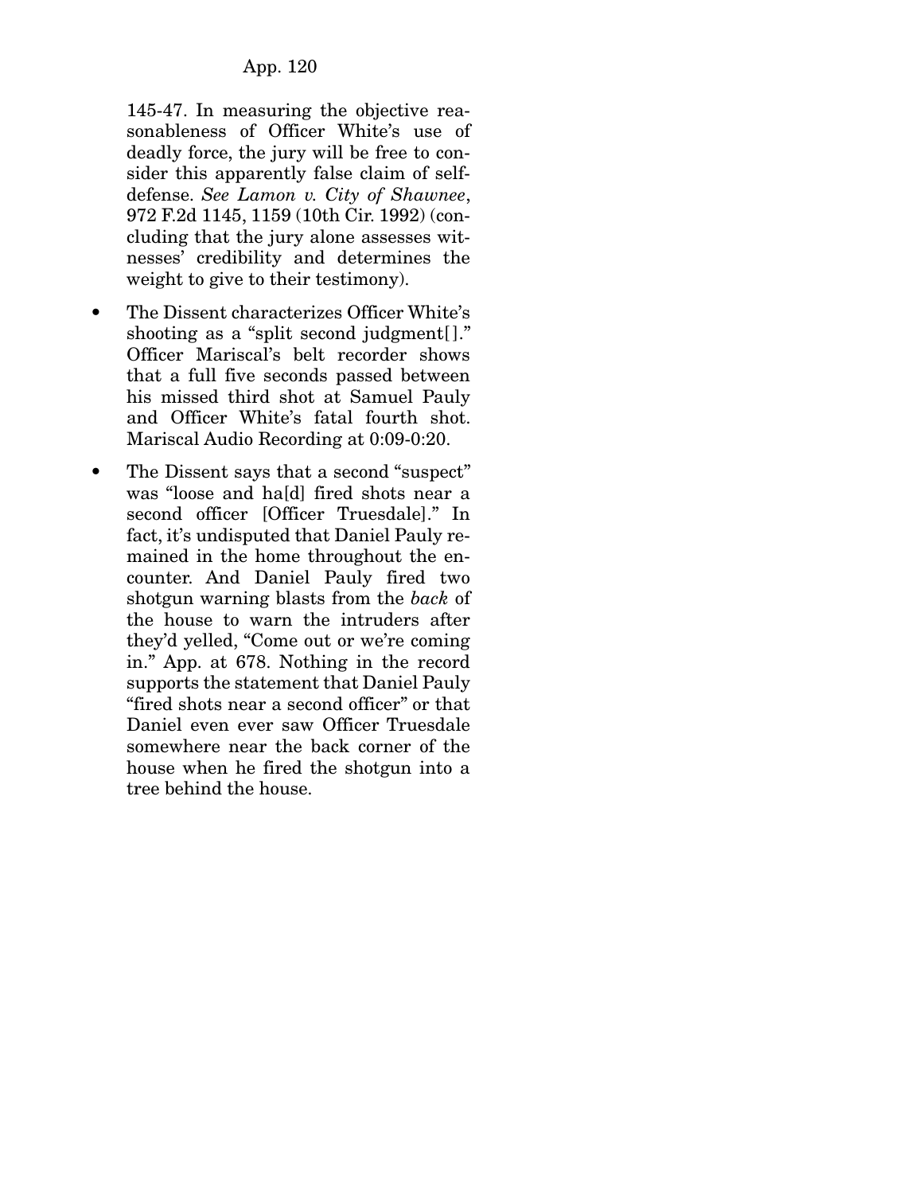145-47. In measuring the objective reasonableness of Officer White's use of deadly force, the jury will be free to consider this apparently false claim of self-defense. *See Lamon v. City of Shawnee*, 972 F.2d 1145, 1159 (10th Cir. 1992) (concluding that the jury alone assesses witnesses' credibility and determines the weight to give to their testimony).

- The Dissent characterizes Officer White's shooting as a "split second judgment[]." Officer Mariscal's belt recorder shows that a full five seconds passed between his missed third shot at Samuel Pauly and Officer White's fatal fourth shot. Mariscal Audio Recording at 0:09-0:20.

- The Dissent says that a second "suspect" was "loose and ha[d] fired shots near a second officer [Officer Truesdale]." In fact, it's undisputed that Daniel Pauly remained in the home throughout the encounter. And Daniel Pauly fired two shotgun warning blasts from the *back* of the house to warn the intruders after they'd yelled, "Come out or we're coming in." App. at 678. Nothing in the record supports the statement that Daniel Pauly "fired shots near a second officer" or that Daniel even ever saw Officer Truesdale somewhere near the back corner of the house when he fired the shotgun into a tree behind the house.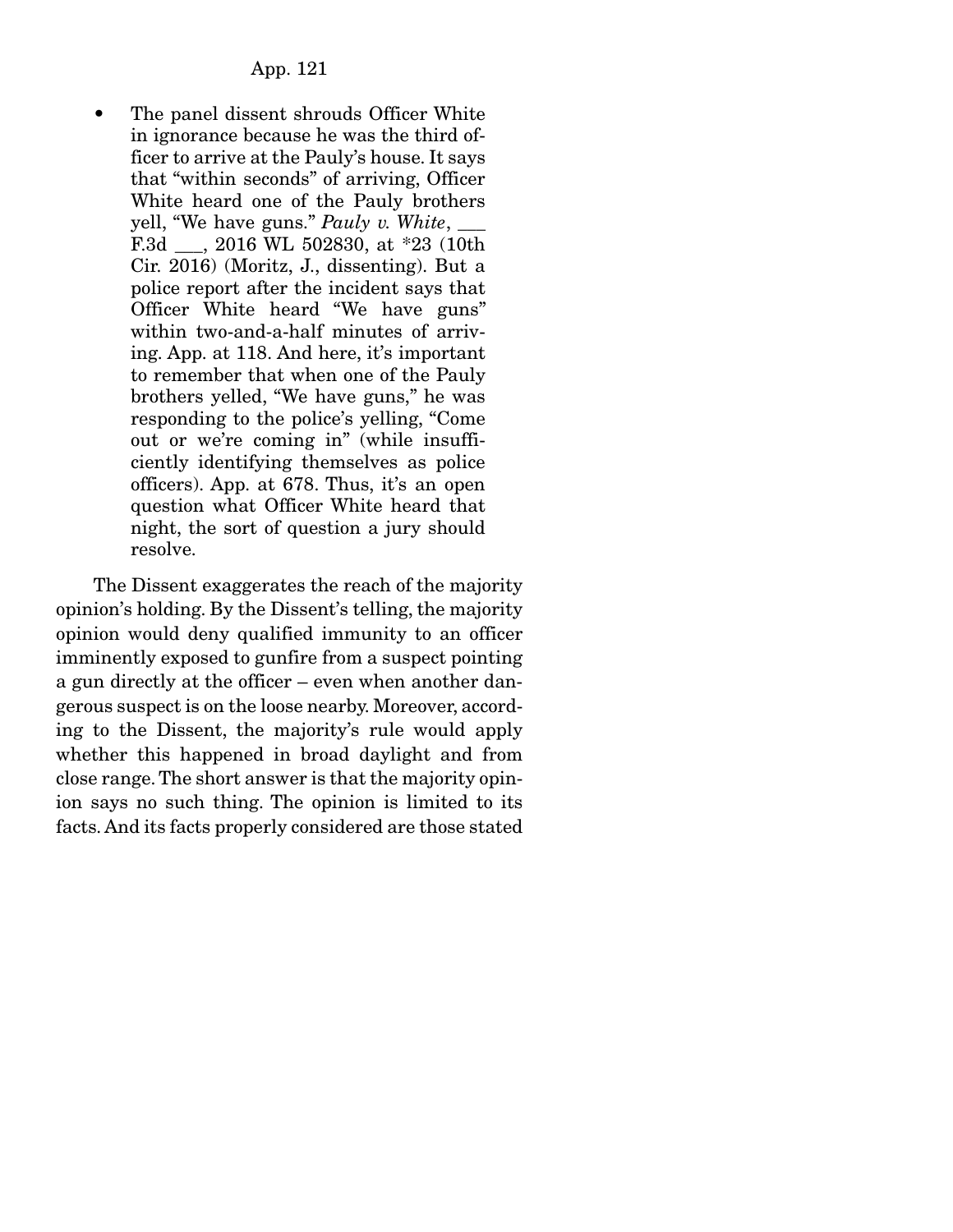- The panel dissent shrouds Officer White in ignorance because he was the third officer to arrive at the Pauly's house. It says that "within seconds" of arriving, Officer White heard one of the Pauly brothers yell, "We have guns." *Pauly v. White*, ___ F.3d ___, 2016 WL 502830, at *23 (10th Cir. 2016) (Moritz, J., dissenting). But a police report after the incident says that Officer White heard "We have guns" within two-and-a-half minutes of arriving. App. at 118. And here, it's important to remember that when one of the Pauly brothers yelled, "We have guns," he was responding to the police's yelling, "Come out or we're coming in" (while insufficiently identifying themselves as police officers). App. at 678. Thus, it's an open question what Officer White heard that night, the sort of question a jury should resolve.

The Dissent exaggerates the reach of the majority opinion's holding. By the Dissent's telling, the majority opinion would deny qualified immunity to an officer imminently exposed to gunfire from a suspect pointing a gun directly at the officer – even when another dangerous suspect is on the loose nearby. Moreover, according to the Dissent, the majority's rule would apply whether this happened in broad daylight and from close range. The short answer is that the majority opinion says no such thing. The opinion is limited to its facts. And its facts properly considered are those stated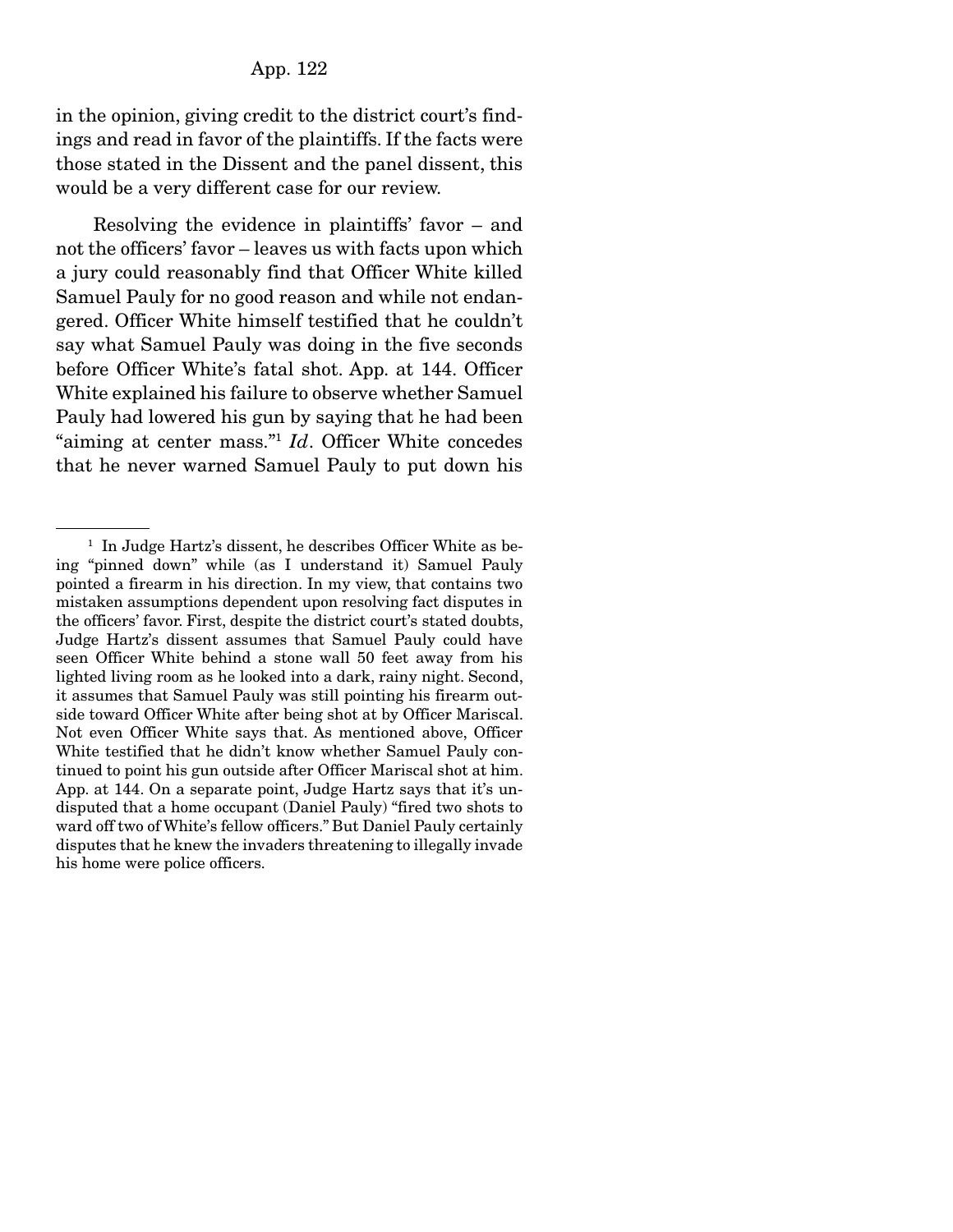in the opinion, giving credit to the district court's findings and read in favor of the plaintiffs. If the facts were those stated in the Dissent and the panel dissent, this would be a very different case for our review.

Resolving the evidence in plaintiffs' favor – and not the officers' favor – leaves us with facts upon which a jury could reasonably find that Officer White killed Samuel Pauly for no good reason and while not endangered. Officer White himself testified that he couldn't say what Samuel Pauly was doing in the five seconds before Officer White's fatal shot. App. at 144. Officer White explained his failure to observe whether Samuel Pauly had lowered his gun by saying that he had been "aiming at center mass."[1] *Id*. Officer White concedes that he never warned Samuel Pauly to put down his

---

[1] In Judge Hartz's dissent, he describes Officer White as being "pinned down" while (as I understand it) Samuel Pauly pointed a firearm in his direction. In my view, that contains two mistaken assumptions dependent upon resolving fact disputes in the officers' favor. First, despite the district court's stated doubts, Judge Hartz's dissent assumes that Samuel Pauly could have seen Officer White behind a stone wall 50 feet away from his lighted living room as he looked into a dark, rainy night. Second, it assumes that Samuel Pauly was still pointing his firearm outside toward Officer White after being shot at by Officer Mariscal. Not even Officer White says that. As mentioned above, Officer White testified that he didn't know whether Samuel Pauly continued to point his gun outside after Officer Mariscal shot at him. App. at 144. On a separate point, Judge Hartz says that it's undisputed that a home occupant (Daniel Pauly) "fired two shots to ward off two of White's fellow officers." But Daniel Pauly certainly disputes that he knew the invaders threatening to illegally invade his home were police officers.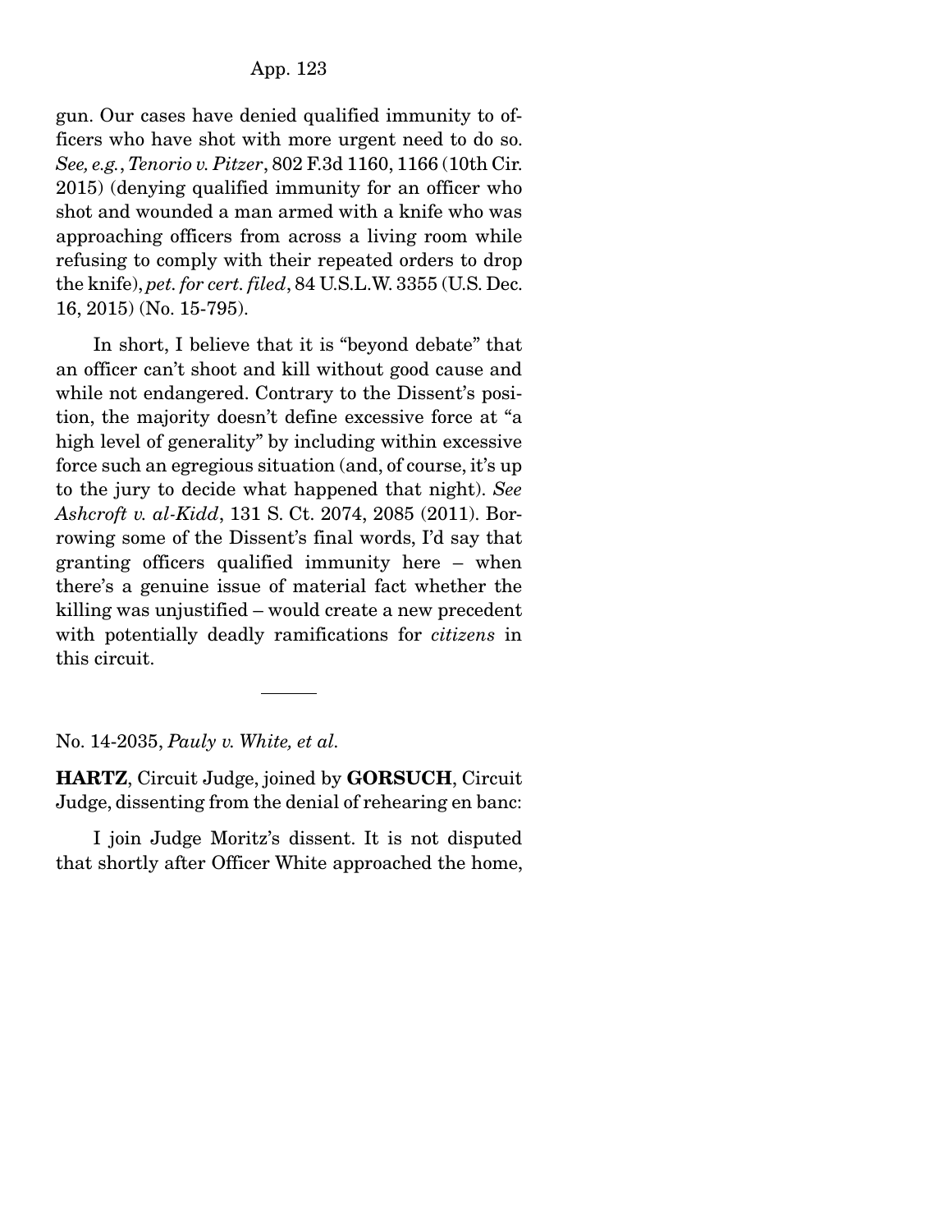gun. Our cases have denied qualified immunity to officers who have shot with more urgent need to do so. *See, e.g.*, *Tenorio v. Pitzer*, 802 F.3d 1160, 1166 (10th Cir. 2015) (denying qualified immunity for an officer who shot and wounded a man armed with a knife who was approaching officers from across a living room while refusing to comply with their repeated orders to drop the knife), *pet. for cert. filed*, 84 U.S.L.W. 3355 (U.S. Dec. 16, 2015) (No. 15-795).

In short, I believe that it is "beyond debate" that an officer can't shoot and kill without good cause and while not endangered. Contrary to the Dissent's position, the majority doesn't define excessive force at "a high level of generality" by including within excessive force such an egregious situation (and, of course, it's up to the jury to decide what happened that night). *See Ashcroft v. al-Kidd*, 131 S. Ct. 2074, 2085 (2011). Borrowing some of the Dissent's final words, I'd say that granting officers qualified immunity here – when there's a genuine issue of material fact whether the killing was unjustified – would create a new precedent with potentially deadly ramifications for *citizens* in this circuit.

---

No. 14-2035, *Pauly v. White, et al.*

**HARTZ**, Circuit Judge, joined by **GORSUCH**, Circuit Judge, dissenting from the denial of rehearing en banc:

I join Judge Moritz's dissent. It is not disputed that shortly after Officer White approached the home,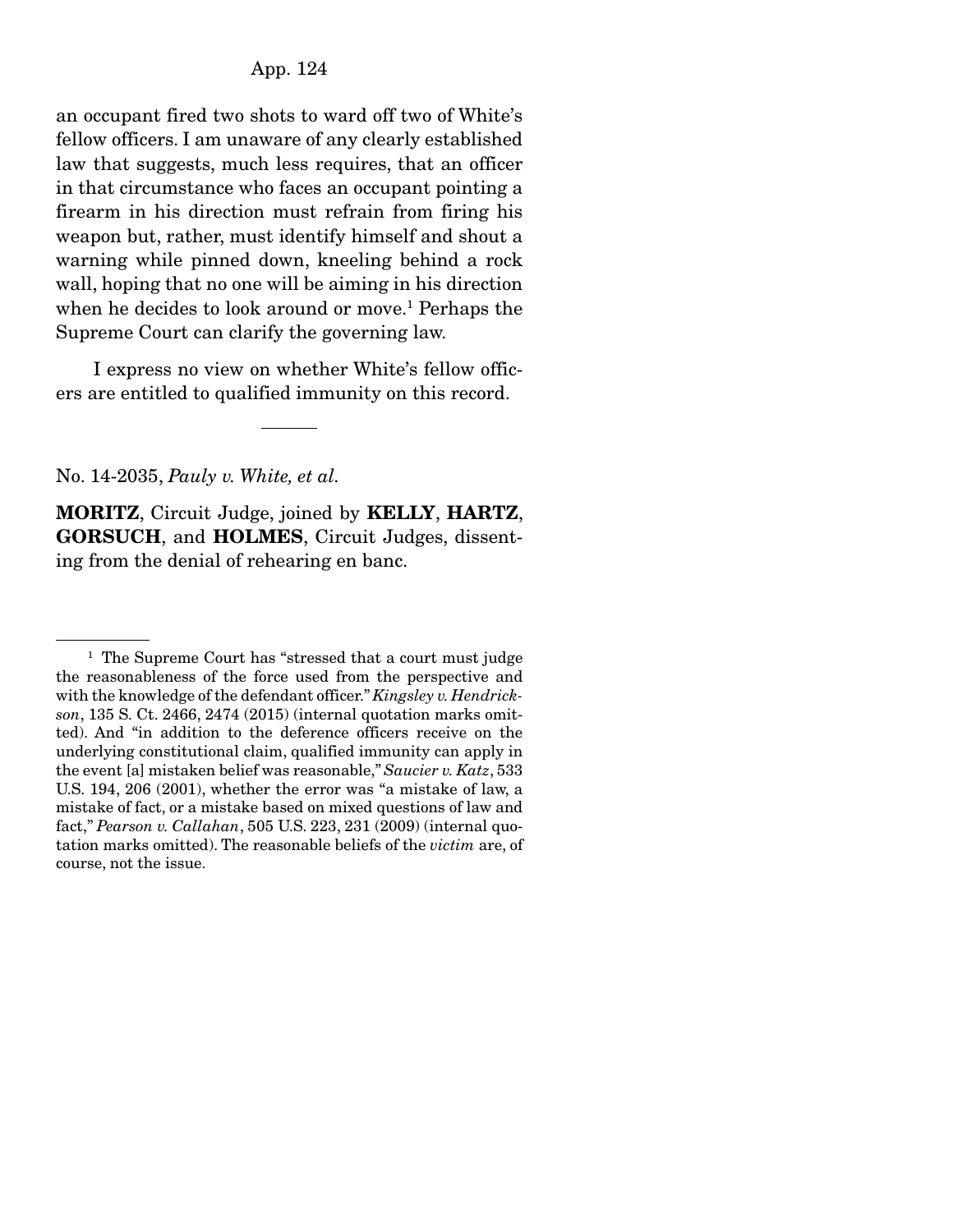an occupant fired two shots to ward off two of White's fellow officers. I am unaware of any clearly established law that suggests, much less requires, that an officer in that circumstance who faces an occupant pointing a firearm in his direction must refrain from firing his weapon but, rather, must identify himself and shout a warning while pinned down, kneeling behind a rock wall, hoping that no one will be aiming in his direction when he decides to look around or move.[1] Perhaps the Supreme Court can clarify the governing law.

I express no view on whether White's fellow officers are entitled to qualified immunity on this record.

---

No. 14-2035, *Pauly v. White, et al.*

**MORITZ**, Circuit Judge, joined by **KELLY**, **HARTZ**, **GORSUCH**, and **HOLMES**, Circuit Judges, dissenting from the denial of rehearing en banc.

---

[1] The Supreme Court has "stressed that a court must judge the reasonableness of the force used from the perspective and with the knowledge of the defendant officer." *Kingsley v. Hendrickson*, 135 S. Ct. 2466, 2474 (2015) (internal quotation marks omitted). And "in addition to the deference officers receive on the underlying constitutional claim, qualified immunity can apply in the event [a] mistaken belief was reasonable," *Saucier v. Katz*, 533 U.S. 194, 206 (2001), whether the error was "a mistake of law, a mistake of fact, or a mistake based on mixed questions of law and fact," *Pearson v. Callahan*, 505 U.S. 223, 231 (2009) (internal quotation marks omitted). The reasonable beliefs of the *victim* are, of course, not the issue.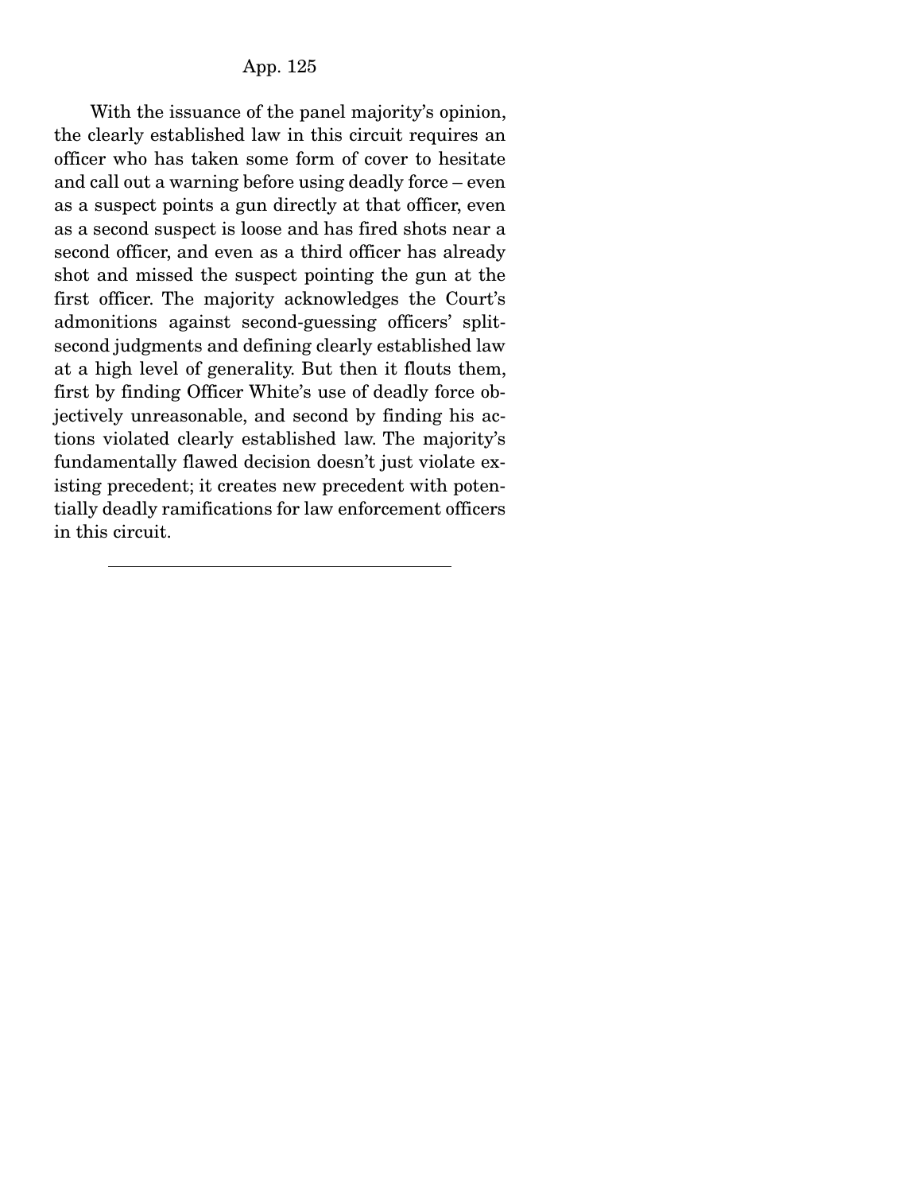With the issuance of the panel majority's opinion, the clearly established law in this circuit requires an officer who has taken some form of cover to hesitate and call out a warning before using deadly force – even as a suspect points a gun directly at that officer, even as a second suspect is loose and has fired shots near a second officer, and even as a third officer has already shot and missed the suspect pointing the gun at the first officer. The majority acknowledges the Court's admonitions against second-guessing officers' split-second judgments and defining clearly established law at a high level of generality. But then it flouts them, first by finding Officer White's use of deadly force objectively unreasonable, and second by finding his actions violated clearly established law. The majority's fundamentally flawed decision doesn't just violate existing precedent; it creates new precedent with potentially deadly ramifications for law enforcement officers in this circuit.

---